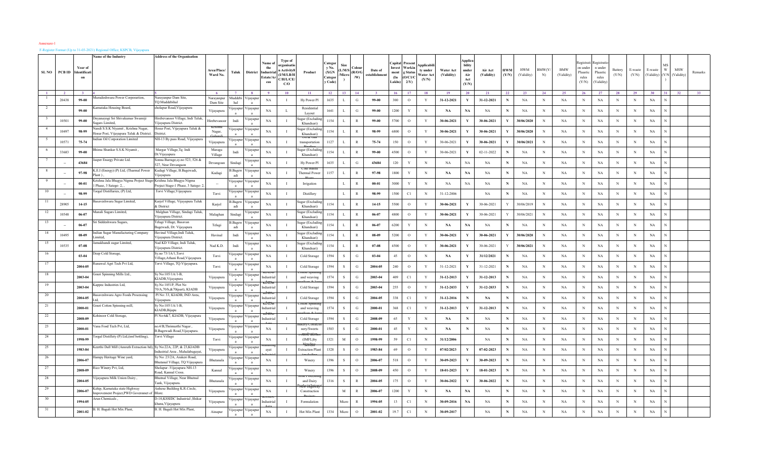Annexure-1

F-Register Format (Up to 31-03-2021) Regional Office, KSPCB, Vijayapura.

| SL NO | PCB ID | Year of Identification | Name of the Industry | Address of the Organisation | Area/Place/ Ward No. | Taluk | District | Name of the Industrial Estate/Areas | Type of organisation Activity (I/M/LB/H C/H/L/CE/ C/O | Product | Category No. (XGN Category Code) | Size (L/M/S/ Micro) | Colour (R/O/G/ W) | Date of establishment | Capital Investment (In Lakhs) | Present Working Status (O/C1/C 2/Y) | Applicability under Water Act (Y/N) | Water Act (Validity) | Applicability under Air Act (Y/N) | Air Act (Validity) | HWM (Y/N) | HWM (Validity) | BMW(Y/N) | BMW (Validity) | Registration under Plaastic rules (Y/N) | Registration under Plaastic rules (Validity) | Battery (Y/N) | E-waste (Y/N) | E-waste (Validity) | MSW (Y/N) | MSW (Validity) | Remarks |
|---|---|---|---|---|---|---|---|---|---|---|---|---|---|---|---|---|---|---|---|---|---|---|---|---|---|---|---|---|---|---|---|---|
| 1 | 2 | 3 | 4 | 5 | 6 | 7 | 8 | 9 | 10 | 11 | 12 | 13 | 14 | 3 | 16 | 17 | 18 | 19 | 20 | 21 | 22 | 23 | 24 | 25 | 26 | 27 | 28 | 29 | 30 | 31 | 32 | 33 |
| 1 | 20438 | 99-00 | Muradeshwara Power Corporartion, | Narayanpur Dam Site, TQ:Muddebihal | Narayanpur Dam Site | Muddebihal | Vijayapura | NA | I | Hy Power Pl | 1635 | L | G | 99-00 | 300 | O | Y | 31-12-2021 | Y | 31-12-2021 | N | NA | N | NA | N | NA | N | N | NA | N | | |
| 2 | | 99-00 | Karnataka Housing Board, | sholapur Road,Vijayapura | Vijayapura | Vijayapura | Vijayapura | NA | L | Residential Layout | 1641 | L | G | 99-00 | 1200 | Y | N | NA | NA | NA | N | NA | N | NA | N | NA | N | N | NA | N | | |
| 3 | 10501 | 99-00 | Dnyanayogi Sri Shivakumar Swamiji Sugars Limited, | Hirebevanoor Village, Indi Taluk, Vijayapura District. | Hirebevanoor | Indi | Vijayapura | NA | I | Sugar (Excluding Khandsari) | 1154 | L | R | 99-00 | 5700 | O | Y | 30-06-2021 | Y | 30-06-2021 | Y | 30/06/2020 | N | NA | N | NA | N | N | NA | N | | |
| 4 | 10497 | 98-99 | Nandi S.S.K Niyamit , Krishna Nagar, Hosur Post, Vijayapura Taluk & District. | Hosur Post, Vijayapura Taluk & District. | Krishna Nagar, Galagali | Vijayapura | Vijayapura | NA | I | Sugar (Excluding Khandsari) | 1154 | L | R | 98-99 | 6800 | O | Y | 30-06-2021 | Y | 30-06-2021 | Y | 30/06/2020 | N | NA | N | NA | N | N | NA | N | | |
| 5 | 10571 | 75-74 | Indian Oil Corporation Limited | NH-13 By pass Road, Vijayapura | Vijayapura | Vijayapura | Vijayapura | NA | I | Oil & Gas transportation Pipeline | 1127 | L | R | 75-74 | 150 | O | Y | 30-06-2021 | Y | 30-06-2021 | Y | 30/06/2021 | N | NA | N | NA | N | N | NA | N | | |
| 6 | 33683 | 99-00 | Bhima Shankar S.S.K Niyamit , | Margur Village,Tq: Indi Dt:Vijayapura | Maraga Village | Indi | Vijayapura | NA | I | Sugar (Excluding Khandsari) | 1154 | L | R | 99-00 | 4500 | O | Y | 30-06-2021 | Y | 02-11-2022 | N | NA | N | NA | N | NA | N | N | NA | N | | |
| 7 | -- | 43684 | Jasper Enargy Private Ltd | Sonna Barrage,sy.no 523, 526 & 527, Near Devangaon | Devangoan | Sindagi | Vijayapura | NA | I | Hy Power Pl | 1635 | L | G | 43684 | 120 | Y | N | NA | NA | NA | N | NA | N | NA | N | NA | N | N | NA | N | | |
| 8 | -- | 97-98 | K.F.I (Energy) (P) Ltd, (Tharmal Power Plant ) , | Kudagi Village, B.Bagewadi, Vijayapura | Kudagi | B.Bagewadi | Vijayapura | NA | I | Coal based Thermal Power Plants | 1157 | L | R | 97-98 | 1800 | Y | N | NA | NA | NA | N | NA | N | NA | N | NA | N | N | NA | N | | |
| 9 | -- | 00-01 | Krishna Jala Bhagya Nigma Project Stage-1 Phase, 3 Satege- 2, , | Krishna Jala Bhagya Nigma Project Stage-1 Phase, 3 Satege- 2, | -- | Vijayapura | Vijayapura | NA | I | Irrigation | | L | R | 00-01 | 3000 | Y | N | NA | NA | NA | N | NA | N | NA | N | NA | N | N | NA | N | | |
| 10 | -- | 98-99 | Torgal Distillaries, (P) Ltd, | Torvi Village,Vijayapura | Torvi | Vijayapura | Vijayapura | NA | I | Distillery | | L | R | 98-99 | 1500 | C1 | N | 31-12-2006 | | NA | N | NA | N | NA | N | NA | N | N | NA | N | | |
| 11 | 28905 | 14-15 | Basaveshwara Sugar Limited, | Karjol Village, Vijayapura Taluk & District | Karjol | B.Bagewadi | Vijayapura | NA | I | Sugar (Excluding Khandsari) | 1154 | L | R | 14-15 | 5500 | O | Y | 30-06-2021 | Y | 30-06-2021 | Y | 30/06/2019 | N | NA | N | NA | N | N | NA | N | | |
| 12 | 10548 | 06-07 | Manali Sugars Limited, | Malghan Village, Sindagi Taluk, Vijayapura District. | Malaghan | Sindagi | Vijayapura | NA | I | Sugar (Excluding Khandsari) | 1154 | L | R | 06-07 | 4800 | O | Y | 30-06-2021 | Y | 30-06-2021 | Y | 30/06/2021 | N | NA | N | NA | N | N | NA | N | | |
| 13 | -- | 06-07 | Sri Siddeshwara Sugars, | Telagi Village, Basavan Bagewadi, Dt: Vijayapura | Telagi | B.Bagewadi | Vijayapura | NA | I | Sugar (Excluding Khandsari) | 1154 | L | R | 06-07 | 6200 | Y | N | NA | NA | NA | N | NA | N | NA | N | NA | N | N | NA | N | | |
| 14 | 10495 | 08-09 | Indian Sugar Manufacturing Company Limited, | Havinal Village,Indi Taluk, Vijayapura District. | Havinal | Indi | Vijayapura | NA | I | Sugar (Excluding Khandsari) | 1154 | L | R | 08-09 | 5200 | O | Y | 30-06-2021 | Y | 30-06-2021 | Y | 30/06/2020 | N | NA | N | NA | N | N | NA | N | | |
| 15 | 10535 | 07-08 | Jamakhandi sugar Limited, | Nad KD Village, Indi Taluk, Vijayapura District. | Nad K.D. | Indi | Vijayapura | NA | I | Sugar (Excluding Khandsari) | 1154 | L | R | 07-08 | 4500 | O | Y | 30-06-2021 | Y | 30-06-2021 | Y | 30/06/2021 | N | NA | N | NA | N | N | NA | N | | |
| 16 | | 03-04 | Deep Cold Storage, | Sy.no 73/1A/1,Torvi Village,Athani Road,Vijayapura | Torvi | Vijayapura | Vijayapura | NA | I | Cold Storage | 1594 | S | G | 03-04 | 45 | O | N | NA | Y | 31/12/2021 | N | NA | N | NA | N | NA | N | N | NA | N | | |
| 17 | | 2004-05 | Runawal Agri Tech Pvt Ltd, | Torvi Village, TQ:Vijayapura, | Torvi | Vijayapura | Vijayapura | NA | I | Cold Storage | 1594 | S | G | 2004-05 | 240 | O | Y | 31-12-2021 | Y | 31-12-2021 | N | NA | N | NA | N | NA | N | N | NA | N | | |
| 18 | | 2003-04 | Gouri Spinning Mills Ltd., | Sy No:105/1A/1-B, KIADB,Vijayapura | Vijayapura | Vijayapura | Vijayapura | KIADB Industrial | I | Cotton spinning and weaving | 1574 | S | G | 2003-04 | 409 | C1 | Y | 31-12-2013 | Y | 31-12-2013 | N | NA | N | NA | N | NA | N | N | NA | N | | |
| 19 | | 2003-04 | Kappec Industries Ltd, | Sy.No 1051P, Plot No 70/A,70/b,&70(part), KIADB | Vijayapura | Vijayapura | Vijayapura | KIADB Industrial | I | Cold Storage | 1594 | S | G | 2003-04 | 255 | O | Y | 31-12-2033 | Y | 31-12-2033 | N | NA | N | NA | N | NA | N | N | NA | N | | |
| 20 | | 2004-05 | Basaveshwara Agro Foods Processing Ltd, | Pl No: 33, KIADB, IND Area, Vijayapura | Vijayapura | Vijayapura | Vijayapura | KIADB Industrial | I | Cold Storage | 1594 | S | G | 2004-05 | 338 | C1 | Y | 31-12-2016 | N | NA | N | NA | N | NA | N | NA | N | N | NA | N | | |
| 21 | | 2000-01 | Gouri Cotton Spinning mill, | Sy No:105/1A/1-B, KIADB,Bijapu | Vijayapura | Vijayapura | Vijayapura | KIADB Industrial | I | Cotton spinning and weaving | 1574 | S | G | 2000-01 | 368 | C1 | Y | 31-12-2013 | Y | 31-12-2013 | N | NA | N | NA | N | NA | N | N | NA | N | | |
| 22 | | 2008-09 | Kohinoor Cold Storage, | Pl No:6&7, KIADB, Vijayapura | Vijayapura | Vijayapura | Vijayapura | KIADB Industrial | I | Cold Storage | 1594 | S | G | 2008-09 | 65 | Y | N | NA | N | NA | N | NA | N | NA | N | NA | N | N | NA | N | | |
| 23 | | 2000-01 | Vana Food Tech Pvt, Ltd, | no.4/B,Thrimurthi Nagar , B.Bagewadi Road,Vijayapura. | Vijayapura | Vijayapura | Vijayapura | NA | I | Bakery/Confectionery/Sweets | 1503 | S | G | 2000-01 | 45 | Y | N | NA | N | NA | N | NA | N | NA | N | NA | N | N | NA | N | | |
| 24 | | 1998-99 | Torgal Distillety (P) Ltd,(imf bottling), | Torvi Village | Torvi | Vijayapura | Vijayapura | NA | I | Potable alcohol (IMFL)by blending | 1321 | M | O | 1998-99 | 59 | C1 | N | 31/12/2006 | | NA | N | NA | N | NA | N | NA | N | N | NA | N | | |
| 25 | | 1983-84 | Keerthi Dall Mill (Amruth Extraction Id), | Sy No:22A, 22P, & 23,KIADB Industrial Area , Mahalabagayat, | Vijayapura | Vijayapura | Vijayapura | Mahalabagayat | I | Extraction Plant | 1328 | S | O | 1983-84 | 69 | O | Y | 07/02/2023 | Y | 07-02-2023 | N | NA | N | NA | N | NA | N | N | NA | N | | |
| 26 | | 2006-07 | Hampy Heritage Wine yard, | Sy No: 23/2A, Arakeri Road, Bhutanal Village, TQ:Vijayapura | Bhutanala | Vijayapura | Vijayapura | NA | I | Winery | 1396 | S | O | 2006-07 | 518 | O | Y | 30-09-2023 | Y | 30-09-2023 | N | NA | N | NA | N | NA | N | N | NA | N | | |
| 27 | | 2008-09 | Rico Winery Pvt, Ltd, | Sholapur -Vijayapura NH-13 Road, Kannal Cross. | Kannal | Vijayapura | Vijayapura | NA | I | Winery | 1396 | S | O | 2008-09 | 450 | O | Y | 18-01-2023 | Y | 18-01-2023 | N | NA | N | NA | N | NA | N | N | NA | N | | |
| 28 | | 2004-05 | Vijayapura Milk Union Dairy , | Bhutnal Village, Near Bhutnal Tank, Vijayapura. | Bhutanala | Vijayapura | Vijayapura | NA | I | Milk Processing and Dairy Products (Integrated) | 1316 | S | R | 2004-05 | 175 | O | Y | 30-06-2022 | Y | 30-06-2022 | N | NA | N | NA | N | NA | N | N | NA | N | | |
| 29 | | 2006-07 | Kship, Karnataka state Highway Improvement Project,PWD Governmet of Blore. | Anhexe Building K.R.Circle, Blore. | Vijayapura | Vijayapura | Vijayapura | NA | I | Highway Construction Project | | M | R | 2006-07 | 1200 | Y | N | NA | NA | NA | N | NA | N | NA | N | NA | N | N | NA | N | | |
| 30 | | 1994-95 | Arun Chemicals , | D-10,KSSIDC Industrial ,Shikar khana,Vijayapura | Vijayapura | Vijayapura | Vijayapura | KSSIDC Industrial Area | I | Formulation | | Micro | R | 1994-95 | 13 | C1 | N | 30-09-2016 | NA | NA | N | NA | N | NA | N | NA | N | N | NA | N | | |
| 31 | | 2001-02 | B. H. Bagali Hot Mix Plant, | B. H. Bagali Hot Mix Plant, | Ainapur | Vijayapura | Vijayapura | NA | I | Hot Mix Plant | 1334 | Micro | O | 2001-02 | 19.7 | C1 | N | 30-09-2017 | | NA | N | NA | N | NA | N | NA | N | N | NA | N | | |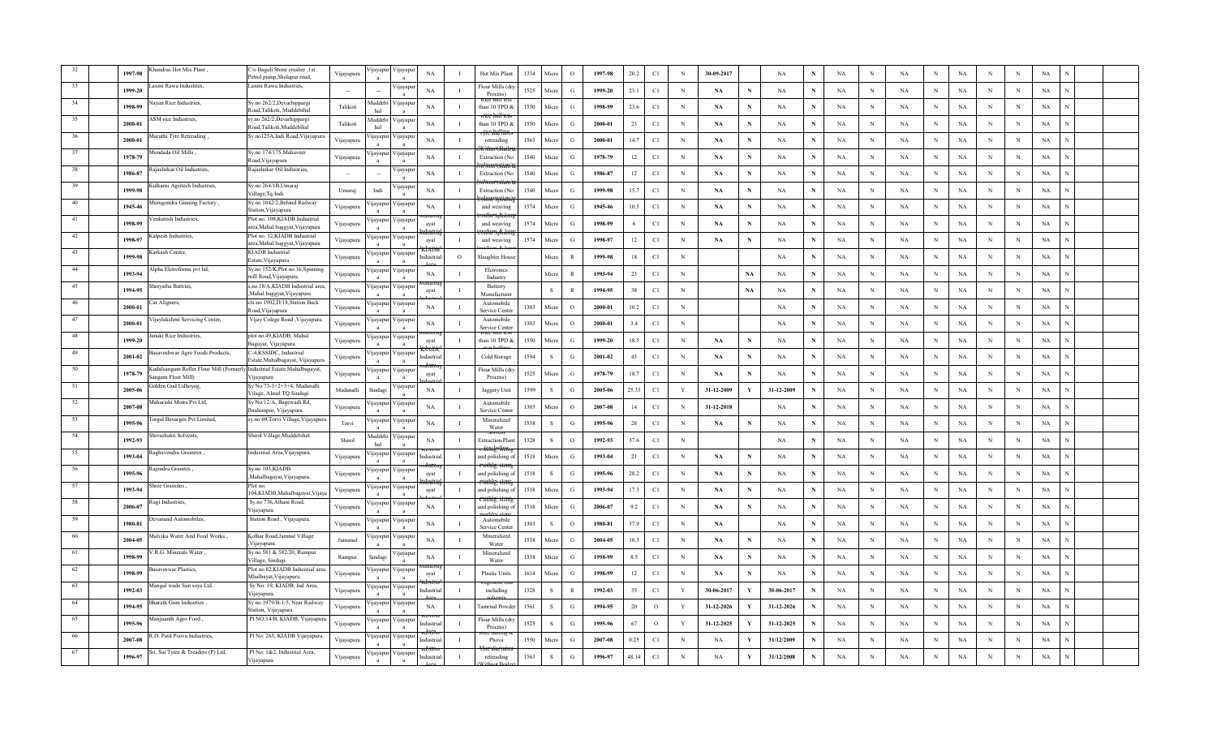| 32 | | 1997-98 | Khandras Hot Mix Plant , | C/o Bagali Stone crusher ,1st Petrol pump,Sholapur road, | Vijayapura | Vijayapura | Vijayapura | NA | I | Hot Mix Plant | 1334 | Micro | O | 1997-98 | 20.2 | C1 | N | 30-09-2017 | | NA | N | NA | N | NA | N | NA | N | N | NA | N | | |
|---|---|---|---|---|---|---|---|---|---|---|---|---|---|---|---|---|---|---|---|---|---|---|---|---|---|---|---|---|---|---|---|---|
| 33 | | 1999-20 | Laxmi Rawa Industries, | Laxmi Rawa Industries, | -- | -- | Vijayapura | NA | I | Flour Mills (dry Process) | 1525 | Micro | G | 1999-20 | 23.1 | C1 | N | NA | N | NA | N | NA | N | NA | N | NA | N | N | NA | N | | |
| 34 | | 1998-99 | Nayan Rice Industries, | Sy.no 262/2,Devarhippargi Road,Talikoti, Muddebihal | Talikoti | Muddebihal | Vijayapura | NA | I | Rice mill less than 10 TPD & rice hulling | 1550 | Micro | G | 1998-99 | 23.6 | C1 | N | NA | N | NA | N | NA | N | NA | N | NA | N | N | NA | N | | |
| 35 | | 2000-01 | ASM rice Industries, | sy.no 262/2,Devarhippargi Road,Talikoti,Muddebihal | Talikoti | Muddebihal | Vijayapura | NA | I | Rice mill less than 10 TPD & rice hulling | 1550 | Micro | G | 2000-01 | 23 | C1 | N | NA | N | NA | N | NA | N | NA | N | NA | N | N | NA | N | | |
| 36 | | 2000-01 | Maruthi Tyre Retreading , | Sy.no125A,Indi Road,Vijayapura | Vijayapura | Vijayapura | Vijayapura | NA | I | Tyre and tubes retreading | 1563 | Micro | G | 2000-01 | 14.7 | C1 | N | NA | N | NA | N | NA | N | NA | N | NA | N | N | NA | N | | |
| 37 | | 1978-79 | Mundada Oil Mills , | Sy.no 174/175.Mahaveer Road,Vijayapura | Vijayapura | Vijayapura | Vijayapura | NA | I | Oil Mill Ghani & Extraction (No hydrogenation) | 1540 | Micro | G | 1978-79 | 12 | C1 | N | NA | N | NA | N | NA | N | NA | N | NA | N | N | NA | N | | |
| 38 | | 1986-87 | Rajashekar Oil Industries, | Rajashekar Oil Industries, | -- | -- | Vijayapura | NA | I | Oil Mill Ghani & Extraction (No hydrogenation) | 1540 | Micro | G | 1986-87 | 12 | C1 | N | NA | N | NA | N | NA | N | NA | N | NA | N | N | NA | N | | |
| 39 | | 1999-98 | Kulkarni Agritech Industries, | Sy.no 264/1B,Umaraj Village,Tq.Indi | Umaraj | Indi | Vijayapura | NA | I | Oil Mill Ghani & Extraction (No hydrogenation) | 1540 | Micro | G | 1999-98 | 15.7 | C1 | N | NA | N | NA | N | NA | N | NA | N | NA | N | N | NA | N | | |
| 40 | | 1945-46 | Murugendra Ginning Factory , | Sy.no 1042/2,Behind Railway Station,Vijayapura | Vijayapura | Vijayapura | Vijayapura | NA | I | Cotton spinning and weaving (medium & large) | 1574 | Micro | G | 1945-46 | 10.5 | C1 | N | NA | N | NA | N | NA | N | NA | N | NA | N | N | NA | N | | |
| 41 | | 1998-99 | Venkatesh Industries, | Plot no. 108,KIADB Industrial area,Mahal bagyat,Vijayapura | Vijayapura | Vijayapura | Vijayapura | Mahalbagayat Industrial | I | Cotton spinning and weaving (medium & large) | 1574 | Micro | G | 1998-99 | 6 | C1 | N | NA | N | NA | N | NA | N | NA | N | NA | N | N | NA | N | | |
| 42 | | 1998-97 | Kalpesh Industries, | Plot no. 32,KIADB Industrial area,Mahal baggyat,Vijayapura | Vijayapura | Vijayapura | Vijayapura | Mahalbagayat Industrial | I | Cotton spinning and weaving (medium & large) | 1574 | Micro | G | 1998-97 | 12 | C1 | N | NA | N | NA | N | NA | N | NA | N | NA | N | N | NA | N | | |
| 43 | | 1999-98 | Karkash Center, | KIADB Industrial Estate,Vijayapura | Vijayapura | Vijayapura | Vijayapura | KIADB Industrial Area | O | Slaughter House | | Micro | R | 1999-98 | 18 | C1 | N | | | NA | N | NA | N | NA | N | NA | N | N | NA | N | | |
| 44 | | 1993-94 | Alpha Electroforms pvt ltd, | Sy.no 152/K,Plot no.16,Spinning mill Road,Vijayapura. | Vijayapura | Vijayapura | Vijayapura | NA | I | Eletronics Industry | | Micro | R | 1993-94 | 23 | C1 | N | | | NA | N | NA | N | NA | N | NA | N | N | NA | N | | |
| 45 | | 1994-95 | Shreyatha Battries, | s,no.18/A,KIADB Industrial area, ,Mahal baggyat,Vijayapura | Vijayapura | Vijayapura | Vijayapura | Mahalbagayat Industrial | I | Batterry Manufacturer | | S | R | 1994-95 | 38 | C1 | N | | NA | NA | N | NA | N | NA | N | NA | N | N | NA | N | | |
| 46 | | 2000-01 | Car Aligners, | cts-no 1902,D/18,Station Back Road,Vijayapura | Vijayapura | Vijayapura | Vijayapura | NA | I | Automobile Service Center | 1303 | Micro | O | 2000-01 | 10.2 | C1 | N | | | NA | N | NA | N | NA | N | NA | N | N | NA | N | | |
| 47 | | 2000-01 | Vijaylakshmi Servicing Center, | Vijay Colege Road ,Vijayapura. | Vijayapura | Vijayapura | Vijayapura | NA | I | Automobile Service Center | 1303 | Micro | O | 2000-01 | 3.4 | C1 | N | | | NA | N | NA | N | NA | N | NA | N | N | NA | N | | |
| 48 | | 1999-20 | Janaki Rice Industries, | plot no.49,KIADB, Mahal Bagayat, Vijayapura. | Vijayapura | Vijayapura | Vijayapura | Mahalbagayat Industrial | I | Rice mill less than 10 TPD & rice hulling | 1550 | Micro | G | 1999-20 | 18.5 | C1 | N | NA | N | NA | N | NA | N | NA | N | NA | N | N | NA | N | | |
| 49 | | 2001-02 | Basaveshwar Agro Foods Products, | C-4,KSSIDC, Industrial Estate,Mahalbagayat, Vijayapura | Vijayapura | Vijayapura | Vijayapura | KSSIDC Industrial | I | Cold Storage | 1594 | S | G | 2001-02 | 45 | C1 | N | NA | N | NA | N | NA | N | NA | N | NA | N | N | NA | N | | |
| 50 | | 1978-79 | Kadalsangam Roller Flour Mill (Formerly Sangam Floor Mill) | Industrial Estate,Mahalbagayat, Vijayapura | Vijayapura | Vijayapura | Vijayapura | Mahalbagayat Industrial | I | Flour Mills (dry Process) | 1525 | Micro | G | 1978-79 | 18.7 | C1 | N | NA | N | NA | N | NA | N | NA | N | NA | N | N | NA | N | | |
| 51 | | 2005-06 | Golden Gud Udhoyog, | Sy.No.73-1+2+3+4, Madanalli Vilage, Almel TQ:Sindagi | Madanalli | Sindagi | Vijayapura | NA | I | Jaggery Unit | 1599 | S | G | 2005-06 | 25.33 | C1 | Y | 31-12-2009 | Y | 31-12-2009 | N | NA | N | NA | N | NA | N | N | NA | N | | |
| 52 | | 2007-08 | Maharishi Motrs Pvt Ltd, | Sy No:12/A, Bagewadi Rd, Ibrahimpur, Vijayapura. | Vijayapura | Vijayapura | Vijayapura | NA | I | Automobile Service Center | 1303 | Micro | O | 2007-08 | 14 | C1 | N | 31-12-2018 | | NA | N | NA | N | NA | N | NA | N | N | NA | N | | |
| 53 | | 1995-96 | Torgal Bevarges Pvt Limited, | sy.no 69,Torvi Village,Vijayapura | Torvi | Vijayapura | Vijayapura | NA | I | Mineralized Water | 1538 | S | G | 1995-96 | 28 | C1 | N | NA | N | NA | N | NA | N | NA | N | NA | N | N | NA | N | | |
| 54 | | 1992-93 | Shivashakti Solvents, | Shirol Village,Muddebihal. | Shirol | Muddebihal | Vijayapura | NA | I | Solvent Extraction Plant | 1328 | S | O | 1992-93 | 37.6 | C1 | N | | | NA | N | NA | N | NA | N | NA | N | N | NA | N | | |
| 55 | | 1993-94 | Raghavendra Grainites , | Industrial Area,Vijayapura. | Vijayapura | Vijayapura | Vijayapura | KIADB Industrial | I | Cutting, sizing and polishing of marbles stone | 1518 | Micro | G | 1993-94 | 21 | C1 | N | NA | N | NA | N | NA | N | NA | N | NA | N | N | NA | N | | |
| 56 | | 1995-96 | Rajendra Granites , | Sy.no 103,KIADB ,Mahalbagayat,Vijayapura. | Vijayapura | Vijayapura | Vijayapura | Mahalbagayat Industrial | I | Cutting, sizing and polishing of marbles stone | 1518 | S | G | 1995-96 | 28.2 | C1 | N | NA | N | NA | N | NA | N | NA | N | NA | N | N | NA | N | | |
| 57 | | 1993-94 | Shree Grainites , | Plot no. 104,KIADB,Mahalbagayat,Vijaya | Vijayapura | Vijayapura | Vijayapura | Mahalbagayat Industrial | I | Cutting, sizing and polishing of marbles stone | 1518 | Micro | G | 1993-94 | 17.3 | C1 | N | NA | N | NA | N | NA | N | NA | N | NA | N | N | NA | N | | |
| 58 | | 2006-07 | Ragi Industries, | Sy.no 736,Athani Road, Vijayapura | Vijayapura | Vijayapura | Vijayapura | NA | I | Cutting, sizing and polishing of marbles stone | 1518 | Micro | G | 2006-07 | 9.2 | C1 | N | NA | N | NA | N | NA | N | NA | N | NA | N | N | NA | N | | |
| 59 | | 1980-81 | Devanand Automobiles, | Station Road , Vijayapura. | Vijayapura | Vijayapura | Vijayapura | NA | I | Automobile Service Center | 1303 | S | O | 1980-81 | 37.9 | C1 | N | NA | | NA | N | NA | N | NA | N | NA | N | N | NA | N | | |
| 60 | | 2004-05 | Malvika Water And Food Works., | Kolhar Road,Jumnal Village ,Vijayapura. | Jumanal | Vijayapura | Vijayapura | NA | I | Mineralized Water | 1538 | Micro | G | 2004-05 | 10.3 | C1 | N | NA | N | NA | N | NA | N | NA | N | NA | N | N | NA | N | | |
| 61 | | 1998-99 | V.R.G. Minerals Water , | Sy.no 581 & 582/20, Rampur Village, Sindagi. | Rampur | Sindagi | Vijayapura | NA | I | Mineralized Water | 1538 | Micro | G | 1998-99 | 8.5 | C1 | N | NA | N | NA | N | NA | N | NA | N | NA | N | N | NA | N | | |
| 62 | | 1998-99 | Basaveswar Plastics, | Plot no 82,KIADB Industrial area Mhalbayat,Vijayapura. | Vijayapura | Vijayapura | Vijayapura | Mahalbagayat Industrial | I | Plastic Units | 1614 | Micro | G | 1998-99 | 12 | C1 | N | NA | N | NA | N | NA | N | NA | N | NA | N | N | NA | N | | |
| 63 | | 1992-03 | Mangal wade Sun soya Ltd. | Sy No: 19, KIADB, Ind Area, Vijayapura. | Vijayapura | Vijayapura | Vijayapura | KIADB Industrial | I | Vegetable oil including solvents | 1328 | S | R | 1992-03 | 35 | C1 | Y | 30-06-2017 | Y | 30-06-2017 | N | NA | N | NA | N | NA | N | N | NA | N | | |
| 64 | | 1994-95 | Bharath Gum Industries , | Sy.no:1979/B-1/5, Near Railway Station, Vijayapura. | Vijayapura | Vijayapura | Vijayapura | NA | I | Tamrind Powder | 1561 | S | G | 1994-95 | 20 | O | Y | 31-12-2026 | Y | 31-12-2026 | N | NA | N | NA | N | NA | N | N | NA | N | | |
| 65 | | 1995-96 | Manjunath Agro Food , | Pl NO:14/B, KIADB, Vijayapura. | Vijayapura | Vijayapura | Vijayapura | KIADB Industrial | I | Flour Mills (dry Process) | 1525 | S | G | 1995-96 | 67 | O | Y | 31-12-2025 | Y | 31-12-2025 | N | NA | N | NA | N | NA | N | N | NA | N | | |
| 66 | | 2007-08 | R.D. Patil Poova Industries, | Pl No: 265, KIADB Vijayapura. | Vijayapura | Vijayapura | Vijayapura | KIADB Industrial | I | Rice milling & Phova | 1550 | Micro | G | 2007-08 | 0.25 | C1 | N | NA | Y | 31/12/2009 | N | NA | N | NA | N | NA | N | N | NA | N | | |
| 67 | | 1996-97 | Sri. Sai Tyres & Treaders (P) Ltd, | Pl No: 1&2, Industrial Area, Vijayapura | Vijayapura | Vijayapura | Vijayapura | KIADB Industrial Area | I | Tyre and tubes retreading (Without Boiler) | 1563 | S | G | 1996-97 | 48.14 | C1 | N | NA | Y | 31/12/2008 | N | NA | N | NA | N | NA | N | N | NA | N | | |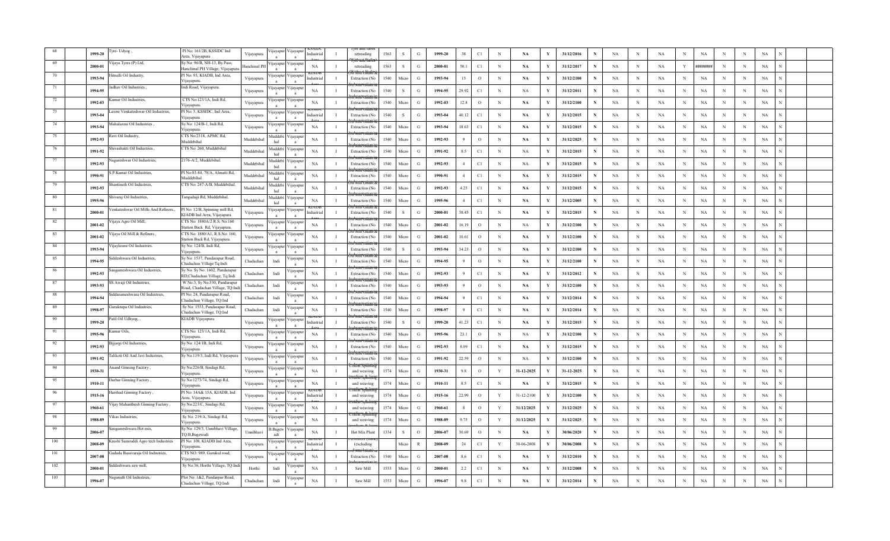| 68 | | 1999-20 | Tyre- Udyog , | Pl No: 161/2B, KSSIDC Ind Area, Vijayapura | Vijayapura | Vijayapura | Vijayapura | KSSIDC Industrial Area | I | Tyre and tubes retreading | 1563 | S | G | 1999-20 | 38 | C1 | N | NA | Y | 31/12/2016 | N | NA | N | NA | N | NA | N | N | NA | N | |
|---|---|---|---|---|---|---|---|---|---|---|---|---|---|---|---|---|---|---|---|---|---|---|---|---|---|---|---|---|---|---|---|
| 69 | | 2000-01 | Vijaya Tyres (P) Ltd, | Sy No: 96/B, NH-13, By Pass, Hanchinal PH Village, Vijayapura. | Hanchinal PH | Vijayapura | Vijayapura | NA | I | Tyre and tubes retreading | 1563 | S | G | 2000-01 | 50.1 | C1 | N | NA | Y | 31/12/2017 | N | NA | N | NA | Y | ######## | N | N | NA | N | |
| 70 | | 1993-94 | Himalli Oil Industry, | Pl No: 93, KIADB, Ind Area, Vijayapura. | Vijayapura | Vijayapura | Vijayapura | KIADB Industrial Area | I | Oil mill Ghani & Extraction (No hydrogenation/refining) | 1540 | Micro | G | 1993-94 | 15 | O | N | NA | Y | 31/12/2100 | N | NA | N | NA | N | NA | N | N | NA | N | |
| 71 | | 1994-95 | Jadhav Oil Industries., | Indi Road, Vijayapura. | Vijayapura | Vijayapura | Vijayapura | NA | I | Oil mill Ghani & Extraction (No hydrogenation/refining) | 1540 | S | G | 1994-95 | 29.92 | C1 | N | NA | Y | 31/12/2011 | N | NA | N | NA | N | NA | N | N | NA | N | |
| 72 | | 1992-93 | Kumar Oil Industries, | CTS No:123/1A, Indi Rd, Vijayapura. | Vijayapura | Vijayapura | Vijayapura | NA | I | Oil mill Ghani & Extraction (No hydrogenation/refining) | 1540 | Micro | G | 1992-93 | 12.8 | O | N | NA | Y | 31/12/2100 | N | NA | N | NA | N | NA | N | N | NA | N | |
| 73 | | 1993-94 | Laxmi Venkateshwar Oil Industries, | Pl No: 3, KSSIDC, Ind Area, Vijayapura | Vijayapura | Vijayapura | Vijayapura | KSSIDC Industrial Area | I | Oil mill Ghani & Extraction (No hydrogenation/refining) | 1540 | S | G | 1993-94 | 40.12 | C1 | N | NA | Y | 31/12/2015 | N | NA | N | NA | N | NA | N | N | NA | N | |
| 74 | | 1993-94 | Mahalaxmi Oil Industries , | Sy No: 124/B-1, Indi Rd, Vijayapura. | Vijayapura | Vijayapura | Vijayapura | NA | I | Oil mill Ghani & Extraction (No hydrogenation/refining) | 1540 | Micro | G | 1993-94 | 18.63 | C1 | N | NA | Y | 31/12/2015 | N | NA | N | NA | N | NA | N | N | NA | N | |
| 75 | | 1992-93 | Ravi Oil Industry, | CTS No:2318, APMC Rd, Muddebihal | Muddebihal | Muddebihal | Vijayapura | NA | I | Oil mill Ghani & Extraction (No hydrogenation/refining) | 1540 | Micro | G | 1992-93 | 9 | O | N | NA | Y | 31/12/2025 | N | NA | N | NA | N | NA | N | N | NA | N | |
| 76 | | 1991-92 | Shivashakti Oil Industries., | CTS No: 260, Muddebihal | Muddebihal | Muddebihal | Vijayapura | NA | I | Oil mill Ghani & Extraction (No hydrogenation/refining) | 1540 | Micro | G | 1991-92 | 8.5 | C1 | N | NA | Y | 31/12/2015 | N | NA | N | NA | N | NA | N | N | NA | N | |
| 77 | | 1992-93 | Nagareshwar Oil Industries, | 2176-A/2, Muddebihal. | Muddebihal | Muddebihal | Vijayapura | NA | I | Oil mill Ghani & Extraction (No hydrogenation/refining) | 1540 | Micro | G | 1992-93 | 4 | C1 | N | NA | Y | 31/12/2015 | N | NA | N | NA | N | NA | N | N | NA | N | |
| 78 | | 1990-91 | S.P.Kamat Oil Industries, | Pl No:83-84, 78/A, Almatti Rd, Muddebihal | Muddebihal | Muddebihal | Vijayapura | NA | I | Oil mill Ghani & Extraction (No hydrogenation/refining) | 1540 | Micro | G | 1990-91 | 4 | C1 | N | NA | Y | 31/12/2015 | N | NA | N | NA | N | NA | N | N | NA | N | |
| 79 | | 1992-93 | Shantinath Oil Industries, | CTS No: 247-A/B, Muddebihal. | Muddebihal | Muddebihal | Vijayapura | NA | I | Oil mill Ghani & Extraction (No hydrogenation/refining) | 1540 | Micro | G | 1992-93 | 4.25 | C1 | N | NA | Y | 31/12/2015 | N | NA | N | NA | N | NA | N | N | NA | N | |
| 80 | | 1995-96 | Shivaraj Oil Industries, | Tangadagi Rd, Muddebihal. | Muddebihal | Muddebihal | Vijayapura | NA | I | Oil mill Ghani & Extraction (No hydrogenation/refining) | 1540 | Micro | G | 1995-96 | 4 | C1 | N | NA | Y | 31/12/2005 | N | NA | N | NA | N | NA | N | N | NA | N | |
| 81 | | 2000-01 | Venkateshwar Oil Mills And Refiners., | Pl No: 12/B, Spinning mill Rd, KIADB Ind Area, Vijayapura | Vijayapura | Vijayapura | Vijayapura | KIADB Industrial Area | I | Oil mill Ghani & Extraction (No hydrogenation/refining) | 1540 | S | G | 2000-01 | 38.45 | C1 | N | NA | Y | 31/12/2015 | N | NA | N | NA | N | NA | N | N | NA | N | |
| 82 | | 2001-02 | Vijaya Agro Oil Mill, | CTS No: 1880A/2 R.S. No:160 Station Back Rd, Vijayapura. | Vijayapura | Vijayapura | Vijayapura | NA | I | Oil mill Ghani & Extraction (No hydrogenation/refining) | 1540 | Micro | G | 2001-02 | 16.19 | O | N | NA | Y | 31/12/2100 | N | NA | N | NA | N | NA | N | N | NA | N | |
| 83 | | 2001-02 | Vijaya Oil Mill & Refiners , | CTS No: 1880/A1, R.S.No: 160, Station Back Rd, Vijayapura. | Vijayapura | Vijayapura | Vijayapura | NA | I | Oil mill Ghani & Extraction (No hydrogenation/refining) | 1540 | Micro | G | 2001-02 | 10.61 | O | N | NA | Y | 31/12/2100 | N | NA | N | NA | N | NA | N | N | NA | N | |
| 84 | | 1993-94 | Vijaylaxmi Oil Industries. | Sy No: 124/B, Indi Rd, Vijayapura. | Vijayapura | Vijayapura | Vijayapura | NA | I | Oil mill Ghani & Extraction (No hydrogenation/refining) | 1540 | S | G | 1993-94 | 34.23 | O | N | NA | Y | 31/12/2100 | N | NA | N | NA | N | NA | N | N | NA | N | |
| 85 | | 1994-95 | Siddeshwara Oil Industries, | Sy No: 1537, Pandarapur Road, Chadachan Village Tq:Indi | Chadachan | Indi | Vijayapura | NA | I | Oil mill Ghani & Extraction (No hydrogenation/refining) | 1540 | Micro | G | 1994-95 | 9 | O | N | NA | Y | 31/12/2100 | N | NA | N | NA | N | NA | N | N | NA | N | |
| 86 | | 1992-93 | Sangameshwara Oil Industries, | Sy No: Sy No: 1602, Pandarapur RD,Chadachan Village, Tq:Indi | Chadachan | Indi | Vijayapura | NA | I | Oil mill Ghani & Extraction (No hydrogenation/refining) | 1540 | Micro | G | 1992-93 | 9 | C1 | N | NA | Y | 31/12/2012 | N | NA | N | NA | N | NA | N | N | NA | N | |
| 87 | | 1993-93 | SS Awaji Oil Industries, | W.No:3, Sy No:530, Pandarapur Road, Chadachan Village, TQ:Indi | Chadachan | Indi | Vijayapura | NA | I | Oil mill Ghani & Extraction (No hydrogenation/refining) | 1540 | Micro | G | 1993-93 | 9 | O | N | NA | Y | 31/12/2100 | N | NA | N | NA | N | NA | N | N | NA | N | |
| 88 | | 1994-94 | Siddarameshwara Oil Industries, | Pl No: 24, Pandarapur Road, Chadachan Village, TQ:Ind | Chadachan | Indi | Vijayapura | NA | I | Oil mill Ghani & Extraction (No hydrogenation/refining) | 1540 | Micro | G | 1994-94 | 9 | C1 | N | NA | Y | 31/12/2014 | N | NA | N | NA | N | NA | N | N | NA | N | |
| 89 | | 1998-97 | Gurukrupa Oil Industries, | Sy No: 1553, Pandarapur Road, Chadachan Village, TQ:Ind | Chadachan | Indi | Vijayapura | NA | I | Oil mill Ghani & Extraction (No hydrogenation/refining) | 1540 | Micro | G | 1998-97 | 9 | C1 | N | NA | Y | 31/12/2014 | N | NA | N | NA | N | NA | N | N | NA | N | |
| 90 | | 1999-20 | Patil Oil Udhyog, , | KIADB Vijayapura | Vijayapura | Vijayapura | Vijayapura | KIADB Industrial Area | I | Oil mill Ghani & Extraction (No hydrogenation/refining) | 1540 | S | G | 1999-20 | 41.23 | C1 | N | NA | Y | 31/12/2015 | N | NA | N | NA | N | NA | N | N | NA | N | |
| 91 | | 1995-96 | Kumar Oils, | CTS No: 123/1A, Indi Rd, Vijayapura. | Vijayapura | Vijayapura | Vijayapura | NA | I | Oil mill Ghani & Extraction (No hydrogenation/refining) | 1540 | Micro | G | 1995-96 | 23.1 | O | N | NA | Y | 31/12/2100 | N | NA | N | NA | N | NA | N | N | NA | N | |
| 92 | | 1992-93 | Bijjargi Oil Industries, | Sy No: 124/1B, Indi Rd, Vijayapura | Vijayapura | Vijayapura | Vijayapura | NA | I | Oil mill Ghani & Extraction (No hydrogenation/refining) | 1540 | Micro | G | 1992-93 | 8.09 | C1 | N | NA | Y | 31/12/2015 | N | NA | N | NA | N | NA | N | N | NA | N | |
| 93 | | 1991-92 | Talikoti Oil And Javi Industries, | Sy No:119/3, Indi Rd, Vijayapura | Vijayapura | Vijayapura | Vijayapura | NA | I | Oil mill Ghani & Extraction (No hydrogenation/refining) | 1540 | Micro | G | 1991-92 | 22.59 | O | N | NA | Y | 31/12/2100 | N | NA | N | NA | N | NA | N | N | NA | N | |
| 94 | | 1930-31 | Anand Ginning Factory , | Sy No:226/B, Sindagi Rd, Vijayapura. | Vijayapura | Vijayapura | Vijayapura | NA | I | Cotton Spinning and weaving (medium & large) | 1574 | Micro | G | 1930-31 | 9.8 | O | Y | 31-12-2025 | Y | 31-12-2025 | N | NA | N | NA | N | NA | N | N | NA | N | |
| 95 | | 1910-11 | Darbar Ginning Factory , | Sy No:1273/74, Sindagi Rd, Vijayapura. | Vijayapura | Vijayapura | Vijayapura | NA | I | Cotton Spinning and weaving (medium & large) | 1574 | Micro | G | 1910-11 | 8.5 | C1 | N | NA | Y | 31/12/2015 | N | NA | N | NA | N | NA | N | N | NA | N | |
| 96 | | 1915-16 | Harshad Ginning Factory , | Pl No: 14A& 15A, KIADB, Ind Area, Vijayapura. | Vijayapura | Vijayapura | Vijayapura | KIADB Industrial Area | I | Cotton Spinning and weaving (medium & large) | 1574 | Micro | G | 1915-16 | 22.99 | O | Y | 31-12-2100 | Y | 31/12/2100 | N | NA | N | NA | N | NA | N | N | NA | N | |
| 97 | | 1960-61 | Vijay Mahunthesh Ginning Factory , | Sy No:223/C, Sindagi Rd, Vijayapura. | Vijayapura | Vijayapura | Vijayapura | NA | I | Cotton Spinning and weaving (medium & large) | 1574 | Micro | G | 1960-61 | 8 | O | Y | 31/12/2025 | Y | 31/12/2025 | N | NA | N | NA | N | NA | N | N | NA | N | |
| 98 | | 1988-89 | Vikas Industries, | Sy No: 219/A, Sindagi Rd, Vijayapura. | Vijayapura | Vijayapura | Vijayapura | NA | I | Cotton Spinning and weaving (medium & large) | 1574 | Micro | G | 1988-89 | 9.75 | O | Y | 31/12/2025 | Y | 31/12/2025 | N | NA | N | NA | N | NA | N | N | NA | N | |
| 99 | | 2006-07 | Sangameshwara Hot mix, | Sy No: 129/3, Unnibhavi Village, TQ:B,Bagewadi | Unnibhavi | B.Bagewadi | Vijayapura | NA | I | Hot Mix Plant | 1334 | S | O | 2006-07 | 30.69 | O | N | NA | Y | 30/06/2020 | N | NA | N | NA | N | NA | N | N | NA | N | |
| 100 | | 2008-09 | Krushi Samruddi Agro tech Industries | Pl No: 108, KIADB Ind Area, Vijayapura. | Vijayapura | Vijayapura | Vijayapura | KIADB Industrial Area | I | Fertilizers (excluding manufacture) | | Micro | R | 2008-09 | 24 | C1 | Y | 30-06-2008 | Y | 30/06/2008 | N | NA | N | NA | N | NA | N | N | NA | N | |
| 101 | | 2007-08 | Gadada Basavaraja Oil Industries, | CTS NO: 989, Gurukul road, Vijayapura | Vijayapura | Vijayapura | Vijayapura | NA | I | Oil mill Ghani & Extraction (No hydrogenation/refining) | 1540 | Micro | G | 2007-08 | 8.6 | C1 | N | NA | Y | 31/12/2010 | N | NA | N | NA | N | NA | N | N | NA | N | |
| 102 | | 2000-01 | Siddeshwara saw mill, | Sy No:36, Horthi Village, TQ:Indi | Horthi | Indi | Vijayapura | NA | I | Saw Mill | 1553 | Micro | G | 2000-01 | 2.2 | C1 | N | NA | Y | 31/12/2008 | N | NA | N | NA | N | NA | N | N | NA | N | |
| 103 | | 1996-07 | Naganath Oil Industries, | Plot No: 1&2, Pandarpur Road, Chadachan Village, TQ:Indi | Chadachan | Indi | Vijayapura | NA | I | Saw Mill | 1553 | Micro | G | 1996-07 | 9.8 | C1 | N | NA | Y | 31/12/2014 | N | NA | N | NA | N | NA | N | N | NA | N | |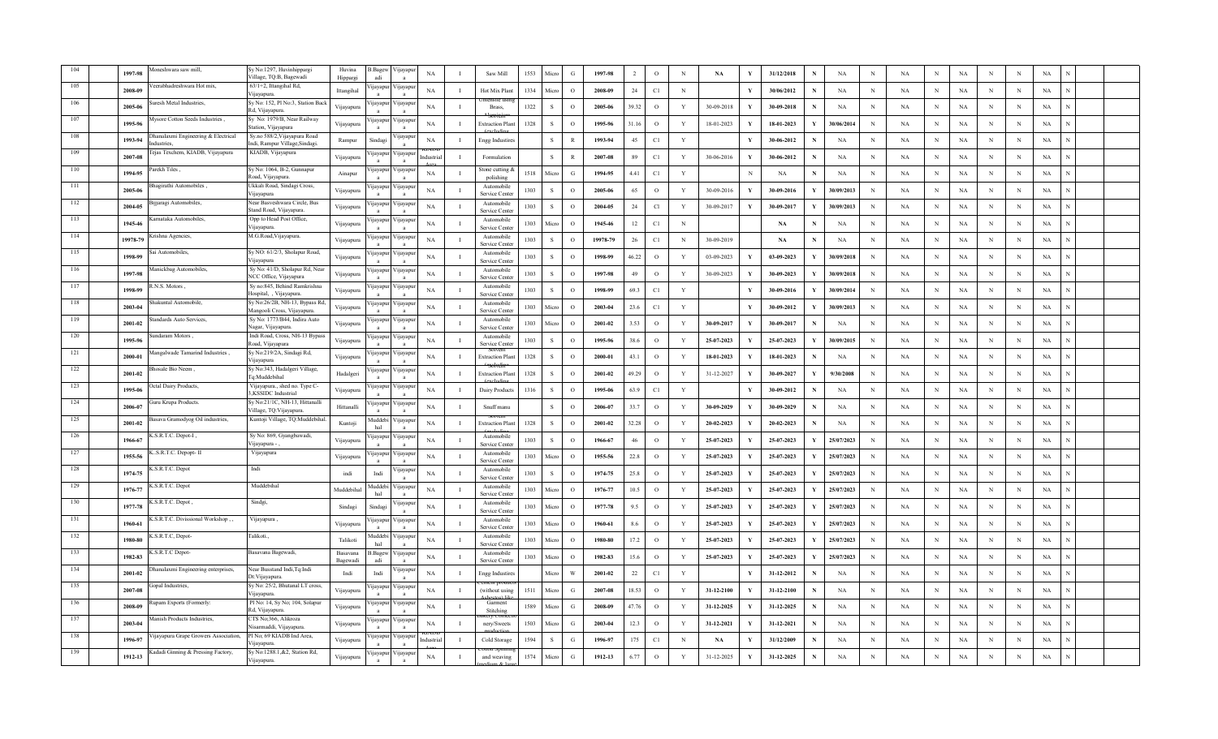| 104 | | 1997-98 | Moneshwara saw mill, | Sy No:1297, Huvinhippargi Village, TQ:B, Bagewadi | Huvina Hippargi | B.Bagewadi | Vijayapura | NA | I | Saw Mill | 1553 | Micro | G | 1997-98 | 2 | O | N | NA | Y | 31/12/2018 | N | NA | N | NA | N | NA | N | N | NA | N | |
|---|---|---|---|---|---|---|---|---|---|---|---|---|---|---|---|---|---|---|---|---|---|---|---|---|---|---|---|---|---|---|---|
| 105 | | 2008-09 | Veerabhadreshwara Hot mix, | 63/1+2, Ittangihal Rd, Vijayapura. | Ittangihal | Vijayapura | Vijayapura | NA | I | Hot Mix Plant | 1334 | Micro | O | 2008-09 | 24 | C1 | N | | Y | 30/06/2012 | N | NA | N | NA | N | NA | N | N | NA | N | |
| 106 | | 2005-06 | Suresh Metal Industries, | Sy No: 152, Pl No:3, Station Back Rd, Vijayapura. | Vijayapura | Vijayapura | Vijayapura | NA | I | Chemicals using Brass, | 1322 | S | O | 2005-06 | 39.32 | O | Y | 30-09-2018 | Y | 30-09-2018 | N | NA | N | NA | N | NA | N | N | NA | N | |
| 107 | | 1995-96 | Mysore Cotton Seeds Industries , | Sy No: 1979/B, Near Railway Station, Vijayapura | Vijayapura | Vijayapura | Vijayapura | NA | I | Solvent Extraction Plant (excluding | 1328 | S | O | 1995-96 | 31.16 | O | Y | 18-01-2023 | Y | 18-01-2023 | Y | 30/06/2014 | N | NA | N | NA | N | N | NA | N | |
| 108 | | 1993-94 | Dhanalaxmi Engineering & Electrical Industries, | Sy.no:588/2,Vijayapura Road Indi, Rampur Village,Sindagi, | Rampur | Sindagi | Vijayapura | NA | I | Engg Industires | | S | R | 1993-94 | 45 | C1 | Y | | Y | 30-06-2012 | N | NA | N | NA | N | NA | N | N | NA | N | |
| 109 | | 2007-08 | Tejas Texchem, KIADB, Vijayapura | KIADB, Vijayapura | Vijayapura | Vijayapura | Vijayapura | KIADB Industrial Area | I | Formulation | | S | R | 2007-08 | 89 | C1 | Y | 30-06-2016 | Y | 30-06-2012 | N | NA | N | NA | N | NA | N | N | NA | N | |
| 110 | | 1994-95 | Parekh Tiles , | Sy No: 1064, B-2, Gunnapur Road, Vijayapura. | Ainapur | Vijayapura | Vijayapura | NA | I | Stone cutting & polishing | 1518 | Micro | G | 1994-95 | 4.41 | C1 | Y | | N | NA | N | NA | N | NA | N | NA | N | N | NA | N | |
| 111 | | 2005-06 | Bhagirathi Automobiles , | Ukkali Road, Sindagi Cross, Vijayapura | Vijayapura | Vijayapura | Vijayapura | NA | I | Automobile Service Center | 1303 | S | O | 2005-06 | 65 | O | Y | 30-09-2016 | Y | 30-09-2016 | Y | 30/09/2013 | N | NA | N | NA | N | N | NA | N | |
| 112 | | 2004-05 | Bijjaragi Automobiles, | Near Basveshwara Circle, Bus Stand Road, Vijayapura. | Vijayapura | Vijayapura | Vijayapura | NA | I | Automobile Service Center | 1303 | S | O | 2004-05 | 24 | Cl | Y | 30-09-2017 | Y | 30-09-2017 | Y | 30/09/2013 | N | NA | N | NA | N | N | NA | N | |
| 113 | | 1945-46 | Karnataka Automobiles, | Opp to Head Post Office, Vijayapura. | Vijayapura | Vijayapura | Vijayapura | NA | I | Automobile Service Center | 1303 | Micro | O | 1945-46 | 12 | C1 | N | | | NA | N | NA | N | NA | N | NA | N | N | NA | N | |
| 114 | | 19978-79 | Krishna Agencies, | M.G.Road,Vijayapura. | Vijayapura | Vijayapura | Vijayapura | NA | I | Automobile Service Center | 1303 | S | O | 19978-79 | 26 | C1 | N | 30-09-2019 | | NA | N | NA | N | NA | N | NA | N | N | NA | N | |
| 115 | | 1998-99 | Sai Automobiles, | Sy NO: 61/2/3, Sholapur Road, Vijayapura | Vijayapura | Vijayapura | Vijayapura | NA | I | Automobile Service Center | 1303 | S | O | 1998-99 | 46.22 | O | Y | 03-09-2023 | Y | 03-09-2023 | Y | 30/09/2018 | N | NA | N | NA | N | N | NA | N | |
| 116 | | 1997-98 | Manickbag Automobiles, | Sy No: 41/D, Sholapur Rd, Near NCC Office, Vijayapura | Vijayapura | Vijayapura | Vijayapura | NA | I | Automobile Service Center | 1303 | S | O | 1997-98 | 49 | O | Y | 30-09-2023 | Y | 30-09-2023 | Y | 30/09/2018 | N | NA | N | NA | N | N | NA | N | |
| 117 | | 1998-99 | R.N.S. Motors , | Sy no:845, Behind Ramkrishna Hospital, , Vijayapura. | Vijayapura | Vijayapura | Vijayapura | NA | I | Automobile Service Center | 1303 | S | O | 1998-99 | 69.3 | C1 | Y | | Y | 30-09-2016 | Y | 30/09/2014 | N | NA | N | NA | N | N | NA | N | |
| 118 | | 2003-04 | Shakuntal Automobile, | Sy No:26/2B, NH-13, Bypass Rd, Mangooli Cross, Vijayapura. | Vijayapura | Vijayapura | Vijayapura | NA | I | Automobile Service Center | 1303 | Micro | O | 2003-04 | 23.6 | C1 | Y | | Y | 30-09-2012 | Y | 30/09/2013 | N | NA | N | NA | N | N | NA | N | |
| 119 | | 2001-02 | Standards Auto Services, | Sy No: 1773/B44, Indira Auto Nagar, Vijayapura. | Vijayapura | Vijayapura | Vijayapura | NA | I | Automobile Service Center | 1303 | Micro | O | 2001-02 | 3.53 | O | Y | 30-09-2017 | Y | 30-09-2017 | N | NA | N | NA | N | NA | N | N | NA | N | |
| 120 | | 1995-96 | Sundaram Motors , | Indi Road, Cross, NH-13 Bypass Road, Vijayapura | Vijayapura | Vijayapura | Vijayapura | NA | I | Automobile Service Center | 1303 | S | O | 1995-96 | 38.6 | O | Y | 25-07-2023 | Y | 25-07-2023 | Y | 30/09/2015 | N | NA | N | NA | N | N | NA | N | |
| 121 | | 2000-01 | Mangalwade Tamarind Industries , | Sy No:219/2A, Sindagi Rd, Vijayapura | Vijayapura | Vijayapura | Vijayapura | NA | I | Solvent Extraction Plant (excluding | 1328 | S | O | 2000-01 | 43.1 | O | Y | 18-01-2023 | Y | 18-01-2023 | N | NA | N | NA | N | NA | N | N | NA | N | |
| 122 | | 2001-02 | Bhosale Bio Neem , | Sy No:343, Hadalgeri Village, Tq:Muddebihal | Hadalgeri | Vijayapura | Vijayapura | NA | I | Solvent Extraction Plant (excluding | 1328 | S | O | 2001-02 | 49.29 | O | Y | 31-12-2027 | Y | 30-09-2027 | Y | 9/30/2008 | N | NA | N | NA | N | N | NA | N | |
| 123 | | 1995-06 | Octal Dairy Products, | Vijayapura., shed no. Type C-3,KSSIDC Industrial | Vijayapura | Vijayapura | Vijayapura | NA | I | Dairy Products | 1316 | S | O | 1995-06 | 63.9 | C1 | Y | | Y | 30-09-2012 | N | NA | N | NA | N | NA | N | N | NA | N | |
| 124 | | 2006-07 | Guru Krupa Products. | Sy No:21/1C, NH-13, Hittanalli Village, TQ:Vijayapura. | Hittanalli | Vijayapura | Vijayapura | NA | I | Snuff manu | | S | O | 2006-07 | 33.7 | O | Y | 30-09-2029 | Y | 30-09-2029 | N | NA | N | NA | N | NA | N | N | NA | N | |
| 125 | | 2001-02 | Basava Gramodyog Oil industries, | Kuntoji Village, TQ:Muddebihal. | Kuntoji | Muddebihal | Vijayapura | NA | I | Solvent Extraction Plant (excluding | 1328 | S | O | 2001-02 | 32.28 | O | Y | 20-02-2023 | Y | 20-02-2023 | N | NA | N | NA | N | NA | N | N | NA | N | |
| 126 | | 1966-67 | K.S.R.T.C. Depot-I , | Sy No: 869, Gyangbawadi, Vijayapura - , | Vijayapura | Vijayapura | Vijayapura | NA | I | Automobile Service Center | 1303 | S | O | 1966-67 | 46 | O | Y | 25-07-2023 | Y | 25-07-2023 | Y | 25/07/2023 | N | NA | N | NA | N | N | NA | N | |
| 127 | | 1955-56 | K..S.R.T.C. Depopt- II | Vijayapura | Vijayapura | Vijayapura | Vijayapura | NA | I | Automobile Service Center | 1303 | Micro | O | 1955-56 | 22.8 | O | Y | 25-07-2023 | Y | 25-07-2023 | Y | 25/07/2023 | N | NA | N | NA | N | N | NA | N | |
| 128 | | 1974-75 | K.S.R.T.C. Depot | Indi | indi | Indi | Vijayapura | NA | I | Automobile Service Center | 1303 | S | O | 1974-75 | 25.8 | O | Y | 25-07-2023 | Y | 25-07-2023 | Y | 25/07/2023 | N | NA | N | NA | N | N | NA | N | |
| 129 | | 1976-77 | K.S.R.T.C. Depot | Muddebihal | Muddebihal | Muddebihal | Vijayapura | NA | I | Automobile Service Center | 1303 | Micro | O | 1976-77 | 10.5 | O | Y | 25-07-2023 | Y | 25-07-2023 | Y | 25/07/2023 | N | NA | N | NA | N | N | NA | N | |
| 130 | | 1977-78 | K.S.R.T.C. Depot , | Sindgi, | Sindagi | Sindagi | Vijayapura | NA | I | Automobile Service Center | 1303 | Micro | O | 1977-78 | 9.5 | O | Y | 25-07-2023 | Y | 25-07-2023 | Y | 25/07/2023 | N | NA | N | NA | N | N | NA | N | |
| 131 | | 1960-61 | K.S.R.T.C. Divissional Workshop , , | Vijayapura , | Vijayapura | Vijayapura | Vijayapura | NA | I | Automobile Service Center | 1303 | Micro | O | 1960-61 | 8.6 | O | Y | 25-07-2023 | Y | 25-07-2023 | Y | 25/07/2023 | N | NA | N | NA | N | N | NA | N | |
| 132 | | 1980-80 | K.S.R.T.C. Depot- | Talikoti., | Talikoti | Muddebihal | Vijayapura | NA | I | Automobile Service Center | 1303 | Micro | O | 1980-80 | 17.2 | O | Y | 25-07-2023 | Y | 25-07-2023 | Y | 25/07/2023 | N | NA | N | NA | N | N | NA | N | |
| 133 | | 1982-83 | K.S.R.T.C Depot- | Basavana Bagewadi, | Basavana Bagewadi | B.Bagewadi | Vijayapura | NA | I | Automobile Service Center | 1303 | Micro | O | 1982-83 | 15.6 | O | Y | 25-07-2023 | Y | 25-07-2023 | Y | 25/07/2023 | N | NA | N | NA | N | N | NA | N | |
| 134 | | 2001-02 | Dhanalaxmi Engineering enterprises, | Near Busstand Indi,Tq:Indi Dt:Vijayapura. | Indi | Indi | Vijayapura | NA | I | Engg Industires | | Micro | W | 2001-02 | 22 | C1 | Y | | Y | 31-12-2012 | N | NA | N | NA | N | NA | N | N | NA | N | |
| 135 | | 2007-08 | Gopal Industries, | Sy No: 25/2, Bhutanal LT cross, Vijayapura. | Vijayapura | Vijayapura | Vijayapura | NA | I | Cement products (without using Asbestos) like | 1511 | Micro | G | 2007-08 | 18.53 | O | Y | 31-12-2100 | Y | 31-12-2100 | N | NA | N | NA | N | NA | N | N | NA | N | |
| 136 | | 2008-09 | Rupam Exports (Formerly: | Pl No: 14, Sy No; 104, Solapur Rd, Vijayapura | Vijayapura | Vijayapura | Vijayapura | NA | I | Garment Stitching | 1589 | Micro | G | 2008-09 | 47.76 | O | Y | 31-12-2025 | Y | 31-12-2025 | N | NA | N | NA | N | NA | N | N | NA | N | |
| 137 | | 2003-04 | Manish Products Industries, | CTS No;366, Alikroza Nisarmaddi, Vijayapura. | Vijayapura | Vijayapura | Vijayapura | NA | I | Bakery/Confectionery/Sweets production | 1503 | Micro | G | 2003-04 | 12.3 | O | Y | 31-12-2021 | Y | 31-12-2021 | N | NA | N | NA | N | NA | N | N | NA | N | |
| 138 | | 1996-97 | Vijayapura Grape Growers Association, | Pl No: 69 KIADB Ind Area, Vijayapura. | Vijayapura | Vijayapura | Vijayapura | KIADB Industrial Area | I | Cold Storage | 1594 | S | G | 1996-97 | 175 | C1 | N | NA | Y | 31/12/2009 | N | NA | N | NA | N | NA | N | N | NA | N | |
| 139 | | 1912-13 | Kadadi Ginning & Pressing Factory, | Sy No:1288.1,&2, Station Rd, Vijayapura. | Vijayapura | Vijayapura | Vijayapura | NA | I | Cotton Spinning and weaving (medium & large | 1574 | Micro | G | 1912-13 | 6.77 | O | Y | 31-12-2025 | Y | 31-12-2025 | N | NA | N | NA | N | NA | N | N | NA | N | |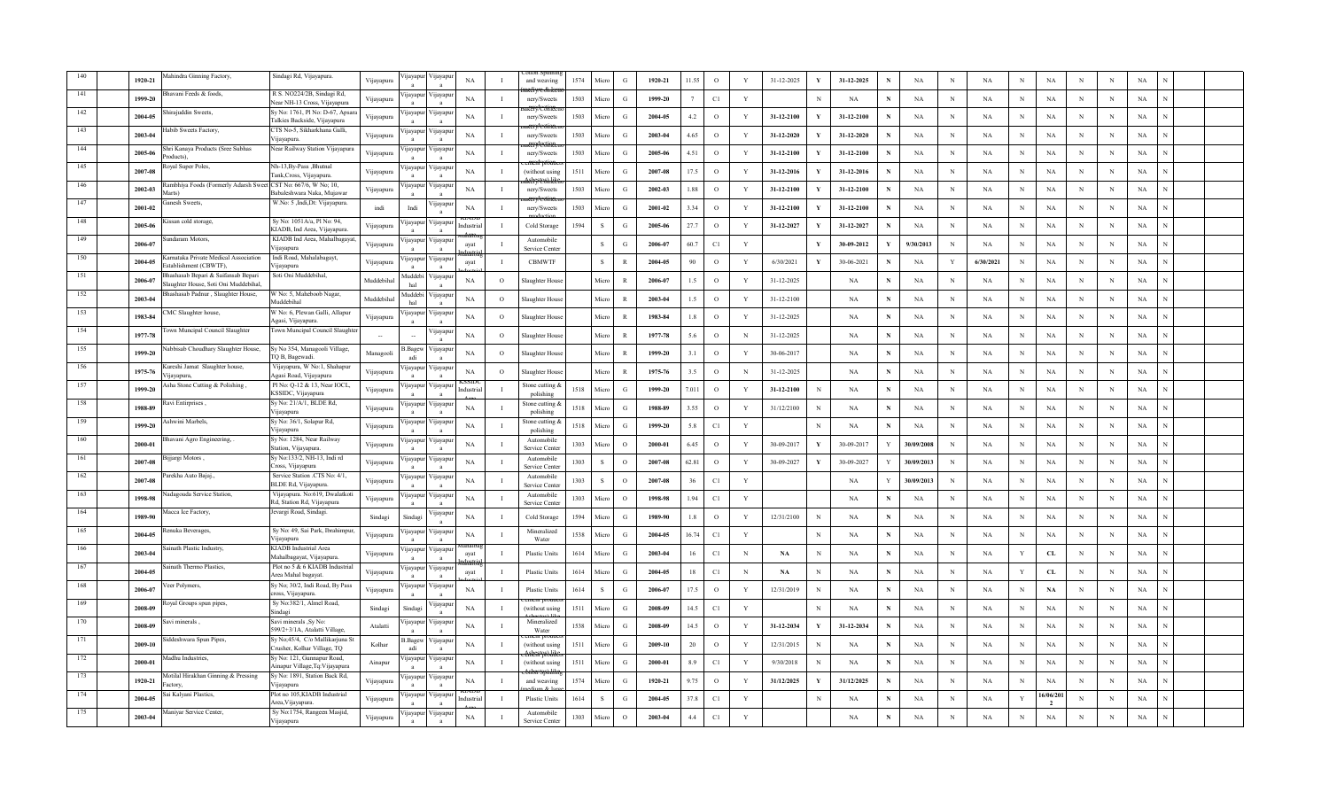| 140 | | 1920-21 | Mahindra Ginning Factory, | Sindagi Rd, Vijayapura. | Vijayapura | Vijayapura | Vijayapura | NA | I | Cotton Spinning and weaving | 1574 | Micro | G | 1920-21 | 11.55 | O | Y | 31-12-2025 | Y | 31-12-2025 | N | NA | N | NA | N | NA | N | N | NA | N | | |
|---|---|---|---|---|---|---|---|---|---|---|---|---|---|---|---|---|---|---|---|---|---|---|---|---|---|---|---|---|---|---|---|---|
| 141 | | 1999-20 | Bhavani Feeds & foods, | R.S. NO224/2B, Sindagi Rd, Near NH-13 Cross, Vijayapura | Vijayapura | Vijayapura | Vijayapura | NA | I | Bakery & Confectionery/Sweets | 1503 | Micro | G | 1999-20 | 7 | C1 | Y | | N | NA | N | NA | N | NA | N | NA | N | N | NA | N | | |
| 142 | | 2004-05 | Shirajuddin Sweets, | Sy No: 1761, Pl No: D-67, Apsara Talkies Backside, Vijayapura | Vijayapura | Vijayapura | Vijayapura | NA | I | Bakery & Confectionery/Sweets | 1503 | Micro | G | 2004-05 | 4.2 | O | Y | 31-12-2100 | Y | 31-12-2100 | N | NA | N | NA | N | NA | N | N | NA | N | | |
| 143 | | 2003-04 | Habib Sweets Factory, | CTS No-5, Sikharkhana Galli, Vijayapura. | Vijayapura | Vijayapura | Vijayapura | NA | I | Bakery & Confectionery/Sweets | 1503 | Micro | G | 2003-04 | 4.65 | O | Y | 31-12-2020 | Y | 31-12-2020 | N | NA | N | NA | N | NA | N | N | NA | N | | |
| 144 | | 2005-06 | Shri Kanaya Products (Sree Subhas Products), | Near Railway Station Vijayapura | Vijayapura | Vijayapura | Vijayapura | NA | I | Bakery & Confectionery/Sweets production | 1503 | Micro | G | 2005-06 | 4.51 | O | Y | 31-12-2100 | Y | 31-12-2100 | N | NA | N | NA | N | NA | N | N | NA | N | | |
| 145 | | 2007-08 | Royal Super Poles, | Nh-13,By-Pass ,Bhutnal Tank,Cross, Vijayapura. | Vijayapura | Vijayapura | Vijayapura | NA | I | Cement products (without using Asbestos) | 1511 | Micro | G | 2007-08 | 17.5 | O | Y | 31-12-2016 | Y | 31-12-2016 | N | NA | N | NA | N | NA | N | N | NA | N | | |
| 146 | | 2002-03 | Rambhiya Foods (Formerly Adarsh Sweet Marts) | CST No: 667/6, W No: 10, Babaleshwara Naka, Mujawar | Vijayapura | Vijayapura | Vijayapura | NA | I | Bakery & Confectionery/Sweets | 1503 | Micro | G | 2002-03 | 1.88 | O | Y | 31-12-2100 | Y | 31-12-2100 | N | NA | N | NA | N | NA | N | N | NA | N | | |
| 147 | | 2001-02 | Ganesh Sweets, | W.No: 5 ,Indi,Dt: Vijayapura. | indi | Indi | Vijayapura | NA | I | Bakery & Confectionery/Sweets production | 1503 | Micro | G | 2001-02 | 3.34 | O | Y | 31-12-2100 | Y | 31-12-2100 | N | NA | N | NA | N | NA | N | N | NA | N | | |
| 148 | | 2005-06 | Kissan cold storage, | Sy No: 1051A/a, Pl No: 94, KIADB, Ind Area, Vijayapura. | Vijayapura | Vijayapura | Vijayapura | KIADB Industrial Area | I | Cold Storage | 1594 | S | G | 2005-06 | 27.7 | O | Y | 31-12-2027 | Y | 31-12-2027 | N | NA | N | NA | N | NA | N | N | NA | N | | |
| 149 | | 2006-07 | Sundaram Motors, | KIADB Ind Area, Mahalbagayat, Vijayapura | Vijayapura | Vijayapura | Vijayapura | Mahalbagayat Industrial | I | Automobile Service Center | | S | G | 2006-07 | 60.7 | C1 | Y | | Y | 30-09-2012 | Y | 9/30/2013 | N | NA | N | NA | N | N | NA | N | | |
| 150 | | 2004-05 | Karnataka Private Medical Association Establishment (CBWTF), | Indi Road, Mahalabagayt, Vijayapura | Vijayapura | Vijayapura | Vijayapura | Mahalbagayat Industrial | I | CBMWTF | | S | R | 2004-05 | 90 | O | Y | 6/30/2021 | Y | 30-06-2021 | N | NA | Y | 6/30/2021 | N | NA | N | N | NA | N | | |
| 151 | | 2006-07 | Bhashasab Bepari & Saifansab Bepari Slaughter House, Soti Oni Muddebihal, | Soti Oni Muddebihal, | Muddebihal | Muddebihal | Vijayapura | NA | O | Slaughter House | | Micro | R | 2006-07 | 1.5 | O | Y | 31-12-2025 | | NA | N | NA | N | NA | N | NA | N | N | NA | N | | |
| 152 | | 2003-04 | Bhashasab Padnur , Slaughter House, | W No: 5, Maheboob Nagar, Muddebihal | Muddebihal | Muddebihal | Vijayapura | NA | O | Slaughter House | | Micro | R | 2003-04 | 1.5 | O | Y | 31-12-2100 | | NA | N | NA | N | NA | N | NA | N | N | NA | N | | |
| 153 | | 1983-84 | CMC Slaughter house, | W No: 6, Plewan Galli, Allapur Agasi, Vijayapura. | Vijayapura | Vijayapura | Vijayapura | NA | O | Slaughter House | | Micro | R | 1983-84 | 1.8 | O | Y | 31-12-2025 | | NA | N | NA | N | NA | N | NA | N | N | NA | N | | |
| 154 | | 1977-78 | Town Muncipal Council Slaughter | Town Muncipal Council Slaughter | -- | -- | Vijayapura | NA | O | Slaughter House | | Micro | R | 1977-78 | 5.6 | O | N | 31-12-2025 | | NA | N | NA | N | NA | N | NA | N | N | NA | N | | |
| 155 | | 1999-20 | Nabisab Choudhary Slaughter House, | Sy No 354, Managooli Village, TQ B, Bagewadi. | Managooli | B.Bagewadi | Vijayapura | NA | O | Slaughter House | | Micro | R | 1999-20 | 3.1 | O | Y | 30-06-2017 | | NA | N | NA | N | NA | N | NA | N | N | NA | N | | |
| 156 | | 1975-76 | Kureshi Jamat Slaughter house, Vijayapura, | Vijayapura, W No:1, Shahapur Agasi Road, Vijayapura | Vijayapura | Vijayapura | Vijayapura | NA | O | Slaughter House | | Micro | R | 1975-76 | 3.5 | O | N | 31-12-2025 | | NA | N | NA | N | NA | N | NA | N | N | NA | N | | |
| 157 | | 1999-20 | Asha Stone Cutting & Polishing , | Pl No: Q-12 & 13, Near IOCL, KSSIDC, Vijayapura | Vijayapura | Vijayapura | Vijayapura | KSSIDC Industrial Area | I | Stone cutting & polishing | 1518 | Micro | G | 1999-20 | 7.011 | O | Y | 31-12-2100 | N | NA | N | NA | N | NA | N | NA | N | N | NA | N | | |
| 158 | | 1988-89 | Ravi Entirprises , | Sy No: 21/A/1, BLDE Rd, Vijayapura | Vijayapura | Vijayapura | Vijayapura | NA | I | Stone cutting & polishing | 1518 | Micro | G | 1988-89 | 3.55 | O | Y | 31/12/2100 | N | NA | N | NA | N | NA | N | NA | N | N | NA | N | | |
| 159 | | 1999-20 | Ashwini Marbels, | Sy No: 36/1, Solapur Rd, Vijayapura | Vijayapura | Vijayapura | Vijayapura | NA | I | Stone cutting & polishing | 1518 | Micro | G | 1999-20 | 5.8 | C1 | Y | | N | NA | N | NA | N | NA | N | NA | N | N | NA | N | | |
| 160 | | 2000-01 | Bhavani Agro Engineering, | Sy No: 1284, Near Railway Station, Vijayapura. | Vijayapura | Vijayapura | Vijayapura | NA | I | Automobile Service Center | 1303 | Micro | O | 2000-01 | 6.45 | O | Y | 30-09-2017 | Y | 30-09-2017 | Y | 30/09/2008 | N | NA | N | NA | N | N | NA | N | | |
| 161 | | 2007-08 | Bijjargi Motors , | Sy No:133/2, NH-13, Indi rd Cross, Vijayapura | Vijayapura | Vijayapura | Vijayapura | NA | I | Automobile Service Center | 1303 | S | O | 2007-08 | 62.81 | O | Y | 30-09-2027 | Y | 30-09-2027 | Y | 30/09/2013 | N | NA | N | NA | N | N | NA | N | | |
| 162 | | 2007-08 | Parekhs Auto Bajaj , | Service Station .CTS No: 4/1, BLDE Rd, Vijayapura. | Vijayapura | Vijayapura | Vijayapura | NA | I | Automobile Service Center | 1303 | S | O | 2007-08 | 36 | C1 | Y | | | NA | Y | 30/09/2013 | N | NA | N | NA | N | N | NA | N | | |
| 163 | | 1998-98 | Nadagouda Service Station, | Vijayapura, No:619, Dwaltakoti Rd, Station Rd, Vijayapura | Vijayapura | Vijayapura | Vijayapura | NA | I | Automobile Service Center | 1303 | Micro | O | 1998-98 | 1.94 | C1 | Y | | | NA | N | NA | N | NA | N | NA | N | N | NA | N | | |
| 164 | | 1989-90 | Macca Ice Factory, | Jevargi Road, Sindagi. | Sindagi | Sindagi | Vijayapura | NA | I | Cold Storage | 1594 | Micro | G | 1989-90 | 1.8 | O | Y | 12/31/2100 | N | NA | N | NA | N | NA | N | NA | N | N | NA | N | | |
| 165 | | 2004-05 | Renuka Beverages, | Sy No: 49, Sai Park, Ibrahimpur, Vijayapura | Vijayapura | Vijayapura | Vijayapura | NA | I | Mineralized Water | 1538 | Micro | G | 2004-05 | 16.74 | C1 | Y | | N | NA | N | NA | N | NA | N | NA | N | N | NA | N | | |
| 166 | | 2003-04 | Sainath Plastic Industry, | KIADB Industrial Area Mahalbagayat, Vijayapura. | Vijayapura | Vijayapura | Vijayapura | Mahalbagayat | I | Plastic Units | 1614 | Micro | G | 2003-04 | 16 | C1 | N | NA | N | NA | N | NA | N | NA | Y | CL | N | N | NA | N | | |
| 167 | | 2004-05 | Sainath Thermo Plastics, | Plot no 5 & 6 KIADB Industrial Area Mahal bagayat. | Vijayapura | Vijayapura | Vijayapura | Mahalbagayat Industrial | I | Plastic Units | 1614 | Micro | G | 2004-05 | 18 | C1 | N | NA | N | NA | N | NA | N | NA | Y | CL | N | N | NA | N | | |
| 168 | | 2006-07 | Veer Polymers, | Sy No; 30/2, Indi Road, By Pass cross, Vijayapura. | Vijayapura | Vijayapura | Vijayapura | NA | I | Plastic Units | 1614 | S | G | 2006-07 | 17.5 | O | Y | 12/31/2019 | N | NA | N | NA | N | NA | N | NA | N | N | NA | N | | |
| 169 | | 2008-09 | Royal Groups spun pipes, | Sy No:382/1, Almel Road, Sindagi | Sindagi | Sindagi | Vijayapura | NA | I | Cement products (without using Asbestos) | 1511 | Micro | G | 2008-09 | 14.5 | C1 | Y | | N | NA | N | NA | N | NA | N | NA | N | N | NA | N | | |
| 170 | | 2008-09 | Savi minerals , | Savi minerals ,Sy No: 599/2+3/1A, Atalatti Village, | Atalatti | Vijayapura | Vijayapura | NA | I | Mineralized Water | 1538 | Micro | G | 2008-09 | 14.5 | O | Y | 31-12-2034 | Y | 31-12-2034 | N | NA | N | NA | N | NA | N | N | NA | N | | |
| 171 | | 2009-10 | Siddeshwara Spun Pipes, | Sy No:45/4, C/o Mallikarjuna St Crusher, Kolhar Village, TQ | Kolhar | B.Bagewadi | Vijayapura | NA | I | Cement products (without using Asbestos) | 1511 | Micro | G | 2009-10 | 20 | O | Y | 12/31/2015 | N | NA | N | NA | N | NA | N | NA | N | N | NA | N | | |
| 172 | | 2000-01 | Madhu Industries, | Sy No: 121, Gunnapur Road, Ainapur Village,Tq:Vijayapura | Ainapur | Vijayapura | Vijayapura | NA | I | Cement products (without using Asbestos) | 1511 | Micro | G | 2000-01 | 8.9 | C1 | Y | 9/30/2018 | N | NA | N | NA | N | NA | N | NA | N | N | NA | N | | |
| 173 | | 1920-21 | Motilal Hirakhan Ginning & Pressing Factory, | Sy No: 1891, Station Back Rd, Vijayapura | Vijayapura | Vijayapura | Vijayapura | NA | I | Cotton Spinning and weaving medium & large | 1574 | Micro | G | 1920-21 | 9.75 | O | Y | 31/12/2025 | Y | 31/12/2025 | N | NA | N | NA | N | NA | N | N | NA | N | | |
| 174 | | 2004-05 | Sai Kalyani Plastics, | Plot.no 105,KIADB Industrial Area,Vijayapura. | Vijayapura | Vijayapura | Vijayapura | KIADB Industrial Area | I | Plastic Units | 1614 | S | G | 2004-05 | 37.8 | C1 | Y | | N | NA | N | NA | N | NA | Y | 16/06/2012 | N | N | NA | N | | |
| 175 | | 2003-04 | Maniyar Service Center, | Sy No:1754, Rangeen Masjid, Vijayapura | Vijayapura | Vijayapura | Vijayapura | NA | I | Automobile Service Center | 1303 | Micro | O | 2003-04 | 4.4 | C1 | Y | | | NA | N | NA | N | NA | N | NA | N | N | NA | N | | |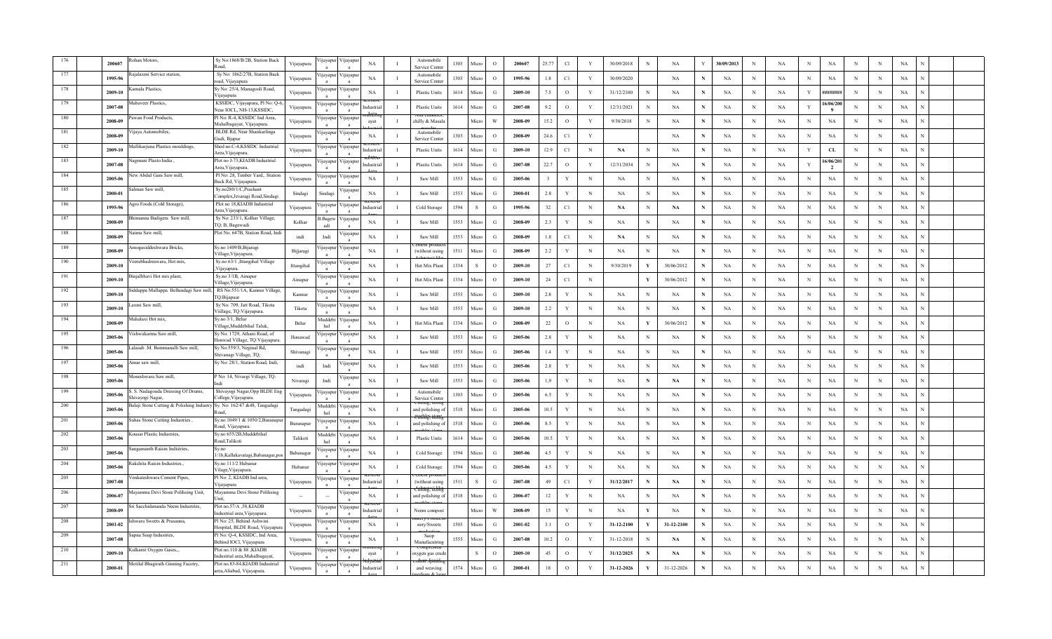| 176 | 200607 | Rohan Motors, | Sy No:1868/B/2B, Station Back Road, | Vijayapura | Vijayapura | Vijayapura | NA | I | Automobile Service Center | 1303 | Micro | O | 200607 | 25.77 | C1 | Y | 30/09/2018 | N | NA | Y | 30/09/2013 | N | NA | N | NA | N | N | NA | N |
|---|---|---|---|---|---|---|---|---|---|---|---|---|---|---|---|---|---|---|---|---|---|---|---|---|---|---|---|---|---|
| 177 | 1995-96 | Rajalaxmi Service station, | Sy No: 1862/27B, Station Back road, Vijayapura | Vijayapura | Vijayapura | Vijayapura | NA | I | Automobile Service Center | 1303 | Micro | O | 1995-96 | 1.8 | C1 | Y | 30/09/2020 | | NA | N | NA | N | NA | N | NA | N | N | NA | N |
| 178 | 2009-10 | Kamala Plastics, | Sy.No: 25/4, Managooli Road, Vijayapura | Vijayapura | Vijayapura | Vijayapura | NA | I | Plastic Units | 1614 | Micro | G | 2009-10 | 7.5 | O | Y | 31/12/2100 | N | NA | N | NA | N | NA | Y | ######## | N | N | NA | N |
| 179 | 2007-08 | Mahaveer Plastics, | KSSIDC, Vijayapura, Pl No: Q-6, Near IOCL, NH-13,KSSIDC, | Vijayapura | Vijayapura | Vijayapura | KSSIDC Industrial Area | I | Plastic Units | 1614 | Micro | G | 2007-08 | 9.2 | O | Y | 12/31/2021 | N | NA | N | NA | N | NA | Y | 16/06/2009 | N | N | NA | N |
| 180 | 2008-09 | Pawan Food Products, | Pl No: R-4, KSSIDC Ind Area, Mahalbagayat, Vijayapura. | Vijayapura | Vijayapura | Vijayapura | Mahalbagayat Industrial | I | Atta chakkies, chilly & Masala | | Micro | W | 2008-09 | 15.2 | O | Y | 9/30/2018 | N | NA | N | NA | N | NA | N | NA | N | N | NA | N |
| 181 | 2008-09 | Vijaya Automobiles, | BLDE Rd, Near Shankarlinga Gudi, Bijapur | Vijayapura | Vijayapura | Vijayapura | NA | I | Automobile Service Center | 1303 | Micro | O | 2008-09 | 24.6 | C1 | Y | | | NA | N | NA | N | NA | N | NA | N | N | NA | N |
| 182 | 2009-10 | Mallikarjuna Plastics mouldings, | Shed no:C-4,KSSIDC Industrial Area,Vijayapura. | Vijayapura | Vijayapura | Vijayapura | KSSIDC Industrial | I | Plastic Units | 1614 | Micro | G | 2009-10 | 12.9 | C1 | N | NA | N | NA | N | NA | N | NA | Y | CL | N | N | NA | N |
| 183 | 2007-08 | Nagmani Plasto India , | Plot no.I-73,KIADB Industrial Area,Vijayapura. | Vijayapura | Vijayapura | Vijayapura | KIADB Industrial Area | I | Plastic Units | 1614 | Micro | G | 2007-08 | 22.7 | O | Y | 12/31/2034 | N | NA | N | NA | N | NA | Y | 16/06/2012 | N | N | NA | N |
| 184 | 2005-06 | New Abdul Gani Saw mill, | Pl No: 28, Timber Yard,, Station Back Rd, Vijayapura. | Vijayapura | Vijayapura | Vijayapura | NA | I | Saw Mill | 1553 | Micro | G | 2005-06 | 3 | Y | N | NA | N | NA | N | NA | N | NA | N | NA | N | N | NA | N |
| 185 | 2000-01 | Salman Saw mill, | Sy.no280/1/C,Prashant Complex,Jevaragi Road,Sindagi | Sindagi | Sindagi | Vijayapura | NA | I | Saw Mill | 1553 | Micro | G | 2000-01 | 2.8 | Y | N | NA | N | NA | N | NA | N | NA | N | NA | N | N | NA | N |
| 186 | 1995-96 | Agro Foods (Cold Storage), | Plot no.18,KIADB Industrial Area,Vijayapura. | Vijayapura | Vijayapura | Vijayapura | KIADB Industrial Area | I | Cold Storage | 1594 | S | G | 1995-96 | 32 | C1 | N | NA | N | NA | N | NA | N | NA | N | NA | N | N | NA | N |
| 187 | 2008-09 | Bhimanna Badigera Saw mill, | Sy No: 233/1, Kolhar Village, TQ; B, Bagewadi | Kolhar | B.Bagewadi | Vijayapura | NA | I | Saw Mill | 1553 | Micro | G | 2008-09 | 2.3 | Y | N | NA | N | NA | N | NA | N | NA | N | NA | N | N | NA | N |
| 188 | 2008-09 | Naima Saw mill, | Plot No. 647B, Station Road, Indi | indi | Indi | Vijayapura | NA | I | Saw Mill | 1553 | Micro | G | 2008-09 | 1.8 | C1 | N | NA | N | NA | N | NA | N | NA | N | NA | N | N | NA | N |
| 189 | 2008-09 | Amogasiddeshwara Bricks, | Sy.no 1409/B,Bijaragi Village,Vijayapura. | Bijjaragi | Vijayapura | Vijayapura | NA | I | Cement products (without using Asbestos) | 1511 | Micro | G | 2008-09 | 2.2 | Y | N | NA | N | NA | N | NA | N | NA | N | NA | N | N | NA | N |
| 190 | 2009-10 | Veerabhadreswara, Hot mix, | Sy.no 63/1 ,Ittangihal Village ,Vijayapura. | Ittangihal | Vijayapura | Vijayapura | NA | I | Hot Mix Plant | 1334 | S | O | 2009-10 | 27 | C1 | N | 9/30/2019 | Y | 30/06/2012 | N | NA | N | NA | N | NA | N | N | NA | N |
| 191 | 2009-10 | Binjalbhavi Hot mix plant, | Sy.no 3/1B, Ainapur Village,Vijayapura. | Ainapur | Vijayapura | Vijayapura | NA | I | Hot Mix Plant | 1334 | Micro | O | 2009-10 | 24 | C1 | N | | Y | 30/06/2012 | N | NA | N | NA | N | NA | N | N | NA | N |
| 192 | 2009-10 | Siddappa Mallappa Belhundagi Saw mill, | RS No:551/1A, Kannur Village, TQ:Bijapaur | Kannur | Vijayapura | Vijayapura | NA | I | Saw Mill | 1553 | Micro | G | 2009-10 | 2.8 | Y | N | NA | N | NA | N | NA | N | NA | N | NA | N | N | NA | N |
| 193 | 2009-10 | Laxmi Saw mill, | Sy No: 709, Jatt Road, Tikota Visllage, TQ:Vijayapura. | Tikota | Vijayapura | Vijayapura | NA | I | Saw Mill | 1553 | Micro | G | 2009-10 | 2.2 | Y | N | NA | N | NA | N | NA | N | NA | N | NA | N | N | NA | N |
| 194 | 2008-09 | Mahalaxi Hot mix, | Sy.no 3/1, Belur Village,Muddebihal Taluk, | Belur | Muddebihal | Vijayapura | NA | I | Hot Mix Plant | 1334 | Micro | O | 2008-09 | 22 | O | N | NA | Y | 30/06/2012 | N | NA | N | NA | N | NA | N | N | NA | N |
| 195 | 2005-06 | Vishwakarma Saw mill, | Sy No: 1729, Athani Road, of Honwad Village, TQ:Vijayapura. | Honawad | Vijayapura | Vijayapura | NA | I | Saw Mill | 1553 | Micro | G | 2005-06 | 2.8 | Y | N | NA | N | NA | N | NA | N | NA | N | NA | N | N | NA | N |
| 196 | 2005-06 | Lalasab .M. Bommanalli Saw mill, | Sy No:559/3, Neginal Rd, Shivanagi Village, TQ; | Shivanagi | Vijayapura | Vijayapura | NA | I | Saw Mill | 1553 | Micro | G | 2005-06 | 1.4 | Y | N | NA | N | NA | N | NA | N | NA | N | NA | N | N | NA | N |
| 197 | 2005-06 | Amar saw mill, | Sy No: 28/1, Station Road, Indi, | indi | Indi | Vijayapura | NA | I | Saw Mill | 1553 | Micro | G | 2005-06 | 2.8 | Y | N | NA | N | NA | N | NA | N | NA | N | NA | N | N | NA | N |
| 198 | 2005-06 | Moneshwara Saw mill, | P No: 14, Nivargi Village, TQ: Indi | Nivaragi | Indi | Vijayapura | NA | I | Saw Mill | 1553 | Micro | G | 2005-06 | 1.9 | Y | N | NA | N | NA | N | NA | N | NA | N | NA | N | N | NA | N |
| 199 | 2005-06 | S. S. Nadagouda Dressing Of Drams, Shivayogi Nagar, | Shivayogi Nagar,Opp BLDE Eng College,Vijayapura. | Vijayapura | Vijayapura | Vijayapura | NA | I | Automobile Service Center | 1303 | Micro | O | 2005-06 | 6.5 | Y | N | NA | N | NA | N | NA | N | NA | N | NA | N | N | NA | N |
| 200 | 2005-06 | Balaji Stone Cutting & Polishing Industry | Sy. No: 162/47 &48, Tangadagi Road, | Tangadagi | Muddebihal | Vijayapura | NA | I | Cutting, sizing and polishing of marble stone | 1518 | Micro | G | 2005-06 | 10.5 | Y | N | NA | N | NA | N | NA | N | NA | N | NA | N | N | NA | N |
| 201 | 2005-06 | Suhas Stone Cutting Industries , | Sy.no 1049/1 & 1050/2,Buranapur Road, Vijayapura. | Buranapur | Vijayapura | Vijayapura | NA | I | Cutting, sizing and polishing of marble stone | 1518 | Micro | G | 2005-06 | 8.5 | Y | N | NA | N | NA | N | NA | N | NA | N | NA | N | N | NA | N |
| 202 | 2005-06 | Kousar Plastic Industries, | Sy.no 655/2B,Muddebihal Road,Talikoti | Talikoti | Muddebihal | Vijayapura | NA | I | Plastic Units | 1614 | Micro | G | 2005-06 | 10.5 | Y | N | NA | N | NA | N | NA | N | NA | N | NA | N | N | NA | N |
| 203 | 2005-06 | Sangamanth Raisin Industries, | Sy.no 1/1h,Kallakavatagi,Babanagar,pos | Babanagar | Vijayapura | Vijayapura | NA | I | Cold Storage | 1594 | Micro | G | 2005-06 | 4.5 | Y | N | NA | N | NA | N | NA | N | NA | N | NA | N | N | NA | N |
| 204 | 2005-06 | Rakshita Raisin Industries., | Sy.no 111/2 Hubanur Vilage,Vijayapura. | Hubanur | Vijayapura | Vijayapura | NA | I | Cold Storage | 1594 | Micro | G | 2005-06 | 4.5 | Y | N | NA | N | NA | N | NA | N | NA | N | NA | N | N | NA | N |
| 205 | 2007-08 | Venkateshwara Cement Pipes, | Pl No: 2, KIADB Ind area, Vijayapura | Vijayapura | Vijayapura | Vijayapura | KIADB Industrial Area | I | Cement products (without using Asbestos) | 1511 | S | G | 2007-08 | 49 | C1 | Y | 31/12/2017 | N | NA | N | NA | N | NA | N | NA | N | N | NA | N |
| 206 | 2006-07 | Mayamma Devi Stone Polihsing Unit, | Mayamma Devi Stone Polihsing Unit, | -- | -- | Vijayapura | NA | I | Cutting, sizing and polishing of marble stone | 1518 | Micro | G | 2006-07 | 12 | Y | N | NA | N | NA | N | NA | N | NA | N | NA | N | N | NA | N |
| 207 | 2008-09 | Sri Sacchidananda Neem Industries, | Plot no.57/A ,58,KIADB Industrial area,Vijayapura. | Vijayapura | Vijayapura | Vijayapura | KIADB Industrial Area | I | Neem compost | | Micro | W | 2008-09 | 15 | Y | N | NA | Y | NA | N | NA | N | NA | N | NA | N | N | NA | N |
| 208 | 2001-02 | Ishwara Sweets & Prasanna, | Pl No: 25, Behind Ashwini Hospital, BLDE Road, Vijayapura | Vijayapura | Vijayapura | Vijayapura | NA | I | Bakery/Confectionery/Sweets production | 1503 | Micro | G | 2001-02 | 3.1 | O | Y | 31-12-2100 | Y | 31-12-2100 | N | NA | N | NA | N | NA | N | N | NA | N |
| 209 | 2007-08 | Sapna Soap Industries, | Pl No: Q-4, KSSIDC, Ind Area, Behind IOCl, Vijayapura | Vijayapura | Vijayapura | Vijayapura | NA | I | Saop Manufacuitring | 1555 | Micro | G | 2007-08 | 10.2 | O | Y | 31-12-2018 | N | NA | N | NA | N | NA | N | NA | N | N | NA | N |
| 210 | 2009-10 | Kulkarni Oxygen Gases,, | Plot no.110 & 88 ,KIADB Industrial area,Mahalbagayat, | Vijayapura | Vijayapura | Vijayapura | Mahalbagayat Industrial | I | Compressed oxygen gas crude | | S | O | 2009-10 | 45 | O | Y | 31/12/2025 | N | NA | N | NA | N | NA | N | NA | N | N | NA | N |
| 211 | 2000-01 | Motilal Bhagirath Ginning Facotry, | Plot no.83-84,KIADB Industrial area,Aliabad, Vijayapura. | Vijayapura | Vijayapura | Vijayapura | Aliyabad Industrial Area | I | Cotton Spinning and weaving (medium & large) | 1574 | Micro | G | 2000-01 | 18 | O | Y | 31-12-2026 | Y | 31-12-2026 | N | NA | N | NA | N | NA | N | N | NA | N |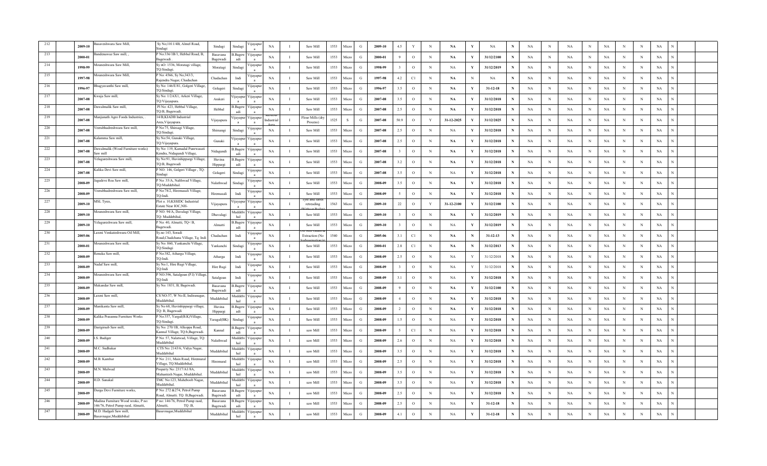| 212 | | 2009-10 | Basaveshwara Saw Mill, | Sy No;1011/4B, Almel Road, Sindagi | Sindagi | Sindagi | Vijayapura | NA | I | Saw Mill | 1553 | Micro | G | 2009-10 | 4.5 | Y | N | NA | Y | NA | N | NA | N | NA | N | NA | N | N | NA | N | |
|---|---|---|---|---|---|---|---|---|---|---|---|---|---|---|---|---|---|---|---|---|---|---|---|---|---|---|---|---|---|---|---|
| 213 | | 2000-01 | Bandenowaz Saw mill, , | P No:336/1B/1, Hebbal Road, B, Bagewadi . | Basavana Bagewadi | B.Bagewadi | Vijayapura | NA | I | Saw Mill | 1553 | Micro | G | 2000-01 | 9 | O | N | NA | Y | 31/12/2100 | N | NA | N | NA | N | NA | N | N | NA | N | |
| 214 | | 1998-99 | Mouneshwara Saw Mill, | Sy nO: 1536, Moratagi village, TQ:Sindagi. | Moratagi | Sindagi | Vijayapura | NA | I | Saw Mill | 1553 | Micro | G | 1998-99 | 3 | O | N | NA | Y | 31/12/2019 | N | NA | N | NA | N | NA | N | N | NA | N | |
| 215 | | 1997-98 | Mouneshwara Saw Mill, | P No: 4566, Sy No;343/5, Rajendra Nagar, Chadachan | Chadachan | Indi | Vijayapura | NA | I | Saw Mill | 1553 | Micro | G | 1997-98 | 4.2 | C1 | N | NA | N | NA | N | NA | N | NA | N | NA | N | N | NA | N | |
| 216 | | 1996-97 | Bhagyavanthi Saw mill, | Sy No: 146/E/81, Golgeri Village, TQ:Sindagi. | Golageri | Sindagi | Vijayapura | NA | I | Saw Mill | 1553 | Micro | G | 1996-97 | 3.5 | O | N | NA | Y | 31-12-18 | N | NA | N | NA | N | NA | N | N | NA | N | |
| 217 | | 2007-08 | Kwaja Saw mill, | Sy No: 1/2AX1, Arkeri Village, TQ:Vijayapura. | Arakeri | Vijayapura | Vijayapura | NA | I | Saw Mill | 1553 | Micro | G | 2007-08 | 3.5 | O | N | NA | Y | 31/12/2018 | N | NA | N | NA | N | NA | N | N | NA | N | |
| 218 | | 2007-08 | Dawalmalik Saw mill, | Pl No: 423, Hebbal Village, TQ:B, Bagewadi. | Hebbal | B.Bagewadi | Vijayapura | NA | I | Saw Mill | 1553 | Micro | G | 2007-08 | 2.5 | O | N | NA | Y | 31/12/2018 | N | NA | N | NA | N | NA | N | N | NA | N | |
| 219 | | 2007-08 | Manjunath Agro Foods Industries, . | 14/B,KIADB Industrial Area,Vijayapura. | Vijayapura | Vijayapura | Vijayapura | KIADB Industrial Area | I | Flour Mills (dry Process) | 1525 | S | G | 2007-08 | 50.9 | O | Y | 31-12-2025 | Y | 31/12/2025 | N | NA | N | NA | N | NA | N | N | NA | N | |
| 220 | | 2007-08 | Veerabhadreshwara Saw miill, | P No:75, Shirsagi Village, TQ:Sindagi. | Shirsangi | Sindagi | Vijayapura | NA | I | Saw Mill | 1553 | Micro | G | 2007-08 | 2.5 | O | N | NA | Y | 31/12/2018 | N | NA | N | NA | N | NA | N | N | NA | N | |
| 221 | | 2007-08 | Kalamma Saw mill, | Sy No:54, Gunaki Village, TQ:Vijayapura. | Gunaki | Vijayapura | Vijayapura | NA | I | Saw Mill | 1553 | Micro | G | 2007-08 | 2.5 | O | N | NA | Y | 31/12/2018 | N | NA | N | NA | N | NA | N | N | NA | N | |
| 222 | | 2007-08 | Dawalmalik (Wood Furniture works) Saw mill | Sy No: 119, Kamadal Punrwasati Kendra, Nidagundi Village, | Nidagundi | B.Bagewadi | Vijayapura | NA | I | Saw Mill | 1553 | Micro | G | 2007-08 | 3 | O | N | NA | Y | 31/12/2018 | N | NA | N | NA | N | NA | N | N | NA | N | |
| 223 | | 2007-08 | Yelagureshwara Saw mill, | Sy No:91, Huvinhippargi Village, TQ:B, Bagewadi | Huvina Hipparagi | B.Bagewadi | Vijayapura | NA | I | Saw Mill | 1553 | Micro | G | 2007-08 | 3.2 | O | N | NA | Y | 31/12/2018 | N | NA | N | NA | N | NA | N | N | NA | N | |
| 224 | | 2007-08 | Kalika Devi Saw mill, | P NO: 146, Golgeri Village , TQ: Sindagi | Golageri | Sindagi | Vijayapura | NA | I | Saw Mill | 1553 | Micro | G | 2007-08 | 3.5 | O | N | NA | Y | 31/12/2018 | N | NA | N | NA | N | NA | N | N | NA | N | |
| 225 | | 2008-09 | Jagadeve Roa Saw mill, | P No: 35/A, Nalthwad Village, TQ:Muddebihal. | Nalathwad | Sindagi | Vijayapura | NA | I | Saw Mill | 1553 | Micro | G | 2008-09 | 3.5 | O | N | NA | Y | 31/12/2018 | N | NA | N | NA | N | NA | N | N | NA | N | |
| 226 | | 2008-09 | Veerabhadreshwara Saw mill, | P No:78/2, Hiremasali Village, TQ:Indi. | Hiremasali | Indi | Vijayapura | NA | I | Saw Mill | 1553 | Micro | G | 2008-09 | 5 | O | N | NA | Y | 31/12/2018 | N | NA | N | NA | N | NA | N | N | NA | N | |
| 227 | | 2009-10 | MSL Tyres, | Plot o. 10,KSSIDC Industrial Estate Near IOC,NH- | Vijayapura | Vijayapura | Vijayapura | NA | I | Tyre and tubes retreading (Without Boiler) | 1563 | Micro | G | 2009-10 | 22 | O | Y | 31-12-2100 | Y | 31/12/2100 | N | NA | N | NA | N | NA | N | N | NA | N | |
| 228 | | 2009-10 | Mouneshwara Saw mill, | P NO: 94/A, Davalagi Village, TQ: Muddebihal, | Dhavalagi | Muddebihal | Vijayapura | NA | I | Saw Mill | 1553 | Micro | G | 2009-10 | 3 | O | N | NA | Y | 31/12/2019 | N | NA | N | NA | N | NA | N | N | NA | N | |
| 229 | | 2009-10 | Yelagureshwara Saw mill, | P No: 40, Almatti, TQ< B, Bagewadi. | Almatti | B.Bagewadi | Vijayapura | NA | I | Saw Mill | 1553 | Micro | G | 2009-10 | 3 | O | N | NA | Y | 31/12/2019 | N | NA | N | NA | N | NA | N | N | NA | N | |
| 230 | | 2005-06 | Laxmi Venkateshwara Oil Mill, | Sy.no 143, Soradi Road,Chadchana Village, Tq: Indi | Chadachan | Indi | Vijayapura | NA | I | Oil mill Ghani & Extraction (No hydrogenation/re | 1540 | Micro | G | 2005-06 | 3.1 | C1 | N | NA | N | 31-12-13 | N | NA | N | NA | N | NA | N | N | NA | N | |
| 231 | | 2000-01 | Mouneshwara Saw mill, | Sy No: 860, Yankanchi Village, TQ:Sindagi | Yankanchi | Sindagi | Vijayapura | NA | I | Saw Mill | 1553 | Micro | G | 2000-01 | 2.8 | C1 | N | NA | N | 31/12/2013 | N | NA | N | NA | N | NA | N | N | NA | N | |
| 232 | | 2008-09 | Renuka Saw mill, | P No:382, Atharga Village, TQ:Indi. | Atharga | Indi | Vijayapura | NA | I | Saw Mill | 1553 | Micro | G | 2008-09 | 2.5 | O | N | NA | Y | 31/12/2018 | N | NA | N | NA | N | NA | N | N | NA | N | |
| 233 | | 2008-09 | Nadaf Saw mill, | Sy No:1, Hire Rugi Village, TQ:Indi | Hire Rugi | Indi | Vijayapura | NA | I | Saw Mill | 1553 | Micro | G | 2008-09 | 3 | O | N | NA | Y | 31/12/2018 | N | NA | N | NA | N | NA | N | N | NA | N | |
| 234 | | 2008-09 | Mouneshwara Saw mill, | P NO:396, Satalgoan (P.I) Village, TQ:Indi | Satalgoan | Indi | Vijayapura | NA | I | Saw Mill | 1553 | Micro | G | 2008-09 | 3.1 | O | N | NA | Y | 31/12/2018 | N | NA | N | NA | N | NA | N | N | NA | N | |
| 235 | | 2008-09 | Makandar Saw mill, | Sy No: 1831, B, Bagewadi. | Basavana Bagewadi | B.Bagewadi | Vijayapura | NA | I | Saw Mill | 1553 | Micro | G | 2008-09 | 9 | O | N | NA | Y | 31/12/2100 | N | NA | N | NA | N | NA | N | N | NA | N | |
| 236 | | 2008-09 | Laxmi Saw mill, | CS NO:57, W No:II, Indiranagar, Muddebihal. | Muddebihal | Muddebihal | Vijayapura | NA | I | Saw Mill | 1553 | Micro | G | 2008-09 | 4 | O | N | NA | Y | 31/12/2018 | N | NA | N | NA | N | NA | N | N | NA | N | |
| 237 | | 2008-09 | Manikanta Saw mill, | Sy No:68, Huvinhipparg village, TQ: B, Bagewadi | Huvina Hipparagi | B.Bagewadi | Vijayapura | NA | I | Saw Mill | 1553 | Micro | G | 2008-09 | 2 | O | N | NA | Y | 31/12/2018 | N | NA | N | NA | N | NA | N | N | NA | N | |
| 238 | | 2008-09 | Kalika Prasanna Furniture Works | P No:357, Yargal(B.K)Village, TQ:Sindagi. | Yaragal(BK) | Sindagi | Vijayapura | NA | I | Saw Mill | 1553 | Micro | G | 2008-09 | 1.5 | O | N | NA | Y | 31/12/2018 | N | NA | N | NA | N | NA | N | N | NA | N | |
| 239 | | 2008-09 | Dastgirsab Saw mill, | Sy No: 270/1B, Alkoppa Road, Kannal Village, TQ:b,Bagewadi. | Kannal | B.Bagewadi | Vijayapura | NA | I | saw Mill | 1553 | Micro | G | 2008-09 | 5 | C1 | N | NA | Y | 31/12/2018 | N | NA | N | NA | N | NA | N | N | NA | N | |
| 240 | | 2008-09 | I.S. Badiger | P No: 57, Nalatwad, Village, TQ: Muddebihal | Nalathwad | Muddebihal | Vijayapura | NA | I | saw Mill | 1553 | Micro | G | 2008-09 | 2.6 | O | N | NA | Y | 31/12/2018 | N | NA | N | NA | N | NA | N | N | NA | N | |
| 241 | | 2008-09 | M.C. Sudhakar | CTS No: 2143/6, Vidya Nagar, Muddebihal | Muddebihal | Muddebihal | Vijayapura | NA | I | saw Mill | 1553 | Micro | G | 2008-09 | 3.5 | O | N | NA | Y | 31/12/2018 | N | NA | N | NA | N | NA | N | N | NA | N | |
| 242 | | 2008-09 | M.B. Kambar | P No: 211, Main Road, Hiremural Village, TQ:Muddebihal. | Hiremural | Muddebihal | Vijayapura | NA | I | saw Mill | 1553 | Micro | G | 2008-09 | 2.5 | O | N | NA | Y | 31/12/2018 | N | NA | N | NA | N | NA | N | N | NA | N | |
| 243 | | 2008-09 | M.N. Mulwad | Property No: 2317/A1/8A, Mahantesh Nagar, Muddebihal. | Muddebihal | Muddebihal | Vijayapura | NA | I | saw Mill | 1553 | Micro | G | 2008-09 | 3.5 | O | N | NA | Y | 31/12/2018 | N | NA | N | NA | N | NA | N | N | NA | N | |
| 244 | | 2008-09 | H.D. Sanakal | TMC No:123, Maheboob Nagar, Muddebihal. | Muddebihal | Muddebihal | Vijayapura | NA | I | saw Mill | 1553 | Micro | G | 2008-09 | 3.5 | O | N | NA | Y | 31/12/2018 | N | NA | N | NA | N | NA | N | N | NA | N | |
| 245 | | 2008-09 | Durga Devi Furniture works, | P No: 272 &274, Petrol Pump Road, Almatti. TQ: B,Bagewadi. | Basavana Bagewadi | B.Bagewadi | Vijayapura | NA | I | saw Mill | 1553 | Micro | G | 2008-09 | 2.5 | O | N | NA | Y | 31/12/2018 | N | NA | N | NA | N | NA | N | N | NA | N | |
| 246 | | 2008-09 | Madina Furniture Wood wroks, P no: 146/76, Petrol Pump raod, Almatti, | P no: 146/76, Petrol Pump raod, Almatti, TQ :B, | Basavana Bagewadi | B.Bagewadi | Vijayapura | NA | I | saw Mill | 1553 | Micro | G | 2008-09 | 2.5 | O | N | NA | Y | 31-12-18 | N | NA | N | NA | N | NA | N | N | NA | N | |
| 247 | | 2008-09 | M.D. Hadgali Saw mill, Basavnagar,Muddebihal | Basavnagar,Muddebihal | Muddebihal | Muddebihal | Vijayapura | NA | I | saw Mill | 1553 | Micro | G | 2008-09 | 4.1 | O | N | NA | Y | 31-12-18 | N | NA | N | NA | N | NA | N | N | NA | N | |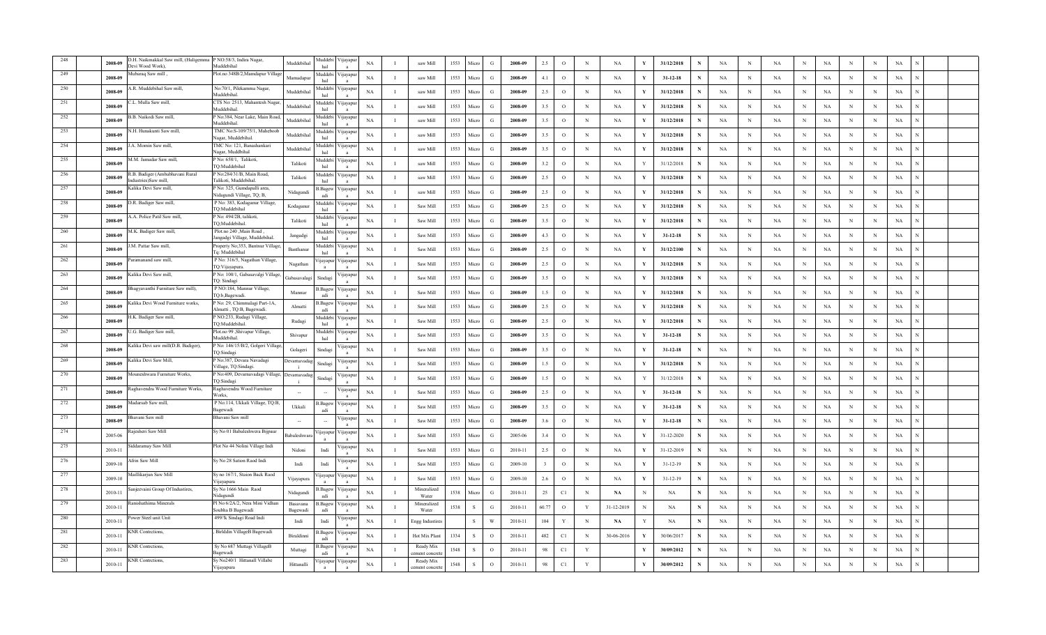| 248 | | 2008-09 | D.H. Naikmakkal Saw mill, (Huligemma Devi Wood Work), | P NO:58/3, Indira Nagar, Muddebihal | Muddebihal | Muddebihal | Vijayapura | NA | I | saw Mill | 1553 | Micro | G | 2008-09 | 2.5 | O | N | NA | Y | 31/12/2018 | N | NA | N | NA | N | NA | N | N | NA | N | |
|---|---|---|---|---|---|---|---|---|---|---|---|---|---|---|---|---|---|---|---|---|---|---|---|---|---|---|---|---|---|---|---|---|---|
| 249 | | 2008-09 | Mubaraq Saw mill , | Plot.no 348B/2,Mamdapur Village | Mamadapur | Muddebihal | Vijayapura | NA | I | saw Mill | 1553 | Micro | G | 2008-09 | 4.1 | O | N | NA | Y | 31-12-18 | N | NA | N | NA | N | NA | N | N | NA | N | |
| 250 | | 2008-09 | A.R. Muddebihal Saw mill, | No:70/1, Pilekamma Nagar, Muddebihal. | Muddebihal | Muddebihal | Vijayapura | NA | I | saw Mill | 1553 | Micro | G | 2008-09 | 2.5 | O | N | NA | Y | 31/12/2018 | N | NA | N | NA | N | NA | N | N | NA | N | |
| 251 | | 2008-09 | C.L. Mulla Saw mill, | CTS No: 2513, Mahantesh Nagar, Muddebihal. | Muddebihal | Muddebihal | Vijayapura | NA | I | saw Mill | 1553 | Micro | G | 2008-09 | 3.5 | O | N | NA | Y | 31/12/2018 | N | NA | N | NA | N | NA | N | N | NA | N | |
| 252 | | 2008-09 | B.B. Naikodi Saw mill, | P No:384, Near Lake, Main Road, Muddebihal. | Muddebihal | Muddebihal | Vijayapura | NA | I | saw Mill | 1553 | Micro | G | 2008-09 | 3.5 | O | N | NA | Y | 31/12/2018 | N | NA | N | NA | N | NA | N | N | NA | N | |
| 253 | | 2008-09 | N.H. Hunakunti Saw mill, | TMC No:S-109/75/1, Mahebood Nagar, Muddebihal. | Muddebihal | Muddebihal | Vijayapura | NA | I | saw Mill | 1553 | Micro | G | 2008-09 | 3.5 | O | N | NA | Y | 31/12/2018 | N | NA | N | NA | N | NA | N | N | NA | N | |
| 254 | | 2008-09 | I.A. Momin Saw mill, | TMC No: 121, Banashankari Nagar, Muddbihal | Muddebihal | Muddebihal | Vijayapura | NA | I | saw Mill | 1553 | Micro | G | 2008-09 | 3.5 | O | N | NA | Y | 31/12/2018 | N | NA | N | NA | N | NA | N | N | NA | N | |
| 255 | | 2008-09 | M.M. Jamadar Saw mill, | P No: 658/1, Talikoti, TQ:Muddebihal | Talikoti | Muddebihal | Vijayapura | NA | I | saw Mill | 1553 | Micro | G | 2008-09 | 3.2 | O | N | NA | Y | 31/12/2018 | N | NA | N | NA | N | NA | N | N | NA | N | |
| 256 | | 2008-09 | R.B. Badiger (Ambabhavani Rural Industries)Saw mill, | P No:284/31/B, Main Road, Talikoti, Muddebihal. | Talikoti | Muddebihal | Vijayapura | NA | I | saw Mill | 1553 | Micro | G | 2008-09 | 2.5 | O | N | NA | Y | 31/12/2018 | N | NA | N | NA | N | NA | N | N | NA | N | |
| 257 | | 2008-09 | Kalika Devi Saw mill, | P No: 325, Gumdapalli area, Nidagundi Village, TQ: B, | Nidagundi | B.Bagewadi | Vijayapura | NA | I | saw Mill | 1553 | Micro | G | 2008-09 | 2.5 | O | N | NA | Y | 31/12/2018 | N | NA | N | NA | N | NA | N | N | NA | N | |
| 258 | | 2008-09 | D.R. Badiger Saw mill, | P No: 383, Kodagamar Village, TQ:Muddebihal | Kodagamar | Muddebihal | Vijayapura | NA | I | Saw Mill | 1553 | Micro | G | 2008-09 | 2.5 | O | N | NA | Y | 31/12/2018 | N | NA | N | NA | N | NA | N | N | NA | N | |
| 259 | | 2008-09 | A.A. Police Patil Saw mill, | P No: 494/2B, talikoti, TQ;Muddebihal. | Talikoti | Muddebihal | Vijayapura | NA | I | Saw Mill | 1553 | Micro | G | 2008-09 | 3.5 | O | N | NA | Y | 31/12/2018 | N | NA | N | NA | N | NA | N | N | NA | N | |
| 260 | | 2008-09 | M.K. Badiger Saw mill, | Plot.no 240 ,Main Road , Jangadgi Village, Muddebihal. | Jangadgi | Muddebihal | Vijayapura | NA | I | Saw Mill | 1553 | Micro | G | 2008-09 | 4.3 | O | N | NA | Y | 31-12-18 | N | NA | N | NA | N | NA | N | N | NA | N | |
| 261 | | 2008-09 | J.M. Pattar Saw mill, | Property No;353, Bantnur Village, Tq: Muddebihal | Bantanur | Muddebihal | Vijayapura | NA | I | Saw Mill | 1553 | Micro | G | 2008-09 | 2.5 | O | N | NA | Y | 31/12/2100 | N | NA | N | NA | N | NA | N | N | NA | N | |
| 262 | | 2008-09 | Paramanand saw mill, | P No: 316/5, Nagathan Village, TQ:Vijayapura. | Nagathan | Vijayapura | Vijayapura | NA | I | Saw Mill | 1553 | Micro | G | 2008-09 | 2.5 | O | N | NA | Y | 31/12/2018 | N | NA | N | NA | N | NA | N | N | NA | N | |
| 263 | | 2008-09 | Kalika Devi Saw mill, | P No: 100/1, Gabasavalgi Village, TQ: Sindagi | Gabasavalagi | Sindagi | Vijayapura | NA | I | Saw Mill | 1553 | Micro | G | 2008-09 | 3.5 | O | N | NA | Y | 31/12/2018 | N | NA | N | NA | N | NA | N | N | NA | N | |
| 264 | | 2008-09 | Bhagyavanthi Furniture Saw mill), | P NO:184, Mannur Village, TQ:b,Bagewadi. | Mannur | B.Bagewadi | Vijayapura | NA | I | Saw Mill | 1553 | Micro | G | 2008-09 | 1.5 | O | N | NA | Y | 31/12/2018 | N | NA | N | NA | N | NA | N | N | NA | N | |
| 265 | | 2008-09 | Kalika Devi Wood Furniture works, | P No: 29, Chimmalagi Part-1A, Almatti , TQ:B, Bagewadi. | Almatti | B.Bagewadi | Vijayapura | NA | I | Saw Mill | 1553 | Micro | G | 2008-09 | 2.5 | O | N | NA | Y | 31/12/2018 | N | NA | N | NA | N | NA | N | N | NA | N | |
| 266 | | 2008-09 | H.K. Badiger Saw mill, | P NO:233, Rudagi Village, TQ:Muddebihal. | Rudagi | Muddebihal | Vijayapura | NA | I | Saw Mill | 1553 | Micro | G | 2008-09 | 2.5 | O | N | NA | Y | 31/12/2018 | N | NA | N | NA | N | NA | N | N | NA | N | |
| 267 | | 2008-09 | U.G. Badiger Saw mill, | Plot.no 99 ,Shivapur Village, Muddebihal. | Shivapur | Muddebihal | Vijayapura | NA | I | Saw Mill | 1553 | Micro | G | 2008-09 | 3.5 | O | N | NA | Y | 31-12-18 | N | NA | N | NA | N | NA | N | N | NA | N | |
| 268 | | 2008-09 | Kalika Devi saw mill(D.B. Badiger), | P No: 146/15/B/2, Golgeri Village, TQ:Sindagi | Golageri | Sindagi | Vijayapura | NA | I | Saw Mill | 1553 | Micro | G | 2008-09 | 3.5 | O | N | NA | Y | 31-12-18 | N | NA | N | NA | N | NA | N | N | NA | N | |
| 269 | | 2008-09 | Kalika Devi Saw Mill, | P No:387, Devara Navadagi Village, TQ:Sindagi. | Devaranavadagi | Sindagi | Vijayapura | NA | I | Saw Mill | 1553 | Micro | G | 2008-09 | 1.5 | O | N | NA | Y | 31/12/2018 | N | NA | N | NA | N | NA | N | N | NA | N | |
| 270 | | 2008-09 | Mouneshwara Furniture Works, | P No:409, Devarnavadagi Village, TQ:Sindagi | Devaranavadagi | Sindagi | Vijayapura | NA | I | Saw Mill | 1553 | Micro | G | 2008-09 | 1.5 | O | N | NA | Y | 31/12/2018 | N | NA | N | NA | N | NA | N | N | NA | N | |
| 271 | | 2008-09 | Raghavendra Wood Furniture Works, | Raghavendra Wood Furniture Works, | -- | -- | Vijayapura | NA | I | Saw Mill | 1553 | Micro | G | 2008-09 | 2.5 | O | N | NA | Y | 31-12-18 | N | NA | N | NA | N | NA | N | N | NA | N | |
| 272 | | 2008-09 | Madarsab Saw mill, | P No:114, Ukkali Village, TQ:B, Bagewadi | Ukkali | B.Bagewadi | Vijayapura | NA | I | Saw Mill | 1553 | Micro | G | 2008-09 | 3.5 | O | N | NA | Y | 31-12-18 | N | NA | N | NA | N | NA | N | N | NA | N | |
| 273 | | 2008-09 | Bhavani Saw mill | Bhavani Saw mill | -- | -- | Vijayapura | NA | I | Saw Mill | 1553 | Micro | G | 2008-09 | 3.6 | O | N | NA | Y | 31-12-18 | N | NA | N | NA | N | NA | N | N | NA | N | |
| 274 | | 2005-06 | Rajeshori Saw Mill | Sy No 01 Babaleshwera Bijpaur | Babaleshwara | Vijayapura | Vijayapura | NA | I | Saw Mill | 1553 | Micro | G | 2005-06 | 3.4 | O | N | NA | Y | 31-12-2020 | N | NA | N | NA | N | NA | N | N | NA | N | |
| 275 | | 2010-11 | Siddaramay Saw Mill | Plot No 44 Nolini Village Indi | Nidoni | Indi | Vijayapura | NA | I | Saw Mill | 1553 | Micro | G | 2010-11 | 2.5 | O | N | NA | Y | 31-12-2019 | N | NA | N | NA | N | NA | N | N | NA | N | |
| 276 | | 2009-10 | Afrin Saw Mill | Sy No 28 Sation Raod Indi | Indi | Indi | Vijayapura | NA | I | Saw Mill | 1553 | Micro | G | 2009-10 | 3 | O | N | NA | Y | 31-12-19 | N | NA | N | NA | N | NA | N | N | NA | N | |
| 277 | | 2009-10 | Maillikarjun Saw Mill | Sy no 167/1, Staion Back Raod Vijayapura | Vijayapura | Vijayapura | Vijayapura | NA | I | Saw Mill | 1553 | Micro | G | 2009-10 | 2.6 | O | N | NA | Y | 31-12-19 | N | NA | N | NA | N | NA | N | N | NA | N | |
| 278 | | 2010-11 | Sanjeevaini Group Of Industires, | Sy No.1666 Main Raod Nidagundi | Nidagundi | B.Bagewadi | Vijayapura | NA | I | Mineralized Water | 1538 | Micro | G | 2010-11 | 25 | C1 | N | NA | N | NA | N | NA | N | NA | N | NA | N | N | NA | N | |
| 279 | | 2010-11 | Ramshathima Minerals | Pl No:6/2A/2, Nera Mini Vidhan Soubha B Bagewadi | Basavana Bagewadi | B.Bagewadi | Vijayapura | NA | I | Mineralized Water | 1538 | S | G | 2010-11 | 60.77 | O | Y | 31-12-2019 | N | NA | N | NA | N | NA | N | NA | N | N | NA | N | |
| 280 | | 2010-11 | Power Steel unit Unit | 499/'K Sindagi Road Indi | Indi | Indi | Vijayapura | NA | I | Engg Industires | | S | W | 2010-11 | 104 | Y | N | NA | Y | NA | N | NA | N | NA | N | NA | N | N | NA | N | |
| 281 | | 2010-11 | KNR Contrctions, | , Birlddin VillageB Bagewadi | Biraldinni | B.Bagewadi | Vijayapura | NA | I | Hot Mix Plant | 1334 | S | O | 2010-11 | 482 | C1 | N | 30-06-2016 | Y | 30/06/2017 | N | NA | N | NA | N | NA | N | N | NA | N | |
| 282 | | 2010-11 | KNR Contrctions, | Sy No.687 Muttagi VillageB Bagewadi | Muttagi | B.Bagewadi | Vijayapura | NA | I | Ready Mix cement concrete | 1548 | S | O | 2010-11 | 98 | C1 | Y | | Y | 30/09/2012 | N | NA | N | NA | N | NA | N | N | NA | N | |
| 283 | | 2010-11 | KNR Contrctions, | Sy No240/1 Hittanall Villabe Vijayapura | Hittanalli | Vijayapura | Vijayapura | NA | I | Ready Mix cement concrete | 1548 | S | O | 2010-11 | 98 | C1 | Y | | Y | 30/09/2012 | N | NA | N | NA | N | NA | N | N | NA | N | |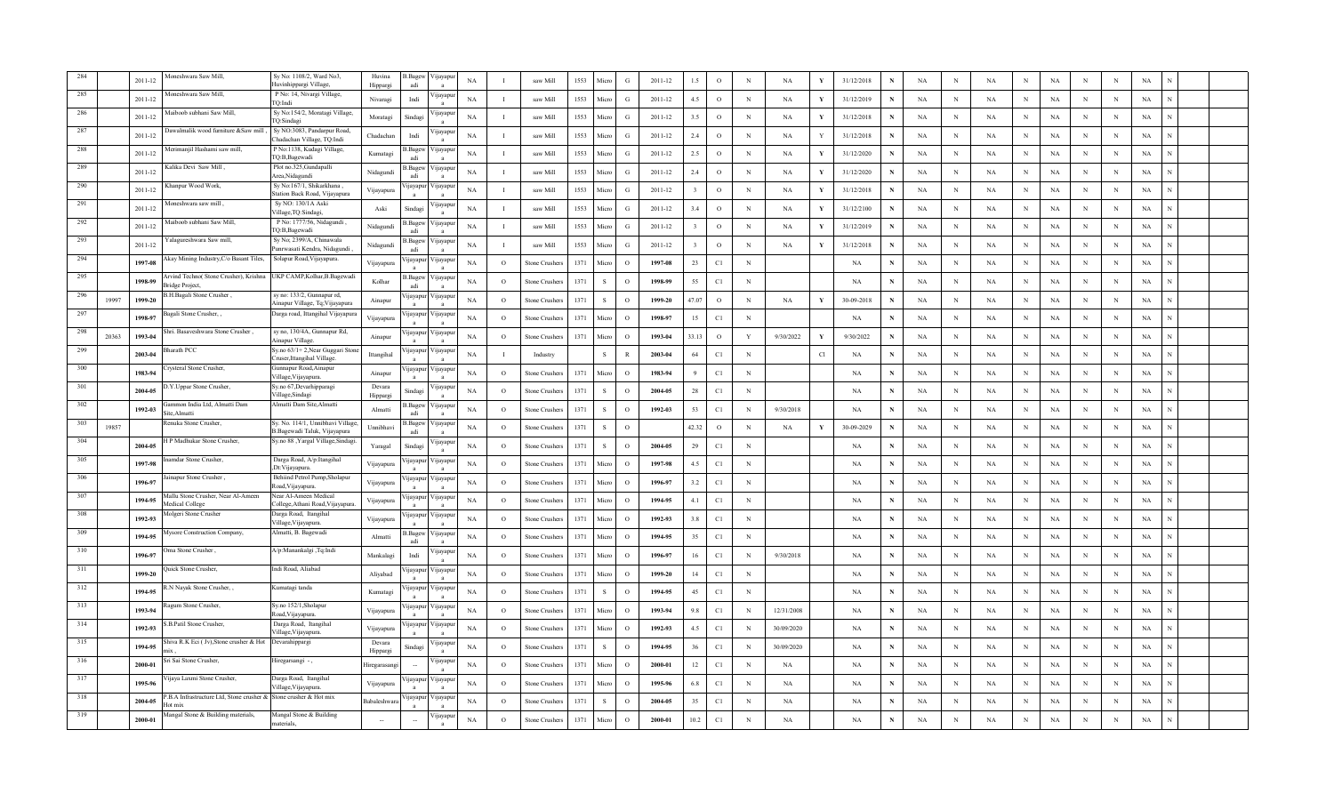| 284 | | 2011-12 | Moneshwara Saw Mill, | Sy No: 1108/2, Ward No3, Huvinhippargi Village, | Huvina Hippargi | B.Bagewadi | Vijayapura | NA | I | saw Mill | 1553 | Micro | G | 2011-12 | 1.5 | O | N | NA | Y | 31/12/2018 | N | NA | N | NA | N | NA | N | N | NA | N | | |
|---|---|---|---|---|---|---|---|---|---|---|---|---|---|---|---|---|---|---|---|---|---|---|---|---|---|---|---|---|---|---|---|---|
| 285 | | 2011-12 | Moneshwara Saw Mill, | P No: 14, Nivargi Village, TQ:Indi | Nivaragi | Indi | Vijayapura | NA | I | saw Mill | 1553 | Micro | G | 2011-12 | 4.5 | O | N | NA | Y | 31/12/2019 | N | NA | N | NA | N | NA | N | N | NA | N | | |
| 286 | | 2011-12 | Maiboob subhani Saw Mill, | Sy No:154/2, Moratagi Village, TQ:Sindagi | Moratagi | Sindagi | Vijayapura | NA | I | saw Mill | 1553 | Micro | G | 2011-12 | 3.5 | O | N | NA | Y | 31/12/2018 | N | NA | N | NA | N | NA | N | N | NA | N | | |
| 287 | | 2011-12 | Dawalmalik wood furniture &Saw mill , | Sy NO:3083, Pandarpur Road, Chadachan Village, TQ:Indi | Chadachan | Indi | Vijayapura | NA | I | saw Mill | 1553 | Micro | G | 2011-12 | 2.4 | O | N | NA | Y | 31/12/2018 | N | NA | N | NA | N | NA | N | N | NA | N | | |
| 288 | | 2011-12 | Merimanjil Hashami saw mill, | P No:1138, Kudagi Village, TQ:B,Bagewadi | Kumatagi | B.Bagewadi | Vijayapura | NA | I | saw Mill | 1553 | Micro | G | 2011-12 | 2.5 | O | N | NA | Y | 31/12/2020 | N | NA | N | NA | N | NA | N | N | NA | N | | |
| 289 | | 2011-12 | Kalika Devi Saw Mill , | Plot no.325,Gundapalli Area,Nidagundi | Nidagundi | B.Bagewadi | Vijayapura | NA | I | saw Mill | 1553 | Micro | G | 2011-12 | 2.4 | O | N | NA | Y | 31/12/2020 | N | NA | N | NA | N | NA | N | N | NA | N | | |
| 290 | | 2011-12 | Khanpur Wood Work, | Sy No.167/1, Shikarkhana , Station Back Road, Vijayapura | Vijayapura | Vijayapura | Vijayapura | NA | I | saw Mill | 1553 | Micro | G | 2011-12 | 3 | O | N | NA | Y | 31/12/2018 | N | NA | N | NA | N | NA | N | N | NA | N | | |
| 291 | | 2011-12 | Moneshwara saw mill , | Sy NO: 130/1A Aski Village,TQ:Sindagi, | Aski | Sindagi | Vijayapura | NA | I | saw Mill | 1553 | Micro | G | 2011-12 | 3.4 | O | N | NA | Y | 31/12/2100 | N | NA | N | NA | N | NA | N | N | NA | N | | |
| 292 | | 2011-12 | Maiboob subhani Saw Mill, | P No: 1777/56, Nidagundi , TQ:B,Bagewadi | Nidagundi | B.Bagewadi | Vijayapura | NA | I | saw Mill | 1553 | Micro | G | 2011-12 | 3 | O | N | NA | Y | 31/12/2019 | N | NA | N | NA | N | NA | N | N | NA | N | | |
| 293 | | 2011-12 | Yalagureshwara Saw mill, | Sy No; 2399/A, Chinawala Punrwasati Kendra, Nidagundi , | Nidagundi | B.Bagewadi | Vijayapura | NA | I | saw Mill | 1553 | Micro | G | 2011-12 | 3 | O | N | NA | Y | 31/12/2018 | N | NA | N | NA | N | NA | N | N | NA | N | | |
| 294 | | 1997-08 | Akay Mining Industry,C/o Basant Tiles, | Solapur Road,Vijayapura. | Vijayapura | Vijayapura | Vijayapura | NA | O | Stone Crushers | 1371 | Micro | O | 1997-08 | 23 | C1 | N | | | NA | N | NA | N | NA | N | NA | N | N | NA | N | | |
| 295 | | 1998-99 | Arvind Techno( Stone Crusher), Krishna Bridge Project, | UKP CAMP,Kolhar,B.Bagewadi | Kolhar | B.Bagewadi | Vijayapura | NA | O | Stone Crushers | 1371 | S | O | 1998-99 | 55 | C1 | N | | | NA | N | NA | N | NA | N | NA | N | N | NA | N | | |
| 296 | 19997 | 1999-20 | B.H.Baguli Stone Crusher , | sy no: 133/2, Gunnapur rd, Ainapur Village, Tq;Vijayapura | Ainapur | Vijayapura | Vijayapura | NA | O | Stone Crushers | 1371 | S | O | 1999-20 | 47.07 | O | N | NA | Y | 30-09-2018 | N | NA | N | NA | N | NA | N | N | NA | N | | |
| 297 | | 1998-97 | Baguli Stone Crusher, , | Darga road, Ittangihal Vijayapura | Vijayapura | Vijayapura | Vijayapura | NA | O | Stone Crushers | 1371 | Micro | O | 1998-97 | 15 | C1 | N | | | NA | N | NA | N | NA | N | NA | N | N | NA | N | | |
| 298 | 20363 | 1993-04 | Shri. Basaveshwara Stone Crusher , | sy no, 130/4A, Gunnapur Rd, Ainapur Village. | Ainapur | Vijayapura | Vijayapura | NA | O | Stone Crushers | 1371 | Micro | O | 1993-04 | 33.13 | O | Y | 9/30/2022 | Y | 9/30/2022 | N | NA | N | NA | N | NA | N | N | NA | N | | |
| 299 | | 2003-04 | Bharath PCC | Sy.no 63/1+ 2,Near Guggari Stone Cruser,Ittangihal Village. | Ittangihal | Vijayapura | Vijayapura | NA | I | Industry | | S | R | 2003-04 | 64 | C1 | N | | Cl | NA | N | NA | N | NA | N | NA | N | N | NA | N | | |
| 300 | | 1983-94 | Crysterol Stone Crusher, | Gunnapur Road,Ainapur Village,Vijayapura. | Ainapur | Vijayapura | Vijayapura | NA | O | Stone Crushers | 1371 | Micro | O | 1983-94 | 9 | C1 | N | | | NA | N | NA | N | NA | N | NA | N | N | NA | N | | |
| 301 | | 2004-05 | D.Y.Uppar Stone Crusher, | Sy.no 67,Devarhipparagi Village,Sindagi | Devara Hippargi | Sindagi | Vijayapura | NA | O | Stone Crushers | 1371 | S | O | 2004-05 | 28 | C1 | N | | | NA | N | NA | N | NA | N | NA | N | N | NA | N | | |
| 302 | | 1992-03 | Gammon India Ltd, Almatti Dam Site,Almatti | Almatti Dam Site,Almatti | Almatti | B.Bagewadi | Vijayapura | NA | O | Stone Crushers | 1371 | S | O | 1992-03 | 53 | C1 | N | 9/30/2018 | | NA | N | NA | N | NA | N | NA | N | N | NA | N | | |
| 303 | 19857 | | Renuka Stone Crusher, | Sy. No. 114/1, Unnibhavi Village, B.Bagewadi Taluk, Vijayapura | Unnibhavi | B.Bagewadi | Vijayapura | NA | O | Stone Crushers | 1371 | S | O | | 42.32 | O | N | NA | Y | 30-09-2029 | N | NA | N | NA | N | NA | N | N | NA | N | | |
| 304 | | 2004-05 | H P Madhukar Stone Crusher, | Sy.no 88 ,Yargal Village,Sindagi. | Yaragal | Sindagi | Vijayapura | NA | O | Stone Crushers | 1371 | S | O | 2004-05 | 29 | C1 | N | | | NA | N | NA | N | NA | N | NA | N | N | NA | N | | |
| 305 | | 1997-98 | Inamdar Stone Crusher, | Darga Road, A/p:Ittangihal ,Dt:Vijayapura. | Vijayapura | Vijayapura | Vijayapura | NA | O | Stone Crushers | 1371 | Micro | O | 1997-98 | 4.5 | C1 | N | | | NA | N | NA | N | NA | N | NA | N | N | NA | N | | |
| 306 | | 1996-97 | Jainapur Stone Crusher , | Behiind Petrol Pump,Sholapur Road,Vijayapura. | Vijayapura | Vijayapura | Vijayapura | NA | O | Stone Crushers | 1371 | Micro | O | 1996-97 | 3.2 | C1 | N | | | NA | N | NA | N | NA | N | NA | N | N | NA | N | | |
| 307 | | 1994-95 | Mallu Stone Crusher, Near Al-Ameen Medical College | Near Al-Ameen Medical College,Athani Road,Vijayapura. | Vijayapura | Vijayapura | Vijayapura | NA | O | Stone Crushers | 1371 | Micro | O | 1994-95 | 4.1 | C1 | N | | | NA | N | NA | N | NA | N | NA | N | N | NA | N | | |
| 308 | | 1992-93 | Molgeri Stone Crusher | Darga Road, Itangihal Village,Vijayapura. | Vijayapura | Vijayapura | Vijayapura | NA | O | Stone Crushers | 1371 | Micro | O | 1992-93 | 3.8 | C1 | N | | | NA | N | NA | N | NA | N | NA | N | N | NA | N | | |
| 309 | | 1994-95 | Mysore Construction Company, | Almatti, B. Bagewadi | Almatti | B.Bagewadi | Vijayapura | NA | O | Stone Crushers | 1371 | Micro | O | 1994-95 | 35 | C1 | N | | | NA | N | NA | N | NA | N | NA | N | N | NA | N | | |
| 310 | | 1996-97 | Oma Stone Crusher , | A/p:Manankalgi ,Tq:Indi | Mankalagi | Indi | Vijayapura | NA | O | Stone Crushers | 1371 | Micro | O | 1996-97 | 16 | C1 | N | 9/30/2018 | | NA | N | NA | N | NA | N | NA | N | N | NA | N | | |
| 311 | | 1999-20 | Quick Stone Crusher, | Indi Road, Aliabad | Aliyabad | Vijayapura | Vijayapura | NA | O | Stone Crushers | 1371 | Micro | O | 1999-20 | 14 | C1 | N | | | NA | N | NA | N | NA | N | NA | N | N | NA | N | | |
| 312 | | 1994-95 | R.N Nayak Stone Crusher, , | Kumatagi tanda | Kumatagi | Vijayapura | Vijayapura | NA | O | Stone Crushers | 1371 | S | O | 1994-95 | 45 | C1 | N | | | NA | N | NA | N | NA | N | NA | N | N | NA | N | | |
| 313 | | 1993-94 | Ragum Stone Crusher, | Sy.no 152/1,Sholapur Road,Vijayapura. | Vijayapura | Vijayapura | Vijayapura | NA | O | Stone Crushers | 1371 | Micro | O | 1993-94 | 9.8 | C1 | N | 12/31/2008 | | NA | N | NA | N | NA | N | NA | N | N | NA | N | | |
| 314 | | 1992-93 | S.B.Patil Stone Crusher, | Darga Road, Itangihal Village,Vijayapura. | Vijayapura | Vijayapura | Vijayapura | NA | O | Stone Crushers | 1371 | Micro | O | 1992-93 | 4.5 | C1 | N | 30/09/2020 | | NA | N | NA | N | NA | N | NA | N | N | NA | N | | |
| 315 | | 1994-95 | Shiva R.K Eci ( Jv),Stone crusher & Hot mix , | Devarahippargi | Devara Hippargi | Sindagi | Vijayapura | NA | O | Stone Crushers | 1371 | S | O | 1994-95 | 36 | C1 | N | 30/09/2020 | | NA | N | NA | N | NA | N | NA | N | N | NA | N | | |
| 316 | | 2000-01 | Sri Sai Stone Crusher, | Hiregarsangi - , | Hiregarasangi | -- | Vijayapura | NA | O | Stone Crushers | 1371 | Micro | O | 2000-01 | 12 | C1 | N | NA | | NA | N | NA | N | NA | N | NA | N | N | NA | N | | |
| 317 | | 1995-96 | Vijaya Laxmi Stone Crusher, | Darga Road, Itangihal Village,Vijayapura. | Vijayapura | Vijayapura | Vijayapura | NA | O | Stone Crushers | 1371 | Micro | O | 1995-96 | 6.8 | C1 | N | NA | | NA | N | NA | N | NA | N | NA | N | N | NA | N | | |
| 318 | | 2004-05 | P.B.A Infrastructure Ltd, Stone crusher & Hot mix | Stone crusher & Hot mix | Babaleshwara | Vijayapura | Vijayapura | NA | O | Stone Crushers | 1371 | S | O | 2004-05 | 35 | C1 | N | NA | | NA | N | NA | N | NA | N | NA | N | N | NA | N | | |
| 319 | | 2000-01 | Mangal Stone & Building materials, | Mangal Stone & Building materials, | -- | -- | Vijayapura | NA | O | Stone Crushers | 1371 | Micro | O | 2000-01 | 10.2 | C1 | N | NA | | NA | N | NA | N | NA | N | NA | N | N | NA | N | | |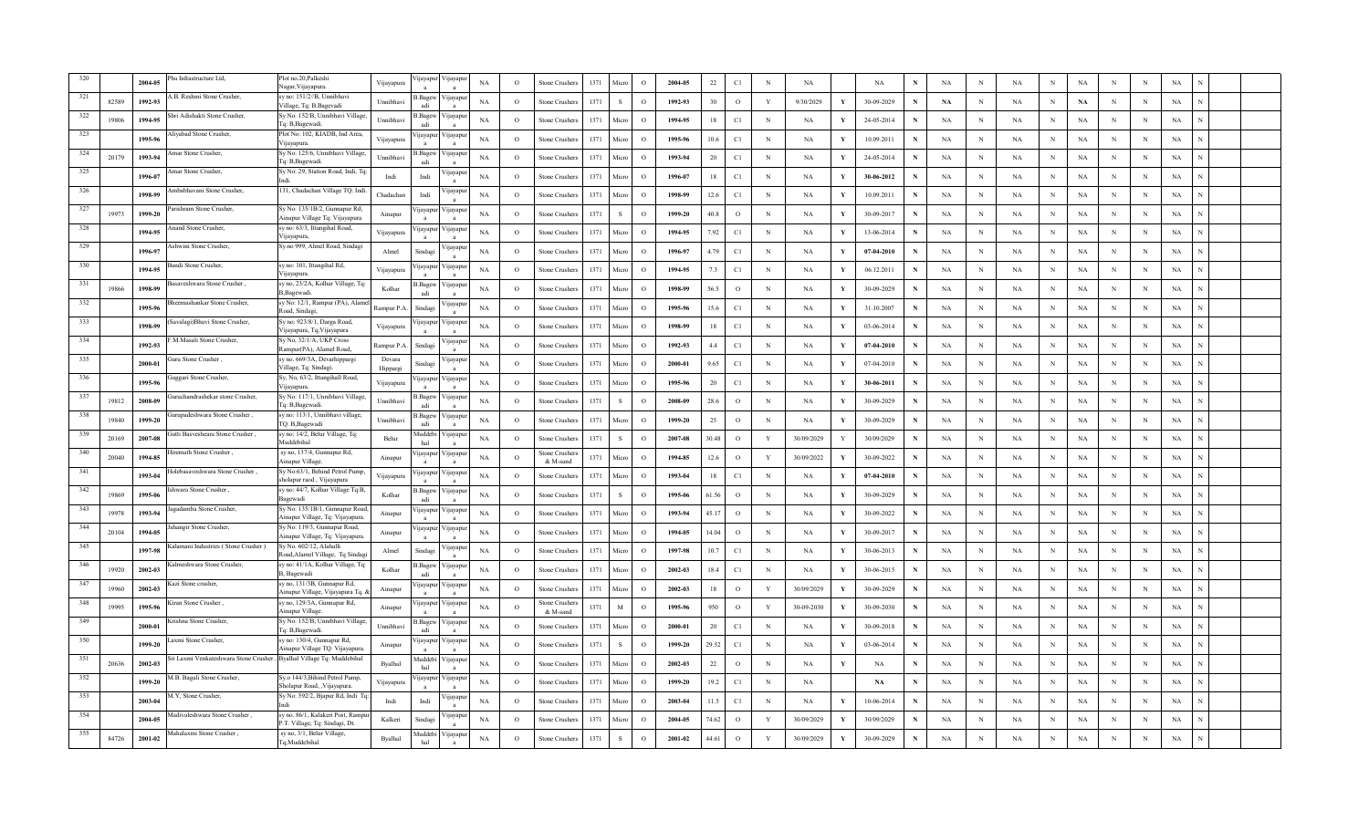| 320 | | 2004-05 | Pba Infrastructure Ltd, | Plot no.20,Palkeshi Nagar,Vijayapura. | Vijayapura | Vijayapura | Vijayapura | NA | O | Stone Crushers | 1371 | Micro | O | 2004-05 | 22 | C1 | N | NA | | NA | N | NA | N | NA | N | NA | N | N | NA | N | | |
|---|---|---|---|---|---|---|---|---|---|---|---|---|---|---|---|---|---|---|---|---|---|---|---|---|---|---|---|---|---|---|---|---|
| 321 | 82589 | 1992-93 | A.B. Reshmi Stone Crusher, | sy no: 151/2//B, Unnibhavi Village, Tq: B.Bagevadi | Unnibhavi | B.Bagewadi | Vijayapura | NA | O | Stone Crushers | 1371 | S | O | 1992-93 | 30 | O | Y | 9/30/2029 | Y | 30-09-2029 | N | NA | N | NA | N | NA | N | N | NA | N | | |
| 322 | 19806 | 1994-95 | Shri Adishakti Stone Crusher, | Sy No: 152/B, Unnibhavi Village, Tq: B,Bagewadi. | Unnibhavi | B.Bagewadi | Vijayapura | NA | O | Stone Crushers | 1371 | Micro | O | 1994-95 | 18 | C1 | N | NA | Y | 24-05-2014 | N | NA | N | NA | N | NA | N | N | NA | N | | |
| 323 | | 1995-96 | Aliyabad Stone Crusher, | Plot No: 102, KIADB, Ind Area, Vijayapura. | Vijayapura | Vijayapura | Vijayapura | NA | O | Stone Crushers | 1371 | Micro | O | 1995-96 | 10.6 | C1 | N | NA | Y | 10.09.2011 | N | NA | N | NA | N | NA | N | N | NA | N | | |
| 324 | 20179 | 1993-94 | Amar Stone Crusher, | Sy No: 125/6, Unnibhavi Village, Tq: B,Bagewadi. | Unnibhavi | B.Bagewadi | Vijayapura | NA | O | Stone Crushers | 1371 | Micro | O | 1993-94 | 20 | C1 | N | NA | Y | 24-05-2014 | N | NA | N | NA | N | NA | N | N | NA | N | | |
| 325 | | 1996-07 | Amar Stone Crusher, | Sy No: 29, Station Road, Indi, Tq: Indi. | Indi | Indi | Vijayapura | NA | O | Stone Crushers | 1371 | Micro | O | 1996-07 | 18 | C1 | N | NA | Y | 30-06-2012 | N | NA | N | NA | N | NA | N | N | NA | N | | |
| 326 | | 1998-99 | Ambabhavani Stone Crusher, | 131, Chadachan Village TQ: Indi. | Chadachan | Indi | Vijayapura | NA | O | Stone Crushers | 1371 | Micro | O | 1998-99 | 12.6 | C1 | N | NA | Y | 10.09.2011 | N | NA | N | NA | N | NA | N | N | NA | N | | |
| 327 | 19973 | 1999-20 | Parishram Stone Crusher, | Sy No: 135/1B/2, Gunnapur Rd, Ainapur Village Tq: Vijayapura | Ainapur | Vijayapura | Vijayapura | NA | O | Stone Crushers | 1371 | S | O | 1999-20 | 40.8 | O | N | NA | Y | 30-09-2017 | N | NA | N | NA | N | NA | N | N | NA | N | | |
| 328 | | 1994-95 | Anand Stone Crusher, | sy no: 63/3, Ittangihal Road, Vijayapura, | Vijayapura | Vijayapura | Vijayapura | NA | O | Stone Crushers | 1371 | Micro | O | 1994-95 | 7.92 | C1 | N | NA | Y | 13-06-2014 | N | NA | N | NA | N | NA | N | N | NA | N | | |
| 329 | | 1996-97 | Ashwini Stone Crusher, | Sy.no 999, Almel Road, Sindagi | Almel | Sindagi | Vijayapura | NA | O | Stone Crushers | 1371 | Micro | O | 1996-97 | 4.79 | C1 | N | NA | Y | 07-04-2010 | N | NA | N | NA | N | NA | N | N | NA | N | | |
| 330 | | 1994-95 | Bandi Stone Crusher, | sy no: 101, Ittangihal Rd, Vijayapura. | Vijayapura | Vijayapura | Vijayapura | NA | O | Stone Crushers | 1371 | Micro | O | 1994-95 | 7.3 | C1 | N | NA | Y | 06.12.2011 | N | NA | N | NA | N | NA | N | N | NA | N | | |
| 331 | 19866 | 1998-99 | Basaveshwara Stone Crusher , | sy no, 23/2A, Kolhar Village, Tq: B,Bagewadi. | Kolhar | B.Bagewadi | Vijayapura | NA | O | Stone Crushers | 1371 | Micro | O | 1998-99 | 56.5 | O | N | NA | Y | 30-09-2029 | N | NA | N | NA | N | NA | N | N | NA | N | | |
| 332 | | 1995-96 | Bheemashankar Stone Crusher, | sy No: 12/1, Rampur (PA), Alamel Road, Sindagi, | Rampur P.A. | Sindagi | Vijayapura | NA | O | Stone Crushers | 1371 | Micro | O | 1995-96 | 15.6 | C1 | N | NA | Y | 31.10.2007 | N | NA | N | NA | N | NA | N | N | NA | N | | |
| 333 | | 1998-99 | (Savalagi)Bhavi Stone Crusher, | Sy no: 923/8/1, Darga Road, Vijayapura, Tq:Vijayapura | Vijayapura | Vijayapura | Vijayapura | NA | O | Stone Crushers | 1371 | Micro | O | 1998-99 | 18 | C1 | N | NA | Y | 03-06-2014 | N | NA | N | NA | N | NA | N | N | NA | N | | |
| 334 | | 1992-93 | F.M.Masali Stone Crusher, | Sy No, 32/1/A, UKP Cross Rampur(PA), Alamel Road, | Rampur P.A. | Sindagi | Vijayapura | NA | O | Stone Crushers | 1371 | Micro | O | 1992-93 | 4.4 | C1 | N | NA | Y | 07-04-2010 | N | NA | N | NA | N | NA | N | N | NA | N | | |
| 335 | | 2000-01 | Guru Stone Crusher , | sy no. 669/3A, Devarhipparagi Village, Tq: Sindagi. | Devara Hipparagi | Sindagi | Vijayapura | NA | O | Stone Crushers | 1371 | Micro | O | 2000-01 | 9.65 | C1 | N | NA | Y | 07-04-2010 | N | NA | N | NA | N | NA | N | N | NA | N | | |
| 336 | | 1995-96 | Guggari Stone Crusher, | Sy, No, 63/2, Ittangihall Road, Vijayapura. | Vijayapura | Vijayapura | Vijayapura | NA | O | Stone Crushers | 1371 | Micro | O | 1995-96 | 20 | C1 | N | NA | Y | 30-06-2011 | N | NA | N | NA | N | NA | N | N | NA | N | | |
| 337 | 19812 | 2008-09 | Guruchandrashekar stone Crusher, | Sy No: 117/1, Unnibhavi Village, Tq: B,Bagewadi. | Unnibhavi | B.Bagewadi | Vijayapura | NA | O | Stone Crushers | 1371 | S | O | 2008-09 | 28.6 | O | N | NA | Y | 30-09-2029 | N | NA | N | NA | N | NA | N | N | NA | N | | |
| 338 | 19840 | 1999-20 | Gurupadeshwara Stone Crusher , | sy no: 113/1, Unnibhavi village, TQ: B,Bagewadi | Unnibhavi | B.Bagewadi | Vijayapura | NA | O | Stone Crushers | 1371 | Micro | O | 1999-20 | 25 | O | N | NA | Y | 30-09-2029 | N | NA | N | NA | N | NA | N | N | NA | N | | |
| 339 | 20169 | 2007-08 | Gutti Basvesheara Stone Crusher , | sy no: 14/2, Belur Village, Tq: Muddebihal | Belur | Muddebihal | Vijayapura | NA | O | Stone Crushers | 1371 | S | O | 2007-08 | 30.48 | O | Y | 30/09/2029 | Y | 30/09/2029 | N | NA | N | NA | N | NA | N | N | NA | N | | |
| 340 | 20040 | 1994-85 | Hiremath Stone Crusher , | sy no, 137/4, Gunnapur Rd, Ainapur Village. | Ainapur | Vijayapura | Vijayapura | NA | O | Stone Crushers & M-sand | 1371 | Micro | O | 1994-85 | 12.6 | O | Y | 30/09/2022 | Y | 30-09-2022 | N | NA | N | NA | N | NA | N | N | NA | N | | |
| 341 | | 1993-04 | Holebasaveshwara Stone Crusher , | Sy No.63/1, Behind Petrol Pump, sholapur raod , Vijayapura | Vijayapura | Vijayapura | Vijayapura | NA | O | Stone Crushers | 1371 | Micro | O | 1993-04 | 18 | C1 | N | NA | Y | 07-04-2010 | N | NA | N | NA | N | NA | N | N | NA | N | | |
| 342 | 19869 | 1995-06 | Ishwara Stone Crusher , | sy no: 44/7, Kolhar Village Tq:B, Bagewadi | Kolhar | B.Bagewadi | Vijayapura | NA | O | Stone Crushers | 1371 | S | O | 1995-06 | 61.56 | O | N | NA | Y | 30-09-2029 | N | NA | N | NA | N | NA | N | N | NA | N | | |
| 343 | 19978 | 1993-94 | Jagadamba Stone Crusher, | Sy No: 135/1B/1, Gunnapur Road, Ainapur Village, Tq: Vijayapura. | Ainapur | Vijayapura | Vijayapura | NA | O | Stone Crushers | 1371 | Micro | O | 1993-94 | 45.17 | O | N | NA | Y | 30-09-2022 | N | NA | N | NA | N | NA | N | N | NA | N | | |
| 344 | 20104 | 1994-05 | Jahangir Stone Crusher, | Sy No: 119/3, Gunnapur Road, Ainapur Village, Tq: Vijayapura. | Ainapur | Vijayapura | Vijayapura | NA | O | Stone Crushers | 1371 | Micro | O | 1994-05 | 14.04 | O | N | NA | Y | 30-09-2017 | N | NA | N | NA | N | NA | N | N | NA | N | | |
| 345 | | 1997-98 | Kalamani Industries ( Stone Crusher ) | Sy No. 602/12, Alahalli Road,Alamel Village, Tq Sindagi | Almel | Sindagi | Vijayapura | NA | O | Stone Crushers | 1371 | Micro | O | 1997-98 | 10.7 | C1 | N | NA | Y | 30-06-2013 | N | NA | N | NA | N | NA | N | N | NA | N | | |
| 346 | 19920 | 2002-03 | Kalmeshwara Stone Crusher, | sy no: 41/1A, Kolhar Village, Tq: B, Bagewadi | Kolhar | B.Bagewadi | Vijayapura | NA | O | Stone Crushers | 1371 | Micro | O | 2002-03 | 18.4 | C1 | N | NA | Y | 30-06-2015 | N | NA | N | NA | N | NA | N | N | NA | N | | |
| 347 | 19960 | 2002-03 | Kazi Stone crusher, | sy no, 131/3B, Gunnapur Rd, Ainapur Village, Vijayapura Tq. & | Ainapur | Vijayapura | Vijayapura | NA | O | Stone Crushers | 1371 | Micro | O | 2002-03 | 18 | O | Y | 30/09/2029 | Y | 30-09-2029 | N | NA | N | NA | N | NA | N | N | NA | N | | |
| 348 | 19995 | 1995-96 | Kiran Stone Crusher , | sy no, 129/3A, Gunnapur Rd, Ainapur Village. | Ainapur | Vijayapura | Vijayapura | NA | O | Stone Crushers & M-sand | 1371 | M | O | 1995-96 | 950 | O | Y | 30-09-2030 | Y | 30-09-2030 | N | NA | N | NA | N | NA | N | N | NA | N | | |
| 349 | | 2000-01 | Krishna Stone Crusher, | Sy No: 152/B, Unnibhavi Village, Tq: B,Bagewadi. | Unnibhavi | B.Bagewadi | Vijayapura | NA | O | Stone Crushers | 1371 | Micro | O | 2000-01 | 20 | C1 | N | NA | Y | 30-09-2018 | N | NA | N | NA | N | NA | N | N | NA | N | | |
| 350 | | 1999-20 | Laxmi Stone Crusher, | sy no: 130/4, Gunnapur Rd, Ainapur Village TQ: Vijayapura. | Ainapur | Vijayapura | Vijayapura | NA | O | Stone Crushers | 1371 | S | O | 1999-20 | 29.52 | C1 | N | NA | Y | 03-06-2014 | N | NA | N | NA | N | NA | N | N | NA | N | | |
| 351 | 20636 | 2002-03 | Sri Laxmi Venkateshwara Stone Crusher , | Byalhal Village Tq: Muddebihal | Byalhal | Muddebihal | Vijayapura | NA | O | Stone Crushers | 1371 | Micro | O | 2002-03 | 22 | O | N | NA | Y | NA | N | NA | N | NA | N | NA | N | N | NA | N | | |
| 352 | | 1999-20 | M.B. Bagali Stone Crusher, | Sy.o 144/3,Bihind Petrol Pump, Sholapur Road, ,Vijayapura. | Vijayapura | Vijayapura | Vijayapura | NA | O | Stone Crushers | 1371 | Micro | O | 1999-20 | 19.2 | C1 | N | NA | | NA | N | NA | N | NA | N | NA | N | N | NA | N | | |
| 353 | | 2003-04 | M.Y, Stone Crusher, | Sy No: 592/2, Bjapur Rd, Indi Tq: Indi | Indi | Indi | Vijayapura | NA | O | Stone Crushers | 1371 | Micro | O | 2003-04 | 11.5 | C1 | N | NA | Y | 10-06-2014 | N | NA | N | NA | N | NA | N | N | NA | N | | |
| 354 | | 2004-05 | Madivaleshwara Stone Crusher , | sy no: 86/1, Kalakeri Post, Rampur P.T. Village, Tq: Sindagi, Dt. | Kalkeri | Sindagi | Vijayapura | NA | O | Stone Crushers | 1371 | Micro | O | 2004-05 | 74.62 | O | Y | 30/09/2029 | Y | 30/09/2029 | N | NA | N | NA | N | NA | N | N | NA | N | | |
| 355 | 84726 | 2001-02 | Mahalaxmi Stone Crusher , | sy no, 3/1, Belur Village, Tq;Muddebihal | Byalhal | Muddebihal | Vijayapura | NA | O | Stone Crushers | 1371 | S | O | 2001-02 | 44.61 | O | Y | 30/09/2029 | Y | 30-09-2029 | N | NA | N | NA | N | NA | N | N | NA | N | | |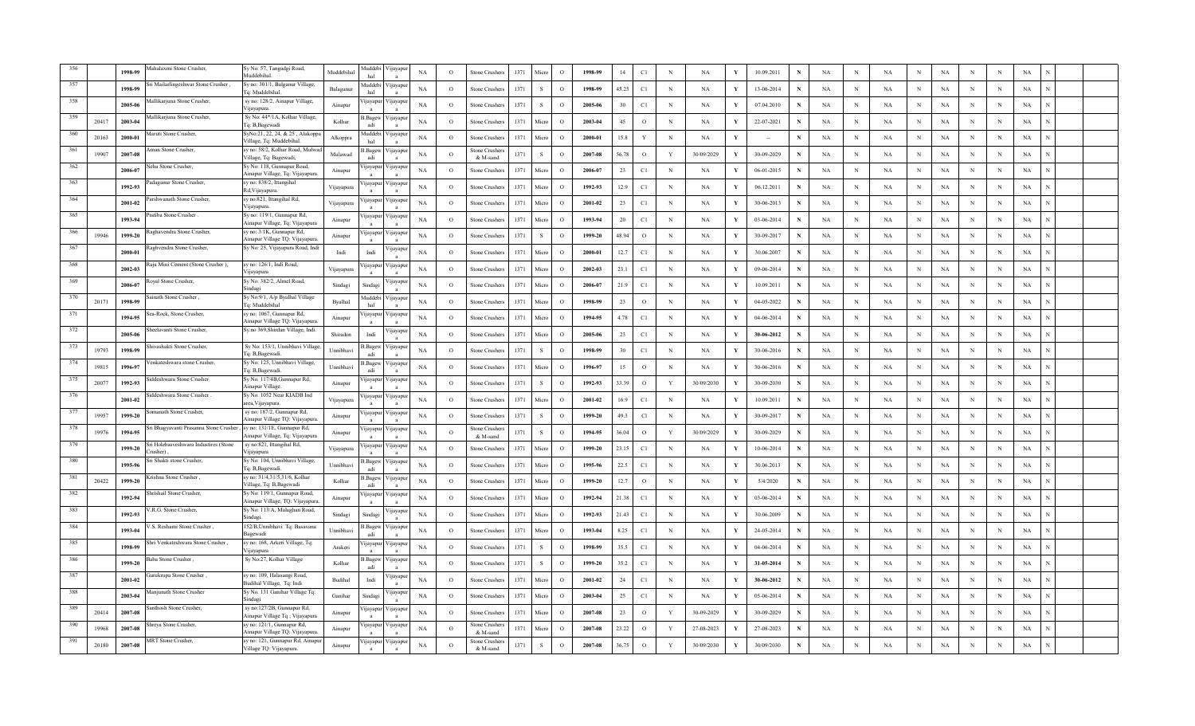| 356 | | 1998-99 | Mahalaxmi Stone Crusher, | Sy No: 57, Tangadgi Road, Muddebihal. | Muddebihal | Muddebihal | Vijayapura | NA | O | Stone Crushers | 1371 | Micro | O | 1998-99 | 14 | C1 | N | NA | Y | 10.09.2011 | N | NA | N | NA | N | NA | N | N | NA | N | | |
|---|---|---|---|---|---|---|---|---|---|---|---|---|---|---|---|---|---|---|---|---|---|---|---|---|---|---|---|---|---|---|---|---|
| 357 | | 1998-99 | Sri Mallarlingeshwar Stone Crusher , | Sy no: 301/1, Balganur Village, Tq: Muddebihal. | Balaganur | Muddebihal | Vijayapura | NA | O | Stone Crushers | 1371 | S | O | 1998-99 | 45.25 | C1 | N | NA | Y | 13-06-2014 | N | NA | N | NA | N | NA | N | N | NA | N | | |
| 358 | | 2005-06 | Mallikarjuna Stone Crusher, | sy no: 128/2, Ainapur Village, Vijayapura. | Ainapur | Vijayapura | Vijayapura | NA | O | Stone Crushers | 1371 | S | O | 2005-06 | 30 | C1 | N | NA | Y | 07.04.2010 | N | NA | N | NA | N | NA | N | N | NA | N | | |
| 359 | 20417 | 2003-04 | Mallikarjuna Stone Crusher, | Sy No: 44*/1A, Kolhar Village, Tq: B,Bagewadi | Kolhar | B.Bagewadi | Vijayapura | NA | O | Stone Crushers | 1371 | Micro | O | 2003-04 | 45 | O | N | NA | Y | 22-07-2021 | N | NA | N | NA | N | NA | N | N | NA | N | | |
| 360 | 20163 | 2000-01 | Maruti Stone Crusher, | SyNo:21, 22, 24, & 25 , Alakoppa Village, Tq: Muddebihal. | Alkoppra | Muddebihal | Vijayapura | NA | O | Stone Crushers | 1371 | Micro | O | 2000-01 | 15.8 | Y | N | NA | Y | -- | N | NA | N | NA | N | NA | N | N | NA | N | | |
| 361 | 19907 | 2007-08 | Aman Stone Crusher, | sy no: 58/2, Kolhar Road, Mulwad Village, Tq: Bagewadi, | Mulawad | B.Bagewadi | Vijayapura | NA | O | Stone Crushers & M-sand | 1371 | S | O | 2007-08 | 56.78 | O | Y | 30/09/2029 | Y | 30-09-2029 | N | NA | N | NA | N | NA | N | N | NA | N | | |
| 362 | | 2006-07 | Neha Stone Crusher, | Sy No: 118, Gunnapur Road, Ainapur Village, Tq: Vijayapura. | Ainapur | Vijayapura | Vijayapura | NA | O | Stone Crushers | 1371 | Micro | O | 2006-07 | 23 | C1 | N | NA | Y | 06-01-2015 | N | NA | N | NA | N | NA | N | N | NA | N | | |
| 363 | | 1992-93 | Padaganur Stone Crusher, | sy no: 838/2, Ittangihal Rd,Vijayapura. | Vijayapura | Vijayapura | Vijayapura | NA | O | Stone Crushers | 1371 | Micro | O | 1992-93 | 12.9 | C1 | N | NA | Y | 06.12.2011 | N | NA | N | NA | N | NA | N | N | NA | N | | |
| 364 | | 2001-02 | Parshwanath Stone Crusher, | sy no:821, Ittangihal Rd, Vijayapura. | Vijayapura | Vijayapura | Vijayapura | NA | O | Stone Crushers | 1371 | Micro | O | 2001-02 | 23 | C1 | N | NA | Y | 30-06-2013 | N | NA | N | NA | N | NA | N | N | NA | N | | |
| 365 | | 1993-94 | Pratibha Stone Crusher . | Sy no: 119/1, Gunnapur Rd, Ainapur Village, Tq. Vijayapura | Ainapur | Vijayapura | Vijayapura | NA | O | Stone Crushers | 1371 | Micro | O | 1993-94 | 20 | C1 | N | NA | Y | 03-06-2014 | N | NA | N | NA | N | NA | N | N | NA | N | | |
| 366 | 19946 | 1999-20 | Raghavendra Stone Crusher, | sy no: 3/1K, Gunnapur Rd, Ainapur Village TQ: Vijayapura. | Ainapur | Vijayapura | Vijayapura | NA | O | Stone Crushers | 1371 | S | O | 1999-20 | 48.94 | O | N | NA | Y | 30-09-2017 | N | NA | N | NA | N | NA | N | N | NA | N | | |
| 367 | | 2000-01 | Raghvendra Stone Crusher, | Sy No: 25, Vijayapura Road, Indi | Indi | Indi | Vijayapura | NA | O | Stone Crushers | 1371 | Micro | O | 2000-01 | 12.7 | C1 | N | NA | Y | 30.06.2007 | N | NA | N | NA | N | NA | N | N | NA | N | | |
| 368 | | 2002-03 | Raja Mini Cement (Stone Crusher ), | sy no: 126/1, Indi Road, Vijayapura | Vijayapura | Vijayapura | Vijayapura | NA | O | Stone Crushers | 1371 | Micro | O | 2002-03 | 23.1 | C1 | N | NA | Y | 09-06-2014 | N | NA | N | NA | N | NA | N | N | NA | N | | |
| 369 | | 2006-07 | Royal Stone Crusher, | Sy No: 382/2, Almel Road, Sindagi | Sindagi | Sindagi | Vijayapura | NA | O | Stone Crushers | 1371 | Micro | O | 2006-07 | 21.9 | C1 | N | NA | Y | 10.09.2011 | N | NA | N | NA | N | NA | N | N | NA | N | | |
| 370 | 20171 | 1998-99 | Sainath Stone Crusher , | Sy No:9/1, A/p Byalhal Village Tq: Muddebihal | Byalhal | Muddebihal | Vijayapura | NA | O | Stone Crushers | 1371 | Micro | O | 1998-99 | 23 | O | N | NA | Y | 04-05-2022 | N | NA | N | NA | N | NA | N | N | NA | N | | |
| 371 | | 1994-95 | Sea-Rock, Stone Crusher, | sy no: 1067, Gunnapur Rd, Ainapur Village TQ: Vijayapura. | Ainapur | Vijayapura | Vijayapura | NA | O | Stone Crushers | 1371 | Micro | O | 1994-95 | 4.78 | C1 | N | NA | Y | 04-06-2014 | N | NA | N | NA | N | NA | N | N | NA | N | | |
| 372 | | 2005-06 | Sheelavanti Stone Crusher, | Sy.no 369,Shirdan Village, Indi. | Shiradon | Indi | Vijayapura | NA | O | Stone Crushers | 1371 | Micro | O | 2005-06 | 23 | C1 | N | NA | Y | 30-06-2012 | N | NA | N | NA | N | NA | N | N | NA | N | | |
| 373 | 19793 | 1998-99 | Shivashakti Stone Crusher, | Sy No: 153/1, Unnibhavi Village, Tq: B,Bagewadi. | Unnibhavi | B.Bagewadi | Vijayapura | NA | O | Stone Crushers | 1371 | S | O | 1998-99 | 30 | C1 | N | NA | Y | 30-06-2016 | N | NA | N | NA | N | NA | N | N | NA | N | | |
| 374 | 19815 | 1996-97 | Venkateshwara stone Crusher, | Sy No: 125, Unnibhavi Village, Tq: B,Bagewadi. | Unnibhavi | B.Bagewadi | Vijayapura | NA | O | Stone Crushers | 1371 | Micro | O | 1996-97 | 15 | O | N | NA | Y | 30-06-2016 | N | NA | N | NA | N | NA | N | N | NA | N | | |
| 375 | 20077 | 1992-93 | Siddeshwara Stone Crusher | Sy No. 117/4B,Gunnapur Rd, Ainapur Village. | Ainapur | Vijayapura | Vijayapura | NA | O | Stone Crushers | 1371 | S | O | 1992-93 | 33.39 | O | Y | 30/09/2030 | Y | 30-09-2030 | N | NA | N | NA | N | NA | N | N | NA | N | | |
| 376 | | 2001-02 | Siddeshwara Stone Crusher . | Sy No. 1052 Near KIADB Ind area,Vijayapura. | Vijayapura | Vijayapura | Vijayapura | NA | O | Stone Crushers | 1371 | Micro | O | 2001-02 | 16.9 | C1 | N | NA | Y | 10.09.2011 | N | NA | N | NA | N | NA | N | N | NA | N | | |
| 377 | 19957 | 1999-20 | Somanath Stone Crusher, | sy no: 187/2, Gunnapur Rd, Ainapur Village TQ: Vijayapura. | Ainapur | Vijayapura | Vijayapura | NA | O | Stone Crushers | 1371 | S | O | 1999-20 | 49.3 | Cl | N | NA | Y | 30-09-2017 | N | NA | N | NA | N | NA | N | N | NA | N | | |
| 378 | 19976 | 1994-95 | Sri Bhagyavanti Prasanna Stone Crusher , | sy no: 131/1E, Gunnapur Rd, Ainapur Village, Tq: Vijayapura | Ainapur | Vijayapura | Vijayapura | NA | O | Stone Crushers & M-sand | 1371 | S | O | 1994-95 | 36.04 | O | Y | 30/09/2029 | Y | 30-09-2029 | N | NA | N | NA | N | NA | N | N | NA | N | | |
| 379 | | 1999-20 | Sri Holebasveshwara Industires (Stone Crusher) , | sy no:821, Ittangihal Rd, Vijayapura | Vijayapura | Vijayapura | Vijayapura | NA | O | Stone Crushers | 1371 | Micro | O | 1999-20 | 23.15 | C1 | N | NA | Y | 10-06-2014 | N | NA | N | NA | N | NA | N | N | NA | N | | |
| 380 | | 1995-96 | Sri Shakti stone Crusher, | Sy No: 104, Unnibhavi Village, Tq: B,Bagewadi. | Unnibhavi | B.Bagewadi | Vijayapura | NA | O | Stone Crushers | 1371 | Micro | O | 1995-96 | 22.5 | C1 | N | NA | Y | 30.06.2013 | N | NA | N | NA | N | NA | N | N | NA | N | | |
| 381 | 20422 | 1999-20 | Krishna Stone Crusher , | sy no: 31/4,31/5,31/6, Kolhar Village, Tq: B,Bagewadi | Kolhar | B.Bagewadi | Vijayapura | NA | O | Stone Crushers | 1371 | Micro | O | 1999-20 | 12.7 | O | N | NA | Y | 5/4/2020 | N | NA | N | NA | N | NA | N | N | NA | N | | |
| 382 | | 1992-94 | Shrishail Stone Crusher, | Sy No: 119/1, Gunnapur Road, Ainapur Village, TQ: Vijayapura. | Ainapur | Vijayapura | Vijayapura | NA | O | Stone Crushers | 1371 | Micro | O | 1992-94 | 21.38 | C1 | N | NA | Y | 03-06-2014 | N | NA | N | NA | N | NA | N | N | NA | N | | |
| 383 | | 1992-93 | V.R.G. Stone Crusher, | Sy No: 113/A, Malaghan Road, Sindagi. | Sindagi | Sindagi | Vijayapura | NA | O | Stone Crushers | 1371 | Micro | O | 1992-93 | 21.43 | C1 | N | NA | Y | 30.06.2009 | N | NA | N | NA | N | NA | N | N | NA | N | | |
| 384 | | 1993-04 | V.S. Reshami Stone Crusher , | 152/B,Unnibhavi Tq: Basavana Bagewadi | Unnibhavi | B.Bagewadi | Vijayapura | NA | O | Stone Crushers | 1371 | Micro | O | 1993-04 | 8.25 | C1 | N | NA | Y | 24-05-2014 | N | NA | N | NA | N | NA | N | N | NA | N | | |
| 385 | | 1998-99 | Shri Venkateshwara Stone Crusher , | sy no: 168, Arkeri Village, Tq: Vijayapura | Arakeri | Vijayapura | Vijayapura | NA | O | Stone Crushers | 1371 | S | O | 1998-99 | 35.5 | C1 | N | NA | Y | 04-06-2014 | N | NA | N | NA | N | NA | N | N | NA | N | | |
| 386 | | 1999-20 | Baba Stone Crusher , | Sy No:27, Kolhar Village | Kolhar | B.Bagewadi | Vijayapura | NA | O | Stone Crushers | 1371 | S | O | 1999-20 | 35.2 | C1 | N | NA | Y | 31-05-2014 | N | NA | N | NA | N | NA | N | N | NA | N | | |
| 387 | | 2001-02 | Gurukrupa Stone Crusher , | sy no: 109, Halasangi Road, Budihal Village, Tq: Indi | Budihal | Indi | Vijayapura | NA | O | Stone Crushers | 1371 | Micro | O | 2001-02 | 24 | C1 | N | NA | Y | 30-06-2012 | N | NA | N | NA | N | NA | N | N | NA | N | | |
| 388 | | 2003-04 | Manjunath Stone Crusher | Sy No. 131 Ganihar Village Tq: Sindagi | Ganihar | Sindagi | Vijayapura | NA | O | Stone Crushers | 1371 | Micro | O | 2003-04 | 25 | C1 | N | NA | Y | 05-06-2014 | N | NA | N | NA | N | NA | N | N | NA | N | | |
| 389 | 20414 | 2007-08 | Santhosh Stone Crusher, | sy no:127/2B, Gunnapur Rd, Ainapur Village Tq : Vijayapura | Ainapur | Vijayapura | Vijayapura | NA | O | Stone Crushers | 1371 | Micro | O | 2007-08 | 23 | O | Y | 30-09-2029 | Y | 30-09-2029 | N | NA | N | NA | N | NA | N | N | NA | N | | |
| 390 | 19968 | 2007-08 | Shreya Stone Crusher, | sy no: 121/1, Gunnapur Rd, Ainapur Village TQ: Vijayapura. | Ainapur | Vijayapura | Vijayapura | NA | O | Stone Crushers & M-sand | 1371 | Micro | O | 2007-08 | 23.22 | O | Y | 27-08-2023 | Y | 27-08-2023 | N | NA | N | NA | N | NA | N | N | NA | N | | |
| 391 | 20180 | 2007-08 | MRT Stone Crusher, | sy no: 121, Gunnapur Rd, Ainapur Village TQ: Vijayapura. | Ainapur | Vijayapura | Vijayapura | NA | O | Stone Crushers & M-sand | 1371 | S | O | 2007-08 | 36.75 | O | Y | 30/09/2030 | Y | 30/09/2030 | N | NA | N | NA | N | NA | N | N | NA | N | | |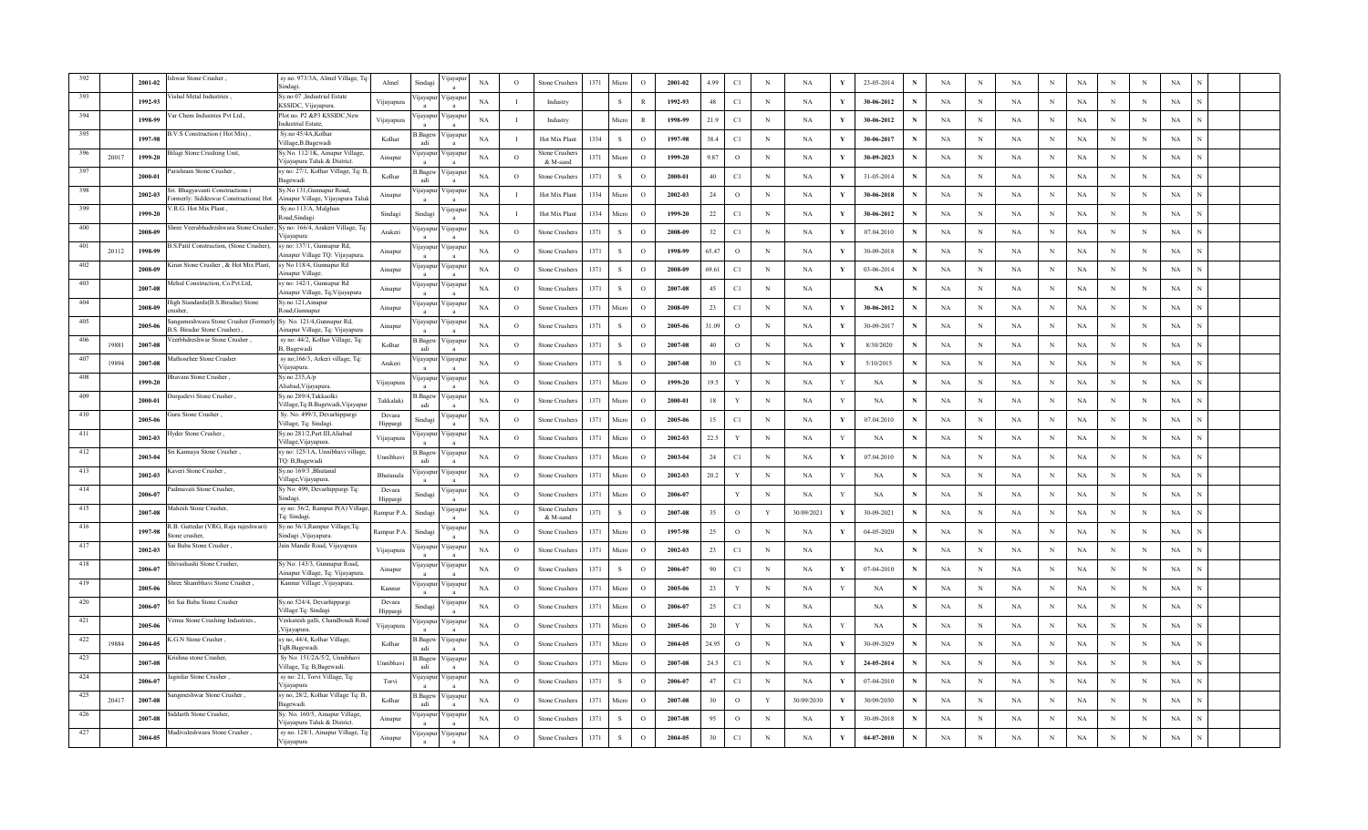| | | | | | | | | | | | | | | | | | | | | | | | | | | | | | | |
|---|---|---|---|---|---|---|---|---|---|---|---|---|---|---|---|---|---|---|---|---|---|---|---|---|---|---|---|---|---|---|
| 392 | | 2001-02 | Ishwar Stone Crusher , | sy no. 973/3A, Almel Village, Tq: Sindagi. | Almel | Sindagi | Vijayapura | NA | O | Stone Crushers | 1371 | Micro | O | 2001-02 | 4.99 | C1 | N | NA | Y | 23-05-2014 | N | NA | N | NA | N | NA | N | N | NA | N |
| 393 | | 1992-93 | Vishal Metal Industries , | Sy.no 07 ,Industrial Estate KSSIDC, Vijayapura. | Vijayapura | Vijayapura | Vijayapura | NA | I | Industry | | S | R | 1992-93 | 48 | C1 | N | NA | Y | 30-06-2012 | N | NA | N | NA | N | NA | N | N | NA | N |
| 394 | | 1998-99 | Var Chem Industries Pvt Ltd., | Plot no. P2 &P3 KSSIDC,New Industrial Estate, | Vijayapura | Vijayapura | Vijayapura | NA | I | Industry | | Micro | R | 1998-99 | 21.9 | C1 | N | NA | Y | 30-06-2012 | N | NA | N | NA | N | NA | N | N | NA | N |
| 395 | | 1997-98 | B.V.S Construction ( Hot Mix) , | Sy.no 45/4A,Kolhar Village,B.Bagewadi | Kolhar | B.Bagewadi | Vijayapura | NA | I | Hot Mix Plant | 1334 | S | O | 1997-98 | 38.4 | C1 | N | NA | Y | 30-06-2017 | N | NA | N | NA | N | NA | N | N | NA | N |
| 396 | 20017 | 1999-20 | Bilagi Stone Crushing Unit, | Sy.No. 112/1K, Ainapur Village, Vijayapura Taluk & District. | Ainapur | Vijayapura | Vijayapura | NA | O | Stone Crushers & M-sand | 1371 | Micro | O | 1999-20 | 9.87 | O | N | NA | Y | 30-09-2023 | N | NA | N | NA | N | NA | N | N | NA | N |
| 397 | | 2000-01 | Parshram Stone Crusher , | sy no: 27/1, Kolhar Village, Tq: B, Bagewadi | Kolhar | B.Bagewadi | Vijayapura | NA | O | Stone Crushers | 1371 | S | O | 2000-01 | 40 | C1 | N | NA | Y | 31-05-2014 | N | NA | N | NA | N | NA | N | N | NA | N |
| 398 | | 2002-03 | Sri. Bhagyavanti Constructions ( Formerly: Siddeswar Constructions( Hot | Sy.No.131,Gunnapur Road, Ainapur Village, Vijayapura Taluk | Ainapur | Vijayapura | Vijayapura | NA | I | Hot Mix Plant | 1334 | Micro | O | 2002-03 | 24 | O | N | NA | Y | 30-06-2018 | N | NA | N | NA | N | NA | N | N | NA | N |
| 399 | | 1999-20 | V.R.G. Hot Mix Plant , | Sy.no 113/A, Malghan Road,Sindagi | Sindagi | Sindagi | Vijayapura | NA | I | Hot Mix Plant | 1334 | Micro | O | 1999-20 | 22 | C1 | N | NA | Y | 30-06-2012 | N | NA | N | NA | N | NA | N | N | NA | N |
| 400 | | 2008-09 | Shree Veerabhadreshwara Stone Crusher , | Sy no: 166/4, Arakeri Village, Tq: Vijayapura | Arakeri | Vijayapura | Vijayapura | NA | O | Stone Crushers | 1371 | S | O | 2008-09 | 32 | C1 | N | NA | Y | 07.04.2010 | N | NA | N | NA | N | NA | N | N | NA | N |
| 401 | 20112 | 1998-99 | B.S.Patil Construction, (Stone Crusher), | sy no: 137/1, Gunnapur Rd, Ainapur Village TQ: Vijayapura. | Ainapur | Vijayapura | Vijayapura | NA | O | Stone Crushers | 1371 | S | O | 1998-99 | 65.47 | O | N | NA | Y | 30-09-2018 | N | NA | N | NA | N | NA | N | N | NA | N |
| 402 | | 2008-09 | Kiran Stone Crusher , & Hot Mix Plant, | sy No 118/4, Gunnapur Rd Ainapur Village. | Ainapur | Vijayapura | Vijayapura | NA | O | Stone Crushers | 1371 | S | O | 2008-09 | 69.61 | C1 | N | NA | Y | 03-06-2014 | N | NA | N | NA | N | NA | N | N | NA | N |
| 403 | | 2007-08 | Mehul Construction, Co.Pvt.Ltd, | sy no: 142/1, Gunnapur Rd Ainapur Village, Tq;Vijayapura | Ainapur | Vijayapura | Vijayapura | NA | O | Stone Crushers | 1371 | S | O | 2007-08 | 45 | C1 | N | NA | | NA | N | NA | N | NA | N | NA | N | N | NA | N |
| 404 | | 2008-09 | High Standards(B.S.Biradar) Stone crusher, | Sy.no 121,Ainapur Road,Gunnapur | Ainapur | Vijayapura | Vijayapura | NA | O | Stone Crushers | 1371 | Micro | O | 2008-09 | 23 | C1 | N | NA | Y | 30-06-2012 | N | NA | N | NA | N | NA | N | N | NA | N |
| 405 | | 2005-06 | Sangameshwara Stone Crusher (Formerly B.S. Biradar Stone Crusher) , | Sy. No. 121/4,Gunnapur Rd, Ainapur Village, Tq: Vijayapura | Ainapur | Vijayapura | Vijayapura | NA | O | Stone Crushers | 1371 | S | O | 2005-06 | 31.09 | O | N | NA | Y | 30-09-2017 | N | NA | N | NA | N | NA | N | N | NA | N |
| 406 | 19881 | 2007-08 | Veerbhdreshwar Stone Crusher , | sy no: 44/2, Kolhar Village, Tq: B, Bagewadi | Kolhar | B.Bagewadi | Vijayapura | NA | O | Stone Crushers | 1371 | S | O | 2007-08 | 40 | O | N | NA | Y | 8/30/2020 | N | NA | N | NA | N | NA | N | N | NA | N |
| 407 | 19894 | 2007-08 | Mathoshree Stone Crusher | sy no;166/3, Arkeri village, Tq: Vijayapura. | Arakeri | Vijayapura | Vijayapura | NA | O | Stone Crushers | 1371 | S | O | 2007-08 | 30 | Cl | N | NA | Y | 5/10/2015 | N | NA | N | NA | N | NA | N | N | NA | N |
| 408 | | 1999-20 | Bhavani Stone Crusher , | Sy.no 235,A/p Aliabad,Vijayapura. | Vijayapura | Vijayapura | Vijayapura | NA | O | Stone Crushers | 1371 | Micro | O | 1999-20 | 19.5 | Y | N | NA | Y | NA | N | NA | N | NA | N | NA | N | N | NA | N |
| 409 | | 2000-01 | Durgadevi Stone Crusher , | Sy.no 289/4,Takkaolki Village,Tq:B.Bagewadi,Vijayapur | Takkalaki | B.Bagewadi | Vijayapura | NA | O | Stone Crushers | 1371 | Micro | O | 2000-01 | 18 | Y | N | NA | Y | NA | N | NA | N | NA | N | NA | N | N | NA | N |
| 410 | | 2005-06 | Guru Stone Crusher , | Sy. No. 499/3, Devarhipprgi Village, Tq: Sindagi. | Devara Hippargi | Sindagi | Vijayapura | NA | O | Stone Crushers | 1371 | Micro | O | 2005-06 | 15 | C1 | N | NA | Y | 07.04.2010 | N | NA | N | NA | N | NA | N | N | NA | N |
| 411 | | 2002-03 | Hyder Stone Crusher , | Sy.no 281/2,Part III,Aliabad Village,Vijayapura. | Vijayapura | Vijayapura | Vijayapura | NA | O | Stone Crushers | 1371 | Micro | O | 2002-03 | 22.5 | Y | N | NA | Y | NA | N | NA | N | NA | N | NA | N | N | NA | N |
| 412 | | 2003-04 | Sri Kannaya Stone Crusher , | sy no: 125/1A, Unnibhavi village, TQ: B,Bagewadi | Unnibhavi | B.Bagewadi | Vijayapura | NA | O | Stone Crushers | 1371 | Micro | O | 2003-04 | 24 | C1 | N | NA | Y | 07.04.2010 | N | NA | N | NA | N | NA | N | N | NA | N |
| 413 | | 2002-03 | Kaveri Stone Crusher , | Sy.no 169/3 ,Bhutanal Village,Vijayapura. | Bhutanala | Vijayapura | Vijayapura | NA | O | Stone Crushers | 1371 | Micro | O | 2002-03 | 20.2 | Y | N | NA | Y | NA | N | NA | N | NA | N | NA | N | N | NA | N |
| 414 | | 2006-07 | Padmavati Stone Crusher, | Sy No: 499, Devarhipprgi Tq: Sindagi. | Devara Hippargi | Sindagi | Vijayapura | NA | O | Stone Crushers | 1371 | Micro | O | 2006-07 | | Y | N | NA | Y | NA | N | NA | N | NA | N | NA | N | N | NA | N |
| 415 | | 2007-08 | Mahesh Stone Crusher, | sy no: 56/2, Rampur P(A) Village, Tq: Sindagi. | Rampur P.A. | Sindagi | Vijayapura | NA | O | Stone Crushers & M-sand | 1371 | S | O | 2007-08 | 35 | O | Y | 30/09/2021 | Y | 30-09-2021 | N | NA | N | NA | N | NA | N | N | NA | N |
| 416 | | 1997-98 | R.B. Guttedar (VRG, Raja rajeshwari) Stone crusher, | Sy.no 56/1,Rampur Village,Tq: Sindagi ,Vijayapura. | Rampur P.A. | Sindagi | Vijayapura | NA | O | Stone Crushers | 1371 | Micro | O | 1997-98 | 25 | O | N | NA | Y | 04-05-2020 | N | NA | N | NA | N | NA | N | N | NA | N |
| 417 | | 2002-03 | Sai Baba Stone Crusher , | Jain Mandir Road, Vijayapura | Vijayapura | Vijayapura | Vijayapura | NA | O | Stone Crushers | 1371 | Micro | O | 2002-03 | 23 | C1 | N | NA | | NA | N | NA | N | NA | N | NA | N | N | NA | N |
| 418 | | 2006-07 | Shivashashi Stone Crusher, | Sy No: 143/3, Gunnapur Road, Ainapur Village, Tq: Vijayapura. | Ainapur | Vijayapura | Vijayapura | NA | O | Stone Crushers | 1371 | S | O | 2006-07 | 90 | C1 | N | NA | Y | 07-04-2010 | N | NA | N | NA | N | NA | N | N | NA | N |
| 419 | | 2005-06 | Shree Shambhavi Stone Crusher , | Kannur Village ,Vijayapura. | Kannur | Vijayapura | Vijayapura | NA | O | Stone Crushers | 1371 | Micro | O | 2005-06 | 23 | Y | N | NA | Y | NA | N | NA | N | NA | N | NA | N | N | NA | N |
| 420 | | 2006-07 | Sri Sai Baba Stone Crusher | Sy.no 524/4, Devarhippargi Village Tq: Sindagi | Devara Hippargi | Sindagi | Vijayapura | NA | O | Stone Crushers | 1371 | Micro | O | 2006-07 | 25 | C1 | N | NA | | NA | N | NA | N | NA | N | NA | N | N | NA | N |
| 421 | | 2005-06 | Venus Stone Crushing Industries , | Veskatesh galli, Chandboudi Road ,Vijayapura. | Vijayapura | Vijayapura | Vijayapura | NA | O | Stone Crushers | 1371 | Micro | O | 2005-06 | 20 | Y | N | NA | Y | NA | N | NA | N | NA | N | NA | N | N | NA | N |
| 422 | 19884 | 2004-05 | K.G.N Stone Crusher , | sy no, 44/4, Kolhar Village, TqB.Bagewadi. | Kolhar | B.Bagewadi | Vijayapura | NA | O | Stone Crushers | 1371 | Micro | O | 2004-05 | 24.95 | O | N | NA | Y | 30-09-2029 | N | NA | N | NA | N | NA | N | N | NA | N |
| 423 | | 2007-08 | Krishna stone Crusher, | Sy No: 151/2A/5/2, Unnibhavi Village, Tq: B,Bagewadi. | Unnibhavi | B.Bagewadi | Vijayapura | NA | O | Stone Crushers | 1371 | Micro | O | 2007-08 | 24.5 | C1 | N | NA | Y | 24-05-2014 | N | NA | N | NA | N | NA | N | N | NA | N |
| 424 | | 2006-07 | Jagirdar Stone Crusher , | sy no: 21, Torvi Village, Tq: Vijayapura. | Torvi | Vijayapura | Vijayapura | NA | O | Stone Crushers | 1371 | S | O | 2006-07 | 47 | C1 | N | NA | Y | 07-04-2010 | N | NA | N | NA | N | NA | N | N | NA | N |
| 425 | 20417 | 2007-08 | Sangmeshwar Stone Crusher , | sy no, 28/2, Kolhar Village Tq: B, Bagewadi. | Kolhar | B.Bagewadi | Vijayapura | NA | O | Stone Crushers | 1371 | Micro | O | 2007-08 | 30 | O | Y | 30/09/2030 | Y | 30/09/2030 | N | NA | N | NA | N | NA | N | N | NA | N |
| 426 | | 2007-08 | Siddarth Stone Crusher, | Sy. No. 160/5, Ainapur Village, Vijayapura Taluk & District. | Ainapur | Vijayapura | Vijayapura | NA | O | Stone Crushers | 1371 | S | O | 2007-08 | 95 | O | N | NA | Y | 30-09-2018 | N | NA | N | NA | N | NA | N | N | NA | N |
| 427 | | 2004-05 | Madivaleshwara Stone Crusher , | sy no: 128/1, Ainapur Village, Tq: Vijayapura | Ainapur | Vijayapura | Vijayapura | NA | O | Stone Crushers | 1371 | S | O | 2004-05 | 30 | C1 | N | NA | Y | 04-07-2010 | N | NA | N | NA | N | NA | N | N | NA | N |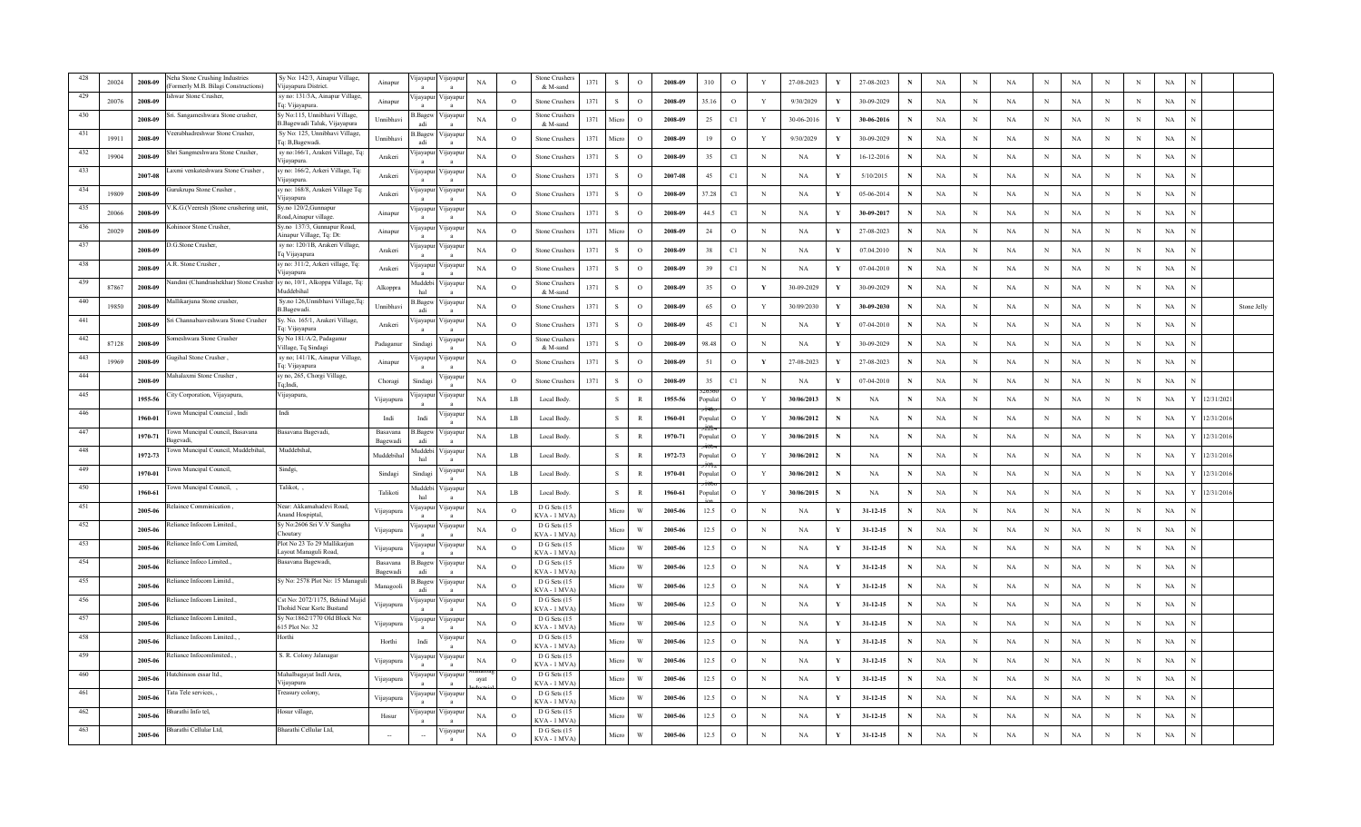| 428 | 20024 | 2008-09 | Neha Stone Crushing Industries (Formerly M.B. Bilagi Constructions) | Sy No: 142/3, Ainapur Village, Vijayapura District. | Ainapur | Vijayapura | Vijayapura | NA | O | Stone Crushers & M-sand | 1371 | S | O | 2008-09 | 310 | O | Y | 27-08-2023 | Y | 27-08-2023 | N | NA | N | NA | N | NA | N | N | NA | N | | |
|---|---|---|---|---|---|---|---|---|---|---|---|---|---|---|---|---|---|---|---|---|---|---|---|---|---|---|---|---|---|---|---|---|
| 429 | 20076 | 2008-09 | Ishwar Stone Crusher, | sy no: 131/3A, Ainapur Village, Tq: Vijayapura. | Ainapur | Vijayapura | Vijayapura | NA | O | Stone Crushers | 1371 | S | O | 2008-09 | 35.16 | O | Y | 9/30/2029 | Y | 30-09-2029 | N | NA | N | NA | N | NA | N | N | NA | N | | |
| 430 | | 2008-09 | Sri. Sangameshwara Stone crusher, | Sy No:115, Unnibhavi Village, B.Bagewadi Taluk, Vijayapura | Unnibhavi | B.Bagewadi | Vijayapura | NA | O | Stone Crushers & M-sand | 1371 | Micro | O | 2008-09 | 25 | C1 | Y | 30-06-2016 | Y | 30-06-2016 | N | NA | N | NA | N | NA | N | N | NA | N | | |
| 431 | 19911 | 2008-09 | Veerabhadreshwar Stone Crusher, | Sy No: 125, Unnibhavi Village, Tq: B.Bagewadi. | Unnibhavi | B.Bagewadi | Vijayapura | NA | O | Stone Crushers | 1371 | Micro | O | 2008-09 | 19 | O | Y | 9/30/2029 | Y | 30-09-2029 | N | NA | N | NA | N | NA | N | N | NA | N | | |
| 432 | 19904 | 2008-09 | Shri Sangmeshwara Stone Crusher, | sy no:166/1, Arakeri Village, Tq: Vijayapura. | Arakeri | Vijayapura | Vijayapura | NA | O | Stone Crushers | 1371 | S | O | 2008-09 | 35 | Cl | N | NA | Y | 16-12-2016 | N | NA | N | NA | N | NA | N | N | NA | N | | |
| 433 | | 2007-08 | Laxmi venkateshwara Stone Crusher , | sy no: 166/2, Arkeri Village, Tq: Vijayapura. | Arakeri | Vijayapura | Vijayapura | NA | O | Stone Crushers | 1371 | S | O | 2007-08 | 45 | C1 | N | NA | Y | 5/10/2015 | N | NA | N | NA | N | NA | N | N | NA | N | | |
| 434 | 19809 | 2008-09 | Gurukrupa Stone Crusher , | sy no: 168/8, Arakeri Village Tq: Vijayapura | Arakeri | Vijayapura | Vijayapura | NA | O | Stone Crushers | 1371 | S | O | 2008-09 | 37.28 | Cl | N | NA | Y | 05-06-2014 | N | NA | N | NA | N | NA | N | N | NA | N | | |
| 435 | 20066 | 2008-09 | V.K.G.(Veeresh )Stone crushering unit, | Sy.no 120/2,Gunnapur Road,Ainapur village. | Ainapur | Vijayapura | Vijayapura | NA | O | Stone Crushers | 1371 | S | O | 2008-09 | 44.5 | Cl | N | NA | Y | 30-09-2017 | N | NA | N | NA | N | NA | N | N | NA | N | | |
| 436 | 20029 | 2008-09 | Kohinoor Stone Crusher, | Sy.no 137/3, Gunnapur Road, Ainapur Village, Tq: Dt: | Ainapur | Vijayapura | Vijayapura | NA | O | Stone Crushers | 1371 | Micro | O | 2008-09 | 24 | O | N | NA | Y | 27-08-2023 | N | NA | N | NA | N | NA | N | N | NA | N | | |
| 437 | | 2008-09 | D.G.Stone Crusher, | sy no: 120/1B, Arakeri Village, Tq Vijayapura | Arakeri | Vijayapura | Vijayapura | NA | O | Stone Crushers | 1371 | S | O | 2008-09 | 38 | C1 | N | NA | Y | 07.04.2010 | N | NA | N | NA | N | NA | N | N | NA | N | | |
| 438 | | 2008-09 | A.R. Stone Crusher , | sy no: 311/2, Arkeri village, Tq: Vijayapura | Arakeri | Vijayapura | Vijayapura | NA | O | Stone Crushers | 1371 | S | O | 2008-09 | 39 | C1 | N | NA | Y | 07-04-2010 | N | NA | N | NA | N | NA | N | N | NA | N | | |
| 439 | 87867 | 2008-09 | Nandini (Chandrashekhar) Stone Crusher | sy no, 10/1, Alkoppa Village, Tq: Muddebihal | Alkoppa | Muddebihal | Vijayapura | NA | O | Stone Crushers & M-sand | 1371 | S | O | 2008-09 | 35 | O | Y | 30-09-2029 | Y | 30-09-2029 | N | NA | N | NA | N | NA | N | N | NA | N | | |
| 440 | 19850 | 2008-09 | Mallikarjuna Stone crusher, | Sy.no 126,Unnibhavi Village,Tq: B.Bagewadi. | Unnibhavi | B.Bagewadi | Vijayapura | NA | O | Stone Crushers | 1371 | S | O | 2008-09 | 65 | O | Y | 30/09/2030 | Y | 30-09-2030 | N | NA | N | NA | N | NA | N | N | NA | N | | Stone Jelly |
| 441 | | 2008-09 | Sri Channabasveshwara Stone Crusher | Sy. No. 165/1, Arakeri Village, Tq: Vijayapura | Arakeri | Vijayapura | Vijayapura | NA | O | Stone Crushers | 1371 | S | O | 2008-09 | 45 | C1 | N | NA | Y | 07-04-2010 | N | NA | N | NA | N | NA | N | N | NA | N | | |
| 442 | 87128 | 2008-09 | Someshwara Stone Crusher | Sy No 181/A/2, Padaganur Village, Tq Sindagi | Padaganur | Sindagi | Vijayapura | NA | O | Stone Crushers & M-sand | 1371 | S | O | 2008-09 | 98.48 | O | N | NA | Y | 30-09-2029 | N | NA | N | NA | N | NA | N | N | NA | N | | |
| 443 | 19969 | 2008-09 | Gugihal Stone Crusher , | sy no; 141/1K, Ainapur Village, Tq: Vijayapura | Ainapur | Vijayapura | Vijayapura | NA | O | Stone Crushers | 1371 | S | O | 2008-09 | 51 | O | Y | 27-08-2023 | Y | 27-08-2023 | N | NA | N | NA | N | NA | N | N | NA | N | | |
| 444 | | 2008-09 | Mahalaxmi Stone Crusher , | sy no, 265, Chorgi Village, Tq;Indi, | Choragi | Sindagi | Vijayapura | NA | O | Stone Crushers | 1371 | S | O | 2008-09 | 35 | C1 | N | NA | Y | 07-04-2010 | N | NA | N | NA | N | NA | N | N | NA | N | | |
| 445 | | 1955-56 | City Corporation, Vijayapura, | Vijayapura, | Vijayapura | Vijayapura | Vijayapura | NA | LB | Local Body. | | S | R | 1955-56 | Populat | O | Y | 30/06/2013 | N | NA | N | NA | N | NA | N | NA | N | N | NA | Y | 12/31/2021 | |
| 446 | | 1960-01 | Town Muncipal Councial , Indi | Indi | Indi | Indi | Vijayapura | NA | LB | Local Body. | | S | R | 1960-01 | Populat | O | Y | 30/06/2012 | N | NA | N | NA | N | NA | N | NA | N | N | NA | Y | 12/31/2016 | |
| 447 | | 1970-71 | Town Muncipal Council, Basavana Bagevadi, | Basavana Bagevadi, | Basavana Bagewadi | B.Bagewadi | Vijayapura | NA | LB | Local Body. | | S | R | 1970-71 | Populat | O | Y | 30/06/2015 | N | NA | N | NA | N | NA | N | NA | N | N | NA | Y | 12/31/2016 | |
| 448 | | 1972-73 | Town Muncipal Council, Muddebihal, | Muddebihal, | Muddebihal | Muddebihal | Vijayapura | NA | LB | Local Body. | | S | R | 1972-73 | Populat | O | Y | 30/06/2012 | N | NA | N | NA | N | NA | N | NA | N | N | NA | Y | 12/31/2016 | |
| 449 | | 1970-01 | Town Muncipal Council, | Sindgi, | Sindagi | Sindagi | Vijayapura | NA | LB | Local Body. | | S | R | 1970-01 | Populat | O | Y | 30/06/2012 | N | NA | N | NA | N | NA | N | NA | N | N | NA | Y | 12/31/2016 | |
| 450 | | 1960-61 | Town Muncipal Council, , | Talikot, , | Talikoti | Muddebihal | Vijayapura | NA | LB | Local Body. | | S | R | 1960-61 | Populat | O | Y | 30/06/2015 | N | NA | N | NA | N | NA | N | NA | N | N | NA | Y | 12/31/2016 | |
| 451 | | 2005-06 | Relaince Commiunication , | Near: Akkamahadevi Road, Anand Hospiptal, | Vijayapura | Vijayapura | Vijayapura | NA | O | D G Sets (15 KVA - 1 MVA) | | Micro | W | 2005-06 | 12.5 | O | N | NA | Y | 31-12-15 | N | NA | N | NA | N | NA | N | N | NA | N | | |
| 452 | | 2005-06 | Reliance Infocom Limited., | Sy No:2606 Sri V.V Sangha Choutary | Vijayapura | Vijayapura | Vijayapura | NA | O | D G Sets (15 KVA - 1 MVA) | | Micro | W | 2005-06 | 12.5 | O | N | NA | Y | 31-12-15 | N | NA | N | NA | N | NA | N | N | NA | N | | |
| 453 | | 2005-06 | Reliance Info Com Limited, | Plot No 23 To 29 Mallikarjun Layout Managuli Road, | Vijayapura | Vijayapura | Vijayapura | NA | O | D G Sets (15 KVA - 1 MVA) | | Micro | W | 2005-06 | 12.5 | O | N | NA | Y | 31-12-15 | N | NA | N | NA | N | NA | N | N | NA | N | | |
| 454 | | 2005-06 | Reliance Infoco Limited., | Basavana Bagewadi, | Basavana Bagewadi | B.Bagewadi | Vijayapura | NA | O | D G Sets (15 KVA - 1 MVA) | | Micro | W | 2005-06 | 12.5 | O | N | NA | Y | 31-12-15 | N | NA | N | NA | N | NA | N | N | NA | N | | |
| 455 | | 2005-06 | Reliance Infocom Limitd., | Sy No: 2578 Plot No: 15 Managuli | Managuoli | B.Bagewadi | Vijayapura | NA | O | D G Sets (15 KVA - 1 MVA) | | Micro | W | 2005-06 | 12.5 | O | N | NA | Y | 31-12-15 | N | NA | N | NA | N | NA | N | N | NA | N | | |
| 456 | | 2005-06 | Reliance Infocom Limited., | Cst No: 2072/1175, Behind Majid Tholsil Near Ksrtc Bustand | Vijayapura | Vijayapura | Vijayapura | NA | O | D G Sets (15 KVA - 1 MVA) | | Micro | W | 2005-06 | 12.5 | O | N | NA | Y | 31-12-15 | N | NA | N | NA | N | NA | N | N | NA | N | | |
| 457 | | 2005-06 | Reliance Infocom Limited., | Sy No:1862/1770 Old Block No: 615 Plot No: 32 | Vijayapura | Vijayapura | Vijayapura | NA | O | D G Sets (15 KVA - 1 MVA) | | Micro | W | 2005-06 | 12.5 | O | N | NA | Y | 31-12-15 | N | NA | N | NA | N | NA | N | N | NA | N | | |
| 458 | | 2005-06 | Reliance Infocom Limited., , | Horthi | Horthi | Indi | Vijayapura | NA | O | D G Sets (15 KVA - 1 MVA) | | Micro | W | 2005-06 | 12.5 | O | N | NA | Y | 31-12-15 | N | NA | N | NA | N | NA | N | N | NA | N | | |
| 459 | | 2005-06 | Reliance Infocomlimited., , | S. R. Colony Jalanagar | Vijayapura | Vijayapura | Vijayapura | NA | O | D G Sets (15 KVA - 1 MVA) | | Micro | W | 2005-06 | 12.5 | O | N | NA | Y | 31-12-15 | N | NA | N | NA | N | NA | N | N | NA | N | | |
| 460 | | 2005-06 | Hutchinson essar ltd., | Mahalbagayat Indl Area, Vijayapura | Vijayapura | Vijayapura | Vijayapura | Mahalbagayat | O | D G Sets (15 KVA - 1 MVA) | | Micro | W | 2005-06 | 12.5 | O | N | NA | Y | 31-12-15 | N | NA | N | NA | N | NA | N | N | NA | N | | |
| 461 | | 2005-06 | Tata Tele services, , | Treasury colony, | Vijayapura | Vijayapura | Vijayapura | NA | O | D G Sets (15 KVA - 1 MVA) | | Micro | W | 2005-06 | 12.5 | O | N | NA | Y | 31-12-15 | N | NA | N | NA | N | NA | N | N | NA | N | | |
| 462 | | 2005-06 | Bharathi Info tel, | Hosur village, | Hosur | Vijayapura | Vijayapura | NA | O | D G Sets (15 KVA - 1 MVA) | | Micro | W | 2005-06 | 12.5 | O | N | NA | Y | 31-12-15 | N | NA | N | NA | N | NA | N | N | NA | N | | |
| 463 | | 2005-06 | Bharathi Cellular Ltd, | Bharathi Cellular Ltd, | -- | -- | Vijayapura | NA | O | D G Sets (15 KVA - 1 MVA) | | Micro | W | 2005-06 | 12.5 | O | N | NA | Y | 31-12-15 | N | NA | N | NA | N | NA | N | N | NA | N | | |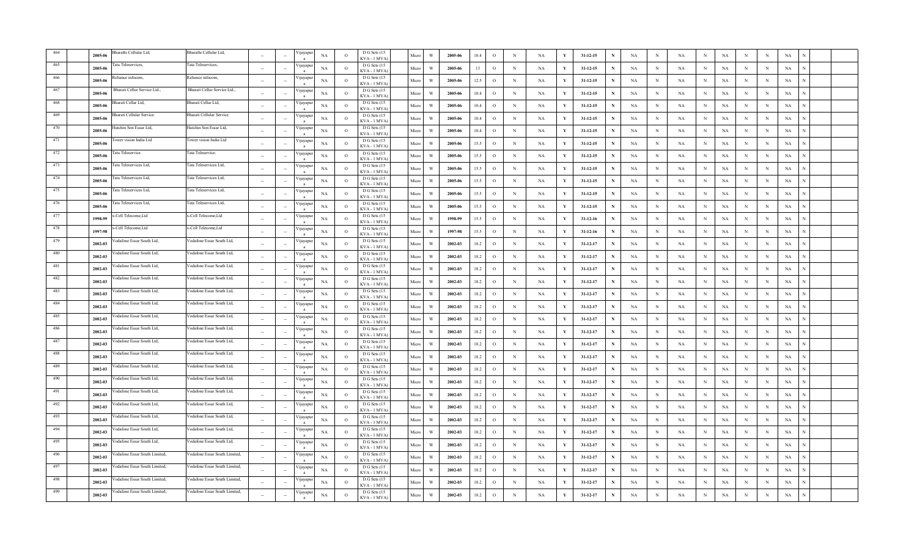| 464 | | 2005-06 | Bharathi Cellular Ltd, | Bharathi Cellular Ltd, | -- | -- | Vijayapura | NA | O | D G Sets (15 KVA - 1 MVA) | Micro | W | 2005-06 | 10.4 | O | N | NA | Y | 31-12-15 | N | NA | N | NA | N | NA | N | N | NA | N | | |
|---|---|---|---|---|---|---|---|---|---|---|---|---|---|---|---|---|---|---|---|---|---|---|---|---|---|---|---|---|---|---|---|
| 465 | | 2005-06 | Tata Teleservices, | Tata Teleservices, | -- | -- | Vijayapura | NA | O | D G Sets (15 KVA - 1 MVA) | Micro | W | 2005-06 | 13 | O | N | NA | Y | 31-12-15 | N | NA | N | NA | N | NA | N | N | NA | N | | |
| 466 | | 2005-06 | Reliance infocom, | Reliance infocom, | -- | -- | Vijayapura | NA | O | D G Sets (15 KVA - 1 MVA) | Micro | W | 2005-06 | 12.5 | O | N | NA | Y | 31-12-15 | N | NA | N | NA | N | NA | N | N | NA | N | | |
| 467 | | 2005-06 | Bharati Cellur Service Ltd., | Bharati Cellur Service Ltd., | -- | -- | Vijayapura | NA | O | D G Sets (15 KVA - 1 MVA) | Micro | W | 2005-06 | 10.4 | O | N | NA | Y | 31-12-15 | N | NA | N | NA | N | NA | N | N | NA | N | | |
| 468 | | 2005-06 | Bharati Cellur Ltd, | Bharati Cellur Ltd, | -- | -- | Vijayapura | NA | O | D G Sets (15 KVA - 1 MVA) | Micro | W | 2005-06 | 10.4 | O | N | NA | Y | 31-12-15 | N | NA | N | NA | N | NA | N | N | NA | N | | |
| 469 | | 2005-06 | Bharati Cellular Service. | Bharati Cellular Service. | -- | -- | Vijayapura | NA | O | D G Sets (15 KVA - 1 MVA) | Micro | W | 2005-06 | 10.4 | O | N | NA | Y | 31-12-15 | N | NA | N | NA | N | NA | N | N | NA | N | | |
| 470 | | 2005-06 | Hutchin Son Essar Ltd, | Hutchin Son Essar Ltd, | -- | -- | Vijayapura | NA | O | D G Sets (15 KVA - 1 MVA) | Micro | W | 2005-06 | 10.4 | O | N | NA | Y | 31-12-15 | N | NA | N | NA | N | NA | N | N | NA | N | | |
| 471 | | 2005-06 | Tower vision India Ltd | Tower vision India Ltd | -- | -- | Vijayapura | NA | O | D G Sets (15 KVA - 1 MVA) | Micro | W | 2005-06 | 15.5 | O | N | NA | Y | 31-12-15 | N | NA | N | NA | N | NA | N | N | NA | N | | |
| 472 | | 2005-06 | Tata Teleservice. | Tata Teleservice. | -- | -- | Vijayapura | NA | O | D G Sets (15 KVA - 1 MVA) | Micro | W | 2005-06 | 15.5 | O | N | NA | Y | 31-12-15 | N | NA | N | NA | N | NA | N | N | NA | N | | |
| 473 | | 2005-06 | Tata Teleservices Ltd, | Tata Teleservices Ltd, | -- | -- | Vijayapura | NA | O | D G Sets (15 KVA - 1 MVA) | Micro | W | 2005-06 | 15.5 | O | N | NA | Y | 31-12-15 | N | NA | N | NA | N | NA | N | N | NA | N | | |
| 474 | | 2005-06 | Tata Teleservices Ltd, | Tata Teleservices Ltd, | -- | -- | Vijayapura | NA | O | D G Sets (15 KVA - 1 MVA) | Micro | W | 2005-06 | 15.5 | O | N | NA | Y | 31-12-15 | N | NA | N | NA | N | NA | N | N | NA | N | | |
| 475 | | 2005-06 | Tata Teleservices Ltd, | Tata Teleservices Ltd, | -- | -- | Vijayapura | NA | O | D G Sets (15 KVA - 1 MVA) | Micro | W | 2005-06 | 15.5 | O | N | NA | Y | 31-12-15 | N | NA | N | NA | N | NA | N | N | NA | N | | |
| 476 | | 2005-06 | Tata Teleservices Ltd, | Tata Teleservices Ltd, | -- | -- | Vijayapura | NA | O | D G Sets (15 KVA - 1 MVA) | Micro | W | 2005-06 | 15.5 | O | N | NA | Y | 31-12-15 | N | NA | N | NA | N | NA | N | N | NA | N | | |
| 477 | | 1998-99 | x-Cell Telecome,Ltd | x-Cell Telecome,Ltd | -- | -- | Vijayapura | NA | O | D G Sets (15 KVA - 1 MVA) | Micro | W | 1998-99 | 15.5 | O | N | NA | Y | 31-12-16 | N | NA | N | NA | N | NA | N | N | NA | N | | |
| 478 | | 1997-98 | x-Cell Telecome,Ltd | x-Cell Telecome,Ltd | -- | -- | Vijayapura | NA | O | D G Sets (15 KVA - 1 MVA) | Micro | W | 1997-98 | 15.5 | O | N | NA | Y | 31-12-16 | N | NA | N | NA | N | NA | N | N | NA | N | | |
| 479 | | 2002-03 | Vodafone Essar South Ltd, | Vodafone Essar South Ltd, | -- | -- | Vijayapura | NA | O | D G Sets (15 KVA - 1 MVA) | Micro | W | 2002-03 | 18.2 | O | N | NA | Y | 31-12-17 | N | NA | N | NA | N | NA | N | N | NA | N | | |
| 480 | | 2002-03 | Vodafone Essar South Ltd, | Vodafone Essar South Ltd, | -- | -- | Vijayapura | NA | O | D G Sets (15 KVA - 1 MVA) | Micro | W | 2002-03 | 18.2 | O | N | NA | Y | 31-12-17 | N | NA | N | NA | N | NA | N | N | NA | N | | |
| 481 | | 2002-03 | Vodafone Essar South Ltd, | Vodafone Essar South Ltd, | -- | -- | Vijayapura | NA | O | D G Sets (15 KVA - 1 MVA) | Micro | W | 2002-03 | 18.2 | O | N | NA | Y | 31-12-17 | N | NA | N | NA | N | NA | N | N | NA | N | | |
| 482 | | 2002-03 | Vodafone Essar South Ltd, | Vodafone Essar South Ltd, | -- | -- | Vijayapura | NA | O | D G Sets (15 KVA - 1 MVA) | Micro | W | 2002-03 | 18.2 | O | N | NA | Y | 31-12-17 | N | NA | N | NA | N | NA | N | N | NA | N | | |
| 483 | | 2002-03 | Vodafone Essar South Ltd, | Vodafone Essar South Ltd, | -- | -- | Vijayapura | NA | O | D G Sets (15 KVA - 1 MVA) | Micro | W | 2002-03 | 18.2 | O | N | NA | Y | 31-12-17 | N | NA | N | NA | N | NA | N | N | NA | N | | |
| 484 | | 2002-03 | Vodafone Essar South Ltd, | Vodafone Essar South Ltd, | -- | -- | Vijayapura | NA | O | D G Sets (15 KVA - 1 MVA) | Micro | W | 2002-03 | 18.2 | O | N | NA | Y | 31-12-17 | N | NA | N | NA | N | NA | N | N | NA | N | | |
| 485 | | 2002-03 | Vodafone Essar South Ltd, | Vodafone Essar South Ltd, | -- | -- | Vijayapura | NA | O | D G Sets (15 KVA - 1 MVA) | Micro | W | 2002-03 | 18.2 | O | N | NA | Y | 31-12-17 | N | NA | N | NA | N | NA | N | N | NA | N | | |
| 486 | | 2002-03 | Vodafone Essar South Ltd, | Vodafone Essar South Ltd, | -- | -- | Vijayapura | NA | O | D G Sets (15 KVA - 1 MVA) | Micro | W | 2002-03 | 18.2 | O | N | NA | Y | 31-12-17 | N | NA | N | NA | N | NA | N | N | NA | N | | |
| 487 | | 2002-03 | Vodafone Essar South Ltd, | Vodafone Essar South Ltd, | -- | -- | Vijayapura | NA | O | D G Sets (15 KVA - 1 MVA) | Micro | W | 2002-03 | 18.2 | O | N | NA | Y | 31-12-17 | N | NA | N | NA | N | NA | N | N | NA | N | | |
| 488 | | 2002-03 | Vodafone Essar South Ltd, | Vodafone Essar South Ltd, | -- | -- | Vijayapura | NA | O | D G Sets (15 KVA - 1 MVA) | Micro | W | 2002-03 | 18.2 | O | N | NA | Y | 31-12-17 | N | NA | N | NA | N | NA | N | N | NA | N | | |
| 489 | | 2002-03 | Vodafone Essar South Ltd, | Vodafone Essar South Ltd, | -- | -- | Vijayapura | NA | O | D G Sets (15 KVA - 1 MVA) | Micro | W | 2002-03 | 18.2 | O | N | NA | Y | 31-12-17 | N | NA | N | NA | N | NA | N | N | NA | N | | |
| 490 | | 2002-03 | Vodafone Essar South Ltd, | Vodafone Essar South Ltd, | -- | -- | Vijayapura | NA | O | D G Sets (15 KVA - 1 MVA) | Micro | W | 2002-03 | 18.2 | O | N | NA | Y | 31-12-17 | N | NA | N | NA | N | NA | N | N | NA | N | | |
| 491 | | 2002-03 | Vodafone Essar South Ltd, | Vodafone Essar South Ltd, | -- | -- | Vijayapura | NA | O | D G Sets (15 KVA - 1 MVA) | Micro | W | 2002-03 | 18.2 | O | N | NA | Y | 31-12-17 | N | NA | N | NA | N | NA | N | N | NA | N | | |
| 492 | | 2002-03 | Vodafone Essar South Ltd, | Vodafone Essar South Ltd, | -- | -- | Vijayapura | NA | O | D G Sets (15 KVA - 1 MVA) | Micro | W | 2002-03 | 18.2 | O | N | NA | Y | 31-12-17 | N | NA | N | NA | N | NA | N | N | NA | N | | |
| 493 | | 2002-03 | Vodafone Essar South Ltd, | Vodafone Essar South Ltd, | -- | -- | Vijayapura | NA | O | D G Sets (15 KVA - 1 MVA) | Micro | W | 2002-03 | 18.2 | O | N | NA | Y | 31-12-17 | N | NA | N | NA | N | NA | N | N | NA | N | | |
| 494 | | 2002-03 | Vodafone Essar South Ltd, | Vodafone Essar South Ltd, | -- | -- | Vijayapura | NA | O | D G Sets (15 KVA - 1 MVA) | Micro | W | 2002-03 | 18.2 | O | N | NA | Y | 31-12-17 | N | NA | N | NA | N | NA | N | N | NA | N | | |
| 495 | | 2002-03 | Vodafone Essar South Ltd, | Vodafone Essar South Ltd, | -- | -- | Vijayapura | NA | O | D G Sets (15 KVA - 1 MVA) | Micro | W | 2002-03 | 18.2 | O | N | NA | Y | 31-12-17 | N | NA | N | NA | N | NA | N | N | NA | N | | |
| 496 | | 2002-03 | Vodafone Essar South Limited, | Vodafone Essar South Limited, | -- | -- | Vijayapura | NA | O | D G Sets (15 KVA - 1 MVA) | Micro | W | 2002-03 | 18.2 | O | N | NA | Y | 31-12-17 | N | NA | N | NA | N | NA | N | N | NA | N | | |
| 497 | | 2002-03 | Vodafone Essar South Limited, | Vodafone Essar South Limited, | -- | -- | Vijayapura | NA | O | D G Sets (15 KVA - 1 MVA) | Micro | W | 2002-03 | 18.2 | O | N | NA | Y | 31-12-17 | N | NA | N | NA | N | NA | N | N | NA | N | | |
| 498 | | 2002-03 | Vodafone Essar South Limited, | Vodafone Essar South Limited, | -- | -- | Vijayapura | NA | O | D G Sets (15 KVA - 1 MVA) | Micro | W | 2002-03 | 18.2 | O | N | NA | Y | 31-12-17 | N | NA | N | NA | N | NA | N | N | NA | N | | |
| 499 | | 2002-03 | Vodafone Essar South Limited, | Vodafone Essar South Limited, | -- | -- | Vijayapura | NA | O | D G Sets (15 KVA - 1 MVA) | Micro | W | 2002-03 | 18.2 | O | N | NA | Y | 31-12-17 | N | NA | N | NA | N | NA | N | N | NA | N | | |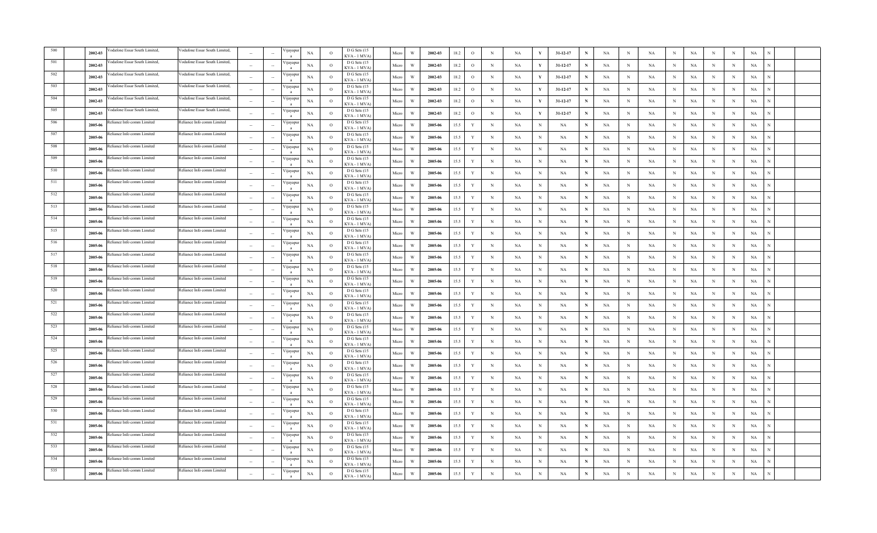| | | | | | | | | | | | | | | | | | | | | | | | | | | | | | | | | |
|---|---|---|---|---|---|---|---|---|---|---|---|---|---|---|---|---|---|---|---|---|---|---|---|---|---|---|---|---|---|---|---|---|
| 500 | | 2002-03 | Vodafone Essar South Limited, | Vodafone Essar South Limited, | -- | -- | Vijayapura | NA | O | D G Sets (15 KVA - 1 MVA) | | Micro | W | 2002-03 | 18.2 | O | N | NA | Y | 31-12-17 | N | NA | N | NA | N | NA | N | N | NA | N | | |
| 501 | | 2002-03 | Vodafone Essar South Limited, | Vodafone Essar South Limited, | -- | -- | Vijayapura | NA | O | D G Sets (15 KVA - 1 MVA) | | Micro | W | 2002-03 | 18.2 | O | N | NA | Y | 31-12-17 | N | NA | N | NA | N | NA | N | N | NA | N | | |
| 502 | | 2002-03 | Vodafone Essar South Limited, | Vodafone Essar South Limited, | -- | -- | Vijayapura | NA | O | D G Sets (15 KVA - 1 MVA) | | Micro | W | 2002-03 | 18.2 | O | N | NA | Y | 31-12-17 | N | NA | N | NA | N | NA | N | N | NA | N | | |
| 503 | | 2002-03 | Vodafone Essar South Limited, | Vodafone Essar South Limited, | -- | -- | Vijayapura | NA | O | D G Sets (15 KVA - 1 MVA) | | Micro | W | 2002-03 | 18.2 | O | N | NA | Y | 31-12-17 | N | NA | N | NA | N | NA | N | N | NA | N | | |
| 504 | | 2002-03 | Vodafone Essar South Limited, | Vodafone Essar South Limited, | -- | -- | Vijayapura | NA | O | D G Sets (15 KVA - 1 MVA) | | Micro | W | 2002-03 | 18.2 | O | N | NA | Y | 31-12-17 | N | NA | N | NA | N | NA | N | N | NA | N | | |
| 505 | | 2002-03 | Vodafone Essar South Limited, | Vodafone Essar South Limited, | -- | -- | Vijayapura | NA | O | D G Sets (15 KVA - 1 MVA) | | Micro | W | 2002-03 | 18.2 | O | N | NA | Y | 31-12-17 | N | NA | N | NA | N | NA | N | N | NA | N | | |
| 506 | | 2005-06 | Reliance Info comm Limited | Reliance Info comm Limited | -- | -- | Vijayapura | NA | O | D G Sets (15 KVA - 1 MVA) | | Micro | W | 2005-06 | 15.5 | Y | N | NA | N | NA | N | NA | N | NA | N | NA | N | N | NA | N | | |
| 507 | | 2005-06 | Reliance Info comm Limited | Reliance Info comm Limited | -- | -- | Vijayapura | NA | O | D G Sets (15 KVA - 1 MVA) | | Micro | W | 2005-06 | 15.5 | Y | N | NA | N | NA | N | NA | N | NA | N | NA | N | N | NA | N | | |
| 508 | | 2005-06 | Reliance Info comm Limited | Reliance Info comm Limited | -- | -- | Vijayapura | NA | O | D G Sets (15 KVA - 1 MVA) | | Micro | W | 2005-06 | 15.5 | Y | N | NA | N | NA | N | NA | N | NA | N | NA | N | N | NA | N | | |
| 509 | | 2005-06 | Reliance Info comm Limited | Reliance Info comm Limited | -- | -- | Vijayapura | NA | O | D G Sets (15 KVA - 1 MVA) | | Micro | W | 2005-06 | 15.5 | Y | N | NA | N | NA | N | NA | N | NA | N | NA | N | N | NA | N | | |
| 510 | | 2005-06 | Reliance Info comm Limited | Reliance Info comm Limited | -- | -- | Vijayapura | NA | O | D G Sets (15 KVA - 1 MVA) | | Micro | W | 2005-06 | 15.5 | Y | N | NA | N | NA | N | NA | N | NA | N | NA | N | N | NA | N | | |
| 511 | | 2005-06 | Reliance Info comm Limited | Reliance Info comm Limited | -- | -- | Vijayapura | NA | O | D G Sets (15 KVA - 1 MVA) | | Micro | W | 2005-06 | 15.5 | Y | N | NA | N | NA | N | NA | N | NA | N | NA | N | N | NA | N | | |
| 512 | | 2005-06 | Reliance Info comm Limited | Reliance Info comm Limited | -- | -- | Vijayapura | NA | O | D G Sets (15 KVA - 1 MVA) | | Micro | W | 2005-06 | 15.5 | Y | N | NA | N | NA | N | NA | N | NA | N | NA | N | N | NA | N | | |
| 513 | | 2005-06 | Reliance Info comm Limited | Reliance Info comm Limited | -- | -- | Vijayapura | NA | O | D G Sets (15 KVA - 1 MVA) | | Micro | W | 2005-06 | 15.5 | Y | N | NA | N | NA | N | NA | N | NA | N | NA | N | N | NA | N | | |
| 514 | | 2005-06 | Reliance Info comm Limited | Reliance Info comm Limited | -- | -- | Vijayapura | NA | O | D G Sets (15 KVA - 1 MVA) | | Micro | W | 2005-06 | 15.5 | Y | N | NA | N | NA | N | NA | N | NA | N | NA | N | N | NA | N | | |
| 515 | | 2005-06 | Reliance Info comm Limited | Reliance Info comm Limited | -- | -- | Vijayapura | NA | O | D G Sets (15 KVA - 1 MVA) | | Micro | W | 2005-06 | 15.5 | Y | N | NA | N | NA | N | NA | N | NA | N | NA | N | N | NA | N | | |
| 516 | | 2005-06 | Reliance Info comm Limited | Reliance Info comm Limited | -- | -- | Vijayapura | NA | O | D G Sets (15 KVA - 1 MVA) | | Micro | W | 2005-06 | 15.5 | Y | N | NA | N | NA | N | NA | N | NA | N | NA | N | N | NA | N | | |
| 517 | | 2005-06 | Reliance Info comm Limited | Reliance Info comm Limited | -- | -- | Vijayapura | NA | O | D G Sets (15 KVA - 1 MVA) | | Micro | W | 2005-06 | 15.5 | Y | N | NA | N | NA | N | NA | N | NA | N | NA | N | N | NA | N | | |
| 518 | | 2005-06 | Reliance Info comm Limited | Reliance Info comm Limited | -- | -- | Vijayapura | NA | O | D G Sets (15 KVA - 1 MVA) | | Micro | W | 2005-06 | 15.5 | Y | N | NA | N | NA | N | NA | N | NA | N | NA | N | N | NA | N | | |
| 519 | | 2005-06 | Reliance Info comm Limited | Reliance Info comm Limited | -- | -- | Vijayapura | NA | O | D G Sets (15 KVA - 1 MVA) | | Micro | W | 2005-06 | 15.5 | Y | N | NA | N | NA | N | NA | N | NA | N | NA | N | N | NA | N | | |
| 520 | | 2005-06 | Reliance Info comm Limited | Reliance Info comm Limited | -- | -- | Vijayapura | NA | O | D G Sets (15 KVA - 1 MVA) | | Micro | W | 2005-06 | 15.5 | Y | N | NA | N | NA | N | NA | N | NA | N | NA | N | N | NA | N | | |
| 521 | | 2005-06 | Reliance Info comm Limited | Reliance Info comm Limited | -- | -- | Vijayapura | NA | O | D G Sets (15 KVA - 1 MVA) | | Micro | W | 2005-06 | 15.5 | Y | N | NA | N | NA | N | NA | N | NA | N | NA | N | N | NA | N | | |
| 522 | | 2005-06 | Reliance Info comm Limited | Reliance Info comm Limited | -- | -- | Vijayapura | NA | O | D G Sets (15 KVA - 1 MVA) | | Micro | W | 2005-06 | 15.5 | Y | N | NA | N | NA | N | NA | N | NA | N | NA | N | N | NA | N | | |
| 523 | | 2005-06 | Reliance Info comm Limited | Reliance Info comm Limited | -- | -- | Vijayapura | NA | O | D G Sets (15 KVA - 1 MVA) | | Micro | W | 2005-06 | 15.5 | Y | N | NA | N | NA | N | NA | N | NA | N | NA | N | N | NA | N | | |
| 524 | | 2005-06 | Reliance Info comm Limited | Reliance Info comm Limited | -- | -- | Vijayapura | NA | O | D G Sets (15 KVA - 1 MVA) | | Micro | W | 2005-06 | 15.5 | Y | N | NA | N | NA | N | NA | N | NA | N | NA | N | N | NA | N | | |
| 525 | | 2005-06 | Reliance Info comm Limited | Reliance Info comm Limited | -- | -- | Vijayapura | NA | O | D G Sets (15 KVA - 1 MVA) | | Micro | W | 2005-06 | 15.5 | Y | N | NA | N | NA | N | NA | N | NA | N | NA | N | N | NA | N | | |
| 526 | | 2005-06 | Reliance Info comm Limited | Reliance Info comm Limited | -- | -- | Vijayapura | NA | O | D G Sets (15 KVA - 1 MVA) | | Micro | W | 2005-06 | 15.5 | Y | N | NA | N | NA | N | NA | N | NA | N | NA | N | N | NA | N | | |
| 527 | | 2005-06 | Reliance Info comm Limited | Reliance Info comm Limited | -- | -- | Vijayapura | NA | O | D G Sets (15 KVA - 1 MVA) | | Micro | W | 2005-06 | 15.5 | Y | N | NA | N | NA | N | NA | N | NA | N | NA | N | N | NA | N | | |
| 528 | | 2005-06 | Reliance Info comm Limited | Reliance Info comm Limited | -- | -- | Vijayapura | NA | O | D G Sets (15 KVA - 1 MVA) | | Micro | W | 2005-06 | 15.5 | Y | N | NA | N | NA | N | NA | N | NA | N | NA | N | N | NA | N | | |
| 529 | | 2005-06 | Reliance Info comm Limited | Reliance Info comm Limited | -- | -- | Vijayapura | NA | O | D G Sets (15 KVA - 1 MVA) | | Micro | W | 2005-06 | 15.5 | Y | N | NA | N | NA | N | NA | N | NA | N | NA | N | N | NA | N | | |
| 530 | | 2005-06 | Reliance Info comm Limited | Reliance Info comm Limited | -- | -- | Vijayapura | NA | O | D G Sets (15 KVA - 1 MVA) | | Micro | W | 2005-06 | 15.5 | Y | N | NA | N | NA | N | NA | N | NA | N | NA | N | N | NA | N | | |
| 531 | | 2005-06 | Reliance Info comm Limited | Reliance Info comm Limited | -- | -- | Vijayapura | NA | O | D G Sets (15 KVA - 1 MVA) | | Micro | W | 2005-06 | 15.5 | Y | N | NA | N | NA | N | NA | N | NA | N | NA | N | N | NA | N | | |
| 532 | | 2005-06 | Reliance Info comm Limited | Reliance Info comm Limited | -- | -- | Vijayapura | NA | O | D G Sets (15 KVA - 1 MVA) | | Micro | W | 2005-06 | 15.5 | Y | N | NA | N | NA | N | NA | N | NA | N | NA | N | N | NA | N | | |
| 533 | | 2005-06 | Reliance Info comm Limited | Reliance Info comm Limited | -- | -- | Vijayapura | NA | O | D G Sets (15 KVA - 1 MVA) | | Micro | W | 2005-06 | 15.5 | Y | N | NA | N | NA | N | NA | N | NA | N | NA | N | N | NA | N | | |
| 534 | | 2005-06 | Reliance Info comm Limited | Reliance Info comm Limited | -- | -- | Vijayapura | NA | O | D G Sets (15 KVA - 1 MVA) | | Micro | W | 2005-06 | 15.5 | Y | N | NA | N | NA | N | NA | N | NA | N | NA | N | N | NA | N | | |
| 535 | | 2005-06 | Reliance Info comm Limited | Reliance Info comm Limited | -- | -- | Vijayapura | NA | O | D G Sets (15 KVA - 1 MVA) | | Micro | W | 2005-06 | 15.5 | Y | N | NA | N | NA | N | NA | N | NA | N | NA | N | N | NA | N | | |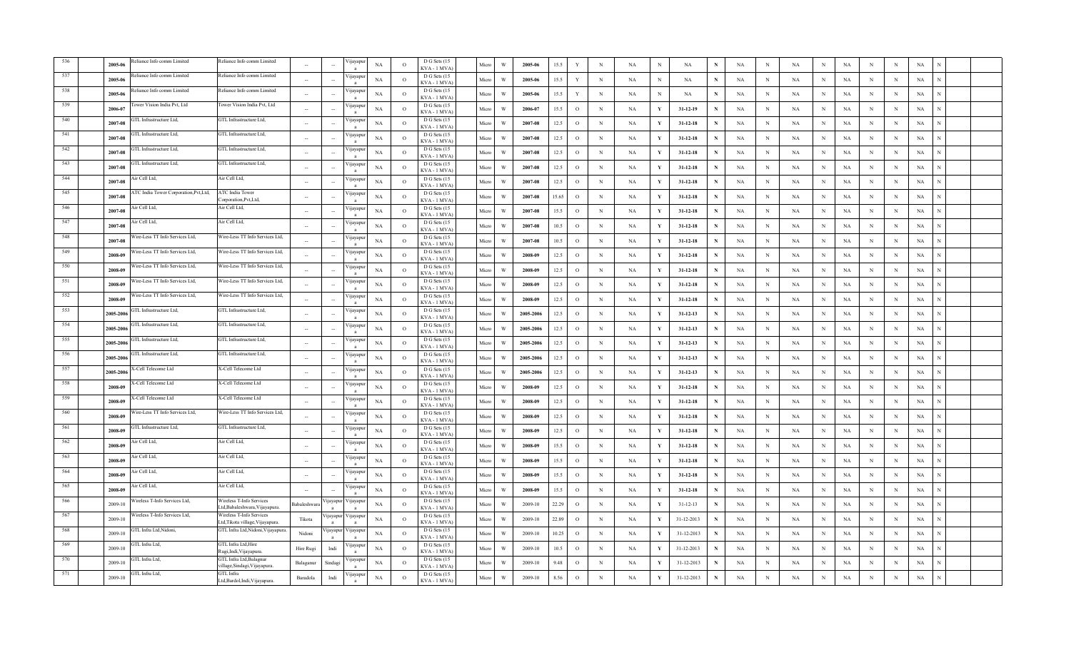| 536 | 2005-06 | Reliance Info comm Limited | Reliance Info comm Limited | -- | -- | Vijayapura | NA | O | D G Sets (15 KVA - 1 MVA) | Micro | W | 2005-06 | 15.5 | Y | N | NA | N | NA | N | NA | N | NA | N | NA | N | N | NA | N |
|---|---|---|---|---|---|---|---|---|---|---|---|---|---|---|---|---|---|---|---|---|---|---|---|---|---|---|---|---|
| 537 | 2005-06 | Reliance Info comm Limited | Reliance Info comm Limited | -- | -- | Vijayapura | NA | O | D G Sets (15 KVA - 1 MVA) | Micro | W | 2005-06 | 15.5 | Y | N | NA | N | NA | N | NA | N | NA | N | NA | N | N | NA | N |
| 538 | 2005-06 | Reliance Info comm Limited | Reliance Info comm Limited | -- | -- | Vijayapura | NA | O | D G Sets (15 KVA - 1 MVA) | Micro | W | 2005-06 | 15.5 | Y | N | NA | N | NA | N | NA | N | NA | N | NA | N | N | NA | N |
| 539 | 2006-07 | Tower Vision India Pvt, Ltd | Tower Vision India Pvt, Ltd | -- | -- | Vijayapura | NA | O | D G Sets (15 KVA - 1 MVA) | Micro | W | 2006-07 | 15.5 | O | N | NA | Y | 31-12-19 | N | NA | N | NA | N | NA | N | N | NA | N |
| 540 | 2007-08 | GTL Infrastructure Ltd, | GTL Infrastructure Ltd, | -- | -- | Vijayapura | NA | O | D G Sets (15 KVA - 1 MVA) | Micro | W | 2007-08 | 12.5 | O | N | NA | Y | 31-12-18 | N | NA | N | NA | N | NA | N | N | NA | N |
| 541 | 2007-08 | GTL Infrastructure Ltd, | GTL Infrastructure Ltd, | -- | -- | Vijayapura | NA | O | D G Sets (15 KVA - 1 MVA) | Micro | W | 2007-08 | 12.5 | O | N | NA | Y | 31-12-18 | N | NA | N | NA | N | NA | N | N | NA | N |
| 542 | 2007-08 | GTL Infrastructure Ltd, | GTL Infrastructure Ltd, | -- | -- | Vijayapura | NA | O | D G Sets (15 KVA - 1 MVA) | Micro | W | 2007-08 | 12.5 | O | N | NA | Y | 31-12-18 | N | NA | N | NA | N | NA | N | N | NA | N |
| 543 | 2007-08 | GTL Infrastructure Ltd, | GTL Infrastructure Ltd, | -- | -- | Vijayapura | NA | O | D G Sets (15 KVA - 1 MVA) | Micro | W | 2007-08 | 12.5 | O | N | NA | Y | 31-12-18 | N | NA | N | NA | N | NA | N | N | NA | N |
| 544 | 2007-08 | Air Cell Ltd, | Air Cell Ltd, | -- | -- | Vijayapura | NA | O | D G Sets (15 KVA - 1 MVA) | Micro | W | 2007-08 | 12.5 | O | N | NA | Y | 31-12-18 | N | NA | N | NA | N | NA | N | N | NA | N |
| 545 | 2007-08 | ATC India Tower Corporation,Pvt,Ltd, | ATC India Tower Corporation,Pvt,Ltd, | -- | -- | Vijayapura | NA | O | D G Sets (15 KVA - 1 MVA) | Micro | W | 2007-08 | 15.65 | O | N | NA | Y | 31-12-18 | N | NA | N | NA | N | NA | N | N | NA | N |
| 546 | 2007-08 | Air Cell Ltd, | Air Cell Ltd, | -- | -- | Vijayapura | NA | O | D G Sets (15 KVA - 1 MVA) | Micro | W | 2007-08 | 15.5 | O | N | NA | Y | 31-12-18 | N | NA | N | NA | N | NA | N | N | NA | N |
| 547 | 2007-08 | Air Cell Ltd, | Air Cell Ltd, | -- | -- | Vijayapura | NA | O | D G Sets (15 KVA - 1 MVA) | Micro | W | 2007-08 | 10.5 | O | N | NA | Y | 31-12-18 | N | NA | N | NA | N | NA | N | N | NA | N |
| 548 | 2007-08 | Wire-Less TT Info Services Ltd, | Wire-Less TT Info Services Ltd, | -- | -- | Vijayapura | NA | O | D G Sets (15 KVA - 1 MVA) | Micro | W | 2007-08 | 10.5 | O | N | NA | Y | 31-12-18 | N | NA | N | NA | N | NA | N | N | NA | N |
| 549 | 2008-09 | Wire-Less TT Info Services Ltd, | Wire-Less TT Info Services Ltd, | -- | -- | Vijayapura | NA | O | D G Sets (15 KVA - 1 MVA) | Micro | W | 2008-09 | 12.5 | O | N | NA | Y | 31-12-18 | N | NA | N | NA | N | NA | N | N | NA | N |
| 550 | 2008-09 | Wire-Less TT Info Services Ltd, | Wire-Less TT Info Services Ltd, | -- | -- | Vijayapura | NA | O | D G Sets (15 KVA - 1 MVA) | Micro | W | 2008-09 | 12.5 | O | N | NA | Y | 31-12-18 | N | NA | N | NA | N | NA | N | N | NA | N |
| 551 | 2008-09 | Wire-Less TT Info Services Ltd, | Wire-Less TT Info Services Ltd, | -- | -- | Vijayapura | NA | O | D G Sets (15 KVA - 1 MVA) | Micro | W | 2008-09 | 12.5 | O | N | NA | Y | 31-12-18 | N | NA | N | NA | N | NA | N | N | NA | N |
| 552 | 2008-09 | Wire-Less TT Info Services Ltd, | Wire-Less TT Info Services Ltd, | -- | -- | Vijayapura | NA | O | D G Sets (15 KVA - 1 MVA) | Micro | W | 2008-09 | 12.5 | O | N | NA | Y | 31-12-18 | N | NA | N | NA | N | NA | N | N | NA | N |
| 553 | 2005-2006 | GTL Infrastructure Ltd, | GTL Infrastructure Ltd, | -- | -- | Vijayapura | NA | O | D G Sets (15 KVA - 1 MVA) | Micro | W | 2005-2006 | 12.5 | O | N | NA | Y | 31-12-13 | N | NA | N | NA | N | NA | N | N | NA | N |
| 554 | 2005-2006 | GTL Infrastructure Ltd, | GTL Infrastructure Ltd, | -- | -- | Vijayapura | NA | O | D G Sets (15 KVA - 1 MVA) | Micro | W | 2005-2006 | 12.5 | O | N | NA | Y | 31-12-13 | N | NA | N | NA | N | NA | N | N | NA | N |
| 555 | 2005-2006 | GTL Infrastructure Ltd, | GTL Infrastructure Ltd, | -- | -- | Vijayapura | NA | O | D G Sets (15 KVA - 1 MVA) | Micro | W | 2005-2006 | 12.5 | O | N | NA | Y | 31-12-13 | N | NA | N | NA | N | NA | N | N | NA | N |
| 556 | 2005-2006 | GTL Infrastructure Ltd, | GTL Infrastructure Ltd, | -- | -- | Vijayapura | NA | O | D G Sets (15 KVA - 1 MVA) | Micro | W | 2005-2006 | 12.5 | O | N | NA | Y | 31-12-13 | N | NA | N | NA | N | NA | N | N | NA | N |
| 557 | 2005-2006 | X-Cell Telecome Ltd | X-Cell Telecome Ltd | -- | -- | Vijayapura | NA | O | D G Sets (15 KVA - 1 MVA) | Micro | W | 2005-2006 | 12.5 | O | N | NA | Y | 31-12-13 | N | NA | N | NA | N | NA | N | N | NA | N |
| 558 | 2008-09 | X-Cell Telecome Ltd | X-Cell Telecome Ltd | -- | -- | Vijayapura | NA | O | D G Sets (15 KVA - 1 MVA) | Micro | W | 2008-09 | 12.5 | O | N | NA | Y | 31-12-18 | N | NA | N | NA | N | NA | N | N | NA | N |
| 559 | 2008-09 | X-Cell Telecome Ltd | X-Cell Telecome Ltd | -- | -- | Vijayapura | NA | O | D G Sets (15 KVA - 1 MVA) | Micro | W | 2008-09 | 12.5 | O | N | NA | Y | 31-12-18 | N | NA | N | NA | N | NA | N | N | NA | N |
| 560 | 2008-09 | Wire-Less TT Info Services Ltd, | Wire-Less TT Info Services Ltd, | -- | -- | Vijayapura | NA | O | D G Sets (15 KVA - 1 MVA) | Micro | W | 2008-09 | 12.5 | O | N | NA | Y | 31-12-18 | N | NA | N | NA | N | NA | N | N | NA | N |
| 561 | 2008-09 | GTL Infrastructure Ltd, | GTL Infrastructure Ltd, | -- | -- | Vijayapura | NA | O | D G Sets (15 KVA - 1 MVA) | Micro | W | 2008-09 | 12.5 | O | N | NA | Y | 31-12-18 | N | NA | N | NA | N | NA | N | N | NA | N |
| 562 | 2008-09 | Air Cell Ltd, | Air Cell Ltd, | -- | -- | Vijayapura | NA | O | D G Sets (15 KVA - 1 MVA) | Micro | W | 2008-09 | 15.5 | O | N | NA | Y | 31-12-18 | N | NA | N | NA | N | NA | N | N | NA | N |
| 563 | 2008-09 | Air Cell Ltd, | Air Cell Ltd, | -- | -- | Vijayapura | NA | O | D G Sets (15 KVA - 1 MVA) | Micro | W | 2008-09 | 15.5 | O | N | NA | Y | 31-12-18 | N | NA | N | NA | N | NA | N | N | NA | N |
| 564 | 2008-09 | Air Cell Ltd, | Air Cell Ltd, | -- | -- | Vijayapura | NA | O | D G Sets (15 KVA - 1 MVA) | Micro | W | 2008-09 | 15.5 | O | N | NA | Y | 31-12-18 | N | NA | N | NA | N | NA | N | N | NA | N |
| 565 | 2008-09 | Air Cell Ltd, | Air Cell Ltd, | -- | -- | Vijayapura | NA | O | D G Sets (15 KVA - 1 MVA) | Micro | W | 2008-09 | 15.5 | O | N | NA | Y | 31-12-18 | N | NA | N | NA | N | NA | N | N | NA | N |
| 566 | 2009-10 | Wireless T-Info Services Ltd, | Wireless T-Info Services Ltd,Babaleshwara,Vijayapura. | Babaleshwara | Vijayapura | Vijayapura | NA | O | D G Sets (15 KVA - 1 MVA) | Micro | W | 2009-10 | 22.29 | O | N | NA | Y | 31-12-13 | N | NA | N | NA | N | NA | N | N | NA | N |
| 567 | 2009-10 | Wireless T-Info Services Ltd, | Wireless T-Info Services Ltd,Tikota village,Vijayapura. | Tikota | Vijayapura | Vijayapura | NA | O | D G Sets (15 KVA - 1 MVA) | Micro | W | 2009-10 | 22.89 | O | N | NA | Y | 31-12-2013 | N | NA | N | NA | N | NA | N | N | NA | N |
| 568 | 2009-10 | GTL Infra Ltd,Nidoni, | GTL Infra Ltd,Nidoni,Vijayapura. | Nidoni | Vijayapura | Vijayapura | NA | O | D G Sets (15 KVA - 1 MVA) | Micro | W | 2009-10 | 10.25 | O | N | NA | Y | 31-12-2013 | N | NA | N | NA | N | NA | N | N | NA | N |
| 569 | 2009-10 | GTL Infra Ltd, | GTL Infra Ltd,Hire Rugi,Indi,Vijayapura. | Hire Rugi | Indi | Vijayapura | NA | O | D G Sets (15 KVA - 1 MVA) | Micro | W | 2009-10 | 10.5 | O | N | NA | Y | 31-12-2013 | N | NA | N | NA | N | NA | N | N | NA | N |
| 570 | 2009-10 | GTL Infra Ltd, | GTL Infra Ltd,Balaganur village,Sindagi,Vijayapura. | Balaganur | Sindagi | Vijayapura | NA | O | D G Sets (15 KVA - 1 MVA) | Micro | W | 2009-10 | 9.48 | O | N | NA | Y | 31-12-2013 | N | NA | N | NA | N | NA | N | N | NA | N |
| 571 | 2009-10 | GTL Infra Ltd, | GTL Infra Ltd,Bardol,Indi,Vijayapura. | Baradola | Indi | Vijayapura | NA | O | D G Sets (15 KVA - 1 MVA) | Micro | W | 2009-10 | 8.56 | O | N | NA | Y | 31-12-2013 | N | NA | N | NA | N | NA | N | N | NA | N |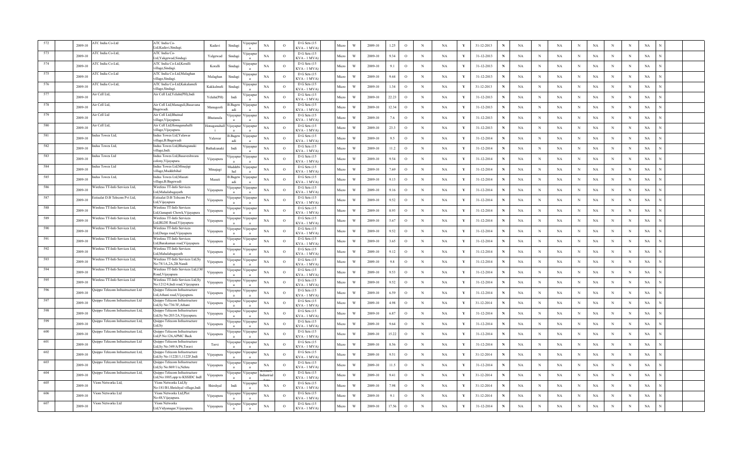| 572 | | 2009-10 | ATC India Co-Ltd | ATC India Co-Ltd,Kadavi,Sindagi. | Kadavi | Sindagi | Vijayapura | NA | O | D G Sets (15 KVA - 1 MVA) | | Micro | W | 2009-10 | 1.25 | O | N | NA | Y | 31-12-2013 | N | NA | N | NA | N | NA | N | N | NA | N | |
|---|---|---|---|---|---|---|---|---|---|---|---|---|---|---|---|---|---|---|---|---|---|---|---|---|---|---|---|---|---|---|---|
| 573 | | 2009-10 | ATC India Co-Ltd, | ATC India Co-Ltd,Yalgewad,Sindagi. | Yalgewad | Sindagi | Vijayapura | NA | O | D G Sets (15 KVA - 1 MVA) | | Micro | W | 2009-10 | 9.34 | O | N | NA | Y | 31-12-2013 | N | NA | N | NA | N | NA | N | N | NA | N | |
| 574 | | 2009-10 | ATC India Co-Ltd, | ATC India Co-Ltd,Koralli village,Sindagi. | Koralli | Sindagi | Vijayapura | NA | O | D G Sets (15 KVA - 1 MVA) | | Micro | W | 2009-10 | 9.1 | O | N | NA | Y | 31-12-2013 | N | NA | N | NA | N | NA | N | N | NA | N | |
| 575 | | 2009-10 | ATC India Co-Ltd | ATC India Co-Ltd,Malaghan village,Sindagi. | Malaghan | Sindagi | Vijayapura | NA | O | D G Sets (15 KVA - 1 MVA) | | Micro | W | 2009-10 | 9.44 | O | N | NA | Y | 31-12-2013 | N | NA | N | NA | N | NA | N | N | NA | N | |
| 576 | | 2009-10 | ATC India Co-Ltd, | ATC India Co-Ltd,Kakkalmeli village,Sindagi. | Kakkalmeli | Sindagi | Vijayapura | NA | O | D G Sets (15 KVA - 1 MVA) | | Micro | W | 2009-10 | 1.34 | O | N | NA | Y | 31-12-2013 | N | NA | N | NA | N | NA | N | N | NA | N | |
| 577 | | 2009-10 | Air Cell Ltd, | Air Cell Ltd,Yelahi(PH),Indi | Yelahi(PH) | Indi | Vijayapura | NA | O | D G Sets (15 KVA - 1 MVA) | | Micro | W | 2009-10 | 22.23 | O | N | NA | Y | 31-12-2013 | N | NA | N | NA | N | NA | N | N | NA | N | |
| 578 | | 2009-10 | Air Cell Ltd, | Air Cell Ltd,Managuli,Basavana Bagewadi. | Managooli | B.Bagewadi | Vijayapura | NA | O | D G Sets (15 KVA - 1 MVA) | | Micro | W | 2009-10 | 12.34 | O | N | NA | Y | 31-12-2013 | N | NA | N | NA | N | NA | N | N | NA | N | |
| 579 | | 2009-10 | Air Cell Ltd | Air Cell Ltd,Bhutnal village,Vijayapura. | Bhutanala | Vijayapura | Vijayapura | NA | O | D G Sets (15 KVA - 1 MVA) | | Micro | W | 2009-10 | 7.6 | O | N | NA | Y | 31-12-2013 | N | NA | N | NA | N | NA | N | N | NA | N | |
| 580 | | 2009-10 | Air Cell Ltd, | Air Cell Ltd,Honaganahalli village,Vijayapura. | Honaganahalli | Vijayapura | Vijayapura | NA | O | D G Sets (15 KVA - 1 MVA) | | Micro | W | 2009-10 | 23.3 | O | N | NA | Y | 31-12-2013 | N | NA | N | NA | N | NA | N | N | NA | N | |
| 581 | | 2009-10 | Indus Towes Ltd, | Indus Towes Ltd,Yalawar village,B.Bagewadi | Yalawar | B.Bagewadi | Vijayapura | NA | O | D G Sets (15 KVA - 1 MVA) | | Micro | W | 2009-10 | 9.5 | O | N | NA | Y | 31-12-2014 | N | NA | N | NA | N | NA | N | N | NA | N | |
| 582 | | 2009-10 | Indus Towes Ltd, | Indus Towes Ltd,Bhatagunaki village,Indi. | Bathakunaki | Indi | Vijayapura | NA | O | D G Sets (15 KVA - 1 MVA) | | Micro | W | 2009-10 | 11.2 | O | N | NA | Y | 31-12-2014 | N | NA | N | NA | N | NA | N | N | NA | N | |
| 583 | | 2009-10 | Indus Towes Ltd | Indus Towes Ltd,Basaveshwara colony,Vijayapura. | Vijayapura | Vijayapura | Vijayapura | NA | O | D G Sets (15 KVA - 1 MVA) | | Micro | W | 2009-10 | 9.54 | O | N | NA | Y | 31-12-2014 | N | NA | N | NA | N | NA | N | N | NA | N | |
| 584 | | 2009-10 | Indus Towes Ltd | Indus Towes Ltd,Minajagi village,Muddebihal | Minajagi | Muddebihal | Vijayapura | NA | O | D G Sets (15 KVA - 1 MVA) | | Micro | W | 2009-10 | 7.69 | O | N | NA | Y | 31-12-2014 | N | NA | N | NA | N | NA | N | N | NA | N | |
| 585 | | 2009-10 | Indus Towes Ltd, | Indus Towes Ltd,Masuti village,B.Bagewadi | Masuti | B.Bagewadi | Vijayapura | NA | O | D G Sets (15 KVA - 1 MVA) | | Micro | W | 2009-10 | 9.13 | O | N | NA | Y | 31-12-2014 | N | NA | N | NA | N | NA | N | N | NA | N | |
| 586 | | 2009-10 | Wireless TT-Info Services Ltd, | Wireless TT-Info Services Ltd,Mahalabagayath | Vijayapura | Vijayapura | Vijayapura | NA | O | D G Sets (15 KVA - 1 MVA) | | Micro | W | 2009-10 | 9.16 | O | N | NA | Y | 31-12-2014 | N | NA | N | NA | N | NA | N | N | NA | N | |
| 587 | | 2009-10 | Estisalat D.B Telecom Pvt Ltd, | Estisalat D.B Telecom Pvt Ltd,Vijayapura | Vijayapura | Vijayapura | Vijayapura | NA | O | D G Sets (15 KVA - 1 MVA) | | Micro | W | 2009-10 | 9.52 | O | N | NA | Y | 31-12-2014 | N | NA | N | NA | N | NA | N | N | NA | N | |
| 588 | | 2009-10 | Wireless TT-Info Services Ltd, | Wireless TT-Info Services Ltd,Ganapati Chowk,Vijayapura | Vijayapura | Vijayapura | Vijayapura | NA | O | D G Sets (15 KVA - 1 MVA) | | Micro | W | 2009-10 | 8.93 | O | N | NA | Y | 31-12-2014 | N | NA | N | NA | N | NA | N | N | NA | N | |
| 589 | | 2009-10 | Wireless TT-Info Services Ltd, | Wireless TT-Info Services Ltd,BLDE Road,Vijayapura | Vijayapura | Vijayapura | Vijayapura | NA | O | D G Sets (15 KVA - 1 MVA) | | Micro | W | 2009-10 | 5.67 | O | N | NA | Y | 31-12-2014 | N | NA | N | NA | N | NA | N | N | NA | N | |
| 590 | | 2009-10 | Wireless TT-Info Services Ltd, | Wireless TT-Info Services Ltd,Darga road,Vijayapura | Vijayapura | Vijayapura | Vijayapura | NA | O | D G Sets (15 KVA - 1 MVA) | | Micro | W | 2009-10 | 9.52 | O | N | NA | Y | 31-12-2014 | N | NA | N | NA | N | NA | N | N | NA | N | |
| 591 | | 2009-10 | Wireless TT-Info Services Ltd, | Wireless TT-Info Services Ltd,Barakaman road,Vijayapura | Vijayapura | Vijayapura | Vijayapura | NA | O | D G Sets (15 KVA - 1 MVA) | | Micro | W | 2009-10 | 3.65 | O | N | NA | Y | 31-12-2014 | N | NA | N | NA | N | NA | N | N | NA | N | |
| 592 | | 2009-10 | Wireless TT-Info Services Ltd, | Wireless TT-Info Services Ltd,Mahalabagayath | Vijayapura | Vijayapura | Vijayapura | NA | O | D G Sets (15 KVA - 1 MVA) | | Micro | W | 2009-10 | 9.12 | O | N | NA | Y | 31-12-2014 | N | NA | N | NA | N | NA | N | N | NA | N | |
| 593 | | 2009-10 | Wireless TT-Info Services Ltd, | Wireless TT-Info Services Ltd,Sy No:78/1A,2A,2B.Nandi | Vijayapura | Vijayapura | Vijayapura | NA | O | D G Sets (15 KVA - 1 MVA) | | Micro | W | 2009-10 | 9.8 | O | N | NA | Y | 31-12-2014 | N | NA | N | NA | N | NA | N | N | NA | N | |
| 594 | | 2009-10 | Wireless TT-Info Services Ltd, | Wireless TT-Info Services Ltd,J.M Road,Vijayapura | Vijayapura | Vijayapura | Vijayapura | NA | O | D G Sets (15 KVA - 1 MVA) | | Micro | W | 2009-10 | 9.53 | O | N | NA | Y | 31-12-2014 | N | NA | N | NA | N | NA | N | N | NA | N | |
| 595 | | 2009-10 | Wireless TT-Info Services Ltd | Wireless TT-Info Services Ltd,Sy No:1212/4,Indi road,Vijayapura | Vijayapura | Vijayapura | Vijayapura | NA | O | D G Sets (15 KVA - 1 MVA) | | Micro | W | 2009-10 | 9.52 | O | N | NA | Y | 31-12-2014 | N | NA | N | NA | N | NA | N | N | NA | N | |
| 596 | | 2009-10 | Quippo Telecom Infrastructure Ltd | Quippo Telecom Infrastructure Ltd,Athani road,Vijayapura. | Vijayapura | Vijayapura | Vijayapura | NA | O | D G Sets (15 KVA - 1 MVA) | | Micro | W | 2009-10 | 6.59 | O | N | NA | Y | 31-12-2014 | N | NA | N | NA | N | NA | N | N | NA | N | |
| 597 | | 2009-10 | Quippo Telecom Infrastructure Ltd | Quippo Telecom Infrastructure Ltd,Sy No:736/3F,Athani | Vijayapura | Vijayapura | Vijayapura | NA | O | D G Sets (15 KVA - 1 MVA) | | Micro | W | 2009-10 | 4.98 | O | N | NA | Y | 31-12-2014 | N | NA | N | NA | N | NA | N | N | NA | N | |
| 598 | | 2009-10 | Quippo Telecom Infrastructure Ltd, | Quippo Telecom Infrastructure Ltd,Sy No:203/2A,Vijayapura. | Vijayapura | Vijayapura | Vijayapura | NA | O | D G Sets (15 KVA - 1 MVA) | | Micro | W | 2009-10 | 6.87 | O | N | NA | Y | 31-12-2014 | N | NA | N | NA | N | NA | N | N | NA | N | |
| 599 | | 2009-10 | Quippo Telecom Infrastructure Ltd, | Quippo Telecom Infrastructure Ltd,Sy | Vijayapura | Vijayapura | Vijayapura | NA | O | D G Sets (15 KVA - 1 MVA) | | Micro | W | 2009-10 | 9.64 | O | N | NA | Y | 31-12-2014 | N | NA | N | NA | N | NA | N | N | NA | N | |
| 600 | | 2009-10 | Quippo Telecom Infrastructure Ltd, | Quippo Telecom Infrastructure Ltd,P No:126,APMC Back | Vijayapura | Vijayapura | Vijayapura | NA | O | D G Sets (15 KVA - 1 MVA) | | Micro | W | 2009-10 | 15.22 | O | N | NA | Y | 31-12-2014 | N | NA | N | NA | N | NA | N | N | NA | N | |
| 601 | | 2009-10 | Quippo Telecom Infrastructure Ltd | Quippo Telecom Infrastructure Ltd,Sy No:349/A/P6,Toravi | Torvi | Vijayapura | Vijayapura | NA | O | D G Sets (15 KVA - 1 MVA) | | Micro | W | 2009-10 | 8.56 | O | N | NA | Y | 31-12-2014 | N | NA | N | NA | N | NA | N | N | NA | N | |
| 602 | | 2009-10 | Quippo Telecom Infrastructure Ltd, | Quippo Telecom Infrastructure Ltd,Sy No:1122E/1,1122F,Indi | Vijayapura | Vijayapura | Vijayapura | NA | O | D G Sets (15 KVA - 1 MVA) | | Micro | W | 2009-10 | 9.51 | O | N | NA | Y | 31-12-2014 | N | NA | N | NA | N | NA | N | N | NA | N | |
| 603 | | 2009-10 | Quippo Telecom Infrastructure Ltd, | Quippo Telecom Infrastructure Ltd,Sy No:869/1/a,Nehru | Vijayapura | Vijayapura | Vijayapura | NA | O | D G Sets (15 KVA - 1 MVA) | | Micro | W | 2009-10 | 11.5 | O | N | NA | Y | 31-12-2014 | N | NA | N | NA | N | NA | N | N | NA | N | |
| 604 | | 2009-10 | Quippo Telecom Infrastructure Ltd, | Quippo Telecom Infrastructure Ltd,No:1885,opp to KSSIDC Indl | Vijayapura | Vijayapura | Vijayapura | KSSIDC Industrial Area | O | D G Sets (15 KVA - 1 MVA) | | Micro | W | 2009-10 | 9.41 | O | N | NA | Y | 31-12-2014 | N | NA | N | NA | N | NA | N | N | NA | N | |
| 605 | | 2009-10 | Viom Networks Ltd, | Viom Networks Ltd,Sy No:181/B1,Shirshyal village,Indi | Shirshyal | Indi | Vijayapura | NA | O | D G Sets (15 KVA - 1 MVA) | | Micro | W | 2009-10 | 7.98 | O | N | NA | Y | 31-12-2014 | N | NA | N | NA | N | NA | N | N | NA | N | |
| 606 | | 2009-10 | Viom Networks Ltd | Viom Networks Ltd,Plot No:48,Vijayapura. | Vijayapura | Vijayapura | Vijayapura | NA | O | D G Sets (15 KVA - 1 MVA) | | Micro | W | 2009-10 | 9.1 | O | N | NA | Y | 31-12-2014 | N | NA | N | NA | N | NA | N | N | NA | N | |
| 607 | | 2009-10 | Viom Networks Ltd | Viom Networks Ltd,Vidyanagar,Vijayapura. | Vijayapura | Vijayapura | Vijayapura | NA | O | D G Sets (15 KVA - 1 MVA) | | Micro | W | 2009-10 | 17.56 | O | N | NA | Y | 31-12-2014 | N | NA | N | NA | N | NA | N | N | NA | N | |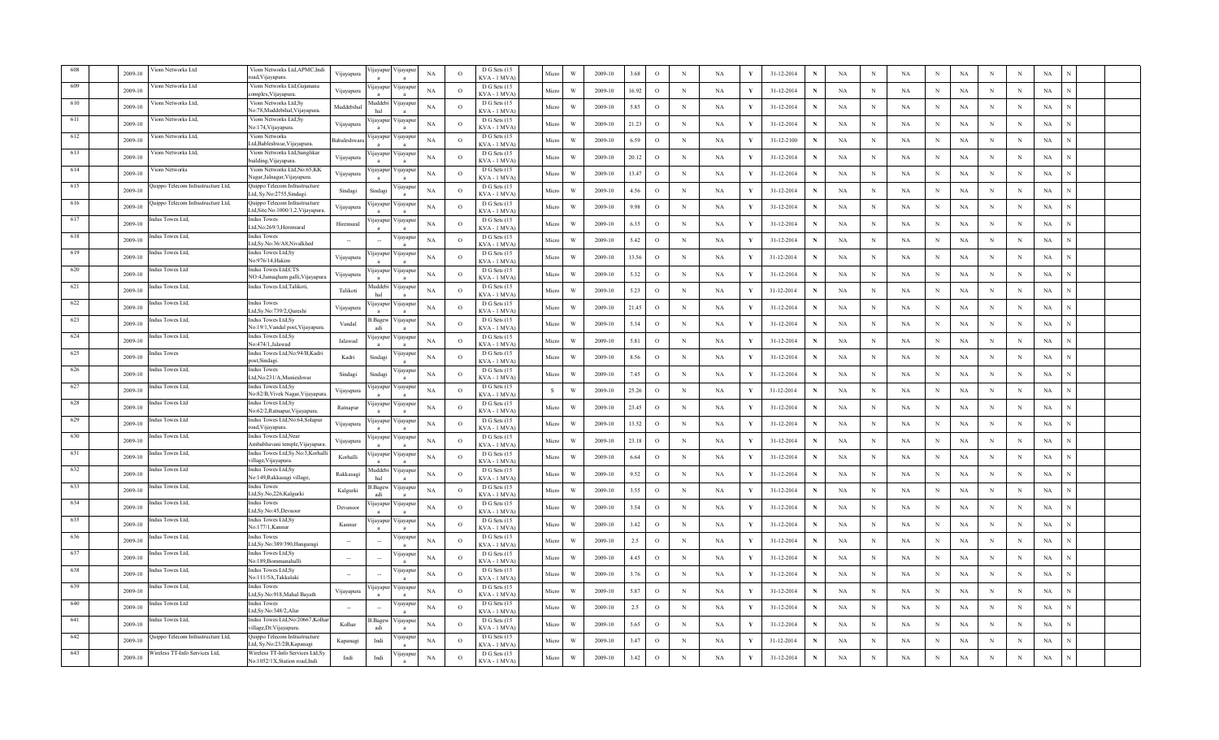| 608 | | 2009-10 | Viom Networks Ltd | Viom Networks Ltd,APMC,Indi road,Vijayapura. | Vijayapura | Vijayapura | Vijayapura | NA | O | D G Sets (15 KVA - 1 MVA) | | Micro | W | 2009-10 | 3.68 | O | N | NA | Y | 31-12-2014 | N | NA | N | NA | N | NA | N | N | NA | N | | |
|---|---|---|---|---|---|---|---|---|---|---|---|---|---|---|---|---|---|---|---|---|---|---|---|---|---|---|---|---|---|---|---|---|
| 609 | | 2009-10 | Viom Networks Ltd | Viom Networks Ltd,Gajanana complex,Vijayapura. | Vijayapura | Vijayapura | Vijayapura | NA | O | D G Sets (15 KVA - 1 MVA) | | Micro | W | 2009-10 | 16.92 | O | N | NA | Y | 31-12-2014 | N | NA | N | NA | N | NA | N | N | NA | N | | |
| 610 | | 2009-10 | Viom Networks Ltd, | Viom Networks Ltd,Sy No:78,Muddebihal,Vijayapura. | Muddebihal | Muddebihal | Vijayapura | NA | O | D G Sets (15 KVA - 1 MVA) | | Micro | W | 2009-10 | 5.85 | O | N | NA | Y | 31-12-2014 | N | NA | N | NA | N | NA | N | N | NA | N | | |
| 611 | | 2009-10 | Viom Networks Ltd, | Viom Networks Ltd,Sy No:174,Vijayapura. | Vijayapura | Vijayapura | Vijayapura | NA | O | D G Sets (15 KVA - 1 MVA) | | Micro | W | 2009-10 | 21.23 | O | N | NA | Y | 31-12-2014 | N | NA | N | NA | N | NA | N | N | NA | N | | |
| 612 | | 2009-10 | Viom Networks Ltd, | Viom Networks Ltd,Bableshwar,Vijayapura. | Babaleshwara | Vijayapura | Vijayapura | NA | O | D G Sets (15 KVA - 1 MVA) | | Micro | W | 2009-10 | 6.59 | O | N | NA | Y | 31-12-2100 | N | NA | N | NA | N | NA | N | N | NA | N | | |
| 613 | | 2009-10 | Viom Networks Ltd, | Viom Networks Ltd,Sanglikar building,Vijayapura. | Vijayapura | Vijayapura | Vijayapura | NA | O | D G Sets (15 KVA - 1 MVA) | | Micro | W | 2009-10 | 20.12 | O | N | NA | Y | 31-12-2014 | N | NA | N | NA | N | NA | N | N | NA | N | | |
| 614 | | 2009-10 | Viom Networks | Viom Networks Ltd,No:65,KK Nagar,Jalnagar,Vijayapura. | Vijayapura | Vijayapura | Vijayapura | NA | O | D G Sets (15 KVA - 1 MVA) | | Micro | W | 2009-10 | 13.47 | O | N | NA | Y | 31-12-2014 | N | NA | N | NA | N | NA | N | N | NA | N | | |
| 615 | | 2009-10 | Quippo Telecom Infrastructure Ltd, | Quippo Telecom Infrastructure Ltd, Sy.No:2755,Sindagi. | Sindagi | Sindagi | Vijayapura | NA | O | D G Sets (15 KVA - 1 MVA) | | Micro | W | 2009-10 | 4.56 | O | N | NA | Y | 31-12-2014 | N | NA | N | NA | N | NA | N | N | NA | N | | |
| 616 | | 2009-10 | Quippo Telecom Infrastructure Ltd, | Quippo Telecom Infrastructure Ltd,Site No:1000/1,2,Vijayapura. | Vijayapura | Vijayapura | Vijayapura | NA | O | D G Sets (15 KVA - 1 MVA) | | Micro | W | 2009-10 | 9.98 | O | N | NA | Y | 31-12-2014 | N | NA | N | NA | N | NA | N | N | NA | N | | |
| 617 | | 2009-10 | Indus Towes Ltd, | Indus Towes Ltd,No:269/3,Heremural | Hiremural | Vijayapura | Vijayapura | NA | O | D G Sets (15 KVA - 1 MVA) | | Micro | W | 2009-10 | 6.35 | O | N | NA | Y | 31-12-2014 | N | NA | N | NA | N | NA | N | N | NA | N | | |
| 618 | | 2009-10 | Indus Towes Ltd, | Indus Towes Ltd,Sy.No:36/A8,Nivalkhed | -- | -- | Vijayapura | NA | O | D G Sets (15 KVA - 1 MVA) | | Micro | W | 2009-10 | 5.42 | O | N | NA | Y | 31-12-2014 | N | NA | N | NA | N | NA | N | N | NA | N | | |
| 619 | | 2009-10 | Indus Towes Ltd, | Indus Towes Ltd,Sy No:976/14,Hakim | Vijayapura | Vijayapura | Vijayapura | NA | O | D G Sets (15 KVA - 1 MVA) | | Micro | W | 2009-10 | 13.56 | O | N | NA | Y | 31-12-2014 | N | NA | N | NA | N | NA | N | N | NA | N | | |
| 620 | | 2009-10 | Indus Towes Ltd | Indus Towes Ltd,CTS NO:4,Jamaqhum galli,Vijayapura | Vijayapura | Vijayapura | Vijayapura | NA | O | D G Sets (15 KVA - 1 MVA) | | Micro | W | 2009-10 | 5.32 | O | N | NA | Y | 31-12-2014 | N | NA | N | NA | N | NA | N | N | NA | N | | |
| 621 | | 2009-10 | Indus Towes Ltd, | Indus Towes Ltd,Talikoti, | Talikoti | Muddebihal | Vijayapura | NA | O | D G Sets (15 KVA - 1 MVA) | | Micro | W | 2009-10 | 5.23 | O | N | NA | Y | 31-12-2014 | N | NA | N | NA | N | NA | N | N | NA | N | | |
| 622 | | 2009-10 | Indus Towes Ltd, | Indus Towes Ltd,Sy.No:739/2,Qureshi | Vijayapura | Vijayapura | Vijayapura | NA | O | D G Sets (15 KVA - 1 MVA) | | Micro | W | 2009-10 | 21.45 | O | N | NA | Y | 31-12-2014 | N | NA | N | NA | N | NA | N | N | NA | N | | |
| 623 | | 2009-10 | Indus Towes Ltd, | Indus Towes Ltd,Sy No:19/1,Vandal post,Vijayapura. | Vandal | B.Bagewadi | Vijayapura | NA | O | D G Sets (15 KVA - 1 MVA) | | Micro | W | 2009-10 | 5.34 | O | N | NA | Y | 31-12-2014 | N | NA | N | NA | N | NA | N | N | NA | N | | |
| 624 | | 2009-10 | Indus Towes Ltd, | Indus Towes Ltd,Sy No:474/1,Jalawad | Jalawad | Vijayapura | Vijayapura | NA | O | D G Sets (15 KVA - 1 MVA) | | Micro | W | 2009-10 | 5.81 | O | N | NA | Y | 31-12-2014 | N | NA | N | NA | N | NA | N | N | NA | N | | |
| 625 | | 2009-10 | Indus Towes | Indus Towes Ltd,No:94/B,Kadri post,Sindagi. | Kadri | Sindagi | Vijayapura | NA | O | D G Sets (15 KVA - 1 MVA) | | Micro | W | 2009-10 | 8.56 | O | N | NA | Y | 31-12-2014 | N | NA | N | NA | N | NA | N | N | NA | N | | |
| 626 | | 2009-10 | Indus Towes Ltd, | Indus Towes Ltd,No:231/A,Munieshwar | Sindagi | Sindagi | Vijayapura | NA | O | D G Sets (15 KVA - 1 MVA) | | Micro | W | 2009-10 | 7.45 | O | N | NA | Y | 31-12-2014 | N | NA | N | NA | N | NA | N | N | NA | N | | |
| 627 | | 2009-10 | Indus Towes Ltd, | Indus Towes Ltd,Sy No:82/B,Vivek Nagar,Vijayapura. | Vijayapura | Vijayapura | Vijayapura | NA | O | D G Sets (15 KVA - 1 MVA) | | S | W | 2009-10 | 25.26 | O | N | NA | Y | 31-12-2014 | N | NA | N | NA | N | NA | N | N | NA | N | | |
| 628 | | 2009-10 | Indus Towes Ltd | Indus Towes Ltd,Sy No:62/2,Ratnapur,Vijayapura. | Ratnapur | Vijayapura | Vijayapura | NA | O | D G Sets (15 KVA - 1 MVA) | | Micro | W | 2009-10 | 23.45 | O | N | NA | Y | 31-12-2014 | N | NA | N | NA | N | NA | N | N | NA | N | | |
| 629 | | 2009-10 | Indus Towes Ltd | Indus Towes Ltd,No:64,Solapur road,Vijayapura. | Vijayapura | Vijayapura | Vijayapura | NA | O | D G Sets (15 KVA - 1 MVA) | | Micro | W | 2009-10 | 13.52 | O | N | NA | Y | 31-12-2014 | N | NA | N | NA | N | NA | N | N | NA | N | | |
| 630 | | 2009-10 | Indus Towes Ltd, | Indus Towes Ltd,Near Ambabhavani temple,Vijayapura. | Vijayapura | Vijayapura | Vijayapura | NA | O | D G Sets (15 KVA - 1 MVA) | | Micro | W | 2009-10 | 23.18 | O | N | NA | Y | 31-12-2014 | N | NA | N | NA | N | NA | N | N | NA | N | | |
| 631 | | 2009-10 | Indus Towes Ltd, | Indus Towes Ltd,Sy.No:3,Korhalli village,Vijayapura. | Korhalli | Vijayapura | Vijayapura | NA | O | D G Sets (15 KVA - 1 MVA) | | Micro | W | 2009-10 | 6.64 | O | N | NA | Y | 31-12-2014 | N | NA | N | NA | N | NA | N | N | NA | N | | |
| 632 | | 2009-10 | Indus Towes Ltd | Indus Towes Ltd,Sy No:149,Rakkasagi village, | Rakkasagi | Muddebihal | Vijayapura | NA | O | D G Sets (15 KVA - 1 MVA) | | Micro | W | 2009-10 | 9.52 | O | N | NA | Y | 31-12-2014 | N | NA | N | NA | N | NA | N | N | NA | N | | |
| 633 | | 2009-10 | Indus Towes Ltd, | Indus Towes Ltd,Sy.No,226,Kalgurki | Kalgurki | B.Bagewadi | Vijayapura | NA | O | D G Sets (15 KVA - 1 MVA) | | Micro | W | 2009-10 | 3.55 | O | N | NA | Y | 31-12-2014 | N | NA | N | NA | N | NA | N | N | NA | N | | |
| 634 | | 2009-10 | Indus Towes Ltd, | Indus Towes Ltd,Sy.No:45,Devnoor | Devanoor | Vijayapura | Vijayapura | NA | O | D G Sets (15 KVA - 1 MVA) | | Micro | W | 2009-10 | 3.54 | O | N | NA | Y | 31-12-2014 | N | NA | N | NA | N | NA | N | N | NA | N | | |
| 635 | | 2009-10 | Indus Towes Ltd, | Indus Towes Ltd,Sy No:177/1,Kannur | Kannur | Vijayapura | Vijayapura | NA | O | D G Sets (15 KVA - 1 MVA) | | Micro | W | 2009-10 | 3.42 | O | N | NA | Y | 31-12-2014 | N | NA | N | NA | N | NA | N | N | NA | N | | |
| 636 | | 2009-10 | Indus Towes Ltd, | Indus Towes Ltd,Sy.No:389/390,Hangaragi | -- | -- | Vijayapura | NA | O | D G Sets (15 KVA - 1 MVA) | | Micro | W | 2009-10 | 2.5 | O | N | NA | Y | 31-12-2014 | N | NA | N | NA | N | NA | N | N | NA | N | | |
| 637 | | 2009-10 | Indus Towes Ltd, | Indus Towes Ltd,Sy No:189,Bommanahalli | -- | -- | Vijayapura | NA | O | D G Sets (15 KVA - 1 MVA) | | Micro | W | 2009-10 | 4.45 | O | N | NA | Y | 31-12-2014 | N | NA | N | NA | N | NA | N | N | NA | N | | |
| 638 | | 2009-10 | Indus Towes Ltd, | Indus Towes Ltd,Sy No:111/5A,Takkalaki | -- | -- | Vijayapura | NA | O | D G Sets (15 KVA - 1 MVA) | | Micro | W | 2009-10 | 3.76 | O | N | NA | Y | 31-12-2014 | N | NA | N | NA | N | NA | N | N | NA | N | | |
| 639 | | 2009-10 | Indus Towes Ltd, | Indus Towes Ltd,Sy.No:918,Mahal Bayath | Vijayapura | Vijayapura | Vijayapura | NA | O | D G Sets (15 KVA - 1 MVA) | | Micro | W | 2009-10 | 5.87 | O | N | NA | Y | 31-12-2014 | N | NA | N | NA | N | NA | N | N | NA | N | | |
| 640 | | 2009-10 | Indus Towes Ltd | Indus Towes Ltd,Sy.No:348/2,Alur | -- | -- | Vijayapura | NA | O | D G Sets (15 KVA - 1 MVA) | | Micro | W | 2009-10 | 2.5 | O | N | NA | Y | 31-12-2014 | N | NA | N | NA | N | NA | N | N | NA | N | | |
| 641 | | 2009-10 | Indus Towes Ltd, | Indus Towes Ltd,No:20667,Kolhar village,Dt:Vijayapura. | Kolhar | B.Bagewadi | Vijayapura | NA | O | D G Sets (15 KVA - 1 MVA) | | Micro | W | 2009-10 | 5.65 | O | N | NA | Y | 31-12-2014 | N | NA | N | NA | N | NA | N | N | NA | N | | |
| 642 | | 2009-10 | Quippo Telecom Infrastructure Ltd, | Quippo Telecom Infrastructure Ltd, Sy.No:23/2B,Kapanagi | Kapanagi | Indi | Vijayapura | NA | O | D G Sets (15 KVA - 1 MVA) | | Micro | W | 2009-10 | 3.47 | O | N | NA | Y | 31-12-2014 | N | NA | N | NA | N | NA | N | N | NA | N | | |
| 643 | | 2009-10 | Wireless TT-Info Services Ltd, | Wireless TT-Info Services Ltd,Sy No:1052/1X,Station road,Indi | Indi | Indi | Vijayapura | NA | O | D G Sets (15 KVA - 1 MVA) | | Micro | W | 2009-10 | 3.42 | O | N | NA | Y | 31-12-2014 | N | NA | N | NA | N | NA | N | N | NA | N | | |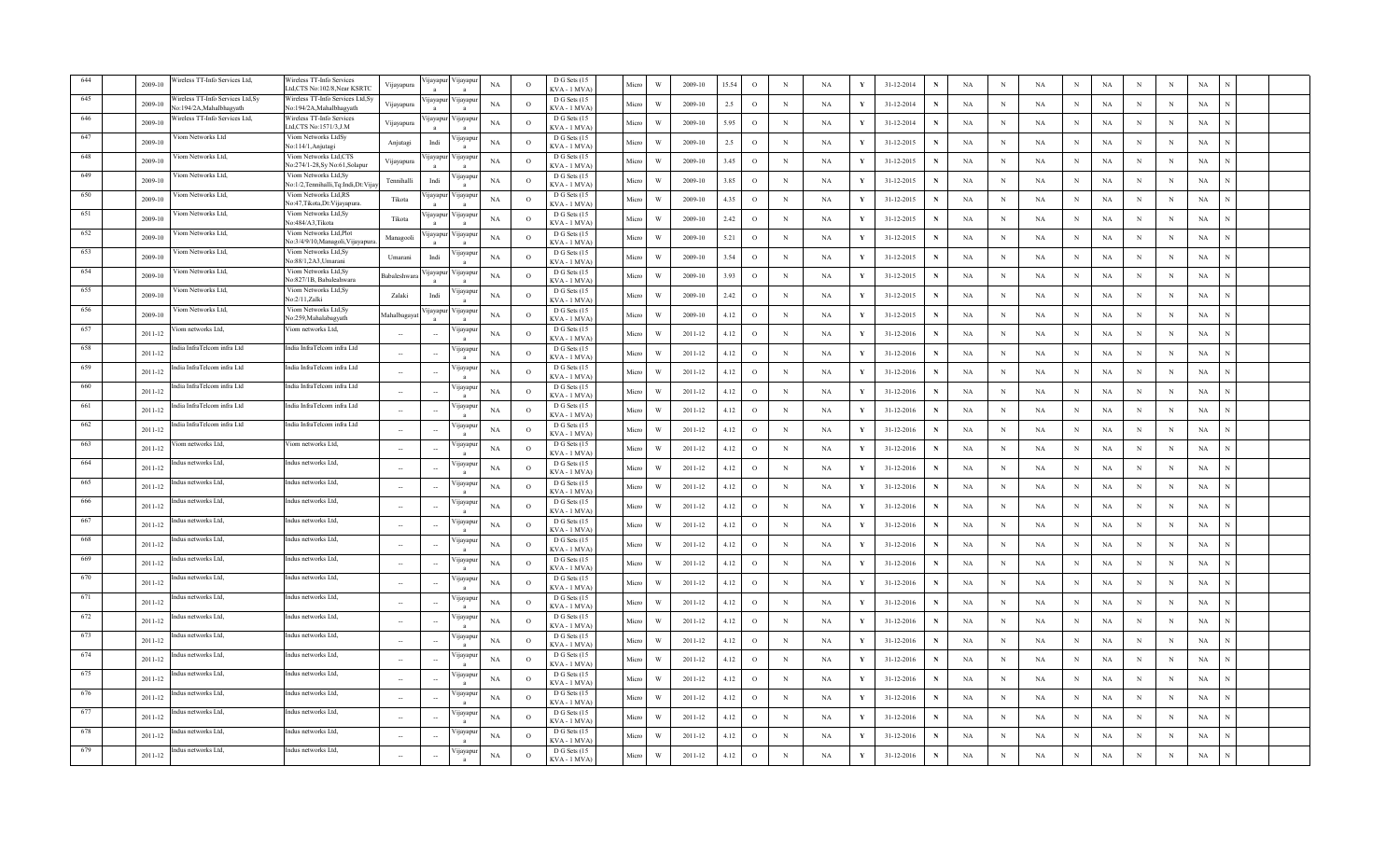| 644 | | 2009-10 | Wireless TT-Info Services Ltd, | Wireless TT-Info Services Ltd,CTS No:102/8,Near KSRTC | Vijayapura | Vijayapura | Vijayapura | NA | O | D G Sets (15 KVA - 1 MVA) | | Micro | W | 2009-10 | 15.54 | O | N | NA | Y | 31-12-2014 | N | NA | N | NA | N | NA | N | N | NA | N | |
|---|---|---|---|---|---|---|---|---|---|---|---|---|---|---|---|---|---|---|---|---|---|---|---|---|---|---|---|---|---|---|---|
| 645 | | 2009-10 | Wireless TT-Info Services Ltd,Sy No:194/2A,Mahalbhagyath | Wireless TT-Info Services Ltd,Sy No:194/2A,Mahalbhagyath | Vijayapura | Vijayapura | Vijayapura | NA | O | D G Sets (15 KVA - 1 MVA) | | Micro | W | 2009-10 | 2.5 | O | N | NA | Y | 31-12-2014 | N | NA | N | NA | N | NA | N | N | NA | N | |
| 646 | | 2009-10 | Wireless TT-Info Services Ltd, | Wireless TT-Info Services Ltd,CTS No:1571/3,J.M | Vijayapura | Vijayapura | Vijayapura | NA | O | D G Sets (15 KVA - 1 MVA) | | Micro | W | 2009-10 | 5.95 | O | N | NA | Y | 31-12-2014 | N | NA | N | NA | N | NA | N | N | NA | N | |
| 647 | | 2009-10 | Viom Networks Ltd | Viom Networks LtdSy No:114/1,Anjutagi | Anjutagi | Indi | Vijayapura | NA | O | D G Sets (15 KVA - 1 MVA) | | Micro | W | 2009-10 | 2.5 | O | N | NA | Y | 31-12-2015 | N | NA | N | NA | N | NA | N | N | NA | N | |
| 648 | | 2009-10 | Viom Networks Ltd, | Viom Networks Ltd,CTS No:274/1-28,Sy No:61,Solapur | Vijayapura | Vijayapura | Vijayapura | NA | O | D G Sets (15 KVA - 1 MVA) | | Micro | W | 2009-10 | 3.45 | O | N | NA | Y | 31-12-2015 | N | NA | N | NA | N | NA | N | N | NA | N | |
| 649 | | 2009-10 | Viom Networks Ltd, | Viom Networks Ltd,Sy No:1/2,Tennihalli,Tq:Indi,Dt:Vijay | Tennihalli | Indi | Vijayapura | NA | O | D G Sets (15 KVA - 1 MVA) | | Micro | W | 2009-10 | 3.85 | O | N | NA | Y | 31-12-2015 | N | NA | N | NA | N | NA | N | N | NA | N | |
| 650 | | 2009-10 | Viom Networks Ltd, | Viom Networks Ltd,RS No:47,Tikota,Dt:Vijayapura. | Tikota | Vijayapura | Vijayapura | NA | O | D G Sets (15 KVA - 1 MVA) | | Micro | W | 2009-10 | 4.35 | O | N | NA | Y | 31-12-2015 | N | NA | N | NA | N | NA | N | N | NA | N | |
| 651 | | 2009-10 | Viom Networks Ltd, | Viom Networks Ltd,Sy No:484/A3,Tikota | Tikota | Vijayapura | Vijayapura | NA | O | D G Sets (15 KVA - 1 MVA) | | Micro | W | 2009-10 | 2.42 | O | N | NA | Y | 31-12-2015 | N | NA | N | NA | N | NA | N | N | NA | N | |
| 652 | | 2009-10 | Viom Networks Ltd, | Viom Networks Ltd,Plot No:3/4/9/10,Managoli,Vijayapura. | Managooli | Vijayapura | Vijayapura | NA | O | D G Sets (15 KVA - 1 MVA) | | Micro | W | 2009-10 | 5.21 | O | N | NA | Y | 31-12-2015 | N | NA | N | NA | N | NA | N | N | NA | N | |
| 653 | | 2009-10 | Viom Networks Ltd, | Viom Networks Ltd,Sy No:88/1,2A3,Umarani | Umarani | Indi | Vijayapura | NA | O | D G Sets (15 KVA - 1 MVA) | | Micro | W | 2009-10 | 3.54 | O | N | NA | Y | 31-12-2015 | N | NA | N | NA | N | NA | N | N | NA | N | |
| 654 | | 2009-10 | Viom Networks Ltd, | Viom Networks Ltd,Sy No:827/1B, Babaleshwara | Babaleshwara | Vijayapura | Vijayapura | NA | O | D G Sets (15 KVA - 1 MVA) | | Micro | W | 2009-10 | 3.93 | O | N | NA | Y | 31-12-2015 | N | NA | N | NA | N | NA | N | N | NA | N | |
| 655 | | 2009-10 | Viom Networks Ltd, | Viom Networks Ltd,Sy No:2/11,Zalki | Zalaki | Indi | Vijayapura | NA | O | D G Sets (15 KVA - 1 MVA) | | Micro | W | 2009-10 | 2.42 | O | N | NA | Y | 31-12-2015 | N | NA | N | NA | N | NA | N | N | NA | N | |
| 656 | | 2009-10 | Viom Networks Ltd, | Viom Networks Ltd,Sy No:259,Mahalabagyath | Mahalbagayat | Vijayapura | Vijayapura | NA | O | D G Sets (15 KVA - 1 MVA) | | Micro | W | 2009-10 | 4.12 | O | N | NA | Y | 31-12-2015 | N | NA | N | NA | N | NA | N | N | NA | N | |
| 657 | | 2011-12 | Viom networks Ltd, | Viom networks Ltd, | -- | -- | Vijayapura | NA | O | D G Sets (15 KVA - 1 MVA) | | Micro | W | 2011-12 | 4.12 | O | N | NA | Y | 31-12-2016 | N | NA | N | NA | N | NA | N | N | NA | N | |
| 658 | | 2011-12 | India InfraTelcom infra Ltd | India InfraTelcom infra Ltd | -- | -- | Vijayapura | NA | O | D G Sets (15 KVA - 1 MVA) | | Micro | W | 2011-12 | 4.12 | O | N | NA | Y | 31-12-2016 | N | NA | N | NA | N | NA | N | N | NA | N | |
| 659 | | 2011-12 | India InfraTelcom infra Ltd | India InfraTelcom infra Ltd | -- | -- | Vijayapura | NA | O | D G Sets (15 KVA - 1 MVA) | | Micro | W | 2011-12 | 4.12 | O | N | NA | Y | 31-12-2016 | N | NA | N | NA | N | NA | N | N | NA | N | |
| 660 | | 2011-12 | India InfraTelcom infra Ltd | India InfraTelcom infra Ltd | -- | -- | Vijayapura | NA | O | D G Sets (15 KVA - 1 MVA) | | Micro | W | 2011-12 | 4.12 | O | N | NA | Y | 31-12-2016 | N | NA | N | NA | N | NA | N | N | NA | N | |
| 661 | | 2011-12 | India InfraTelcom infra Ltd | India InfraTelcom infra Ltd | -- | -- | Vijayapura | NA | O | D G Sets (15 KVA - 1 MVA) | | Micro | W | 2011-12 | 4.12 | O | N | NA | Y | 31-12-2016 | N | NA | N | NA | N | NA | N | N | NA | N | |
| 662 | | 2011-12 | India InfraTelcom infra Ltd | India InfraTelcom infra Ltd | -- | -- | Vijayapura | NA | O | D G Sets (15 KVA - 1 MVA) | | Micro | W | 2011-12 | 4.12 | O | N | NA | Y | 31-12-2016 | N | NA | N | NA | N | NA | N | N | NA | N | |
| 663 | | 2011-12 | Viom networks Ltd, | Viom networks Ltd, | -- | -- | Vijayapura | NA | O | D G Sets (15 KVA - 1 MVA) | | Micro | W | 2011-12 | 4.12 | O | N | NA | Y | 31-12-2016 | N | NA | N | NA | N | NA | N | N | NA | N | |
| 664 | | 2011-12 | Indus networks Ltd, | Indus networks Ltd, | -- | -- | Vijayapura | NA | O | D G Sets (15 KVA - 1 MVA) | | Micro | W | 2011-12 | 4.12 | O | N | NA | Y | 31-12-2016 | N | NA | N | NA | N | NA | N | N | NA | N | |
| 665 | | 2011-12 | Indus networks Ltd, | Indus networks Ltd, | -- | -- | Vijayapura | NA | O | D G Sets (15 KVA - 1 MVA) | | Micro | W | 2011-12 | 4.12 | O | N | NA | Y | 31-12-2016 | N | NA | N | NA | N | NA | N | N | NA | N | |
| 666 | | 2011-12 | Indus networks Ltd, | Indus networks Ltd, | -- | -- | Vijayapura | NA | O | D G Sets (15 KVA - 1 MVA) | | Micro | W | 2011-12 | 4.12 | O | N | NA | Y | 31-12-2016 | N | NA | N | NA | N | NA | N | N | NA | N | |
| 667 | | 2011-12 | Indus networks Ltd, | Indus networks Ltd, | -- | -- | Vijayapura | NA | O | D G Sets (15 KVA - 1 MVA) | | Micro | W | 2011-12 | 4.12 | O | N | NA | Y | 31-12-2016 | N | NA | N | NA | N | NA | N | N | NA | N | |
| 668 | | 2011-12 | Indus networks Ltd, | Indus networks Ltd, | -- | -- | Vijayapura | NA | O | D G Sets (15 KVA - 1 MVA) | | Micro | W | 2011-12 | 4.12 | O | N | NA | Y | 31-12-2016 | N | NA | N | NA | N | NA | N | N | NA | N | |
| 669 | | 2011-12 | Indus networks Ltd, | Indus networks Ltd, | -- | -- | Vijayapura | NA | O | D G Sets (15 KVA - 1 MVA) | | Micro | W | 2011-12 | 4.12 | O | N | NA | Y | 31-12-2016 | N | NA | N | NA | N | NA | N | N | NA | N | |
| 670 | | 2011-12 | Indus networks Ltd, | Indus networks Ltd, | -- | -- | Vijayapura | NA | O | D G Sets (15 KVA - 1 MVA) | | Micro | W | 2011-12 | 4.12 | O | N | NA | Y | 31-12-2016 | N | NA | N | NA | N | NA | N | N | NA | N | |
| 671 | | 2011-12 | Indus networks Ltd, | Indus networks Ltd, | -- | -- | Vijayapura | NA | O | D G Sets (15 KVA - 1 MVA) | | Micro | W | 2011-12 | 4.12 | O | N | NA | Y | 31-12-2016 | N | NA | N | NA | N | NA | N | N | NA | N | |
| 672 | | 2011-12 | Indus networks Ltd, | Indus networks Ltd, | -- | -- | Vijayapura | NA | O | D G Sets (15 KVA - 1 MVA) | | Micro | W | 2011-12 | 4.12 | O | N | NA | Y | 31-12-2016 | N | NA | N | NA | N | NA | N | N | NA | N | |
| 673 | | 2011-12 | Indus networks Ltd, | Indus networks Ltd, | -- | -- | Vijayapura | NA | O | D G Sets (15 KVA - 1 MVA) | | Micro | W | 2011-12 | 4.12 | O | N | NA | Y | 31-12-2016 | N | NA | N | NA | N | NA | N | N | NA | N | |
| 674 | | 2011-12 | Indus networks Ltd, | Indus networks Ltd, | -- | -- | Vijayapura | NA | O | D G Sets (15 KVA - 1 MVA) | | Micro | W | 2011-12 | 4.12 | O | N | NA | Y | 31-12-2016 | N | NA | N | NA | N | NA | N | N | NA | N | |
| 675 | | 2011-12 | Indus networks Ltd, | Indus networks Ltd, | -- | -- | Vijayapura | NA | O | D G Sets (15 KVA - 1 MVA) | | Micro | W | 2011-12 | 4.12 | O | N | NA | Y | 31-12-2016 | N | NA | N | NA | N | NA | N | N | NA | N | |
| 676 | | 2011-12 | Indus networks Ltd, | Indus networks Ltd, | -- | -- | Vijayapura | NA | O | D G Sets (15 KVA - 1 MVA) | | Micro | W | 2011-12 | 4.12 | O | N | NA | Y | 31-12-2016 | N | NA | N | NA | N | NA | N | N | NA | N | |
| 677 | | 2011-12 | Indus networks Ltd, | Indus networks Ltd, | -- | -- | Vijayapura | NA | O | D G Sets (15 KVA - 1 MVA) | | Micro | W | 2011-12 | 4.12 | O | N | NA | Y | 31-12-2016 | N | NA | N | NA | N | NA | N | N | NA | N | |
| 678 | | 2011-12 | Indus networks Ltd, | Indus networks Ltd, | -- | -- | Vijayapura | NA | O | D G Sets (15 KVA - 1 MVA) | | Micro | W | 2011-12 | 4.12 | O | N | NA | Y | 31-12-2016 | N | NA | N | NA | N | NA | N | N | NA | N | |
| 679 | | 2011-12 | Indus networks Ltd, | Indus networks Ltd, | -- | -- | Vijayapura | NA | O | D G Sets (15 KVA - 1 MVA) | | Micro | W | 2011-12 | 4.12 | O | N | NA | Y | 31-12-2016 | N | NA | N | NA | N | NA | N | N | NA | N | |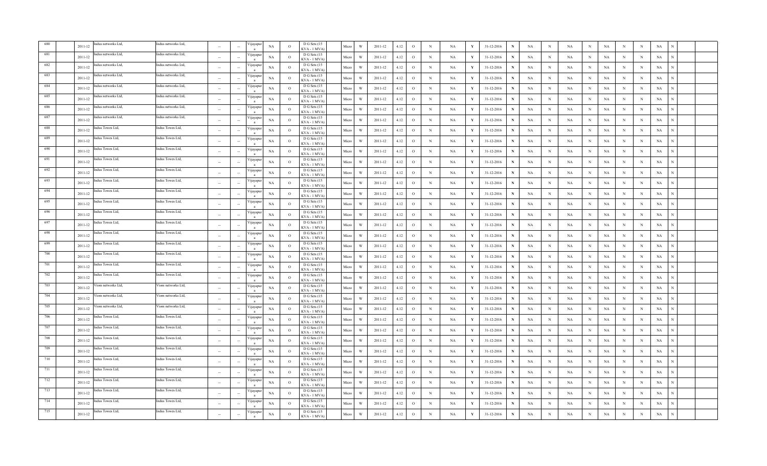| 680 | | 2011-12 | Indus networks Ltd, | Indus networks Ltd, | -- | -- | Vijayapura | NA | O | D G Sets (15 KVA - 1 MVA) | Micro | W | 2011-12 | 4.12 | O | N | NA | Y | 31-12-2016 | N | NA | N | NA | N | NA | N | N | NA | N | |
|---|---|---|---|---|---|---|---|---|---|---|---|---|---|---|---|---|---|---|---|---|---|---|---|---|---|---|---|---|---|---|
| 681 | | 2011-12 | Indus networks Ltd, | Indus networks Ltd, | -- | -- | Vijayapura | NA | O | D G Sets (15 KVA - 1 MVA) | Micro | W | 2011-12 | 4.12 | O | N | NA | Y | 31-12-2016 | N | NA | N | NA | N | NA | N | N | NA | N | |
| 682 | | 2011-12 | Indus networks Ltd, | Indus networks Ltd, | -- | -- | Vijayapura | NA | O | D G Sets (15 KVA - 1 MVA) | Micro | W | 2011-12 | 4.12 | O | N | NA | Y | 31-12-2016 | N | NA | N | NA | N | NA | N | N | NA | N | |
| 683 | | 2011-12 | Indus networks Ltd, | Indus networks Ltd, | -- | -- | Vijayapura | NA | O | D G Sets (15 KVA - 1 MVA) | Micro | W | 2011-12 | 4.12 | O | N | NA | Y | 31-12-2016 | N | NA | N | NA | N | NA | N | N | NA | N | |
| 684 | | 2011-12 | Indus networks Ltd, | Indus networks Ltd, | -- | -- | Vijayapura | NA | O | D G Sets (15 KVA - 1 MVA) | Micro | W | 2011-12 | 4.12 | O | N | NA | Y | 31-12-2016 | N | NA | N | NA | N | NA | N | N | NA | N | |
| 685 | | 2011-12 | Indus networks Ltd, | Indus networks Ltd, | -- | -- | Vijayapura | NA | O | D G Sets (15 KVA - 1 MVA) | Micro | W | 2011-12 | 4.12 | O | N | NA | Y | 31-12-2016 | N | NA | N | NA | N | NA | N | N | NA | N | |
| 686 | | 2011-12 | Indus networks Ltd, | Indus networks Ltd, | -- | -- | Vijayapura | NA | O | D G Sets (15 KVA - 1 MVA) | Micro | W | 2011-12 | 4.12 | O | N | NA | Y | 31-12-2016 | N | NA | N | NA | N | NA | N | N | NA | N | |
| 687 | | 2011-12 | Indus networks Ltd, | Indus networks Ltd, | -- | -- | Vijayapura | NA | O | D G Sets (15 KVA - 1 MVA) | Micro | W | 2011-12 | 4.12 | O | N | NA | Y | 31-12-2016 | N | NA | N | NA | N | NA | N | N | NA | N | |
| 688 | | 2011-12 | Indus Towes Ltd, | Indus Towes Ltd, | -- | -- | Vijayapura | NA | O | D G Sets (15 KVA - 1 MVA) | Micro | W | 2011-12 | 4.12 | O | N | NA | Y | 31-12-2016 | N | NA | N | NA | N | NA | N | N | NA | N | |
| 689 | | 2011-12 | Indus Towes Ltd, | Indus Towes Ltd, | -- | -- | Vijayapura | NA | O | D G Sets (15 KVA - 1 MVA) | Micro | W | 2011-12 | 4.12 | O | N | NA | Y | 31-12-2016 | N | NA | N | NA | N | NA | N | N | NA | N | |
| 690 | | 2011-12 | Indus Towes Ltd, | Indus Towes Ltd, | -- | -- | Vijayapura | NA | O | D G Sets (15 KVA - 1 MVA) | Micro | W | 2011-12 | 4.12 | O | N | NA | Y | 31-12-2016 | N | NA | N | NA | N | NA | N | N | NA | N | |
| 691 | | 2011-12 | Indus Towes Ltd, | Indus Towes Ltd, | -- | -- | Vijayapura | NA | O | D G Sets (15 KVA - 1 MVA) | Micro | W | 2011-12 | 4.12 | O | N | NA | Y | 31-12-2016 | N | NA | N | NA | N | NA | N | N | NA | N | |
| 692 | | 2011-12 | Indus Towes Ltd, | Indus Towes Ltd, | -- | -- | Vijayapura | NA | O | D G Sets (15 KVA - 1 MVA) | Micro | W | 2011-12 | 4.12 | O | N | NA | Y | 31-12-2016 | N | NA | N | NA | N | NA | N | N | NA | N | |
| 693 | | 2011-12 | Indus Towes Ltd, | Indus Towes Ltd, | -- | -- | Vijayapura | NA | O | D G Sets (15 KVA - 1 MVA) | Micro | W | 2011-12 | 4.12 | O | N | NA | Y | 31-12-2016 | N | NA | N | NA | N | NA | N | N | NA | N | |
| 694 | | 2011-12 | Indus Towes Ltd, | Indus Towes Ltd, | -- | -- | Vijayapura | NA | O | D G Sets (15 KVA - 1 MVA) | Micro | W | 2011-12 | 4.12 | O | N | NA | Y | 31-12-2016 | N | NA | N | NA | N | NA | N | N | NA | N | |
| 695 | | 2011-12 | Indus Towes Ltd, | Indus Towes Ltd, | -- | -- | Vijayapura | NA | O | D G Sets (15 KVA - 1 MVA) | Micro | W | 2011-12 | 4.12 | O | N | NA | Y | 31-12-2016 | N | NA | N | NA | N | NA | N | N | NA | N | |
| 696 | | 2011-12 | Indus Towes Ltd, | Indus Towes Ltd, | -- | -- | Vijayapura | NA | O | D G Sets (15 KVA - 1 MVA) | Micro | W | 2011-12 | 4.12 | O | N | NA | Y | 31-12-2016 | N | NA | N | NA | N | NA | N | N | NA | N | |
| 697 | | 2011-12 | Indus Towes Ltd, | Indus Towes Ltd, | -- | -- | Vijayapura | NA | O | D G Sets (15 KVA - 1 MVA) | Micro | W | 2011-12 | 4.12 | O | N | NA | Y | 31-12-2016 | N | NA | N | NA | N | NA | N | N | NA | N | |
| 698 | | 2011-12 | Indus Towes Ltd, | Indus Towes Ltd, | -- | -- | Vijayapura | NA | O | D G Sets (15 KVA - 1 MVA) | Micro | W | 2011-12 | 4.12 | O | N | NA | Y | 31-12-2016 | N | NA | N | NA | N | NA | N | N | NA | N | |
| 699 | | 2011-12 | Indus Towes Ltd, | Indus Towes Ltd, | -- | -- | Vijayapura | NA | O | D G Sets (15 KVA - 1 MVA) | Micro | W | 2011-12 | 4.12 | O | N | NA | Y | 31-12-2016 | N | NA | N | NA | N | NA | N | N | NA | N | |
| 700 | | 2011-12 | Indus Towes Ltd, | Indus Towes Ltd, | -- | -- | Vijayapura | NA | O | D G Sets (15 KVA - 1 MVA) | Micro | W | 2011-12 | 4.12 | O | N | NA | Y | 31-12-2016 | N | NA | N | NA | N | NA | N | N | NA | N | |
| 701 | | 2011-12 | Indus Towes Ltd, | Indus Towes Ltd, | -- | -- | Vijayapura | NA | O | D G Sets (15 KVA - 1 MVA) | Micro | W | 2011-12 | 4.12 | O | N | NA | Y | 31-12-2016 | N | NA | N | NA | N | NA | N | N | NA | N | |
| 702 | | 2011-12 | Indus Towes Ltd, | Indus Towes Ltd, | -- | -- | Vijayapura | NA | O | D G Sets (15 KVA - 1 MVA) | Micro | W | 2011-12 | 4.12 | O | N | NA | Y | 31-12-2016 | N | NA | N | NA | N | NA | N | N | NA | N | |
| 703 | | 2011-12 | Viom networks Ltd, | Viom networks Ltd, | -- | -- | Vijayapura | NA | O | D G Sets (15 KVA - 1 MVA) | Micro | W | 2011-12 | 4.12 | O | N | NA | Y | 31-12-2016 | N | NA | N | NA | N | NA | N | N | NA | N | |
| 704 | | 2011-12 | Viom networks Ltd, | Viom networks Ltd, | -- | -- | Vijayapura | NA | O | D G Sets (15 KVA - 1 MVA) | Micro | W | 2011-12 | 4.12 | O | N | NA | Y | 31-12-2016 | N | NA | N | NA | N | NA | N | N | NA | N | |
| 705 | | 2011-12 | Viom networks Ltd, | Viom networks Ltd, | -- | -- | Vijayapura | NA | O | D G Sets (15 KVA - 1 MVA) | Micro | W | 2011-12 | 4.12 | O | N | NA | Y | 31-12-2016 | N | NA | N | NA | N | NA | N | N | NA | N | |
| 706 | | 2011-12 | Indus Towes Ltd, | Indus Towes Ltd, | -- | -- | Vijayapura | NA | O | D G Sets (15 KVA - 1 MVA) | Micro | W | 2011-12 | 4.12 | O | N | NA | Y | 31-12-2016 | N | NA | N | NA | N | NA | N | N | NA | N | |
| 707 | | 2011-12 | Indus Towes Ltd, | Indus Towes Ltd, | -- | -- | Vijayapura | NA | O | D G Sets (15 KVA - 1 MVA) | Micro | W | 2011-12 | 4.12 | O | N | NA | Y | 31-12-2016 | N | NA | N | NA | N | NA | N | N | NA | N | |
| 708 | | 2011-12 | Indus Towes Ltd, | Indus Towes Ltd, | -- | -- | Vijayapura | NA | O | D G Sets (15 KVA - 1 MVA) | Micro | W | 2011-12 | 4.12 | O | N | NA | Y | 31-12-2016 | N | NA | N | NA | N | NA | N | N | NA | N | |
| 709 | | 2011-12 | Indus Towes Ltd, | Indus Towes Ltd, | -- | -- | Vijayapura | NA | O | D G Sets (15 KVA - 1 MVA) | Micro | W | 2011-12 | 4.12 | O | N | NA | Y | 31-12-2016 | N | NA | N | NA | N | NA | N | N | NA | N | |
| 710 | | 2011-12 | Indus Towes Ltd, | Indus Towes Ltd, | -- | -- | Vijayapura | NA | O | D G Sets (15 KVA - 1 MVA) | Micro | W | 2011-12 | 4.12 | O | N | NA | Y | 31-12-2016 | N | NA | N | NA | N | NA | N | N | NA | N | |
| 711 | | 2011-12 | Indus Towes Ltd, | Indus Towes Ltd, | -- | -- | Vijayapura | NA | O | D G Sets (15 KVA - 1 MVA) | Micro | W | 2011-12 | 4.12 | O | N | NA | Y | 31-12-2016 | N | NA | N | NA | N | NA | N | N | NA | N | |
| 712 | | 2011-12 | Indus Towes Ltd, | Indus Towes Ltd, | -- | -- | Vijayapura | NA | O | D G Sets (15 KVA - 1 MVA) | Micro | W | 2011-12 | 4.12 | O | N | NA | Y | 31-12-2016 | N | NA | N | NA | N | NA | N | N | NA | N | |
| 713 | | 2011-12 | Indus Towes Ltd, | Indus Towes Ltd, | -- | -- | Vijayapura | NA | O | D G Sets (15 KVA - 1 MVA) | Micro | W | 2011-12 | 4.12 | O | N | NA | Y | 31-12-2016 | N | NA | N | NA | N | NA | N | N | NA | N | |
| 714 | | 2011-12 | Indus Towes Ltd, | Indus Towes Ltd, | -- | -- | Vijayapura | NA | O | D G Sets (15 KVA - 1 MVA) | Micro | W | 2011-12 | 4.12 | O | N | NA | Y | 31-12-2016 | N | NA | N | NA | N | NA | N | N | NA | N | |
| 715 | | 2011-12 | Indus Towes Ltd, | Indus Towes Ltd, | -- | -- | Vijayapura | NA | O | D G Sets (15 KVA - 1 MVA) | Micro | W | 2011-12 | 4.12 | O | N | NA | Y | 31-12-2016 | N | NA | N | NA | N | NA | N | N | NA | N | |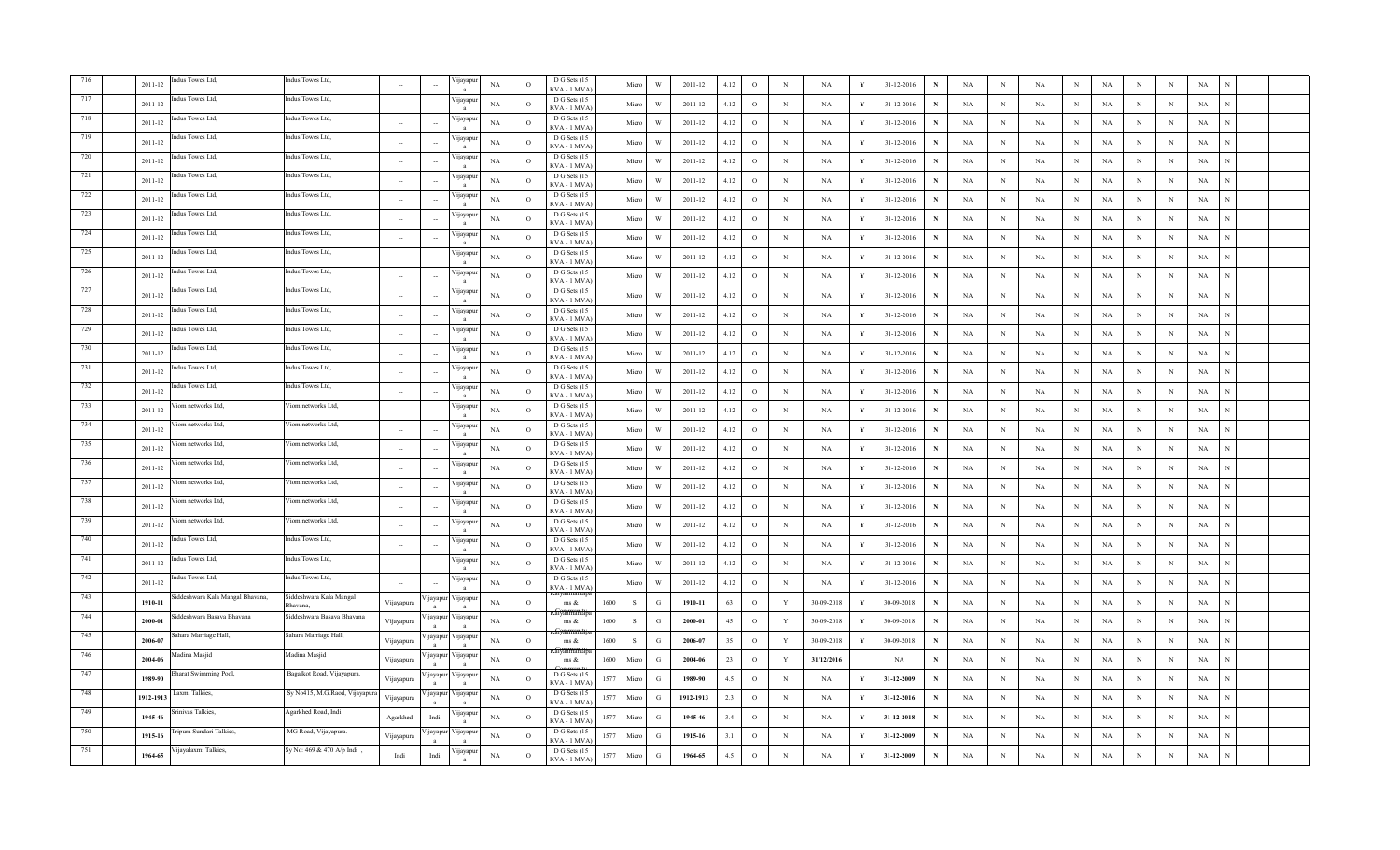| 716 | | 2011-12 | Indus Towes Ltd, | Indus Towes Ltd, | -- | -- | Vijayapura | NA | O | D G Sets (15 KVA - 1 MVA) | | Micro | W | 2011-12 | 4.12 | O | N | NA | Y | 31-12-2016 | N | NA | N | NA | N | NA | N | N | NA | N | |
|---|---|---|---|---|---|---|---|---|---|---|---|---|---|---|---|---|---|---|---|---|---|---|---|---|---|---|---|---|---|---|---|
| 717 | | 2011-12 | Indus Towes Ltd, | Indus Towes Ltd, | -- | -- | Vijayapura | NA | O | D G Sets (15 KVA - 1 MVA) | | Micro | W | 2011-12 | 4.12 | O | N | NA | Y | 31-12-2016 | N | NA | N | NA | N | NA | N | N | NA | N | |
| 718 | | 2011-12 | Indus Towes Ltd, | Indus Towes Ltd, | -- | -- | Vijayapura | NA | O | D G Sets (15 KVA - 1 MVA) | | Micro | W | 2011-12 | 4.12 | O | N | NA | Y | 31-12-2016 | N | NA | N | NA | N | NA | N | N | NA | N | |
| 719 | | 2011-12 | Indus Towes Ltd, | Indus Towes Ltd, | -- | -- | Vijayapura | NA | O | D G Sets (15 KVA - 1 MVA) | | Micro | W | 2011-12 | 4.12 | O | N | NA | Y | 31-12-2016 | N | NA | N | NA | N | NA | N | N | NA | N | |
| 720 | | 2011-12 | Indus Towes Ltd, | Indus Towes Ltd, | -- | -- | Vijayapura | NA | O | D G Sets (15 KVA - 1 MVA) | | Micro | W | 2011-12 | 4.12 | O | N | NA | Y | 31-12-2016 | N | NA | N | NA | N | NA | N | N | NA | N | |
| 721 | | 2011-12 | Indus Towes Ltd, | Indus Towes Ltd, | -- | -- | Vijayapura | NA | O | D G Sets (15 KVA - 1 MVA) | | Micro | W | 2011-12 | 4.12 | O | N | NA | Y | 31-12-2016 | N | NA | N | NA | N | NA | N | N | NA | N | |
| 722 | | 2011-12 | Indus Towes Ltd, | Indus Towes Ltd, | -- | -- | Vijayapura | NA | O | D G Sets (15 KVA - 1 MVA) | | Micro | W | 2011-12 | 4.12 | O | N | NA | Y | 31-12-2016 | N | NA | N | NA | N | NA | N | N | NA | N | |
| 723 | | 2011-12 | Indus Towes Ltd, | Indus Towes Ltd, | -- | -- | Vijayapura | NA | O | D G Sets (15 KVA - 1 MVA) | | Micro | W | 2011-12 | 4.12 | O | N | NA | Y | 31-12-2016 | N | NA | N | NA | N | NA | N | N | NA | N | |
| 724 | | 2011-12 | Indus Towes Ltd, | Indus Towes Ltd, | -- | -- | Vijayapura | NA | O | D G Sets (15 KVA - 1 MVA) | | Micro | W | 2011-12 | 4.12 | O | N | NA | Y | 31-12-2016 | N | NA | N | NA | N | NA | N | N | NA | N | |
| 725 | | 2011-12 | Indus Towes Ltd, | Indus Towes Ltd, | -- | -- | Vijayapura | NA | O | D G Sets (15 KVA - 1 MVA) | | Micro | W | 2011-12 | 4.12 | O | N | NA | Y | 31-12-2016 | N | NA | N | NA | N | NA | N | N | NA | N | |
| 726 | | 2011-12 | Indus Towes Ltd, | Indus Towes Ltd, | -- | -- | Vijayapura | NA | O | D G Sets (15 KVA - 1 MVA) | | Micro | W | 2011-12 | 4.12 | O | N | NA | Y | 31-12-2016 | N | NA | N | NA | N | NA | N | N | NA | N | |
| 727 | | 2011-12 | Indus Towes Ltd, | Indus Towes Ltd, | -- | -- | Vijayapura | NA | O | D G Sets (15 KVA - 1 MVA) | | Micro | W | 2011-12 | 4.12 | O | N | NA | Y | 31-12-2016 | N | NA | N | NA | N | NA | N | N | NA | N | |
| 728 | | 2011-12 | Indus Towes Ltd, | Indus Towes Ltd, | -- | -- | Vijayapura | NA | O | D G Sets (15 KVA - 1 MVA) | | Micro | W | 2011-12 | 4.12 | O | N | NA | Y | 31-12-2016 | N | NA | N | NA | N | NA | N | N | NA | N | |
| 729 | | 2011-12 | Indus Towes Ltd, | Indus Towes Ltd, | -- | -- | Vijayapura | NA | O | D G Sets (15 KVA - 1 MVA) | | Micro | W | 2011-12 | 4.12 | O | N | NA | Y | 31-12-2016 | N | NA | N | NA | N | NA | N | N | NA | N | |
| 730 | | 2011-12 | Indus Towes Ltd, | Indus Towes Ltd, | -- | -- | Vijayapura | NA | O | D G Sets (15 KVA - 1 MVA) | | Micro | W | 2011-12 | 4.12 | O | N | NA | Y | 31-12-2016 | N | NA | N | NA | N | NA | N | N | NA | N | |
| 731 | | 2011-12 | Indus Towes Ltd, | Indus Towes Ltd, | -- | -- | Vijayapura | NA | O | D G Sets (15 KVA - 1 MVA) | | Micro | W | 2011-12 | 4.12 | O | N | NA | Y | 31-12-2016 | N | NA | N | NA | N | NA | N | N | NA | N | |
| 732 | | 2011-12 | Indus Towes Ltd, | Indus Towes Ltd, | -- | -- | Vijayapura | NA | O | D G Sets (15 KVA - 1 MVA) | | Micro | W | 2011-12 | 4.12 | O | N | NA | Y | 31-12-2016 | N | NA | N | NA | N | NA | N | N | NA | N | |
| 733 | | 2011-12 | Viom networks Ltd, | Viom networks Ltd, | -- | -- | Vijayapura | NA | O | D G Sets (15 KVA - 1 MVA) | | Micro | W | 2011-12 | 4.12 | O | N | NA | Y | 31-12-2016 | N | NA | N | NA | N | NA | N | N | NA | N | |
| 734 | | 2011-12 | Viom networks Ltd, | Viom networks Ltd, | -- | -- | Vijayapura | NA | O | D G Sets (15 KVA - 1 MVA) | | Micro | W | 2011-12 | 4.12 | O | N | NA | Y | 31-12-2016 | N | NA | N | NA | N | NA | N | N | NA | N | |
| 735 | | 2011-12 | Viom networks Ltd, | Viom networks Ltd, | -- | -- | Vijayapura | NA | O | D G Sets (15 KVA - 1 MVA) | | Micro | W | 2011-12 | 4.12 | O | N | NA | Y | 31-12-2016 | N | NA | N | NA | N | NA | N | N | NA | N | |
| 736 | | 2011-12 | Viom networks Ltd, | Viom networks Ltd, | -- | -- | Vijayapura | NA | O | D G Sets (15 KVA - 1 MVA) | | Micro | W | 2011-12 | 4.12 | O | N | NA | Y | 31-12-2016 | N | NA | N | NA | N | NA | N | N | NA | N | |
| 737 | | 2011-12 | Viom networks Ltd, | Viom networks Ltd, | -- | -- | Vijayapura | NA | O | D G Sets (15 KVA - 1 MVA) | | Micro | W | 2011-12 | 4.12 | O | N | NA | Y | 31-12-2016 | N | NA | N | NA | N | NA | N | N | NA | N | |
| 738 | | 2011-12 | Viom networks Ltd, | Viom networks Ltd, | -- | -- | Vijayapura | NA | O | D G Sets (15 KVA - 1 MVA) | | Micro | W | 2011-12 | 4.12 | O | N | NA | Y | 31-12-2016 | N | NA | N | NA | N | NA | N | N | NA | N | |
| 739 | | 2011-12 | Viom networks Ltd, | Viom networks Ltd, | -- | -- | Vijayapura | NA | O | D G Sets (15 KVA - 1 MVA) | | Micro | W | 2011-12 | 4.12 | O | N | NA | Y | 31-12-2016 | N | NA | N | NA | N | NA | N | N | NA | N | |
| 740 | | 2011-12 | Indus Towes Ltd, | Indus Towes Ltd, | -- | -- | Vijayapura | NA | O | D G Sets (15 KVA - 1 MVA) | | Micro | W | 2011-12 | 4.12 | O | N | NA | Y | 31-12-2016 | N | NA | N | NA | N | NA | N | N | NA | N | |
| 741 | | 2011-12 | Indus Towes Ltd, | Indus Towes Ltd, | -- | -- | Vijayapura | NA | O | D G Sets (15 KVA - 1 MVA) | | Micro | W | 2011-12 | 4.12 | O | N | NA | Y | 31-12-2016 | N | NA | N | NA | N | NA | N | N | NA | N | |
| 742 | | 2011-12 | Indus Towes Ltd, | Indus Towes Ltd, | -- | -- | Vijayapura | NA | O | D G Sets (15 KVA - 1 MVA) | | Micro | W | 2011-12 | 4.12 | O | N | NA | Y | 31-12-2016 | N | NA | N | NA | N | NA | N | N | NA | N | |
| 743 | | 1910-11 | Siddeshwara Kala Mangal Bhavana, | Siddeshwara Kala Mangal Bhavana, | Vijayapura | Vijayapura | Vijayapura | NA | O | Kalyanamantapa ms & | 1600 | S | G | 1910-11 | 63 | O | Y | 30-09-2018 | Y | 30-09-2018 | N | NA | N | NA | N | NA | N | N | NA | N | |
| 744 | | 2000-01 | Siddeshwara Basava Bhavana | Siddeshwara Basava Bhavana | Vijayapura | Vijayapura | Vijayapura | NA | O | Kalyanamantapa ms & | 1600 | S | G | 2000-01 | 45 | O | Y | 30-09-2018 | Y | 30-09-2018 | N | NA | N | NA | N | NA | N | N | NA | N | |
| 745 | | 2006-07 | Sahara Marriage Hall, | Sahara Marriage Hall, | Vijayapura | Vijayapura | Vijayapura | NA | O | Kalyanamantapa ms & | 1600 | S | G | 2006-07 | 35 | O | Y | 30-09-2018 | Y | 30-09-2018 | N | NA | N | NA | N | NA | N | N | NA | N | |
| 746 | | 2004-06 | Madina Masjid | Madina Masjid | Vijayapura | Vijayapura | Vijayapura | NA | O | Kalyanamantapa ms & | 1600 | Micro | G | 2004-06 | 23 | O | Y | 31/12/2016 | | NA | N | NA | N | NA | N | NA | N | N | NA | N | |
| 747 | | 1989-90 | Bharat Swimming Pool, | Bagalkot Road, Vijayapura. | Vijayapura | Vijayapura | Vijayapura | NA | O | D G Sets (15 KVA - 1 MVA) | 1577 | Micro | G | 1989-90 | 4.5 | O | N | NA | Y | 31-12-2009 | N | NA | N | NA | N | NA | N | N | NA | N | |
| 748 | | 1912-1913 | Laxmi Talkies, | Sy No415, M.G.Raod, Vijayapura | Vijayapura | Vijayapura | Vijayapura | NA | O | D G Sets (15 KVA - 1 MVA) | 1577 | Micro | G | 1912-1913 | 2.3 | O | N | NA | Y | 31-12-2016 | N | NA | N | NA | N | NA | N | N | NA | N | |
| 749 | | 1945-46 | Srinivas Talkies, | Agarkhed Road, Indi | Agarkhed | Indi | Vijayapura | NA | O | D G Sets (15 KVA - 1 MVA) | 1577 | Micro | G | 1945-46 | 3.4 | O | N | NA | Y | 31-12-2018 | N | NA | N | NA | N | NA | N | N | NA | N | |
| 750 | | 1915-16 | Tripura Sundari Talkies, | MG Road, Vijayapura. | Vijayapura | Vijayapura | Vijayapura | NA | O | D G Sets (15 KVA - 1 MVA) | 1577 | Micro | G | 1915-16 | 3.1 | O | N | NA | Y | 31-12-2009 | N | NA | N | NA | N | NA | N | N | NA | N | |
| 751 | | 1964-65 | Vijayalaxmi Talkies, | Sy No: 469 & 470 A/p Indi , | Indi | Indi | Vijayapura | NA | O | D G Sets (15 KVA - 1 MVA) | 1577 | Micro | G | 1964-65 | 4.5 | O | N | NA | Y | 31-12-2009 | N | NA | N | NA | N | NA | N | N | NA | N | |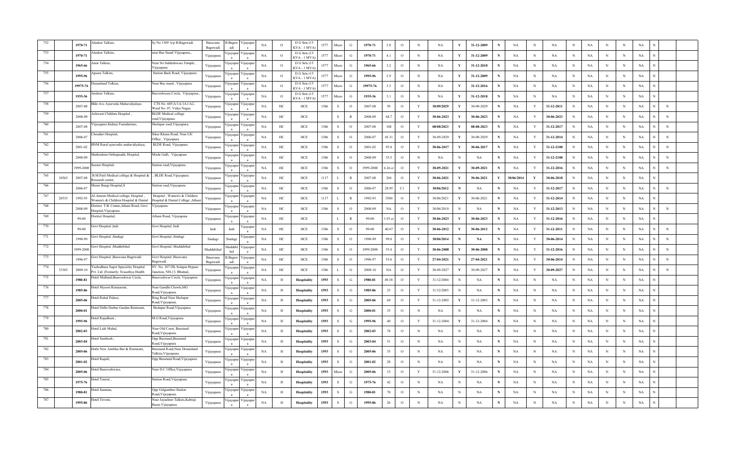| 752 | | 1970-71 | Alankar Talkies, | Sy No 1309 A/p B.Bagewadi | Basavana Bagewadi | B.Bagewadi | Vijayapura | NA | O | D G Sets (15 KVA - 1 MVA) | 1577 | Micro | G | 1970-71 | 3.8 | O | N | NA | Y | 31-12-2009 | N | NA | N | NA | N | NA | N | N | NA | N | | |
|---|---|---|---|---|---|---|---|---|---|---|---|---|---|---|---|---|---|---|---|---|---|---|---|---|---|---|---|---|---|---|---|---|
| 753 | | 1970-71 | Alankar Talkies, | near Bus Stand Vijayapura., | Vijayapura | Vijayapura | Vijayapura | NA | O | D G Sets (15 KVA - 1 MVA) | 1577 | Micro | G | 1970-71 | 4.1 | O | N | NA | Y | 31-12-2009 | N | NA | N | NA | N | NA | N | N | NA | N | | |
| 754 | | 1965-66 | Amir Talkies, | Near Sri Siddeshwara Temple , Vijayapura | Vijayapura | Vijayapura | Vijayapura | NA | O | D G Sets (15 KVA - 1 MVA) | 1577 | Micro | G | 1965-66 | 3.2 | O | N | NA | Y | 31-12-2018 | N | NA | N | NA | N | NA | N | N | NA | N | | |
| 755 | | 1995-96 | Apsara Talkies, | Station Back Road, Vijayapura | Vijayapura | Vijayapura | Vijayapura | NA | O | D G Sets (15 KVA - 1 MVA) | 1577 | Micro | G | 1995-96 | 2.9 | O | N | NA | Y | 31-12-2009 | N | NA | N | NA | N | NA | N | N | NA | N | | |
| 756 | | 19975-76 | Dreamland Talkies, | Near Bus stand , Vijayapura | Vijayapura | Vijayapura | Vijayapura | NA | O | D G Sets (15 KVA - 1 MVA) | 1577 | Micro | G | 19975-76 | 3.3 | O | N | NA | Y | 31-12-2016 | N | NA | N | NA | N | NA | N | N | NA | N | | |
| 757 | | 1935-36 | Jaishree Talkies, | Basveshwara Circle, Vijayapura., | Vijayapura | Vijayapura | Vijayapura | NA | O | D G Sets (15 KVA - 1 MVA) | 1577 | Micro | G | 1935-36 | 3.1 | O | N | NA | Y | 31-12-2018 | N | NA | N | NA | N | NA | N | N | NA | N | | |
| 758 | | 2007-08 | Blde Avs Ayurveda Mahavidyalaya | CTS No. 605/A/1A/1A1/A2, Ward No. 07, Vidya Nagar, | Vijayapura | Vijayapura | Vijayapura | NA | HC | HCE | 1386 | S | O | 2007-08 | 95 | O | Y | 30/09/2029 | Y | 30-09-2029 | N | NA | Y | 31-12-2011 | N | NA | N | N | NA | N | N | |
| 759 | | 2008-09 | Ashwani Childern Hospital , | BLDE Medical college road,Vijayapura. | Vijayapura | Vijayapura | Vijayapura | NA | HC | HCE | | S | R | 2008-09 | 48.7 | O | Y | 30-06-2023 | Y | 30-06-2023 | N | NA | Y | 30-06-2023 | N | NA | N | N | NA | N | N | |
| 760 | | 2007-08 | Vijayapura Kidney Foundations, | Sholapur road,Vijayapura. | Vijayapura | Vijayapura | Vijayapura | NA | HC | HCE | 1386 | S | O | 2007-08 | 108 | O | Y | 08/08/2023 | Y | 08-08-2023 | N | NA | Y | 31-12-2017 | N | NA | N | N | NA | N | N | |
| 761 | | 2006-07 | Choudari Hospital, | Sikar Khana Road, Near LIC Office , Vijayapura | Vijayapura | Vijayapura | Vijayapura | NA | HC | HCE | 1386 | S | O | 2006-07 | 45.31 | O | Y | 30-09-2029 | Y | 30-09-2029 | N | NA | Y | 31-12-2014 | N | NA | N | N | NA | N | N | |
| 762 | | 2001-02 | BNM Rural ayurvedic mahavidyalaya, | BLDE Road, Vijayapura | Vijayapura | Vijayapura | Vijayapura | NA | HC | HCE | 1386 | S | O | 2001-02 | 95.8 | O | Y | 30-06-2017 | Y | 30-06-2017 | N | NA | Y | 31-12-2100 | N | NA | N | N | NA | N | N | |
| 763 | | 2008-09 | Mathoshree Orthopedic Hospital, | Mirde Galli, Vijayapura | Vijayapura | Vijayapura | Vijayapura | NA | HC | HCE | 1386 | S | O | 2008-09 | 55.5 | O | N | NA | N | NA | N | NA | Y | 31-12-2100 | N | NA | N | N | NA | N | N | |
| 764 | | 1999-2000 | Sasnur Hospital, | Station road,Vijayapura. | Vijayapura | Vijayapura | Vijayapura | NA | HC | HCE | 1386 | S | O | 1999-2000 | 6.26 cr | O | Y | 30-09-2021 | Y | 30-09-2021 | N | NA | Y | 31-12-2016 | N | NA | N | N | NA | N | N | |
| 765 | 10563 | 2007-08 | B.M.Patil Medical college & Hospital & Research center, | , BLDE Road,Vijayapura. | Vijayapura | Vijayapura | Vijayapura | NA | HC | HCE | 1117 | L | R | 2007-08 | 204 | O | Y | 30-06-2021 | Y | 30-06-2021 | Y | 30/06/2014 | Y | 30-06-2018 | N | NA | N | N | NA | N | | |
| 766 | | 2006-07 | Munir Bangi Hospital,S | Station road,Vijayapura. | Vijayapura | Vijayapura | Vijayapura | NA | HC | HCE | 1386 | S | O | 2006-07 | 28.95 | C1 | Y | 30/06/2012 | N | NA | N | NA | Y | 31-12-2017 | N | NA | N | N | NA | N | N | |
| 767 | 28533 | 1992-93 | Al-Ameen Medical college, Hospital , Women's & Children Hospital & Dental | Hospital , Women's & Children Hospital & Dental College ,Athani | Vijayapura | Vijayapura | Vijayapura | NA | HC | HCE | 1117 | L | R | 1992-93 | 3500 | O | Y | 30/06/2021 | Y | 30-06-2021 | N | NA | Y | 31-12-2014 | N | NA | N | N | NA | N | | |
| 768 | | 2008-09 | District. T.B. Center,Athani Road, Govt Hospital,Vijayapura. | Vijayapura. | Vijayapura | Vijayapura | Vijayapura | NA | HC | HCE | 1386 | S | O | 2008-09 | NA | O | Y | 30/06/2010 | N | NA | N | NA | Y | 31-12-2013 | N | NA | N | N | NA | N | N | |
| 769 | | 99-00 | District Hospital, | Athani Road, Vijayapura | Vijayapura | Vijayapura | Vijayapura | NA | HC | HCE | | L | R | 99-00 | 1.93 cr | O | Y | 30-06-2023 | Y | 30-06-2023 | N | NA | Y | 31-12-2016 | N | NA | N | N | NA | N | | |
| 770 | | 99-00 | Govt Hospital ,Indi | Govt Hospital ,Indi | Indi | Indi | Vijayapura | NA | HC | HCE | 1386 | S | O | 99-00 | 40.67 | O | Y | 30-06-2012 | Y | 30-06-2012 | N | NA | Y | 31-12-2011 | N | NA | N | N | NA | N | N | |
| 771 | | 1998-99 | Govt Hospital ,Sindagi | Govt Hospital ,Sindagi | Sindagi | Sindagi | Vijayapura | NA | HC | HCE | 1386 | S | O | 1998-99 | 99.8 | O | Y | 30/06/2014 | N | NA | N | NA | Y | 30-06-2014 | N | NA | N | N | NA | N | N | |
| 772 | | 1999-2000 | Govt Hospital ,Muddebihal | Govt Hospital ,Muddebihal | Muddebihal | Muddebihal | Vijayapura | NA | HC | HCE | 1386 | S | O | 1999-2000 | 55.4 | O | Y | 30-06-2008 | Y | 30-06-2008 | N | NA | Y | 31-12-2016 | N | NA | N | N | NA | N | N | |
| 773 | | 1996-97 | Govt Hospital ,Basavana Bagewadi. | Govt Hospital ,Basavana Bagewadi. | Basavana Bagewadi | B.Bagewadi | Vijayapura | NA | HC | HCE | 1386 | S | O | 1996-97 | 55.6 | O | Y | 27-04-2021 | Y | 27-04-2021 | N | NA | Y | 30-06-2014 | N | NA | N | N | NA | N | N | |
| 774 | 33303 | 2009-10 | Yashodhara Super Speciality Hospital Pvt. Ltd. (Formerly: Svaasthya Health | SY. No. 107/2B, Solapur Bypass Junction, NH-13, Bhutnal, | Vijayapura | Vijayapura | Vijayapura | NA | HC | HCE | 1386 | L | O | 2009-10 | NA | O | Y | 30-09-2027 | Y | 30-09-2027 | N | NA | Y | 30-09-2027 | N | NA | N | N | NA | N | N | |
| 775 | | 1980-81 | Hotel Midland,Basaveshwar Circle, | Basaveshwar Circle, Vijayapura | Vijayapura | Vijayapura | Vijayapura | NA | H | Hospitality | 1593 | S | G | 1980-81 | 49.38 | O | Y | 31/12/2004 | N | NA | N | NA | N | NA | N | NA | N | N | NA | N | | |
| 776 | | 1985-86 | Hotel Mysore Restaurent, | Near Gandhi Chowk,MG Road,Vijayapura. | Vijayapura | Vijayapura | Vijayapura | NA | H | Hospitality | 1593 | S | G | 1985-86 | 25 | O | Y | 31/12/2003 | N | NA | N | NA | N | NA | N | NA | N | N | NA | N | | |
| 777 | | 2005-06 | Hotel Rahul Palace, | Ring Road Near Sholapur Road,Vijayapura. | Vijayapura | Vijayapura | Vijayapura | NA | H | Hospitality | 1593 | S | G | 2005-06 | 69 | O | Y | 31-12-2003 | Y | 31-12-2003 | N | NA | N | NA | N | NA | N | N | NA | N | | |
| 778 | | 2000-01 | Hotel Delhi Darbar Garden Resturant, | Sholapur Road,Vijayapura. | Vijayapura | Vijayapura | Vijayapura | NA | H | Hospitality | 1593 | S | G | 2000-01 | 35 | O | N | NA | N | NA | N | NA | N | NA | N | NA | N | N | NA | N | | |
| 779 | | 1995-96 | Hotel Rajadhani , | M.G Road,Vijayapura. | Vijayapura | Vijayapura | Vijayapura | NA | H | Hospitality | 1593 | S | G | 1995-96 | 40 | O | Y | 31-12-2004 | Y | 31-12-2004 | N | NA | N | NA | N | NA | N | N | NA | N | | |
| 780 | | 2002-03 | Hotel Lalit Mahal, | Near Old Court, Busstand Road,Vijayapura. | Vijayapura | Vijayapura | Vijayapura | NA | H | Hospitality | 1593 | S | G | 2002-03 | 78 | O | N | NA | N | NA | N | NA | N | NA | N | NA | N | N | NA | N | | |
| 781 | | 2003-04 | Hotel Santhosh , | Opp Busstand,Busstand Road,Vijayapura | Vijayapura | Vijayapura | Vijayapura | NA | H | Hospitality | 1593 | S | G | 2003-04 | 51 | O | N | NA | N | NA | N | NA | N | NA | N | NA | N | N | NA | N | | |
| 782 | | 2005-06 | Hotle New Ambika Bar & Resturant, | Busstand Road,Near Dreamland Talkies,Vijayapura. | Vijayapura | Vijayapura | Vijayapura | NA | H | Hospitality | 1593 | S | G | 2005-06 | 35 | O | N | NA | N | NA | N | NA | N | NA | N | NA | N | N | NA | N | | |
| 783 | | 2001-02 | Hotel Kapali, | Opp Busstand Road,Vijayapura. | Vijayapura | Vijayapura | Vijayapura | NA | H | Hospitality | 1593 | S | G | 2001-02 | 28 | O | N | NA | N | NA | N | NA | N | NA | N | NA | N | N | NA | N | | |
| 784 | | 2005-06 | Hotel Basaveshwara, | Near D.C Office,Vijayapura. | Vijayapura | Vijayapura | Vijayapura | NA | H | Hospitality | 1593 | Micro | G | 2005-06 | 15 | O | Y | 31-12-2006 | Y | 31-12-2006 | N | NA | N | NA | N | NA | N | N | NA | N | | |
| 785 | | 1975-76 | Hotel Tourist , | Station Road,Vijayapura. | Vijayapura | Vijayapura | Vijayapura | NA | H | Hospitality | 1593 | S | G | 1975-76 | 42 | O | N | NA | N | NA | N | NA | N | NA | N | NA | N | N | NA | N | | |
| 786 | | 1980-81 | Hotel Sanman, | Opp Golgumbaz Station Road,Vijayapura. | Vijayapura | Vijayapura | Vijayapura | NA | H | Hospitality | 1593 | S | G | 1980-81 | 70 | O | N | NA | N | NA | N | NA | N | NA | N | NA | N | N | NA | N | | |
| 787 | | 1995-96 | Hotel Triveni, | Near Jayashree Talkies,Kabraji Bazar,Vijayapura. | Vijayapura | Vijayapura | Vijayapura | NA | H | Hospitality | 1593 | S | G | 1995-96 | 26 | O | N | NA | N | NA | N | NA | N | NA | N | NA | N | N | NA | N | | |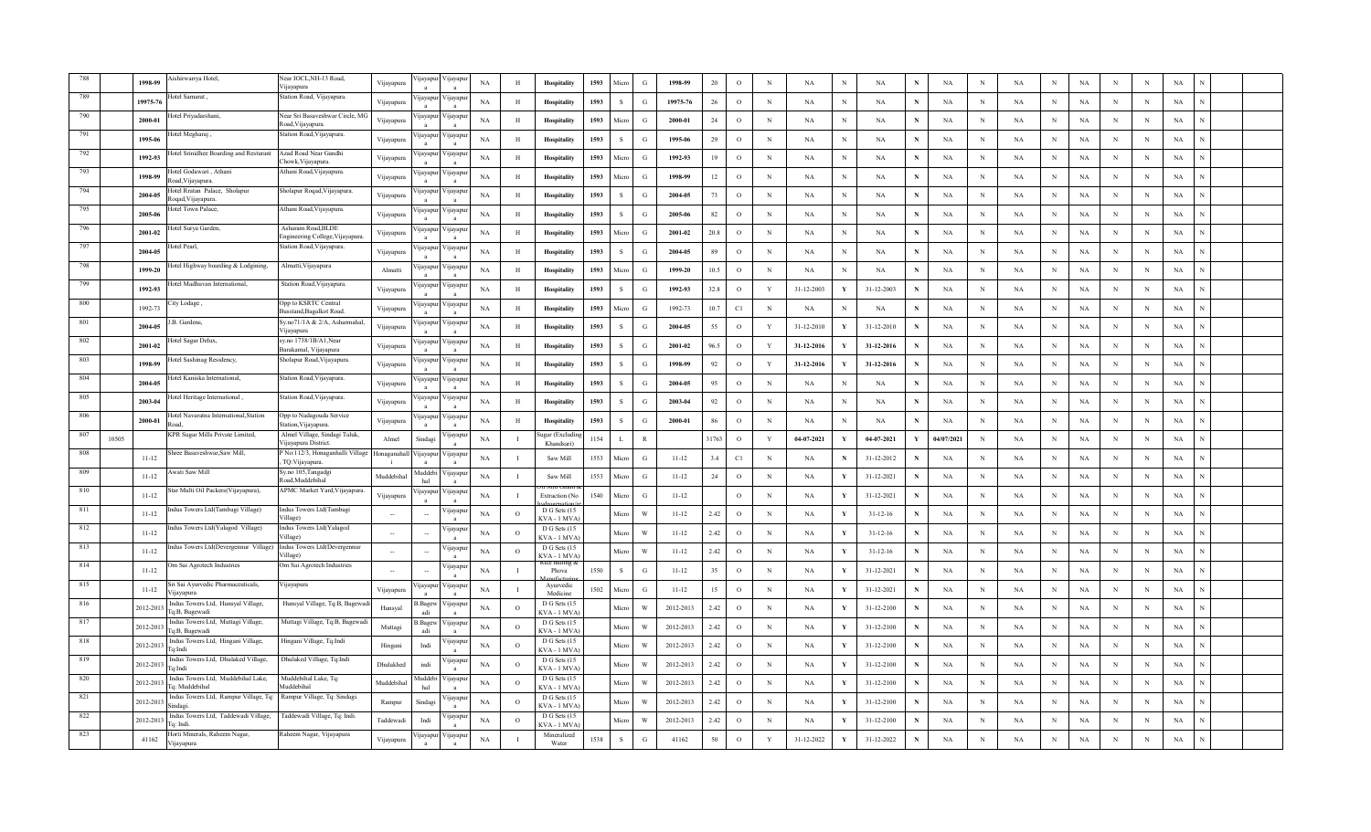| 788 | | 1998-99 | Aishirwarrya Hotel, | Near IOCL,NH-13 Road, Vijayapura | Vijayapura | Vijayapura | Vijayapura | NA | H | Hospitality | 1593 | Micro | G | 1998-99 | 20 | O | N | NA | N | NA | N | NA | N | NA | N | NA | N | N | NA | N |
|---|---|---|---|---|---|---|---|---|---|---|---|---|---|---|---|---|---|---|---|---|---|---|---|---|---|---|---|---|---|---|
| 789 | | 19975-76 | Hotel Samarat , | Station Road, Vijayapura. | Vijayapura | Vijayapura | Vijayapura | NA | H | Hospitality | 1593 | S | G | 19975-76 | 26 | O | N | NA | N | NA | N | NA | N | NA | N | NA | N | N | NA | N |
| 790 | | 2000-01 | Hotel Priyadarshani, | Near Sri Basaveshwar Circle, MG Road,Vijayapura. | Vijayapura | Vijayapura | Vijayapura | NA | H | Hospitality | 1593 | Micro | G | 2000-01 | 24 | O | N | NA | N | NA | N | NA | N | NA | N | NA | N | N | NA | N |
| 791 | | 1995-06 | Hotel Megharaj , | Station Road,Vijayapura. | Vijayapura | Vijayapura | Vijayapura | NA | H | Hospitality | 1593 | S | G | 1995-06 | 29 | O | N | NA | N | NA | N | NA | N | NA | N | NA | N | N | NA | N |
| 792 | | 1992-93 | Hotel Srinidhee Boarding and Resturant | Azad Road Near Gandhi Chowk,Vijayapura. | Vijayapura | Vijayapura | Vijayapura | NA | H | Hospitality | 1593 | Micro | G | 1992-93 | 19 | O | N | NA | N | NA | N | NA | N | NA | N | NA | N | N | NA | N |
| 793 | | 1998-99 | Hotel Godawari , Athani Road,Vijayapura. | Athani Road,Vijayapura. | Vijayapura | Vijayapura | Vijayapura | NA | H | Hospitality | 1593 | Micro | G | 1998-99 | 12 | O | N | NA | N | NA | N | NA | N | NA | N | NA | N | N | NA | N |
| 794 | | 2004-05 | Hotel Rrutan Palace, Sholapur Roqad,Vijayapura. | Sholapur Roqad,Vijayapura. | Vijayapura | Vijayapura | Vijayapura | NA | H | Hospitality | 1593 | S | G | 2004-05 | 73 | O | N | NA | N | NA | N | NA | N | NA | N | NA | N | N | NA | N |
| 795 | | 2005-06 | Hotel Town Palace, | Athani Road,Vijayapura. | Vijayapura | Vijayapura | Vijayapura | NA | H | Hospitality | 1593 | S | G | 2005-06 | 82 | O | N | NA | N | NA | N | NA | N | NA | N | NA | N | N | NA | N |
| 796 | | 2001-02 | Hotel Surya Garden, | Asharam Road,BLDE Engineering College,Vijayapura. | Vijayapura | Vijayapura | Vijayapura | NA | H | Hospitality | 1593 | Micro | G | 2001-02 | 20.8 | O | N | NA | N | NA | N | NA | N | NA | N | NA | N | N | NA | N |
| 797 | | 2004-05 | Hotel Pearl, | Station Road,Vijayapura. | Vijayapura | Vijayapura | Vijayapura | NA | H | Hospitality | 1593 | S | G | 2004-05 | 89 | O | N | NA | N | NA | N | NA | N | NA | N | NA | N | N | NA | N |
| 798 | | 1999-20 | Hotel Highway boarding & Lodginimg, | Almatti,Vijayapura | Almatti | Vijayapura | Vijayapura | NA | H | Hospitality | 1593 | Micro | G | 1999-20 | 10.5 | O | N | NA | N | NA | N | NA | N | NA | N | NA | N | N | NA | N |
| 799 | | 1992-93 | Hotel Madhuvan International, | Station Road,Vijayapura. | Vijayapura | Vijayapura | Vijayapura | NA | H | Hospitality | 1593 | S | G | 1992-93 | 32.8 | O | Y | 31-12-2003 | Y | 31-12-2003 | N | NA | N | NA | N | NA | N | N | NA | N |
| 800 | | 1992-73 | City Lodage , | Opp to KSRTC Central Busstand,Bagalkot Road. | Vijayapura | Vijayapura | Vijayapura | NA | H | Hospitality | 1593 | Micro | G | 1992-73 | 10.7 | C1 | N | NA | N | NA | N | NA | N | NA | N | NA | N | N | NA | N |
| 801 | | 2004-05 | J.B. Gardens, | Sy.no71/1A & 2/A, Asharmahal, Vijayapura | Vijayapura | Vijayapura | Vijayapura | NA | H | Hospitality | 1593 | S | G | 2004-05 | 55 | O | Y | 31-12-2010 | Y | 31-12-2010 | N | NA | N | NA | N | NA | N | N | NA | N |
| 802 | | 2001-02 | Hotel Sagar Delux, | sy.no 1738/1B/A1,Near Barakamal, Vijayapura | Vijayapura | Vijayapura | Vijayapura | NA | H | Hospitality | 1593 | S | G | 2001-02 | 96.5 | O | Y | 31-12-2016 | Y | 31-12-2016 | N | NA | N | NA | N | NA | N | N | NA | N |
| 803 | | 1998-99 | Hotel Sashinag Residency, | Sholapur Road,Vijayapura. | Vijayapura | Vijayapura | Vijayapura | NA | H | Hospitality | 1593 | S | G | 1998-99 | 92 | O | Y | 31-12-2016 | Y | 31-12-2016 | N | NA | N | NA | N | NA | N | N | NA | N |
| 804 | | 2004-05 | Hotel Kaniska International, | Station Road,Vijayapura. | Vijayapura | Vijayapura | Vijayapura | NA | H | Hospitality | 1593 | S | G | 2004-05 | 95 | O | N | NA | N | NA | N | NA | N | NA | N | NA | N | N | NA | N |
| 805 | | 2003-04 | Hotel Heritage International , | Station Road,Vijayapura. | Vijayapura | Vijayapura | Vijayapura | NA | H | Hospitality | 1593 | S | G | 2003-04 | 92 | O | N | NA | N | NA | N | NA | N | NA | N | NA | N | N | NA | N |
| 806 | | 2000-01 | Hotel Navaratna International,Station Road, | Opp to Nadagouda Service Station,Vijayapura. | Vijayapura | Vijayapura | Vijayapura | NA | H | Hospitality | 1593 | S | G | 2000-01 | 86 | O | N | NA | N | NA | N | NA | N | NA | N | NA | N | N | NA | N |
| 807 | 10505 | | KPR Sugar Mills Private Limited, | Almel Village, Sindagi Taluk, Vijayapura District. | Almel | Sindagi | Vijayapura | NA | I | Sugar (Excluding Khandsari) | 1154 | L | R | | 31763 | O | Y | 04-07-2021 | Y | 04-07-2021 | Y | 04/07/2021 | N | NA | N | NA | N | N | NA | N |
| 808 | | 11-12 | Shree Basaveshwar,Saw Mill, | P No:112/3, Honaganhalli Village , TQ:Vijayapura. | Honaganahalli | Vijayapura | Vijayapura | NA | I | Saw Mill | 1553 | Micro | G | 11-12 | 3.4 | C1 | N | NA | N | 31-12-2012 | N | NA | N | NA | N | NA | N | N | NA | N |
| 809 | | 11-12 | Awati Saw Mill | Sy.no 105,Tangadgi Road,Muddebihal | Muddebihal | Muddebihal | Vijayapura | NA | I | Saw Mill | 1553 | Micro | G | 11-12 | 24 | O | N | NA | Y | 31-12-2021 | N | NA | N | NA | N | NA | N | N | NA | N |
| 810 | | 11-12 | Star Multi Oil Packers(Vijayapura), | APMC Market Yard,Vijayapura. | Vijayapura | Vijayapura | Vijayapura | NA | I | Oil Mill Ghani & Extraction (No hydrogenation) | 1540 | Micro | G | 11-12 | | O | N | NA | Y | 31-12-2021 | N | NA | N | NA | N | NA | N | N | NA | N |
| 811 | | 11-12 | Indus Towers Ltd(Tambagi Village) | Indus Towers Ltd(Tambagi Village) | -- | -- | Vijayapura | NA | O | D G Sets (15 KVA - 1 MVA) | | Micro | W | 11-12 | 2.42 | O | N | NA | Y | 31-12-16 | N | NA | N | NA | N | NA | N | N | NA | N |
| 812 | | 11-12 | Indus Towers Ltd(Yalagod Village) | Indus Towers Ltd(Yalagod Village) | -- | -- | Vijayapura | NA | O | D G Sets (15 KVA - 1 MVA) | | Micro | W | 11-12 | 2.42 | O | N | NA | Y | 31-12-16 | N | NA | N | NA | N | NA | N | N | NA | N |
| 813 | | 11-12 | Indus Towers Ltd(Devergennur Village) | Indus Towers Ltd(Devergennur Village) | -- | -- | Vijayapura | NA | O | D G Sets (15 KVA - 1 MVA) | | Micro | W | 11-12 | 2.42 | O | N | NA | Y | 31-12-16 | N | NA | N | NA | N | NA | N | N | NA | N |
| 814 | | 11-12 | Om Sai Agrotech Industries | Om Sai Agrotech Industries | -- | -- | Vijayapura | NA | I | Rice milling & Phova | 1550 | S | G | 11-12 | 35 | O | N | NA | Y | 31-12-2021 | N | NA | N | NA | N | NA | N | N | NA | N |
| 815 | | 11-12 | Sri Sai Ayurvedic Pharmaceuticals, Vijayapura | Vijayapura | Vijayapura | Vijayapura | Vijayapura | NA | I | Manufacturing Ayurvedic Medicine | 1502 | Micro | G | 11-12 | 15 | O | N | NA | Y | 31-12-2021 | N | NA | N | NA | N | NA | N | N | NA | N |
| 816 | | 2012-2013 | Indus Towers Ltd, Hunsyal Village, Tq:B, Bagewadi | Hunsyal Village, Tq:B, Bagewadi | Hunsyal | B.Bagewadi | Vijayapura | NA | O | D G Sets (15 KVA - 1 MVA) | | Micro | W | 2012-2013 | 2.42 | O | N | NA | Y | 31-12-2100 | N | NA | N | NA | N | NA | N | N | NA | N |
| 817 | | 2012-2013 | Indus Towers Ltd, Muttagi Village, Tq:B, Bagewadi | Muttagi Village, Tq:B, Bagewadi | Muttagi | B.Bagewadi | Vijayapura | NA | O | D G Sets (15 KVA - 1 MVA) | | Micro | W | 2012-2013 | 2.42 | O | N | NA | Y | 31-12-2100 | N | NA | N | NA | N | NA | N | N | NA | N |
| 818 | | 2012-2013 | Indus Towers Ltd, Hingani Village, Tq:Indi | Hingani Village, Tq:Indi | Hingani | Indi | Vijayapura | NA | O | D G Sets (15 KVA - 1 MVA) | | Micro | W | 2012-2013 | 2.42 | O | N | NA | Y | 31-12-2100 | N | NA | N | NA | N | NA | N | N | NA | N |
| 819 | | 2012-2013 | Indus Towers Ltd, Dhulaked Village, Tq:Indi | Dhulaked Village, Tq:Indi | Dhulakhed | indi | Vijayapura | NA | O | D G Sets (15 KVA - 1 MVA) | | Micro | W | 2012-2013 | 2.42 | O | N | NA | Y | 31-12-2100 | N | NA | N | NA | N | NA | N | N | NA | N |
| 820 | | 2012-2013 | Indus Towers Ltd, Muddebihal Lake, Tq: Muddebihal | Muddebihal Lake, Tq: Muddebihal | Muddebihal | Muddebihal | Vijayapura | NA | O | D G Sets (15 KVA - 1 MVA) | | Micro | W | 2012-2013 | 2.42 | O | N | NA | Y | 31-12-2100 | N | NA | N | NA | N | NA | N | N | NA | N |
| 821 | | 2012-2013 | Indus Towers Ltd, Rampur Village, Tq: Sindagi. | Rampur Village, Tq: Sindagi. | Rampur | Sindagi | Vijayapura | NA | O | D G Sets (15 KVA - 1 MVA) | | Micro | W | 2012-2013 | 2.42 | O | N | NA | Y | 31-12-2100 | N | NA | N | NA | N | NA | N | N | NA | N |
| 822 | | 2012-2013 | Indus Towers Ltd, Taddewadi Village, Tq: Indi. | Taddewadi Village, Tq: Indi. | Taddewadi | Indi | Vijayapura | NA | O | D G Sets (15 KVA - 1 MVA) | | Micro | W | 2012-2013 | 2.42 | O | N | NA | Y | 31-12-2100 | N | NA | N | NA | N | NA | N | N | NA | N |
| 823 | | 41162 | Horti Minerals, Raheem Nagar, Vijayapura | Raheem Nagar, Vijayapura | Vijayapura | Vijayapura | Vijayapura | NA | I | Mineralized Water | 1538 | S | G | 41162 | 50 | O | Y | 31-12-2022 | Y | 31-12-2022 | N | NA | N | NA | N | NA | N | N | NA | N |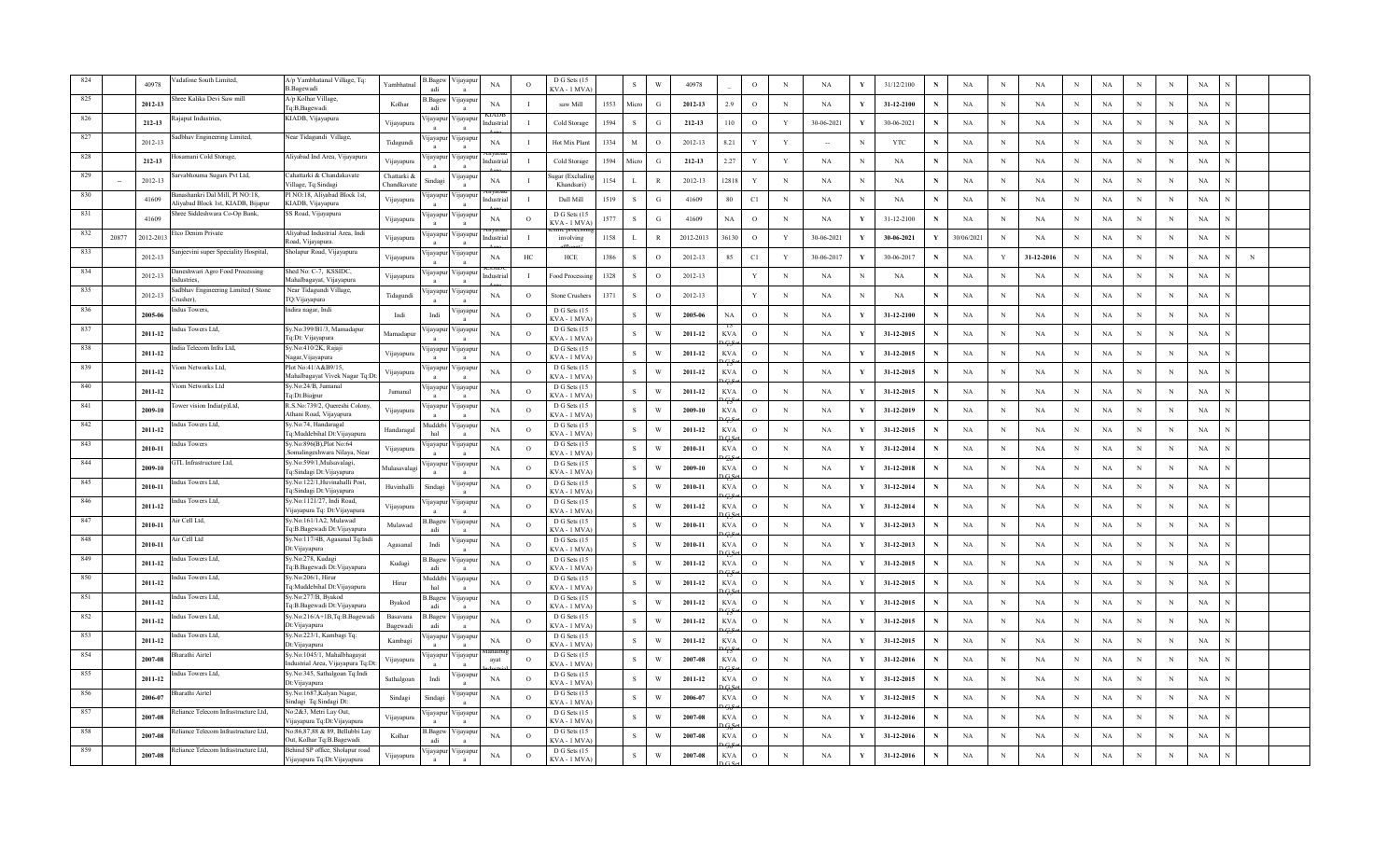| 824 | | 40978 | Vadafone South Limited, | A/p Yambhatnal Village, Tq: B.Bagewadi | Yambhatnal | B.Bagewadi | Vijayapura | NA | O | D G Sets (15 KVA - 1 MVA) | | S | W | 40978 | _ | O | N | NA | Y | 31/12/2100 | N | NA | N | NA | N | NA | N | N | NA | N | | |
|---|---|---|---|---|---|---|---|---|---|---|---|---|---|---|---|---|---|---|---|---|---|---|---|---|---|---|---|---|---|---|---|---|
| 825 | | 2012-13 | Shree Kalika Devi Saw mill | A/p Kolhar Village, Tq:B,Bagewadi | Kolhar | B.Bagewadi | Vijayapura | NA | I | saw Mill | 1553 | Micro | G | 2012-13 | 2.9 | O | N | NA | Y | 31-12-2100 | N | NA | N | NA | N | NA | N | N | NA | N | | |
| 826 | | 212-13 | Rajaput Industries, | KIADB, Vijayapura | Vijayapura | Vijayapura | Vijayapura | KIADB Industrial Area | I | Cold Storage | 1594 | S | G | 212-13 | 110 | O | Y | 30-06-2021 | Y | 30-06-2021 | N | NA | N | NA | N | NA | N | N | NA | N | | |
| 827 | | 2012-13 | Sadbhav Engineering Limited, | Near Tidagundi Village, | Tidagundi | Vijayapura | Vijayapura | NA | I | Hot Mix Plant | 1334 | M | O | 2012-13 | 8.21 | Y | Y | -- | N | YTC | N | NA | N | NA | N | NA | N | N | NA | N | | |
| 828 | | 212-13 | Hosamani Cold Storage, | Aliyabad Ind Area, Vijayapura | Vijayapura | Vijayapura | Vijayapura | Aliyabad Industrial Area | I | Cold Storage | 1594 | Micro | G | 212-13 | 2.27 | Y | Y | NA | N | NA | N | NA | N | NA | N | NA | N | N | NA | N | | |
| 829 | -- | 2012-13 | Sarvabhouma Sugars Pvt Ltd, | Cahattarki & Chandakavate Village, Tq:Sindagi | Chattarki & Chandkavate | Sindagi | Vijayapura | NA | I | Sugar (Excluding Khandsari) | 1154 | L | R | 2012-13 | 12818 | Y | N | NA | N | NA | N | NA | N | NA | N | NA | N | N | NA | N | | |
| 830 | | 41609 | Banashankri Dal Mill, Pl NO:18, Aliyabad Block 1st, KIADB, Bijapur | Pl NO:18, Aliyabad Block 1st, KIADB, Vijayapura | Vijayapura | Vijayapura | Vijayapura | Aliyabad Industrial Area | I | Dall Mill | 1519 | S | G | 41609 | 80 | C1 | N | NA | N | NA | N | NA | N | NA | N | NA | N | N | NA | N | | |
| 831 | | 41609 | Shree Siddeshwara Co-Op Bank, | SS Road, Vijayapura | Vijayapura | Vijayapura | Vijayapura | NA | O | D G Sets (15 KVA - 1 MVA) | 1577 | S | G | 41609 | NA | O | N | NA | Y | 31-12-2100 | N | NA | N | NA | N | NA | N | N | NA | N | | |
| 832 | 20877 | 2012-2013 | Eteo Denim Private | Aliyabad Industrial Area, Indi Road, Vijayapura. | Vijayapura | Vijayapura | Vijayapura | Aliyabad Industrial Area | I | Fabric processing involving effluent | 1158 | L | R | 2012-2013 | 36130 | O | Y | 30-06-2021 | Y | 30-06-2021 | Y | 30/06/2021 | N | NA | N | NA | N | N | NA | N | | |
| 833 | | 2012-13 | Sanjeevini super Speciality Hospital, | Sholapur Road, Vijayapura | Vijayapura | Vijayapura | Vijayapura | NA | HC | HCE | 1386 | S | O | 2012-13 | 85 | C1 | Y | 30-06-2017 | Y | 30-06-2017 | N | NA | Y | 31-12-2016 | N | NA | N | N | NA | N | N | |
| 834 | | 2012-13 | Daneshwari Agro Food Processing Industries, | Shed No: C-7, KSSIDC, Mahalbagayat, Vijayapura | Vijayapura | Vijayapura | Vijayapura | KSSIDC Industrial | I | Food Processing | 1328 | S | O | 2012-13 | | Y | N | NA | N | NA | N | NA | N | NA | N | NA | N | N | NA | N | | |
| 835 | | 2012-13 | Sadbhav Engineering Limited ( Stone Crusher), | Near Tidagundi Village, TQ:Vijayapura | Tidagundi | Vijayapura | Vijayapura | NA | O | Stone Crushers | 1371 | S | O | 2012-13 | | Y | N | NA | N | NA | N | NA | N | NA | N | NA | N | N | NA | N | | |
| 836 | | 2005-06 | Indus Towers, | Indira nagar, Indi | Indi | Indi | Vijayapura | NA | O | D G Sets (15 KVA - 1 MVA) | | S | W | 2005-06 | NA | O | N | NA | Y | 31-12-2100 | N | NA | N | NA | N | NA | N | N | NA | N | | |
| 837 | | 2011-12 | Indus Towers Ltd, | Sy.No:399/B1/3, Mamadapur Tq:Dt: Vijayapura | Mamadapur | Vijayapura | Vijayapura | NA | O | D G Sets (15 KVA - 1 MVA) | | S | W | 2011-12 | 15 KVA D.G.Set | O | N | NA | Y | 31-12-2015 | N | NA | N | NA | N | NA | N | N | NA | N | | |
| 838 | | 2011-12 | India Telecom Infra Ltd, | Sy.No:410/2K, Rajaji Nagar,Vijayapura | Vijayapura | Vijayapura | Vijayapura | NA | O | D G Sets (15 KVA - 1 MVA) | | S | W | 2011-12 | 15 KVA D.G.Set | O | N | NA | Y | 31-12-2015 | N | NA | N | NA | N | NA | N | N | NA | N | | |
| 839 | | 2011-12 | Viom Networks Ltd, | Plot No:41/A&B9/15, Mahalbagayat Vivek Nagar Tq:Dt: | Vijayapura | Vijayapura | Vijayapura | NA | O | D G Sets (15 KVA - 1 MVA) | | S | W | 2011-12 | 15 KVA D.G.Set | O | N | NA | Y | 31-12-2015 | N | NA | N | NA | N | NA | N | N | NA | N | | |
| 840 | | 2011-12 | Viom Networks Ltd | Sy.No:24/B, Jumanal Tq:Dt:Bijapur | Jumanal | Vijayapura | Vijayapura | NA | O | D G Sets (15 KVA - 1 MVA) | | S | W | 2011-12 | 15 KVA D.G.Set | O | N | NA | Y | 31-12-2015 | N | NA | N | NA | N | NA | N | N | NA | N | | |
| 841 | | 2009-10 | Tower vision India(p)Ltd, | R.S.No:739/2, Quereshi Colony, Athani Road, Vijayapura | Vijayapura | Vijayapura | Vijayapura | NA | O | D G Sets (15 KVA - 1 MVA) | | S | W | 2009-10 | 15 KVA D.G.Set | O | N | NA | Y | 31-12-2019 | N | NA | N | NA | N | NA | N | N | NA | N | | |
| 842 | | 2011-12 | Indus Towers Ltd, | Sy.No:74, Handaragal Tq:Muddebihal Dt:Vijayapura | Handaragal | Muddebihal | Vijayapura | NA | O | D G Sets (15 KVA - 1 MVA) | | S | W | 2011-12 | 15 KVA D.G.Set | O | N | NA | Y | 31-12-2015 | N | NA | N | NA | N | NA | N | N | NA | N | | |
| 843 | | 2010-11 | Indus Towers | Sy.No:896(B),Plot No:64 ,Somalingeshwara Nilaya, Near | Vijayapura | Vijayapura | Vijayapura | NA | O | D G Sets (15 KVA - 1 MVA) | | S | W | 2010-11 | 15 KVA D.G.Set | O | N | NA | Y | 31-12-2014 | N | NA | N | NA | N | NA | N | N | NA | N | | |
| 844 | | 2009-10 | GTL Infrastructure Ltd, | Sy.No:599/1,Mulasavalagi, Tq:Sindagi Dt:Vijayapura | Mulasavalagi | Vijayapura | Vijayapura | NA | O | D G Sets (15 KVA - 1 MVA) | | S | W | 2009-10 | 15 KVA D.G.Set | O | N | NA | Y | 31-12-2018 | N | NA | N | NA | N | NA | N | N | NA | N | | |
| 845 | | 2010-11 | Indus Towers Ltd, | Sy.No:122/1,Huvinahalli Post, Tq:Sindagi Dt:Vijayapura | Huvinhalli | Sindagi | Vijayapura | NA | O | D G Sets (15 KVA - 1 MVA) | | S | W | 2010-11 | 15 KVA D.G.Set | O | N | NA | Y | 31-12-2014 | N | NA | N | NA | N | NA | N | N | NA | N | | |
| 846 | | 2011-12 | Indus Towers Ltd, | Sy.No:1121/27, Indi Road, Vijayapura Tq: Dt:Vijayapura | Vijayapura | Vijayapura | Vijayapura | NA | O | D G Sets (15 KVA - 1 MVA) | | S | W | 2011-12 | 15 KVA D.G.Set | O | N | NA | Y | 31-12-2014 | N | NA | N | NA | N | NA | N | N | NA | N | | |
| 847 | | 2010-11 | Air Cell Ltd, | Sy.No:161/1A2, Mulawad Tq:B.Bagewadi Dt:Vijayapura | Mulawad | B.Bagewadi | Vijayapura | NA | O | D G Sets (15 KVA - 1 MVA) | | S | W | 2010-11 | 15 KVA D.G.Set | O | N | NA | Y | 31-12-2013 | N | NA | N | NA | N | NA | N | N | NA | N | | |
| 848 | | 2010-11 | Air Cell Ltd | Sy.No:117/4B, Agasanal Tq:Indi Dt:Vijayapura | Agasanal | Indi | Vijayapura | NA | O | D G Sets (15 KVA - 1 MVA) | | S | W | 2010-11 | 15 KVA D.G.Set | O | N | NA | Y | 31-12-2013 | N | NA | N | NA | N | NA | N | N | NA | N | | |
| 849 | | 2011-12 | Indus Towers Ltd, | Sy.No:278, Kudagi Tq:B.Bagewadi Dt:Vijayapura | Kudagi | B.Bagewadi | Vijayapura | NA | O | D G Sets (15 KVA - 1 MVA) | | S | W | 2011-12 | 15 KVA D.G.Set | O | N | NA | Y | 31-12-2015 | N | NA | N | NA | N | NA | N | N | NA | N | | |
| 850 | | 2011-12 | Indus Towers Ltd, | Sy.No:206/1, Hirur Tq:Muddebihal Dt:Vijayapura | Hirur | Muddebihal | Vijayapura | NA | O | D G Sets (15 KVA - 1 MVA) | | S | W | 2011-12 | 15 KVA D.G.Set | O | N | NA | Y | 31-12-2015 | N | NA | N | NA | N | NA | N | N | NA | N | | |
| 851 | | 2011-12 | Indus Towers Ltd, | Sy.No:277/B, Byakod Tq:B.Bagewadi Dt:Vijayapura | Byakod | B.Bagewadi | Vijayapura | NA | O | D G Sets (15 KVA - 1 MVA) | | S | W | 2011-12 | 15 KVA D.G.Set | O | N | NA | Y | 31-12-2015 | N | NA | N | NA | N | NA | N | N | NA | N | | |
| 852 | | 2011-12 | Indus Towers Ltd, | Sy.No:216/A+1B,Tq:B.Bagewadi Dt:Vijayapura | Basavana Bagewadi | B.Bagewadi | Vijayapura | NA | O | D G Sets (15 KVA - 1 MVA) | | S | W | 2011-12 | 15 KVA D.G.Set | O | N | NA | Y | 31-12-2015 | N | NA | N | NA | N | NA | N | N | NA | N | | |
| 853 | | 2011-12 | Indus Towers Ltd, | Sy.No:223/1, Kambagi Tq: Dt:Vijayapura | Kambagi | Vijayapura | Vijayapura | NA | O | D G Sets (15 KVA - 1 MVA) | | S | W | 2011-12 | 15 KVA D.G.Set | O | N | NA | Y | 31-12-2015 | N | NA | N | NA | N | NA | N | N | NA | N | | |
| 854 | | 2007-08 | Bharathi Airtel | Sy.No:1045/1, Mahalbhagayat Industrial Area, Vijayapura Tq:Dt: | Vijayapura | Vijayapura | Vijayapura | Mahalbag ayat Industrial | O | D G Sets (15 KVA - 1 MVA) | | S | W | 2007-08 | 15 KVA D.G.Set | O | N | NA | Y | 31-12-2016 | N | NA | N | NA | N | NA | N | N | NA | N | | |
| 855 | | 2011-12 | Indus Towers Ltd, | Sy.No:345, Sathalgoan Tq:Indi Dt:Vijayapura | Sathalgoan | Indi | Vijayapura | NA | O | D G Sets (15 KVA - 1 MVA) | | S | W | 2011-12 | 15 KVA D.G.Set | O | N | NA | Y | 31-12-2015 | N | NA | N | NA | N | NA | N | N | NA | N | | |
| 856 | | 2006-07 | Bharathi Airtel | Sy.No:1687,Kalyan Nagar, Sindagi Tq:Sindagi Dt: | Sindagi | Sindagi | Vijayapura | NA | O | D G Sets (15 KVA - 1 MVA) | | S | W | 2006-07 | 15 KVA D.G.Set | O | N | NA | Y | 31-12-2015 | N | NA | N | NA | N | NA | N | N | NA | N | | |
| 857 | | 2007-08 | Reliance Telecom Infrastructure Ltd, | No:2&3, Metri Lay Out, Vijayapura Tq:Dt:Vijayapura | Vijayapura | Vijayapura | Vijayapura | NA | O | D G Sets (15 KVA - 1 MVA) | | S | W | 2007-08 | 15 KVA D.G.Set | O | N | NA | Y | 31-12-2016 | N | NA | N | NA | N | NA | N | N | NA | N | | |
| 858 | | 2007-08 | Reliance Telecom Infrastructure Ltd, | No:86,87,88 & 89, Bellubbi Lay Out, Kolhar Tq:B.Bagewadi | Kolhar | B.Bagewadi | Vijayapura | NA | O | D G Sets (15 KVA - 1 MVA) | | S | W | 2007-08 | 15 KVA D.G.Set | O | N | NA | Y | 31-12-2016 | N | NA | N | NA | N | NA | N | N | NA | N | | |
| 859 | | 2007-08 | Reliance Telecom Infrastructure Ltd, | Behind SP office, Sholapur road Vijayapura Tq:Dt:Vijayapura | Vijayapura | Vijayapura | Vijayapura | NA | O | D G Sets (15 KVA - 1 MVA) | | S | W | 2007-08 | 15 KVA D.G.Set | O | N | NA | Y | 31-12-2016 | N | NA | N | NA | N | NA | N | N | NA | N | | |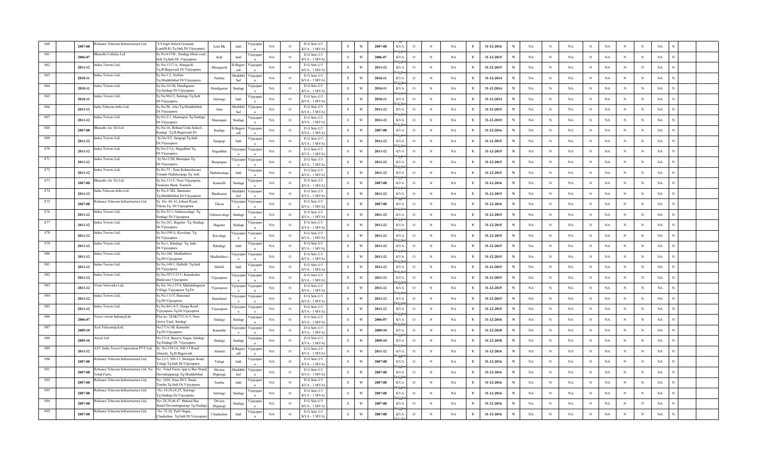| 860 | | 2007-08 | Reliance Telecom Infrastructure Ltd, | S S high School Grounds Loni(B.K) Tq:Indi Dt:Vijayapura | Loni Bk | Indi | Vijayapura | NA | O | D G Sets (15 KVA - 1 MVA) | S | W | 2007-08 | 50 KVA D.G.Set | O | N | NA | Y | 31-12-2016 | N | NA | N | NA | N | NA | N | N | NA | N | | |
|---|---|---|---|---|---|---|---|---|---|---|---|---|---|---|---|---|---|---|---|---|---|---|---|---|---|---|---|---|---|---|---|---|
| 861 | | 2006-07 | Bharathi Cellular Ltd | Sy.No:615/B , Sindagi Main road , Indi Tq:Indi Dt: Vijayapura | Indi | Indi | Vijayapura | NA | O | D G Sets (15 KVA - 1 MVA) | S | W | 2006-07 | KVA D.G.Set | O | N | NA | Y | 31-12-2015 | N | NA | N | NA | N | NA | N | N | NA | N | | |
| 862 | | 2011-12 | Indus Towers Ltd, | Sy.No:1317/A, Manugooli Tq:B.Bagewadi Dt:Vijayapura | Manugooli | B.Bagewadi | Vijayapura | NA | O | D G Sets (15 KVA - 1 MVA) | S | W | 2011-12 | KVA D.G.Set | O | N | NA | Y | 31-12-2015 | N | NA | N | NA | N | NA | N | N | NA | N | | |
| 863 | | 2010-11 | Indus Towers Ltd, | Sy.No:1/2, Nerben Tq:Muddebihal Dt:Vijayapura | Nerben | Muddebihal | Vijayapura | NA | O | D G Sets (15 KVA - 1 MVA) | S | W | 2010-11 | KVA D.G.Set | O | N | NA | Y | 31-12-2014 | N | NA | N | NA | N | NA | N | N | NA | N | | |
| 864 | | 2010-11 | Indus Towers Ltd, | Sy.No:16/1B, Handiganur Tq:Sindagi Dt:Vijayapura | Handiganur | Sindagi | Vijayapura | NA | O | D G Sets (15 KVA - 1 MVA) | S | W | 2010-11 | KVA D.G.Set | O | N | NA | Y | 31-12-2014 | N | NA | N | NA | N | NA | N | N | NA | N | | |
| 865 | | 2010-11 | Indus Towers Ltd, | Sy.No:962/2, Salotagi Tq:Indi Dt:Vijayapura | Salotagi | Indi | Vijayapura | NA | O | D G Sets (15 KVA - 1 MVA) | S | W | 2010-11 | KVA D.G.Set | O | N | NA | Y | 31-12-2014 | N | NA | N | NA | N | NA | N | N | NA | N | | |
| 866 | | 2011-12 | India Telecom Infra Ltd, | Sy.No:96, Alur Tq:Muddebihal Dt:Vijayapura | Alur | Muddebihal | Vijayapura | NA | O | D G Sets (15 KVA - 1 MVA) | S | W | 2011-12 | KVA D.G.Set | O | N | NA | Y | 31-12-2015 | N | NA | N | NA | N | NA | N | N | NA | N | | |
| 867 | | 2011-12 | Indus Towers Ltd, | Sy.No:2/1, Mannapur Tq:Sindagi Dt:Vijayapura | Mannapur | Sindagi | Vijayapura | NA | O | D G Sets (15 KVA - 1 MVA) | S | W | 2011-12 | KVA D.G.Set | O | N | NA | Y | 31-12-2015 | N | NA | N | NA | N | NA | N | N | NA | N | | |
| 868 | | 2007-08 | Bharathi Air Tel Ltd | Sy.No:16, Behind Urdu School , Kudagi Tq:B.Bagewadi Dt: | Kudagi | B.Bagewadi | Vijayapura | NA | O | D G Sets (15 KVA - 1 MVA) | S | W | 2007-08 | KVA D.G.Set | O | N | NA | Y | 31-12-2016 | N | NA | N | NA | N | NA | N | N | NA | N | | |
| 869 | | 2011-12 | Indus Towers Ltd, | Sy.No:9/2, Sangogi Tq:Indi Dt:Vijayapura | Sangogi | Indi | Vijayapura | NA | O | D G Sets (15 KVA - 1 MVA) | S | W | 2011-12 | KVA D.G.Set | O | N | NA | Y | 31-12-2015 | N | NA | N | NA | N | NA | N | N | NA | N | | |
| 870 | | 2011-12 | Indus Towers Ltd, | Sy.No:2/3A, Hegadihal Tq: Dt:Vijayapura | Hegadihal | Vijayapura | Vijayapura | NA | O | D G Sets (15 KVA - 1 MVA) | S | W | 2011-12 | KVA D.G.Set | O | N | NA | Y | 31-12-2015 | N | NA | N | NA | N | NA | N | N | NA | N | | |
| 871 | | 2011-12 | Indus Towers Ltd, | Sy.No:2/2B, Burnapur Tq: Dt:Vijayapura | Buranapur | Vijayapura | Vijayapura | NA | O | D G Sets (15 KVA - 1 MVA) | S | W | 2011-12 | KVA D.G.Set | O | N | NA | Y | 31-12-2015 | N | NA | N | NA | N | NA | N | N | NA | N | | |
| 872 | | 2011-12 | Indus Towers Ltd, | Sy.No:73 , Near Kalmeshwara Temple Hadalasanga Tq: indi | Hadalasanga | Indi | Vijayapura | NA | O | D G Sets (15 KVA - 1 MVA) | S | W | 2011-12 | KVA D.G.Set | O | N | NA | Y | 31-12-2015 | N | NA | N | NA | N | NA | N | N | NA | N | | |
| 873 | | 2007-08 | Bharathi Air Tel Ltd | Sy.No:113/2, Near Vijayapura Gramina Bank, Kannoli | Kannolli | Sindagi | Vijayapura | NA | O | D G Sets (15 KVA - 1 MVA) | S | W | 2007-08 | KVA D.G.Set | O | N | NA | Y | 31-12-2016 | N | NA | N | NA | N | NA | N | N | NA | N | | |
| 874 | | 2011-12 | India Telecom Infra Ltd, | Sy.No:2/1B2, Bantanur Tq:Muddebihal Dt:Vijayapura | Banthanur | Muddebihal | Vijayapura | NA | O | D G Sets (15 KVA - 1 MVA) | S | W | 2011-12 | KVA D.G.Set | O | N | NA | Y | 31-12-2015 | N | NA | N | NA | N | NA | N | N | NA | N | | |
| 875 | | 2007-08 | Reliance Telecom Infrastructure Ltd, | Sy .No: 40, 41,Athani Road, Tikota Tq: Dt:Vijayapura | Tikota | Vijayapura | Vijayapura | NA | O | D G Sets (15 KVA - 1 MVA) | S | W | 2007-08 | KVA D.G.Set | O | N | NA | Y | 31-12-2016 | N | NA | N | NA | N | NA | N | N | NA | N | | |
| 876 | | 2011-12 | Indus Towers Ltd, | Sy.No:32/1, Gabasavalagi Tq: Sindagi Dt:Vijayapura | Gabasavalagi | Sindagi | Vijayapura | NA | O | D G Sets (15 KVA - 1 MVA) | S | W | 2011-12 | KVA D.G.Set | O | N | NA | Y | 31-12-2015 | N | NA | N | NA | N | NA | N | N | NA | N | | |
| 877 | | 2011-12 | Indus Towers Ltd, | Sy.No:281, Bagalur Tq: Sindagi Dt:Vijayapura | Bagalur | Sindagi | Vijayapura | NA | O | D G Sets (15 KVA - 1 MVA) | S | W | 2011-12 | KVA D.G.Set | O | N | NA | Y | 31-12-2015 | N | NA | N | NA | N | NA | N | N | NA | N | | |
| 878 | | 2011-12 | Indus Towers Ltd, | Sy.No:199/A, Kavalagi Tq: Dt:Vijayapura | Kavalagi | Vijayapura | Vijayapura | NA | O | D G Sets (15 KVA - 1 MVA) | S | W | 2011-12 | KVA D.G.Set | O | N | NA | Y | 31-12-2015 | N | NA | N | NA | N | NA | N | N | NA | N | | |
| 879 | | 2011-12 | Indus Towers Ltd, | Sy.No:1, Khedagi Tq: Indi Dt:Vijayapura | Khedagi | Indi | Vijayapura | NA | O | D G Sets (15 KVA - 1 MVA) | S | W | 2011-12 | KVA D.G.Set | O | N | NA | Y | 31-12-2015 | N | NA | N | NA | N | NA | N | N | NA | N | | |
| 880 | | 2011-12 | Indus Towers Ltd, | Sy.No:100, Madhabhavi Tq:Dt:Vijayapura | Madhabhavi | Vijayapura | Vijayapura | NA | O | D G Sets (15 KVA - 1 MVA) | S | W | 2011-12 | KVA D.G.Set | O | N | NA | Y | 31-12-2015 | N | NA | N | NA | N | NA | N | N | NA | N | | |
| 881 | | 2011-12 | Indus Towers Ltd, | Sy.No:148/1, Hallalli Tq:Indi Dt:Vijayapura | Halalli | Indi | Vijayapura | NA | O | D G Sets (15 KVA - 1 MVA) | S | W | 2011-12 | KVA D.G.Set | O | N | NA | Y | 31-12-2015 | N | NA | N | NA | N | NA | N | N | NA | N | | |
| 882 | | 2011-12 | Indus Towers Ltd, | Sy.No:307/1/215/, Kanakadas Badavane Vijayapura | Vijayapura | Vijayapura | Vijayapura | NA | O | D G Sets (15 KVA - 1 MVA) | S | W | 2011-12 | KVA D.G.Set | O | N | NA | Y | 31-12-2015 | N | NA | N | NA | N | NA | N | N | NA | N | | |
| 883 | | 2011-12 | Viom Networks Ltd, | Sy.No. No:133/4, Mahalabagayat Village Vijayapura Tq:Dt: | Vijayapura | Vijayapura | Vijayapura | NA | O | D G Sets (15 KVA - 1 MVA) | S | W | 2011-12 | KVA D.G.Set | O | N | NA | Y | 31-12-2015 | N | NA | N | NA | N | NA | N | N | NA | N | | |
| 884 | | 2011-12 | Indus Towers Ltd, | Sy.No:111/5, Hancinal Tq:Dt:Vijayapura | Hancinal | Vijayapura | Vijayapura | NA | O | D G Sets (15 KVA - 1 MVA) | S | W | 2011-12 | KVA D.G.Set | O | N | NA | Y | 31-12-2015 | N | NA | N | NA | N | NA | N | N | NA | N | | |
| 885 | | 2011-12 | Indus Towers Ltd, | Sy.No:841/A/2, Darga Road , Vijayapura Tq:Dt:Vijayapura | Vijayapura | Vijayapura | Vijayapura | NA | O | D G Sets (15 KVA - 1 MVA) | S | W | 2011-12 | KVA D.G.Set | O | N | NA | Y | 31-12-2015 | N | NA | N | NA | N | NA | N | N | NA | N | | |
| 886 | | 2006-07 | Tower vision India(p)Ltd, | Plot no: 283&2751/A/3, Near Grave Yard, Sindagi | Sindagi | Sindagi | Vijayapura | NA | O | D G Sets (15 KVA - 1 MVA) | S | W | 2006-07 | KVA D.G.Set | O | N | NA | Y | 31-12-2016 | N | NA | N | NA | N | NA | N | N | NA | N | | |
| 887 | | 2009-10 | Xcel Telecom(p)Ltd, | No:27/A/1B, Kumathe Tq:Dt:Vijayapura | Kumathe | Vijayapura | Vijayapura | NA | O | D G Sets (15 KVA - 1 MVA) | S | W | 2009-10 | KVA D.G.Set | O | N | NA | Y | 31-12-2018 | N | NA | N | NA | N | NA | N | N | NA | N | | |
| 888 | | 2009-10 | Aircel Ltd. | No:2314, Basava Nagar, Sindagi Tq:Sindagi Dt: Vijayapura | Sindagi | Sindagi | Vijayapura | NA | O | D G Sets (15 KVA - 1 MVA) | S | W | 2009-10 | KVA D.G.Set | O | N | NA | Y | 31-12-2018 | N | NA | N | NA | N | NA | N | N | NA | N | | |
| 889 | | 2011-12 | ATC India Tower Corporation PVT Ltd, | Sy. No:139/1A, NH-13 Road Almatti, Tq:B.Bagewadi | Almatti | B.Bagewadi | Vijayapura | NA | O | D G Sets (15 KVA - 1 MVA) | S | W | 2011-12 | KVA D.G.Set | O | N | NA | Y | 31-12-2016 | N | NA | N | NA | N | NA | N | N | NA | N | | |
| 890 | | 2007-08 | Reliance Telecom Infrastructure Ltd, | No:12/1, NH-13, Sholapur Road, Yelagi Tq:Indi Dt:Vijayapura | Yelagi | Indi | Vijayapura | NA | O | D G Sets (15 KVA - 1 MVA) | S | W | 2007-08 | KVA D.G.Set | O | N | NA | Y | 31-12-2016 | N | NA | N | NA | N | NA | N | N | NA | N | | |
| 891 | | 2007-08 | Reliance Telecom Infrastructure Ltd, No: Total Farm, | No: Total Farm, opp to Bus Stand, Huvinhipparagi Tq:Muddebihal | Huvina Hipparagi | Muddebihal | Vijayapura | NA | O | D G Sets (15 KVA - 1 MVA) | S | W | 2007-08 | KVA D.G.Set | O | N | NA | Y | 31-12-2016 | N | NA | N | NA | N | NA | N | N | NA | N | | |
| 892 | | 2007-08 | Reliance Telecom Infrastructure Ltd, | No: 1030, Near DCC Bank, Tamba Tq:Indi Dt:Vijayapura | Tamba | Indi | Vijayapura | NA | O | D G Sets (15 KVA - 1 MVA) | S | W | 2007-08 | KVA D.G.Set | O | N | NA | Y | 31-12-2016 | N | NA | N | NA | N | NA | N | N | NA | N | | |
| 893 | | 2007-08 | Reliance Telecom Infrastructure Ltd, | No: 19,20,24,25, Salotagi Tq:Sindagi Dt:Vijayapura | Salotagi | Sindagi | Vijayapura | NA | O | D G Sets (15 KVA - 1 MVA) | S | W | 2007-08 | KVA D.G.Set | O | N | NA | Y | 31-12-2016 | N | NA | N | NA | N | NA | N | N | NA | N | | |
| 894 | | 2007-08 | Reliance Telecom Infrastructure Ltd, | No: 28,29,46,47 Behind Bus Stand Devarahipparagi Tq:Sindagi | Devara Hipparagi | Sindagi | Vijayapura | NA | O | D G Sets (15 KVA - 1 MVA) | S | W | 2007-08 | KVA D.G.Set | O | N | NA | Y | 31-12-2016 | N | NA | N | NA | N | NA | N | N | NA | N | | |
| 895 | | 2007-08 | Reliance Telecom Infrastructure Ltd, | No: 25,28, Patil Nagar, Chadachan Tq:Indi Dt:Vijayapura | Chadachan | Indi | Vijayapura | NA | O | D G Sets (15 KVA - 1 MVA) | S | W | 2007-08 | KVA D.G.Set | O | N | NA | Y | 31-12-2016 | N | NA | N | NA | N | NA | N | N | NA | N | | |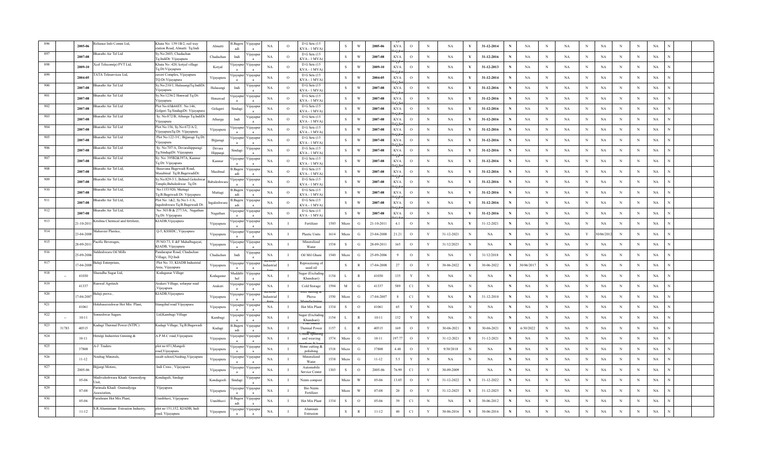| 896 | | 2005-06 | Reliance Info Comm Ltd, | Khata No: 139/1B/2, rail way station Road, Almatti Tq:Indi | Almatti | B.Bagewadi | Vijayapura | NA | O | D G Sets (15 KVA - 1 MVA) | | S | W | 2005-06 | KVA D.G.Set | O | N | NA | Y | 31-12-2014 | N | NA | N | NA | N | NA | N | N | NA | N |
|---|---|---|---|---|---|---|---|---|---|---|---|---|---|---|---|---|---|---|---|---|---|---|---|---|---|---|---|---|---|---|---|
| 897 | | 2007-08 | Bharathi Air Tel Ltd | Sy.No:2603, Chadachan Tq:IndiDt: Vijayapura | Chadachan | Indi | Vijayapura | NA | O | D G Sets (15 KVA - 1 MVA) | | S | W | 2007-08 | KVA D.G.Set | O | N | NA | Y | 31-12-2016 | N | NA | N | NA | N | NA | N | N | NA | N |
| 898 | | 2009-10 | Xcel Telecom(p) PVT Ltd, | Khata No :420, kotyal village Tq:Dt:Vijayapura | Kotyal | Vijayapura | Vijayapura | NA | O | D G Sets (15 KVA - 1 MVA) | | S | W | 2009-10 | KVA D.G.Set | O | N | NA | Y | 31-12-2013 | N | NA | N | NA | N | NA | N | N | NA | N |
| 899 | | 2004-05 | TATA Teleservices Ltd, | zaveri Complex, Vijayapura TQ:Dt:Vijayapura | Vijayapura | Vijayapura | Vijayapura | NA | O | D G Sets (15 KVA - 1 MVA) | | S | W | 2004-05 | KVA D.G.Set | O | N | NA | Y | 31-12-2014 | N | NA | N | NA | N | NA | N | N | NA | N |
| 900 | | 2007-08 | Bharathi Air Tel Ltd | Sy.No:210/1, HalasangiTq:IndiDt: Vijayapura | Halasangi | Indi | Vijayapura | NA | O | D G Sets (15 KVA - 1 MVA) | | S | W | 2007-08 | KVA D.G.Set | O | N | NA | Y | 31-12-2016 | N | NA | N | NA | N | NA | N | N | NA | N |
| 901 | | 2007-08 | Bharathi Air Tel Ltd | Sy.No:1236/2 Honwad Tq:Dt: Vijayapura | Honawad | Vijayapura | Vijayapura | NA | O | D G Sets (15 KVA - 1 MVA) | | S | W | 2007-08 | KVA D.G.Set | O | N | NA | Y | 31-12-2016 | N | NA | N | NA | N | NA | N | N | NA | N |
| 902 | | 2007-08 | Bharathi Air Tel Ltd | Plot No:65&66SY. No:146, Golgeri Tq:SindagiDt: Vijayapura | Golageri | Sindagi | Vijayapura | NA | O | D G Sets (15 KVA - 1 MVA) | | S | W | 2007-08 | KVA D.G.Set | O | N | NA | Y | 31-12-2016 | N | NA | N | NA | N | NA | N | N | NA | N |
| 903 | | 2007-08 | Bharathi Air Tel Ltd | Sy. No:872/B, Atharga Tq:IndiDt: Vijayapura | Atharga | Indi | Vijayapura | NA | O | D G Sets (15 KVA - 1 MVA) | | S | W | 2007-08 | KVA D.G.Set | O | N | NA | Y | 31-12-2016 | N | NA | N | NA | N | NA | N | N | NA | N |
| 904 | | 2007-08 | Bharathi Air Tel Ltd | Plot No:156, Sy.No:672/A/2, VijayapuraTq:Dt: Vijayapura | Vijayapura | Vijayapura | Vijayapura | NA | O | D G Sets (15 KVA - 1 MVA) | | S | W | 2007-08 | KVA D.G.Set | O | N | NA | Y | 31-12-2016 | N | NA | N | NA | N | NA | N | N | NA | N |
| 905 | | 2007-08 | Bharathi Air Tel Ltd | Plot No:122-3/C, Bijjaragi Tq:Dt: Vijayapura | Bijjaragi | Vijayapura | Vijayapura | NA | O | D G Sets (15 KVA - 1 MVA) | | S | W | 2007-08 | KVA D.G.Set | O | N | NA | Y | 31-12-2016 | N | NA | N | NA | N | NA | N | N | NA | N |
| 906 | | 2007-08 | Bharathi Air Tel Ltd | Sy. No:707/A, Devarahipparagi Tq:SindagiDt: Vijayapura | Devara Hipparagi | Sindagi | Vijayapura | NA | O | D G Sets (15 KVA - 1 MVA) | | S | W | 2007-08 | KVA D.G.Set | O | N | NA | Y | 31-12-2016 | N | NA | N | NA | N | NA | N | N | NA | N |
| 907 | | 2007-08 | Bharathi Air Tel Ltd | Sy. No: 395B2&397A, Kannur Tq:Dt: Vijayapura | Kannur | Vijayapura | Vijayapura | NA | O | D G Sets (15 KVA - 1 MVA) | | S | W | 2007-08 | KVA D.G.Set | O | N | NA | Y | 31-12-2016 | N | NA | N | NA | N | NA | N | N | NA | N |
| 908 | | 2007-08 | Bharathi Air Tel Ltd, | Basavana Bagewadi Road, Masabinal Tq:B.BagewadiDt: | Masibnal | B.Bagewadi | Vijayapura | NA | O | D G Sets (15 KVA - 1 MVA) | | S | W | 2007-08 | KVA D.G.Set | O | N | NA | Y | 31-12-2016 | N | NA | N | NA | N | NA | N | N | NA | N |
| 909 | | 2007-08 | Bharathi Air Tel Ltd, | Sy.No:829-3/1, Behind Goleshwar Temple,Babaleshwar Tq:Dt: | Babaleshwara | Vijayapura | Vijayapura | NA | O | D G Sets (15 KVA - 1 MVA) | | S | W | 2007-08 | KVA D.G.Set | O | N | NA | Y | 31-12-2016 | N | NA | N | NA | N | NA | N | N | NA | N |
| 910 | | 2007-08 | Bharathi Air Tel Ltd, | No:1153/920, Muttagi Tq:B.Bagewadi Dt: Vijayapura | Muttagi | B.Bagewadi | Vijayapura | NA | O | D G Sets (15 KVA - 1 MVA) | | S | W | 2007-08 | KVA D.G.Set | O | N | NA | Y | 31-12-2016 | N | NA | N | NA | N | NA | N | N | NA | N |
| 911 | | 2007-08 | Bharathi Air Tel Ltd, | Plot No: 1&2, Sy.No:1-1/A, Ingaleshwara Tq:B.Bagewadi Dt: | Ingaleshwara | B.Bagewadi | Vijayapura | NA | O | D G Sets (15 KVA - 1 MVA) | | S | W | 2007-08 | KVA D.G.Set | O | N | NA | Y | 31-12-2016 | N | NA | N | NA | N | NA | N | N | NA | N |
| 912 | | 2007-08 | Bharathi Air Tel Ltd, | No: 503/B & 277/3A, Nagathan Tq:Dt: Vijayapura | Nagathan | Vijayapura | Vijayapura | NA | O | D G Sets (15 KVA - 1 MVA) | | S | W | 2007-08 | KVA D.G.Set | O | N | NA | Y | 31-12-2016 | N | NA | N | NA | N | NA | N | N | NA | N |
| 913 | | 21-10-2011 | Krishna Chemical and fertilizer, | KIADB,Vijayapura | Vijayapura | Vijayapura | Vijayapura | NA | I | Fertilizer | 1585 | Micro | G | 21-10-2011 | 4.1 | O | N | NA | Y | 31-12-2021 | N | NA | N | NA | N | NA | N | N | NA | N |
| 914 | | 23-04-2008 | Mahaveer Plastics, | Q-5, KSSIDC, Vijayapura | Vijayapura | Vijayapura | Vijayapura | NA | I | Plastic Units | 1614 | Micro | G | 23-04-2008 | 21.21 | O | Y | 31-12-2021 | N | NA | N | NA | N | NA | Y | 30/06/2012 | N | N | NA | N |
| 915 | | 28-09-2011 | Pacific Beverages, | Pl NO:73, E &F Mahalbagayat, KIADB, Vijayapura | Vijayapura | Vijayapura | Vijayapura | NA | I | Mineralized Water | 1538 | S | G | 28-09-2011 | 165 | O | Y | 31/12/2023 | N | NA | N | NA | N | NA | N | NA | N | N | NA | N |
| 916 | | 25-09-2006 | Siddeshwara Oil Mills | Pandarapur Road, Chadachan Village, TQ:Indi | Chadachan | Indi | Vijayapura | NA | I | Oil Mil Ghani | 1540 | Micro | G | 25-09-2006 | 9 | O | N | NA | Y | 31/12/2018 | N | NA | N | NA | N | NA | N | N | NA | N |
| 917 | | 17-04-2008 | Balaji Enterprises, | Plot No. 33, KIADB Industrial Area, Vijayapura | Vijayapura | Vijayapura | Vijayapura | KIADB Industrial Area | I | Reprocessing of used oil | | S | R | 17-04-2008 | 27 | O | Y | 30-06-2022 | Y | 30-06-2022 | Y | 30/06/2017 | N | NA | N | NA | N | N | NA | N |
| 918 | -- | 41030 | Sharadha Sugar Ltd, | Kodaganur Village | Kodaganur | Muddebihal | Vijayapura | NA | I | Sugar (Excluding Khandsari) | 1154 | L | R | 41030 | 135 | Y | N | NA | N | NA | N | NA | N | NA | N | NA | N | N | NA | N |
| 919 | | 41337 | Ranwal Agritech | Arakeri Village, solarpur road ,Vijayapura | Arakeri | Vijayapura | Vijayapura | NA | I | Cold Storage | 1594 | M | G | 41337 | 589 | C1 | N | NA | N | NA | N | NA | N | NA | N | NA | N | N | NA | N |
| 920 | | 17-04-2007 | Balaji poova , | KIADB,Vijayapura | Vijayapura | Vijayapura | Vijayapura | KIADB Industrial Area | I | Rice milling & Phowa Manufacturing | 1550 | Micro | G | 17-04-2007 | 8 | C1 | N | NA | N | 31-12-2010 | N | NA | N | NA | N | NA | N | N | NA | N |
| 921 | | 41061 | Holebasaveshwar Hot Mix Plant, | Ittangihal road Vijayapura | Vijayapura | Vijayapura | Vijayapura | NA | I | Hot Mix Plant | 1334 | S | O | 41061 | 65 | Y | N | NA | N | NA | N | NA | N | NA | N | NA | N | N | NA | N |
| 922 | -- | 10-11 | Someshwar Sugars. | Ltd,Kambagi Village | Kambagi | Vijayapura | Vijayapura | NA | I | Sugar (Excluding Khandsari) | 1154 | L | R | 10-11 | 132 | Y | N | NA | N | NA | N | NA | N | NA | N | NA | N | N | NA | N |
| 923 | 31783 | 40515 | Kudagi Thermal Power (NTPC) | Kudagi Village, Tq:B.Bagawadi | Kudagi | B.Bagewadi | Vijayapura | NA | I | Coal based Thermal Power | 1157 | L | R | 40515 | 169 | O | Y | 30-06-2021 | Y | 30-06-2021 | Y | 6/30/2022 | N | NA | N | NA | N | N | NA | N |
| 924 | | 10-11 | Heralgi Industries Ginning & | A.P.M.C road,Vijayapura | Vijayapura | Vijayapura | Vijayapura | NA | I | Cotton Spinning and weaving | 1574 | Micro | G | 10-11 | 197.77 | O | Y | 31-12-2021 | Y | 31-12-2021 | N | NA | N | NA | N | NA | N | N | NA | N |
| 925 | | 37808 | A-J Traders | plot no 651,Mangoli road,Vijayapura | Vijayapura | Vijayapura | Vijayapura | NA | I | Stone cutting & polishing | 1518 | Micro | G | 37808 | 4.48 | O | Y | 9/30/2018 | N | NA | N | NA | N | NA | N | NA | N | N | NA | N |
| 926 | | 11-12 | Noubag Minerals, | secab school,Naubag,Vijayapura | Vijayapura | Vijayapura | Vijayapura | NA | I | Mineralized Water | 1538 | Micro | G | 11-12 | 5.5 | Y | N | NA | N | NA | N | NA | N | NA | N | NA | N | N | NA | N |
| 927 | | 2005-06 | Bijjargi Motors, | Indi Cross , Vijayapura | Vijayapura | Vijayapura | Vijayapura | NA | I | Automobile Service Center | 1303 | S | O | 2005-06 | 76.99 | C1 | Y | 30-09-2009 | | NA | N | NA | N | NA | N | NA | N | N | NA | N |
| 928 | | 05-06 | Madivaleshwara Khadi Gramodyog Unit, | Kondaguli, Sindagi | Kondagooli | Sindagi | Vijayapura | NA | I | Neem compost | | Micro | W | 05-06 | 13.05 | O | Y | 31-12-2022 | Y | 31-12-2022 | N | NA | N | NA | N | NA | N | N | NA | N |
| 929 | | 07-08 | Parimala Khadi Gramadyoga Association, | Vijayapura | Vijayapura | Vijayapura | Vijayapura | NA | I | Bio Neem Fertilizer | | Micro | W | 07-08 | 20 | O | Y | 31-12-2025 | Y | 31-12-2025 | N | NA | N | NA | N | NA | N | N | NA | N |
| 930 | | 05-06 | Parishram Hot Mix Plant, | Unnibhavi, Vijayapura | Unnibhavi | B.Bagewadi | Vijayapura | NA | I | Hot Mix Plant | 1334 | S | O | 05-06 | 39 | C1 | N | NA | Y | 30-06-2012 | N | NA | N | NA | N | NA | N | N | NA | N |
| 931 | | 11-12 | S.R.Aluminium Extrusion Industry, | plot no 151,152, KIADB, Indi road, Vijayapura | Vijayapura | Vijayapura | Vijayapura | NA | I | Aluminum Extrusion | | S | R | 11-12 | 40 | C1 | Y | 30-06-2016 | Y | 30-06-2016 | N | NA | N | NA | N | NA | N | N | NA | N |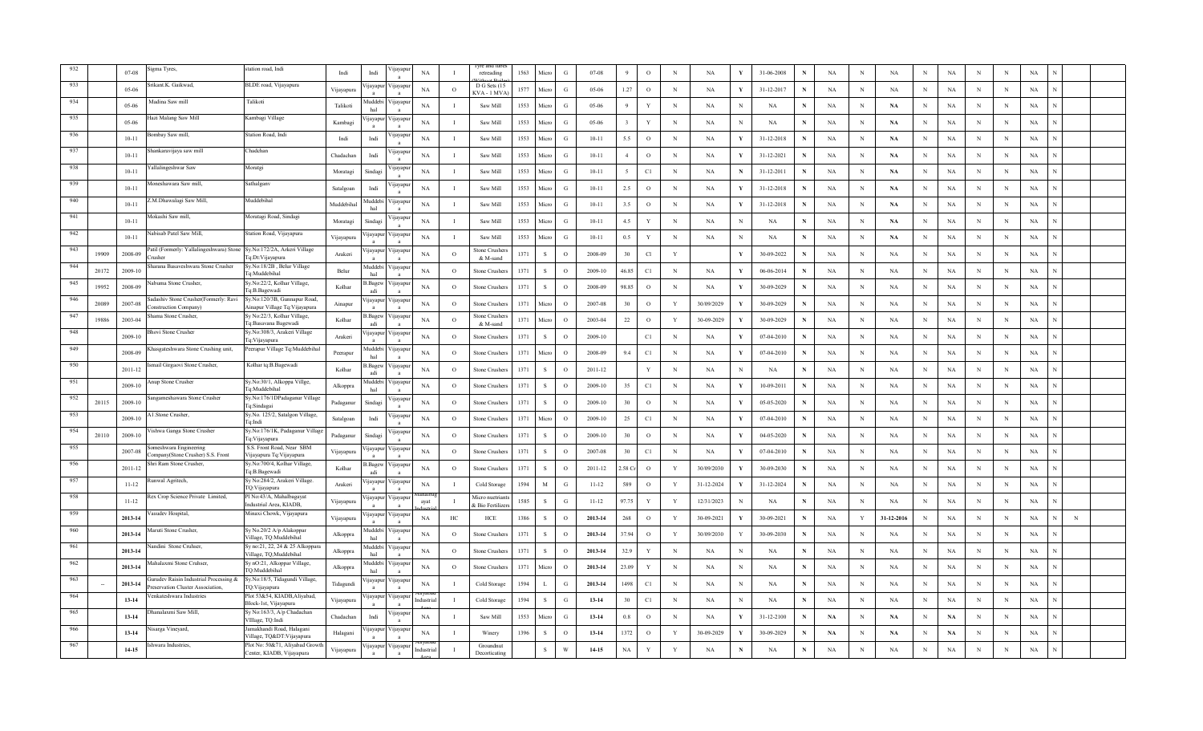| 932 | | 07-08 | Sigma Tyres, | station road, Indi | Indi | Indi | Vijayapura | NA | I | Tyre and tubes retreading (Without Boiler) | 1563 | Micro | G | 07-08 | 9 | O | N | NA | Y | 31-06-2008 | N | NA | N | NA | N | NA | N | N | NA | N | | |
|---|---|---|---|---|---|---|---|---|---|---|---|---|---|---|---|---|---|---|---|---|---|---|---|---|---|---|---|---|---|---|---|---|
| 933 | | 05-06 | Srikant.K. Gaikwad, | BLDE road, Vijayapura | Vijayapura | Vijayapura | Vijayapura | NA | O | D G Sets (15 KVA - 1 MVA) | 1577 | Micro | G | 05-06 | 1.27 | O | N | NA | Y | 31-12-2017 | N | NA | N | NA | N | NA | N | N | NA | N | | |
| 934 | | 05-06 | Madina Saw mill | Talikoti | Talikoti | Muddebihal | Vijayapura | NA | I | Saw Mill | 1553 | Micro | G | 05-06 | 9 | Y | N | NA | N | NA | N | NA | N | NA | N | NA | N | N | NA | N | | |
| 935 | | 05-06 | Hazi Malang Saw Mill | Kambagi Village | Kambagi | Vijayapura | Vijayapura | NA | I | Saw Mill | 1553 | Micro | G | 05-06 | 3 | Y | N | NA | N | NA | N | NA | N | NA | N | NA | N | N | NA | N | | |
| 936 | | 10-11 | Bombay Saw mill, | Station Road, Indi | Indi | Indi | Vijayapura | NA | I | Saw Mill | 1553 | Micro | G | 10-11 | 5.5 | O | N | NA | Y | 31-12-2018 | N | NA | N | NA | N | NA | N | N | NA | N | | |
| 937 | | 10-11 | Shankarvijaya saw mill | Chadchan | Chadachan | Indi | Vijayapura | NA | I | Saw Mill | 1553 | Micro | G | 10-11 | 4 | O | N | NA | Y | 31-12-2021 | N | NA | N | NA | N | NA | N | N | NA | N | | |
| 938 | | 10-11 | Yallalingeshwar Saw | Moratgi | Moratagi | Sindagi | Vijayapura | NA | I | Saw Mill | 1553 | Micro | G | 10-11 | 5 | C1 | N | NA | N | 31-12-2011 | N | NA | N | NA | N | NA | N | N | NA | N | | |
| 939 | | 10-11 | Moneshawara Saw mill, | Sathalgaov | Satalgoan | Indi | Vijayapura | NA | I | Saw Mill | 1553 | Micro | G | 10-11 | 2.5 | O | N | NA | Y | 31-12-2018 | N | NA | N | NA | N | NA | N | N | NA | N | | |
| 940 | | 10-11 | Z.M.Dhawalagi Saw Mill, | Muddebihal | Muddebihal | Muddebihal | Vijayapura | NA | I | Saw Mill | 1553 | Micro | G | 10-11 | 3.5 | O | N | NA | Y | 31-12-2018 | N | NA | N | NA | N | NA | N | N | NA | N | | |
| 941 | | 10-11 | Mokashi Saw mill, | Moratagi Road, Sindagi | Moratagi | Sindagi | Vijayapura | NA | I | Saw Mill | 1553 | Micro | G | 10-11 | 4.5 | Y | N | NA | N | NA | N | NA | N | NA | N | NA | N | N | NA | N | | |
| 942 | | 10-11 | Nabisab Patel Saw Mill, | Station Road, Vijayapura | Vijayapura | Vijayapura | Vijayapura | NA | I | Saw Mill | 1553 | Micro | G | 10-11 | 0.5 | Y | N | NA | N | NA | N | NA | N | NA | N | NA | N | N | NA | N | | |
| 943 | 19909 | 2008-09 | Patil (Formerly: Yallalingeshwara) Stone Crusher | Sy.No:172/2A, Arkeri Village Tq:Dt:Vijayapura | Arakeri | Vijayapura | Vijayapura | NA | O | Stone Crushers & M-sand | 1371 | S | O | 2008-09 | 30 | Cl | Y | | Y | 30-09-2022 | N | NA | N | NA | N | NA | N | N | NA | N | | |
| 944 | 20172 | 2009-10 | Sharana Basaveshwara Stone Crusher | Sy.No:18/2B , Belur Village Tq:Muddebihal | Belur | Muddebihal | Vijayapura | NA | O | Stone Crushers | 1371 | S | O | 2009-10 | 46.85 | C1 | N | NA | Y | 06-06-2014 | N | NA | N | NA | N | NA | N | N | NA | N | | |
| 945 | 19952 | 2008-09 | Nahuma Stone Crusher, | Sy.No:22/2, Kolhar Village, Tq:B.Bagewadi | Kolhar | B.Bagewadi | Vijayapura | NA | O | Stone Crushers | 1371 | S | O | 2008-09 | 98.85 | O | N | NA | Y | 30-09-2029 | N | NA | N | NA | N | NA | N | N | NA | N | | |
| 946 | 20089 | 2007-08 | Sadashiv Stone Crusher(Formerly: Ravi Construction Company) | Sy.No:120/3B, Gunnapur Road, Ainapur Village Tq:Vijayapura | Ainapur | Vijayapura | Vijayapura | NA | O | Stone Crushers | 1371 | Micro | O | 2007-08 | 30 | O | Y | 30/09/2029 | Y | 30-09-2029 | N | NA | N | NA | N | NA | N | N | NA | N | | |
| 947 | 19886 | 2003-04 | Shama Stone Crusher, | Sy.No:22/3, Kolhar Village, Tq:Basavana Bagewadi | Kolhar | B.Bagewadi | Vijayapura | NA | O | Stone Crushers & M-sand | 1371 | Micro | O | 2003-04 | 22 | O | Y | 30-09-2029 | Y | 30-09-2029 | N | NA | N | NA | N | NA | N | N | NA | N | | |
| 948 | | 2009-10 | Bhovi Stone Crusher | Sy.No:308/3, Arakeri Village Tq:Vijayapura | Arakeri | Vijayapura | Vijayapura | NA | O | Stone Crushers | 1371 | S | O | 2009-10 | | C1 | N | NA | Y | 07-04-2010 | N | NA | N | NA | N | NA | N | N | NA | N | | |
| 949 | | 2008-09 | Khasgateshwara Stone Crushing unit, | Peerapur Village Tq:Muddebihal | Peerapur | Muddebihal | Vijayapura | NA | O | Stone Crushers | 1371 | Micro | O | 2008-09 | 9.4 | C1 | N | NA | Y | 07-04-2010 | N | NA | N | NA | N | NA | N | N | NA | N | | |
| 950 | | 2011-12 | Ismail Girgaovi Stone Crusher, | Kolhar tq:B.Bagewadi | Kolhar | B.Bagewadi | Vijayapura | NA | O | Stone Crushers | 1371 | S | O | 2011-12 | | Y | N | NA | N | NA | N | NA | N | NA | N | NA | N | N | NA | N | | |
| 951 | | 2009-10 | Anup Stone Crusher | Sy.No:30/1, Alkoppa Villge, Tq:Muddebihal | Alkoppra | Muddebihal | Vijayapura | NA | O | Stone Crushers | 1371 | S | O | 2009-10 | 35 | C1 | N | NA | Y | 10-09-2011 | N | NA | N | NA | N | NA | N | N | NA | N | | |
| 952 | 20115 | 2009-10 | Sangameshawara Stone Crusher | Sy.No:176/1DPadaganur Village Tq:Sindagai | Padaganur | Sindagi | Vijayapura | NA | O | Stone Crushers | 1371 | S | O | 2009-10 | 30 | O | N | NA | Y | 05-05-2020 | N | NA | N | NA | N | NA | N | N | NA | N | | |
| 953 | | 2009-10 | A1.Stone Crusher, | Sy.No. 125/2, Satalgon Village, Tq:Indi | Satalgoan | Indi | Vijayapura | NA | O | Stone Crushers | 1371 | Micro | O | 2009-10 | 25 | C1 | N | NA | Y | 07-04-2010 | N | NA | N | NA | N | NA | N | N | NA | N | | |
| 954 | 20110 | 2009-10 | Vishwa Ganga Stone Crusher | Sy.No:176/1K, Padaganur Village Tq:Vijayapura | Padaganur | Sindagi | Vijayapura | NA | O | Stone Crushers | 1371 | S | O | 2009-10 | 30 | O | N | NA | Y | 04-05-2020 | N | NA | N | NA | N | NA | N | N | NA | N | | |
| 955 | | 2007-08 | Someshwara Engineering Company(Stone Crusher) S.S. Front | S.S. Front Road, Near SBM Vijayapura Tq:Vijayapura | Vijayapura | Vijayapura | Vijayapura | NA | O | Stone Crushers | 1371 | S | O | 2007-08 | 30 | C1 | N | NA | Y | 07-04-2010 | N | NA | N | NA | N | NA | N | N | NA | N | | |
| 956 | | 2011-12 | Shri Ram Stone Crusher, | Sy.No:700/4, Kolhar Village, Tq:B.Bagewadi | Kolhar | B.Bagewadi | Vijayapura | NA | O | Stone Crushers | 1371 | S | O | 2011-12 | 2.58 Cr | O | Y | 30/09/2030 | Y | 30-09-2030 | N | NA | N | NA | N | NA | N | N | NA | N | | |
| 957 | | 11-12 | Runwal Agritech, | Sy.No:284/2, Arakeri Village. TQ:Vijayapura | Arakeri | Vijayapura | Vijayapura | NA | I | Cold Storage | 1594 | M | G | 11-12 | 589 | O | Y | 31-12-2024 | Y | 31-12-2024 | N | NA | N | NA | N | NA | N | N | NA | N | | |
| 958 | | 11-12 | Rex Crop Science Private Limited, | Pl No.43/A, Mahalbagayat Industrial Area, KIADB, | Vijayapura | Vijayapura | Vijayapura | Mahalbagayat Industrial | I | Micro nutrients & Bio Fertilizers | 1585 | S | G | 11-12 | 97.75 | Y | Y | 12/31/2023 | N | NA | N | NA | N | NA | N | NA | N | N | NA | N | | |
| 959 | | 2013-14 | Vasudev Hospital, | Minaxi Chowk, Vijayapura | Vijayapura | Vijayapura | Vijayapura | NA | HC | HCE | 1386 | S | O | 2013-14 | 268 | O | Y | 30-09-2021 | Y | 30-09-2021 | N | NA | Y | 31-12-2016 | N | NA | N | N | NA | N | N | |
| 960 | | 2013-14 | Maruti Stone Crusher, | Sy No.20/2 A/p Alakoppar Village, TQ:Muddebihal | Alkoppra | Muddebihal | Vijayapura | NA | O | Stone Crushers | 1371 | S | O | 2013-14 | 37.94 | O | Y | 30/09/2030 | Y | 30-09-2030 | N | NA | N | NA | N | NA | N | N | NA | N | | |
| 961 | | 2013-14 | Nandini Stone Crsheer, | Sy no:21, 22, 24 & 25 Alkoppara Village, TQ;Muddebihal | Alkoppra | Muddebihal | Vijayapura | NA | O | Stone Crushers | 1371 | S | O | 2013-14 | 32.9 | Y | N | NA | N | NA | N | NA | N | NA | N | NA | N | N | NA | N | | |
| 962 | | 2013-14 | Mahalaxmi Stone Crshser, | Sy nO:21, Alkoppar Village, TQ:Muddebihal | Alkoppra | Muddebihal | Vijayapura | NA | O | Stone Crushers | 1371 | Micro | O | 2013-14 | 23.09 | Y | N | NA | N | NA | N | NA | N | NA | N | NA | N | N | NA | N | | |
| 963 | -- | 2013-14 | Gurudev Raisin Industrial Processing & Preservation Cluster Association, | Sy.No:18/5, Tidagundi Village, TQ:Vijayapura | Tidagundi | Vijayapura | Vijayapura | NA | I | Cold Storage | 1594 | L | G | 2013-14 | 1498 | C1 | N | NA | N | NA | N | NA | N | NA | N | NA | N | N | NA | N | | |
| 964 | | 13-14 | Venkateshwara Industries | Plot 53&54, KIADB,Aliyabad, Block-1st, Vijayapura | Vijayapura | Vijayapura | Vijayapura | Aliyabad Industrial Area | I | Cold Storage | 1594 | S | G | 13-14 | 30 | C1 | N | NA | N | NA | N | NA | N | NA | N | NA | N | N | NA | N | | |
| 965 | | 13-14 | Dhanalaxmi Saw Mill, | Sy No:163/3, A/p Chadachan VIllage, TQ:Indi | Chadachan | Indi | Vijayapura | NA | I | Saw Mill | 1553 | Micro | G | 13-14 | 0.8 | O | N | NA | Y | 31-12-2100 | N | NA | N | NA | N | NA | N | N | NA | N | | |
| 966 | | 13-14 | Nisarga Vineyard, | Jamakhandi Road, Halagani Village, TQ&DT:Vijayapura | Halagani | Vijayapura | Vijayapura | NA | I | Winery | 1396 | S | O | 13-14 | 1372 | O | Y | 30-09-2029 | Y | 30-09-2029 | N | NA | N | NA | N | NA | N | N | NA | N | | |
| 967 | | 14-15 | Ishwara Industries, | Plot No: 50&71, Aliyabad Growth Center, KIADB, Vijayapura | Vijayapura | Vijayapura | Vijayapura | Aliyabad Industrial Area | I | Groundnut Decorticating | | S | W | 14-15 | NA | Y | Y | NA | N | NA | N | NA | N | NA | N | NA | N | N | NA | N | | |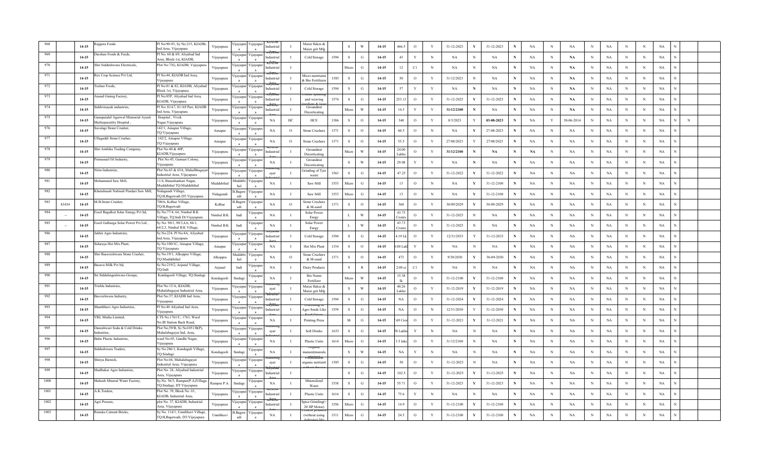| 968 | | 14-15 | Rajguru Foods | Pl No:90-93, Sy No:215, KIADB, Ind Area, Vijayapura | Vijayapura | Vijayapura | Vijayapura | KIADB Industrial | I | Maize flakes & Maize grit Mfg | | S | W | 14-15 | 466.5 | O | Y | 31-12-2023 | Y | 31-12-2023 | N | NA | N | NA | N | NA | N | N | NA | N | | |
|---|---|---|---|---|---|---|---|---|---|---|---|---|---|---|---|---|---|---|---|---|---|---|---|---|---|---|---|---|---|---|---|---|
| 969 | | 14-15 | Darshan Foods & Feeds, | Pl No: 68 & 69, Aliyabad Ind Area, Block-1st, KIADB, | Vijayapura | Vijayapura | Vijayapura | Aliyabad Industrial | I | Cold Storage | 1594 | S | G | 14-15 | 43 | Y | N | NA | N | NA | N | NA | N | NA | N | NA | N | N | NA | N | | |
| 970 | | 14-15 | Shri Siddeshwara Electricals, | Plot No:73G, KIADB, Vijayapura | Vijayapura | Vijayapura | Vijayapura | KIADB Industrial | I | | | Micro | G | 14-15 | 12 | C1 | N | NA | N | NA | N | NA | N | NA | N | NA | N | N | NA | N | | |
| 971 | | 14-15 | Rex Crop Science Pvt Ltd, | Pl No:44, KIADB Ind Area, Vijayapura | Vijayapura | Vijayapura | Vijayapura | KIADB Industrial | I | Micro nuetriants & Bio Fertilizers | 1585 | S | G | 14-15 | 50 | O | Y | 31/12/2023 | N | NA | N | NA | N | NA | N | NA | N | N | NA | N | | |
| 972 | | 14-15 | Techno Foods, | Pl No:81 & 82, KIADB, Aliyabad Block 1st, Vijayapura. | Vijayapura | Vijayapura | Vijayapura | Aliyabad Industrial | I | Cold Storage | 1594 | S | G | 14-15 | 57 | Y | Y | NA | N | NA | N | NA | N | NA | N | NA | N | N | NA | N | | |
| 973 | | 14-15 | Anand Gining Factory, | Pl No:85P, Aliyabad Ind Area, KIADB, Vijayapura | Vijayapura | Vijayapura | Vijayapura | Aliyabad Industrial | I | Cotton Spinning and weaving (medium & large) | 1574 | S | G | 14-15 | 253.13 | O | Y | 31-12-2025 | Y | 31-12-2025 | N | NA | N | NA | N | NA | N | N | NA | N | | |
| 974 | | 14-15 | Siddivinayak industries, | Pl No: 81A7, 81/A9 Part, KIADB Ind Area, Vijayapura | Vijayapura | Vijayapura | Vijayapura | KIADB Industrial | I | Groundnut Decorticating | | Micro | W | 14-15 | 14.5 | Y | Y | 31/12/2100 | N | NA | N | NA | N | NA | N | NA | N | N | NA | N | | |
| 975 | | 14-15 | Ganapatalal Agarwal Memorial Ayush Multispeciality Hospital , | Hospital , Vivek Nagar,Vijayapura | Vijayapura | Vijayapura | Vijayapura | NA | HC | HCE | 1386 | S | O | 14-15 | 340 | O | Y | 8/3/2023 | Y | 03-08-2023 | N | NA | Y | 30-06-2014 | N | NA | N | N | NA | N | N | |
| 976 | | 14-15 | Savalagi Stone Crusher, | 142/1, Ainapur Village, TQ:Vijayapura | Ainapur | Vijayapura | Vijayapura | NA | O | Stone Crushers | 1371 | S | O | 14-15 | 60.5 | O | N | NA | Y | 27-08-2023 | N | NA | N | NA | N | NA | N | N | NA | N | | |
| 977 | | 14-15 | Ullagaddi Stone Crusher, | 142/2, Ainapur Village, TQ:Vijayapura | Ainapur | Vijayapura | Vijayapura | NA | O | Stone Crushers | 1371 | S | O | 14-15 | 55.5 | O | Y | 27/08/2023 | Y | 27/08/2023 | N | NA | N | NA | N | NA | N | N | NA | N | | |
| 978 | | 14-15 | Shri Ambika Trading Company, | Plot No:40 & 40P, KIADB,Vijayapura | Vijayapura | Vijayapura | Vijayapura | KIADB Industrial | I | Groundnut Decorticating | | Micro | W | 14-15 | 24.00 Lakhs | O | Y | 31/12/2100 | N | NA | N | NA | N | NA | N | NA | N | N | NA | N | | |
| 979 | | 14-15 | Premanad Oil Industry, | Plot No:45, Gumast Colony, Vijayapura | Vijayapura | Vijayapura | Vijayapura | NA | I | Groundnut Decorticating | | S | W | 14-15 | 29.08 | Y | Y | NA | N | NA | N | NA | N | NA | N | NA | N | N | NA | N | | |
| 980 | | 14-15 | Nitin Industries, | Plot No.63 & 63A, Mahalbhagayat Industrial Area, Vijayapura | Vijayapura | Vijayapura | Vijayapura | Mahalbhagayat Industrial | I | Grinding of Tyre waste | 1563 | S | G | 14-15 | 47.25 | O | Y | 31-12-2022 | Y | 31-12-2022 | N | NA | N | NA | N | NA | N | N | NA | N | | |
| 981 | | 14-15 | Mohummed Saw Mill, | 11/4, Banashankari Nagar, Muddebihal TQ:Muddebihal | Muddebihal | Muddebihal | Vijayapura | NA | I | Saw Mill | 1553 | Micro | G | 14-15 | 13 | O | N | NA | Y | 31-12-2100 | N | NA | N | NA | N | NA | N | N | NA | N | | |
| 982 | | 14-15 | Khutubasab Nabisab Pendari Saw Mill, | Nidagundi Village, TQ:B,Bagewadi DT:Vijayapura | Nidagundi | B.Bagewadi | Vijayapura | NA | I | Saw Mill | 1553 | Micro | G | 14-15 | 13 | O | N | NA | Y | 31-12-2100 | N | NA | N | NA | N | NA | N | N | NA | N | | |
| 983 | 83434 | 14-15 | M.B.Stone Crusher, | 700/6, Kolhar Village, TQ:B,Bagewadi | Kolhar | B.Bagewadi | Vijayapura | NA | O | Stone Crushers & M-sand | 1371 | S | O | 14-15 | 360 | O | Y | 30/09/2029 | Y | 30-09-2029 | N | NA | N | NA | N | NA | N | N | NA | N | | |
| 984 | -- | 14-15 | Essel Bagalkot Solar Energy Pvt ltd, | Sy No:77/4, 64, Nimbal B.K Village, TQ:Indi Dt:Vijayapura | Nimbal B.K | Indi | Vijayapura | NA | I | Solar Power Energy | | L | W | 14-15 | 43.73 Crores | O | Y | 31-12-2025 | N | NA | N | NA | N | NA | N | NA | N | N | NA | N | | |
| 985 | -- | 14-15 | Essel Gulbarga Solar Power Pvt Ltd , | Sy No: 90/1, 90/3,4,6, 84/1, 64/2,3, Nimbal B.K Village, | Nimbal B.K | Indi | Vijayapura | NA | I | Solar Power Energy | | L | W | 14-15 | 43.73 Crores | O | Y | 31-12-2025 | N | NA | N | NA | N | NA | N | NA | N | N | NA | N | | |
| 986 | | 14-15 | Jakhir Agro Industries, | Sy No:224, Pl No:4A, Aliyabad Ind Area, Vijayapura | Vijayapura | Vijayapura | Vijayapura | Aliyabad Industrial Area | I | Cold Storage | 1594 | S | G | 14-15 | 4.19 Lk | O | Y | 12/31/2033 | Y | 31-12-2033 | N | NA | N | NA | N | NA | N | N | NA | N | | |
| 987 | | 14-15 | Sidaraya Hot Mix Plant, | Sy No:100/1C, Ainapur Village, TQ:Vijayapura | Ainapur | Vijayapura | Vijayapura | NA | I | Hot Mix Plant | 1334 | S | O | 14-15 | 8.00 Lakh | Y | N | NA | N | NA | N | NA | N | NA | N | NA | N | N | NA | N | | |
| 988 | | 14-15 | Shri Basaveshwara Stone Crusher, | Sy No:19/1, Alkoppra Village, TQ:Muddebihal | Alkoppra | Muddebihal | Vijayapura | NA | O | Stone Crushers & M-sand | 1371 | S | O | 14-15 | 473 | O | Y | 9/30/2030 | Y | 30-09-2030 | N | NA | N | NA | N | NA | N | N | NA | N | | |
| 989 | | 14-15 | Basava Milk Pvt ltd, | Sy No:219/2, Arjanal Village, TQ:Indi | Arjanal | Indi | Vijayapura | NA | I | Dairy Products | | S | R | 14-15 | 2.00 cr | C1 | N | NA | N | NA | N | NA | N | NA | N | NA | N | N | NA | N | | |
| 990 | | 14-15 | Sri Siddalingeshwara Groups, | Kondaguoli Village, TQ:Sindagi. | Kondaguoli | Sindagi | Vijayapura | NA | I | Bio Neem Fertilizer | | Micro | W | 14-15 | 15.38 lk | O | Y | 31-12-2100 | Y | 31-12-2100 | N | NA | N | NA | N | NA | N | N | NA | N | | |
| 991 | | 14-15 | Trishla Industries, | Plot No:13/A, KIADB, Mahalabagayat Industrial Area, | Vijayapura | Vijayapura | Vijayapura | Mahalbhagayat Industrial | I | Maize flakes & Maize grit Mfg | | S | W | 14-15 | 40.26 Lakhs | O | Y | 31-12-2019 | Y | 31-12-2019 | N | NA | N | NA | N | NA | N | N | NA | N | | |
| 992 | | 14-15 | Basveshwara Industry, | Plot No:37, KIADB Ind Area, Vijayapura | Vijayapura | Vijayapura | Vijayapura | KIADB Industrial | I | Cold Storage | 1594 | S | G | 14-15 | NA | O | Y | 31-12-2024 | Y | 31-12-2024 | N | NA | N | NA | N | NA | N | N | NA | N | | |
| 993 | | 14-15 | Shambhavi Agro Industries, | Pl No:40 Aliyabad Ind Area, Vijayapura | Vijayapura | Vijayapura | Vijayapura | Aliyabad Industrial | I | Processing of Agro Seeds Like | 1559 | S | G | 14-15 | NA | O | N | 12/31/2030 | Y | 31-12-2030 | N | NA | N | NA | N | NA | N | N | NA | N | | |
| 994 | | 14-15 | VRL Media Limited, | CTS No.1761/C, 1763, Ward No.III Station Back Road, | Vijayapura | Vijayapura | Vijayapura | NA | I | Printing Press | | M | G | 14-15 | 5.69 Cror | O | Y | 31-12-2021 | Y | 31-12-2021 | N | NA | N | NA | N | NA | N | N | NA | N | | |
| 995 | | 14-15 | Daneshwari Soda & Cold Drinks Industries, | Plot No;59/B, Sy No1051/B(P), Mahalabagayat Ind, Area, | Vijayapura | Vijayapura | Vijayapura | Mahalbhagayat Industrial | I | Soft Drinks | 1633 | S | G | 14-15 | 88 Lakhs | Y | N | NA | N | NA | N | NA | N | NA | N | NA | N | N | NA | N | | |
| 996 | | 14-15 | Babu Plastic Industries, | ward No:05, Gandhi Nagar, Vijayapura | Vijayapura | Vijayapura | Vijayapura | NA | I | Plastic Units | 1614 | Micro | G | 14-15 | 3.5 laks | O | Y | 31/12/2100 | N | NA | N | NA | N | NA | N | NA | N | N | NA | N | | |
| 997 | | 14-15 | Siddeshwara Traders, | Sy No.286/1, Kondaguli Village, TQ:Sindagi | Kondaguoli | Sindagi | Vijayapura | NA | I | Organic manure(manufa | | S | W | 14-15 | NA | Y | N | NA | N | NA | N | NA | N | NA | N | NA | N | N | NA | N | | |
| 998 | | 14-15 | Shreya Biotech, | Plot No.04, Mahalabagayat Industrial Area, Vijayapura | Vijayapura | Vijayapura | Vijayapura | Mahalbhagayat Industrial | I | Formulation organic nutrient | 1585 | S | G | 14-15 | 50 | O | Y | 31-12-2023 | N | NA | N | NA | N | NA | N | NA | N | N | NA | N | | |
| 999 | | 14-15 | Madhukar Agro Industries, | Plot No. 24, Aliyabad Industrial Area, Vijayapura | Vijayapura | Vijayapura | Vijayapura | Aliyabad Industrial | I | | | S | G | 14-15 | 102.5 | O | Y | 31-12-2025 | Y | 31-12-2025 | N | NA | N | NA | N | NA | N | N | NA | N | | |
| 1000 | | 14-15 | Mahesh Mineral Water Factory, | Sy.No. 56/3, Rampur(P.A)Village, TQ:Sindagi, DT:Vijayapura | Rampur P.A. | Sindagi | Vijayapura | NA | I | Mineralized Water | 1538 | S | G | 14-15 | 55.71 | O | Y | 31-12-2023 | Y | 31-12-2023 | N | NA | N | NA | N | NA | N | N | NA | N | | |
| 1001 | | 14-15 | A.K.Traders, | Plot No. 39, Block No. 01, KIADB, Industrial Area, | Vijayapura | Vijayapura | Vijayapura | KIADB Industrial | I | Plastic Units | 1614 | S | G | 14-15 | 75.6 | Y | N | NA | N | NA | N | NA | N | NA | N | NA | N | N | NA | N | | |
| 1002 | | 14-15 | Agri Process, | plot No. 37, KIADB, Industrial Area, Vijayapura | Vijayapura | Vijayapura | Vijayapura | KIADB Industrial | I | Spice Grinding(< 20 HP Motor) | 1556 | Micro | G | 14-15 | 14.9 | O | Y | 31-12-2100 | Y | 31-12-2100 | N | NA | N | NA | N | NA | N | N | NA | N | | |
| 1003 | | 14-15 | Renuka Cement Bricks, | Sy No. 114/1, Unnibhavi Village, TQ:B,Bagewadi, DT:Vijayapura | Unnibhavi | B.Bagewadi | Vijayapura | NA | I | Cement products (without using Asbestos) like | 1511 | Micro | G | 14-15 | 24.5 | O | Y | 31-12-2100 | Y | 31-12-2100 | N | NA | N | NA | N | NA | N | N | NA | N | | |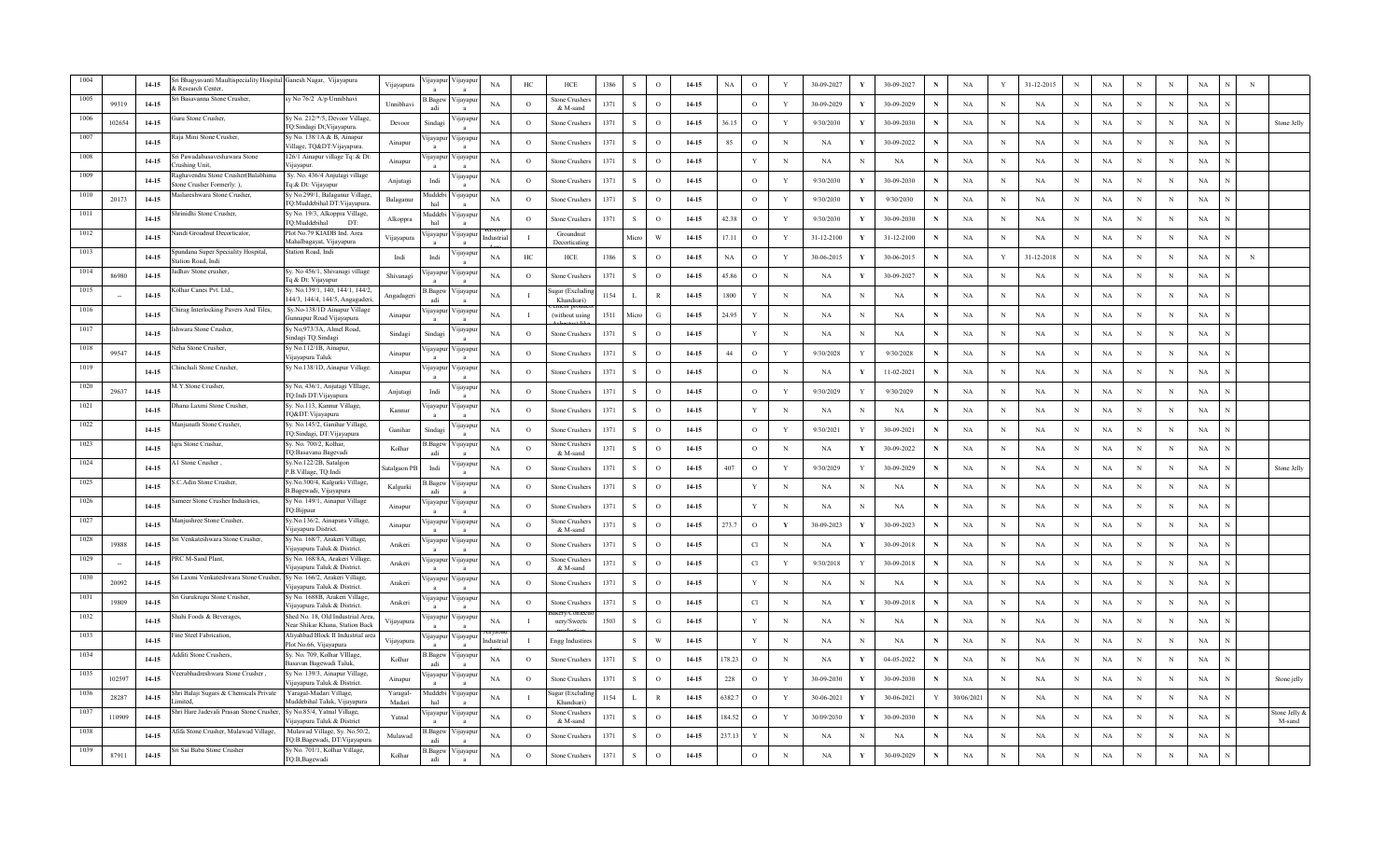| 1004 | | 14-15 | Sri Bhagyavanti Multispeciality Hospital & Research Center, | Ganesh Nagar, Vijayapura | Vijayapura | Vijayapura | Vijayapura | NA | HC | HCE | 1386 | S | O | 14-15 | NA | O | Y | 30-09-2027 | Y | 30-09-2027 | N | NA | Y | 31-12-2015 | N | NA | N | N | NA | N | N | |
|---|---|---|---|---|---|---|---|---|---|---|---|---|---|---|---|---|---|---|---|---|---|---|---|---|---|---|---|---|---|---|---|---|
| 1005 | 99319 | 14-15 | Sri Basavannu Stone Crusher, | sy No 76/2 A/p Unnibhavi | Unnibhavi | B.Bagewadi | Vijayapura | NA | O | Stone Crushers & M-sand | 1371 | S | O | 14-15 | | O | Y | 30-09-2029 | Y | 30-09-2029 | N | NA | N | NA | N | NA | N | N | NA | N | | |
| 1006 | 102654 | 14-15 | Guru Stone Crusher, | Sy No. 212/*/5, Devoor Village, TQ:Sindagi Dt;Vijayapura. | Devoor | Sindagi | Vijayapura | NA | O | Stone Crushers | 1371 | S | O | 14-15 | 36.15 | O | Y | 9/30/2030 | Y | 30-09-2030 | N | NA | N | NA | N | NA | N | N | NA | N | | Stone Jelly |
| 1007 | | 14-15 | Raja Mini Stone Crusher, | Sy No. 138/1A & B, Ainapur Village, TQ&DT:Vijayapura. | Ainapur | Vijayapura | Vijayapura | NA | O | Stone Crushers | 1371 | S | O | 14-15 | 85 | O | N | NA | Y | 30-09-2022 | N | NA | N | NA | N | NA | N | N | NA | N | | |
| 1008 | | 14-15 | Sri Paswadabasaveshawara Stone Crushing Unit, | 126/1 Ainapur village Tq: & Dt: Vijayapur. | Ainapur | Vijayapura | Vijayapura | NA | O | Stone Crushers | 1371 | S | O | 14-15 | | Y | N | NA | N | NA | N | NA | N | NA | N | NA | N | N | NA | N | | |
| 1009 | | 14-15 | Raghavendra Stone Crusher(Balabhima Stone Crusher Formerly: ), | Sy. No. 436/4 Anjutagi village Tq.& Dt: Vijayapur | Anjutagi | Indi | Vijayapura | NA | O | Stone Crushers | 1371 | S | O | 14-15 | | O | Y | 9/30/2030 | Y | 30-09-2030 | N | NA | N | NA | N | NA | N | N | NA | N | | |
| 1010 | 20173 | 14-15 | Mailareshwara Stone Crusher, | Sy.No.299/1, Balaganur Village, TQ:Muddebihal DT:Vijayapura. | Balaganur | Muddebihal | Vijayapura | NA | O | Stone Crushers | 1371 | S | O | 14-15 | | O | Y | 9/30/2030 | Y | 9/30/2030 | N | NA | N | NA | N | NA | N | N | NA | N | | |
| 1011 | | 14-15 | Shrinidhi Stone Crusher, | Sy No. 19/3, Alkoppra Village, TQ:Muddebihal DT: | Alkoppra | Muddebihal | Vijayapura | NA | O | Stone Crushers | 1371 | S | O | 14-15 | 42.38 | O | Y | 9/30/2030 | Y | 30-09-2030 | N | NA | N | NA | N | NA | N | N | NA | N | | |
| 1012 | | 14-15 | Nandi Groudnut Decorticator, | Plot No.79 KIADB Ind. Area Mahalbagayat, Vijayapura | Vijayapura | Vijayapura | Vijayapura | KIADB Industrial Area | I | Groundnut Decorticating | | Micro | W | 14-15 | 17.11 | O | Y | 31-12-2100 | Y | 31-12-2100 | N | NA | N | NA | N | NA | N | N | NA | N | | |
| 1013 | | 14-15 | Spandana Super Speciality Hospital, Station Road, Indi | Station Road, Indi | Indi | Indi | Vijayapura | NA | HC | HCE | 1386 | S | O | 14-15 | NA | O | Y | 30-06-2015 | Y | 30-06-2015 | N | NA | Y | 31-12-2018 | N | NA | N | N | NA | N | N | |
| 1014 | 86980 | 14-15 | Jadhav Stone crusher, | Sy. No 456/1, Shivanagi village Tq & Dt: Vijayapur | Shivanagi | Vijayapura | Vijayapura | NA | O | Stone Crushers | 1371 | S | O | 14-15 | 45.86 | O | N | NA | Y | 30-09-2027 | N | NA | N | NA | N | NA | N | N | NA | N | | |
| 1015 | – | 14-15 | Kolhar Canes Pvt. Ltd., | Sy. No.139/1, 140, 144/1, 144/2, 144/3, 144/4, 144/5, Angagaderi, | Angadageri | B.Bagewadi | Vijayapura | NA | I | Sugar (Excluding Khandsari) | 1154 | L | R | 14-15 | 1800 | Y | N | NA | N | NA | N | NA | N | NA | N | NA | N | N | NA | N | | |
| 1016 | | 14-15 | Chirag Interlocking Pavers And Tiles, | Sy.No-138/1D Ainapur Village Gunnapur Road Vijayapura | Ainapur | Vijayapura | Vijayapura | NA | I | Cement products (without using Asbestos) like | 1511 | Micro | G | 14-15 | 24.95 | Y | N | NA | N | NA | N | NA | N | NA | N | NA | N | N | NA | N | | |
| 1017 | | 14-15 | Ishwara Stone Crusher, | Sy No;973/3A, Almel Road, Sindagi TQ:Sindagi | Sindagi | Sindagi | Vijayapura | NA | O | Stone Crushers | 1371 | S | O | 14-15 | | Y | N | NA | N | NA | N | NA | N | NA | N | NA | N | N | NA | N | | |
| 1018 | 99547 | 14-15 | Neha Stone Crusher, | Sy No.112/1B, Ainapur, Vijayapura Taluk | Ainapur | Vijayapura | Vijayapura | NA | O | Stone Crushers | 1371 | S | O | 14-15 | 44 | O | Y | 9/30/2028 | Y | 9/30/2028 | N | NA | N | NA | N | NA | N | N | NA | N | | |
| 1019 | | 14-15 | Chinchali Stone Crusher, | Sy No.138/1D, Ainapur Village. | Ainapur | Vijayapura | Vijayapura | NA | O | Stone Crushers | 1371 | S | O | 14-15 | | O | N | NA | Y | 11-02-2021 | N | NA | N | NA | N | NA | N | N | NA | N | | |
| 1020 | 29637 | 14-15 | M.Y.Stone Crusher, | Sy No, 436/1, Anjutagi VIllage, TQ:Indi DT:Vijayapura | Anjutagi | Indi | Vijayapura | NA | O | Stone Crushers | 1371 | S | O | 14-15 | | O | Y | 9/30/2029 | Y | 9/30/2029 | N | NA | N | NA | N | NA | N | N | NA | N | | |
| 1021 | | 14-15 | Dhanu Laxmi Stone Crusher, | Sy. No.113, Kannur Village, TQ&DT:Vijayapura | Kannur | Vijayapura | Vijayapura | NA | O | Stone Crushers | 1371 | S | O | 14-15 | | Y | N | NA | N | NA | N | NA | N | NA | N | NA | N | N | NA | N | | |
| 1022 | | 14-15 | Manjunath Stone Crusher, | Sy. No.145/2, Ganihar Village, TQ:Sindagi, DT:Vijayapura | Ganihar | Sindagi | Vijayapura | NA | O | Stone Crushers | 1371 | S | O | 14-15 | | O | Y | 9/30/2021 | Y | 30-09-2021 | N | NA | N | NA | N | NA | N | N | NA | N | | |
| 1023 | | 14-15 | Iqra Stone Crushar, | Sy. No. 700/2, Kolhar, TQ:Basavana Bagevadi | Kolhar | B.Bagewadi | Vijayapura | NA | O | Stone Crushers & M-sand | 1371 | S | O | 14-15 | | O | N | NA | Y | 30-09-2022 | N | NA | N | NA | N | NA | N | N | NA | N | | |
| 1024 | | 14-15 | A1 Stone Crusher , | Sy.No.122/2B, Satalgon P.B.Village, TQ:Indi | Satalgaon PB | Indi | Vijayapura | NA | O | Stone Crushers | 1371 | S | O | 14-15 | 407 | O | Y | 9/30/2029 | Y | 30-09-2029 | N | NA | N | NA | N | NA | N | N | NA | N | | Stone Jelly |
| 1025 | | 14-15 | S.C.Adin Stone Crusher, | Sy.No.300/4, Kalgurki Village, B.Bagewadi, Vijayapura | Kalgurki | B.Bagewadi | Vijayapura | NA | O | Stone Crushers | 1371 | S | O | 14-15 | | Y | N | NA | N | NA | N | NA | N | NA | N | NA | N | N | NA | N | | |
| 1026 | | 14-15 | Sameer Stone Crusher Industries, | Sy No. 149/1, Ainapur Village TQ:Bijpaur | Ainapur | Vijayapura | Vijayapura | NA | O | Stone Crushers | 1371 | S | O | 14-15 | | Y | N | NA | N | NA | N | NA | N | NA | N | NA | N | N | NA | N | | |
| 1027 | | 14-15 | Manjushree Stone Crusher, | Sy.No.136/2, Ainapura Village, Vijayapura District. | Ainapur | Vijayapura | Vijayapura | NA | O | Stone Crushers & M-sand | 1371 | S | O | 14-15 | 273.7 | O | Y | 30-09-2023 | Y | 30-09-2023 | N | NA | N | NA | N | NA | N | N | NA | N | | |
| 1028 | 19888 | 14-15 | Sri Venkateshwara Stone Crusher, | Sy No. 168/7, Arakeri Village, Vijayapura Taluk & District. | Arakeri | Vijayapura | Vijayapura | NA | O | Stone Crushers | 1371 | S | O | 14-15 | | Cl | N | NA | Y | 30-09-2018 | N | NA | N | NA | N | NA | N | N | NA | N | | |
| 1029 | – | 14-15 | PRC M-Sand Plant, | Sy No. 168/8A, Arakeri Village, Vijayapura Taluk & District. | Arakeri | Vijayapura | Vijayapura | NA | O | Stone Crushers & M-sand | 1371 | S | O | 14-15 | | Cl | Y | 9/30/2018 | Y | 30-09-2018 | N | NA | N | NA | N | NA | N | N | NA | N | | |
| 1030 | 20092 | 14-15 | Sri Laxmi Venkateshwara Stone Crusher, | Sy No. 166/2, Arakeri Village, Vijayapura Taluk & District. | Arakeri | Vijayapura | Vijayapura | NA | O | Stone Crushers | 1371 | S | O | 14-15 | | Y | N | NA | N | NA | N | NA | N | NA | N | NA | N | N | NA | N | | |
| 1031 | 19809 | 14-15 | Sri Gurukrupa Stone Crusher, | Sy No. 1688B, Arakeri Village, Vijayapura Taluk & District. | Arakeri | Vijayapura | Vijayapura | NA | O | Stone Crushers | 1371 | S | O | 14-15 | | Cl | N | NA | Y | 30-09-2018 | N | NA | N | NA | N | NA | N | N | NA | N | | |
| 1032 | | 14-15 | Shahi Foods & Beverages, | Shed No. 18, Old Industrial Area, Near Shikar Khana, Station Back | Vijayapura | Vijayapura | Vijayapura | NA | I | Bakery/Confectionery/Sweets production | 1503 | S | G | 14-15 | | Y | N | NA | N | NA | N | NA | N | NA | N | NA | N | N | NA | N | | |
| 1033 | | 14-15 | Fine Steel Fabrication, | Aliyabhad Block II Industrial area Plot No.66, Vijayapura | Vijayapura | Vijayapura | Vijayapura | Aliyabad Industrial Area | I | Engg Industries | | S | W | 14-15 | | Y | N | NA | N | NA | N | NA | N | NA | N | NA | N | N | NA | N | | |
| 1034 | | 14-15 | Additi Stone Crushers, | Sy. No. 709, Kolhar VIllage, Basavan Bagewadi Taluk, | Kolhar | B.Bagewadi | Vijayapura | NA | O | Stone Crushers | 1371 | S | O | 14-15 | 178.23 | O | N | NA | Y | 04-05-2022 | N | NA | N | NA | N | NA | N | N | NA | N | | |
| 1035 | 102597 | 14-15 | Veerabhadreshwara Stone Crusher , | Sy No. 139/3, Ainapur Village, Vijayapura Taluk & District. | Ainapur | Vijayapura | Vijayapura | NA | O | Stone Crushers | 1371 | S | O | 14-15 | 228 | O | Y | 30-09-2030 | Y | 30-09-2030 | N | NA | N | NA | N | NA | N | N | NA | N | | Stone jelly |
| 1036 | 28287 | 14-15 | Shri Balaji Sugars & Chemicals Private Limited, | Yaragal-Madari Village, Muddebihal Taluk, Vijayapura | Yaragal-Madari | Muddebihal | Vijayapura | NA | I | Sugar (Excluding Khandsari) | 1154 | L | R | 14-15 | 6382.7 | O | Y | 30-06-2021 | Y | 30-06-2021 | Y | 30/06/2021 | N | NA | N | NA | N | N | NA | N | | |
| 1037 | 110909 | 14-15 | Shri Hare Jadevali Prasan Stone Crusher, | Sy No.85/4, Yatnal Village, Vijayapura Taluk & District | Yatnal | Vijayapura | Vijayapura | NA | O | Stone Crushers & M-sand | 1371 | S | O | 14-15 | 184.52 | O | Y | 30/09/2030 | Y | 30-09-2030 | N | NA | N | NA | N | NA | N | N | NA | N | | Stone Jelly & M-sand |
| 1038 | | 14-15 | Afifa Stone Crusher, Mulawad Village, | Mulawad Village, Sy. No.50/2, TQ:B.Bagewadi, DT:Vijayapura | Mulawad | B.Bagewadi | Vijayapura | NA | O | Stone Crushers | 1371 | S | O | 14-15 | 237.13 | Y | N | NA | N | NA | N | NA | N | NA | N | NA | N | N | NA | N | | |
| 1039 | 87911 | 14-15 | Sri Sai Baba Stone Crusher | Sy No. 701/1, Kolhar Village, TQ:B,Bagewadi | Kolhar | B.Bagewadi | Vijayapura | NA | O | Stone Crushers | 1371 | S | O | 14-15 | | O | N | NA | Y | 30-09-2029 | N | NA | N | NA | N | NA | N | N | NA | N | | |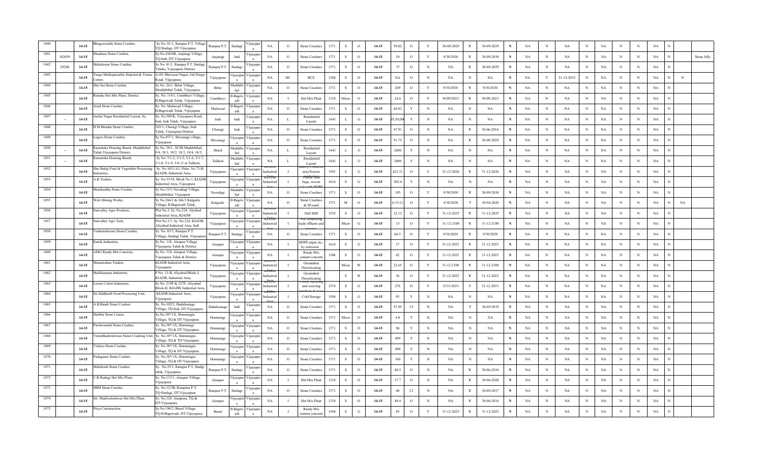| 1040 | | 14-15 | Bhagyavanthi Stone Crusher, | Sy No. 81/1, Rampur P.T. Village TQ:Sindagi, DT:Vijayapura. | Rampur P.T. | Sindagi | Vijayapura | NA | O | Stone Crushers | 1371 | S | O | 14-15 | 59.82 | O | Y | 30-09-2029 | Y | 30-09-2029 | N | NA | N | NA | N | NA | N | N | NA | N | | |
|---|---|---|---|---|---|---|---|---|---|---|---|---|---|---|---|---|---|---|---|---|---|---|---|---|---|---|---|---|---|---|---|---|
| 1041 | 102659 | 14-15 | Shankara Stone Crusher, | Sy.No.436/6B, Anjutagi Village, TQ:Indi, DT:Vijayapura | Anjutagi | Indi | Vijayapura | NA | O | Stone Crushers | 1371 | S | O | 14-15 | 54 | O | Y | 9/30/2030 | Y | 30-09-2030 | N | NA | N | NA | N | NA | N | N | NA | N | | Stone Jelly |
| 1042 | 29248 | 14-15 | Mahalaxmi Stone Crusher, | Sy No. 81/1, Rampur P.T. Sindagi Taluka, Vijayapura District. | Rampur P.T. | Sindagi | Vijayapura | NA | O | Stone Crushers | 1371 | S | O | 14-15 | 75 | O | N | NA | Y | 30-09-2029 | N | NA | N | NA | N | NA | N | N | NA | N | | |
| 1043 | | 14-15 | Tunga Multispeciality Hopsital & Truma Center, | A-89, Bhavasar Nagar, Jail Darga Road, Vijayapura. | Vijayapura | Vijayapura | Vijayapura | NA | HC | HCE | 1386 | S | O | 14-15 | NA | O | N | NA | N | NA | N | NA | Y | 31-12-2015 | N | NA | N | N | NA | N | N | |
| 1044 | | 14-15 | Shri Sai Stone Crusher, | Sy. No. 26/1, Belur Village, Muddebihal Taluk, Vijayapura | Belur | Muddebihal | Vijayapura | NA | O | Stone Crushers | 1371 | S | O | 14-15 | 269 | O | Y | 9/30/2030 | Y | 9/30/2030 | N | NA | N | NA | N | NA | N | N | NA | N | | |
| 1045 | | 14-15 | Renuka Hot Mix Plant, District. | Sy. No. 114/1, Unnibhavi Village, B.Bagewadi Taluk, Vijayapura | Unnibhavi | B.Bagewadi | Vijayapura | NA | I | Hot Mix Plant | 1334 | Micro | O | 14-15 | 24.6 | O | Y | 30/09/2023 | Y | 30-09-2023 | N | NA | N | NA | N | NA | N | N | NA | N | | |
| 1046 | | 14-15 | Azad Stone Crusher, | Sy. No. Mulawad Village, B.Bagewadi Taluk, Vijayapura | Mulawad | B.Bagewadi | Vijayapura | NA | O | Stone Crushers | 1371 | S | O | 14-15 | 64.82 | Y | N | NA | N | NA | N | NA | N | NA | N | NA | N | N | NA | N | | |
| 1047 | -- | 14-15 | Aasha Nagar Residential Layout, Sy. | Sy. No.589/K, Vijayapura Road, Indi, Indi Taluk, Vijayapura | Indi | Indi | Vijayapura | NA | L | Residential Layout | 1641 | L | G | 14-15 | 5,50,00 | Y | N | NA | N | NA | N | NA | N | NA | N | NA | N | N | NA | N | | |
| 1048 | | 14-15 | H.M.Biradar Stone Crusher, | 265/1, Choragi Village, Indi Taluk, Vijayapura District. | Choragi | Indi | Vijayapura | NA | O | Stone Crushers | 1371 | S | O | 14-15 | 47.91 | O | N | NA | Y | 30-06-2016 | N | NA | N | NA | N | NA | N | N | NA | N | | |
| 1049 | | 14-15 | Logavi Stone Crusher, | Sy No.457/1, Shivanagi village, Vijayapura | Shivanagi | Vijayapura | Vijayapura | NA | O | Stone Crushers | 1371 | S | O | 14-15 | 91.75 | O | N | NA | Y | 30-09-2020 | N | NA | N | NA | N | NA | N | N | NA | N | | |
| 1050 | -- | 14-15 | Karantaka Housing Board, Muddebihal Taluk,Vijayapura District. | Sy. No. 38/1, 38/2B Muddebihal, 9/4, 18/1, 18/2, 18/3, 18/4, 18/5, | Shirol | Muddebihal | Vijayapura | NA | L | Residential Layout | 1641 | L | G | 14-15 | 2600 | Y | N | NA | N | NA | N | NA | N | NA | N | NA | N | N | NA | N | | |
| 1051 | -- | 14-15 | Karnataka Housing Board, | Sy No. 3/1-2, 3/1-5, 3/1-6, 3/1-7, 3/1-8, 3/1-9, 3/4-11 at Talikoti, | Talikoti | Muddebihal | Vijayapura | NA | L | Residential Layout | 1641 | L | G | 14-15 | 2600 | Y | N | NA | N | NA | N | NA | N | NA | N | NA | N | N | NA | N | | |
| 1052 | | 14-15 | Shri Balaji Fruit & Vegetable Processing Industries, | Sy. No.105/A5, Palot. No.73-B, KIADB, Industrial Area, | Vijayapura | Vijayapura | Vijayapura | KIADB Industrial Area | I | Bakery/Confectionery/Sweets | 1503 | S | G | 14-15 | 421.31 | O | Y | 31-12-2026 | Y | 31-12-2026 | N | NA | N | NA | N | NA | N | N | NA | N | | |
| 1053 | | 14-15 | A.K.Traders, | Sy. No.53/54, Block No.1, KIADB Industrial Area, Vijayapura | Vijayapura | Vijayapura | Vijayapura | KIADB Industrial Area | I | Plastic sack bags, woven sack with HDPE | 1614 | S | G | 14-15 | 302.4 | Y | N | NA | N | NA | N | NA | N | NA | N | NA | N | N | NA | N | | |
| 1054 | | 14-15 | Manikantha Stone Crusher, | Sy.No.15/5, Navadagi Village, Muddebihal, Vijayaprar | Navadagi | Muddebihal | Vijayapura | NA | O | Stone Crushers | 1371 | S | O | 14-15 | 195 | O | Y | 9/30/2030 | Y | 30-09-2030 | N | NA | N | NA | N | NA | N | N | NA | N | | |
| 1055 | | 14-15 | Wali Mining Works, | Sy.No.266/2 & 266/3 Kalgurki Village, B.Bagewadi Taluk, | Kalgurki | B.Bagewadi | Vijayapura | NA | O | Stone Crushers & M-sand | 1371 | M | O | 14-15 | 6.33 Cr | O | Y | 4/30/2020 | Y | 30-04-2020 | N | NA | N | NA | N | NA | N | N | NA | N | NA | |
| 1056 | | 14-15 | Sunvalley Agro Products, | Plot No.3, Sy. No.224, Aliyabad Industrial Area, KIADB | Vijayapura | Vijayapura | Vijayapura | KIADB Industrial Area | I | Dall Mill | 1519 | S | G | 14-15 | 32.12 | O | Y | 31-12-2025 | Y | 31-12-2025 | N | NA | N | NA | N | NA | N | N | NA | N | | |
| 1057 | | 14-15 | Sunvalley Agri Tech, | Plot No.3/1, Sy. No.224, KIADB, Aliyabad Industrial Area, Indi | Vijayapura | Vijayapura | Vijayapura | KIADB Industrial Area | I | Not Generating trade effluent and process | | Micro | G | 14-15 | 15 | O | Y | 31-12-2100 | Y | 31-12-2100 | N | NA | N | NA | N | NA | N | N | NA | N | | |
| 1058 | | 14-15 | Venkateshwara Stone Crusher, | Sy. No. 83/3, Rampur P.T. Village, Sindagi Taluk, Vijayapura | Rampur P.T. | Sindagi | Vijayapura | NA | O | Stone Crushers | 1371 | S | O | 14-15 | 68.5 | O | Y | 9/30/2029 | Y | 9/30/2029 | N | NA | N | NA | N | NA | N | N | NA | N | | |
| 1059 | | 14-15 | Kartik Industries, | Sy No. 118, Ainapur Village, Vijayapura Taluk & District. | Ainapur | Vijayapura | Vijayapura | NA | I | HDPE pipes etc., by extrusion | 1614 | S | G | 14-15 | 37 | O | Y | 31-12-2025 | Y | 31-12-2025 | N | NA | N | NA | N | NA | N | N | NA | N | | |
| 1060 | | 14-15 | AMG Ready Mix Concrete, | Sy No. 118, Ainapur Village, Vijayapura Taluk & District. | Ainapur | Vijayapura | Vijayapura | NA | I | Ready Mix cement concrete | 1548 | S | G | 14-15 | 42 | O | Y | 31-12-2025 | Y | 31-12-2025 | N | NA | N | NA | N | NA | N | N | NA | N | | |
| 1061 | | 14-15 | Manamohan Traders, | KIADB Industrial Area, Vijayapura | Vijayapura | Vijayapura | Vijayapura | KIADB Industrial Area | I | Groundnut Decorticating | | Micro | W | 14-15 | 22.65 | O | Y | 31-12-2100 | Y | 31-12-2100 | N | NA | N | NA | N | NA | N | N | NA | N | | |
| 1062 | | 14-15 | Mallikarjuna Industries, | P.No. 13-B, Aliyabad Block-I, KIADB, Industrial Area, | Vijayapura | Vijayapura | Vijayapura | KIADB Industrial Area | I | Groundnut Decorticating | | S | W | 14-15 | 36 | O | Y | 31-12-2025 | Y | 31-12-2025 | N | NA | N | NA | N | NA | N | N | NA | N | | |
| 1063 | | 14-15 | Laxmi Cotton Industries, | Sy No. 219P & 227P, Aliyabad Block-II, KIADB, Industrial Area, | Vijayapura | Vijayapura | Vijayapura | KIADB Industrial Area | I | Cotton spinning and weaving | 1574 | S | G | 14-15 | 276 | O | Y | 12/31/2033 | Y | 31-12-2033 | N | NA | N | NA | N | NA | N | N | NA | N | | |
| 1064 | | 14-15 | Sri Siddharth Food Processing Unit, | KIADB Industrial Area, Vijayapura | Vijayapura | Vijayapura | Vijayapura | KIADB Industrial Area | I | Cold Storage | 1594 | S | G | 14-15 | 95 | Y | N | NA | N | NA | N | NA | N | NA | N | NA | N | N | NA | N | | |
| 1065 | | 14-15 | A.B.Bandi Stone Crusher, | Sy. No.102/5, Hadalasanga Village, TQ:Indi, DT:Vijayapura | Hadalasanga | Indi | Vijayapura | NA | O | Stone Crushers | 1371 | S | O | 14-15 | 97.05 | Cl | N | NA | Y | 30-09-2019 | N | NA | N | NA | N | NA | N | N | NA | N | | |
| 1066 | | 14-15 | Shobha Stone Cruser, | Sy.No.38*/1X, Honnutagia Village, TQ & DT:Vijayapura | Honnutagi | Vijayapura | Vijayapura | NA | O | Stone Crushers | 1371 | Micro | O | 14-15 | 4.8 | Y | N | NA | N | NA | N | NA | N | NA | N | NA | N | N | NA | N | | |
| 1067 | | 14-15 | Parshwanath Stone Crusher, | Sy. No.38*/1X, Honnutagi Village, TQ & DT:Vijayapura | Honnutagi | Vijayapura | Vijayapura | NA | O | Stone Crushers | 1371 | S | O | 14-15 | 96 | Y | N | NA | N | NA | N | NA | N | NA | N | NA | N | N | NA | N | | |
| 1068 | | 14-15 | Veerabhadreshwara Stone Crushing Unit, | Sy. No.38*/1X, Honnutagia Village, TQ & TD:Vijayapura | Honnutagi | Vijayapura | Vijayapura | NA | O | Stone Crushers | 1371 | S | O | 14-15 | 499 | Y | N | NA | N | NA | N | NA | N | NA | N | NA | N | N | NA | N | | |
| 1069 | | 14-15 | Vishwa Stone Crusher, | Sy. No.38*/1X, Honnutagia Village, TQ & DT:Vijayapura | Honnutagi | Vijayapura | Vijayapura | NA | O | Stone Crushers | 1371 | S | O | 14-15 | 490 | Y | N | NA | N | NA | N | NA | N | NA | N | NA | N | N | NA | N | | |
| 1070 | | 14-15 | Padaganur Stone Crusher, | Sy. No.38*/1X, Honnutagia Village, TQ & DT:Vijayapura | Honnutagi | Vijayapura | Vijayapura | NA | O | Stone Crushers | 1371 | S | O | 14-15 | 160 | Y | N | NA | N | NA | N | NA | N | NA | N | NA | N | N | NA | N | | |
| 1071 | | 14-15 | Mahiboob Stone Crusher, | Sy. No.35/1, Rampur P.T, Sindgi taluk, Vijayapura. | Rampur P.T. | Sindagi | Vijayapura | NA | O | Stone Crushers | 1371 | S | O | 14-15 | 48.5 | O | N | NA | Y | 30-06-2016 | N | NA | N | NA | N | NA | N | N | NA | N | | |
| 1072 | | 14-15 | C.R.Rudagi Hot Mix Plant, | Sy. No.133/1, Ainapur Village, Vijayapura | Ainapur | Vijayapura | Vijayapura | NA | I | Hot Mix Plant | 1334 | S | O | 14-15 | 37.7 | O | N | NA | Y | 30-06-2020 | N | NA | N | NA | N | NA | N | N | NA | N | | |
| 1073 | | 14-15 | SBM Stone Crusher, | Sy. No.12/2B, Rampura P.T, TQ:Sindagi, DT:Vijayapura | Rampur P.T. | Sindagi | Vijayapura | NA | O | Stone Crushers | 1371 | S | O | 14-15 | 40 | Cl | N | NA | Y | 30-09-2017 | N | NA | N | NA | N | NA | N | N | NA | N | | |
| 1074 | | 14-15 | Sri. Madiwaleshwar Hot Mix Plant, | Sy. No.128, Ainapura, TQ & DT:Vijayapura | Ainapur | Vijayapura | Vijayapura | NA | I | Hot Mix Plant | 1334 | S | O | 14-15 | 48.4 | O | N | NA | Y | 30-06-2016 | N | NA | N | NA | N | NA | N | N | NA | N | | |
| 1075 | | 14-15 | Priya Construction, | Sy.No.190/2, Benal Village, TQ:B.Bagewadi, DT:Vijayapura | Benal | B.Bagewadi | Vijayapura | NA | I | Ready Mix cement concrete | 1548 | S | G | 14-15 | 85 | O | Y | 31-12-2025 | Y | 31-12-2025 | N | NA | N | NA | N | NA | N | N | NA | N | | |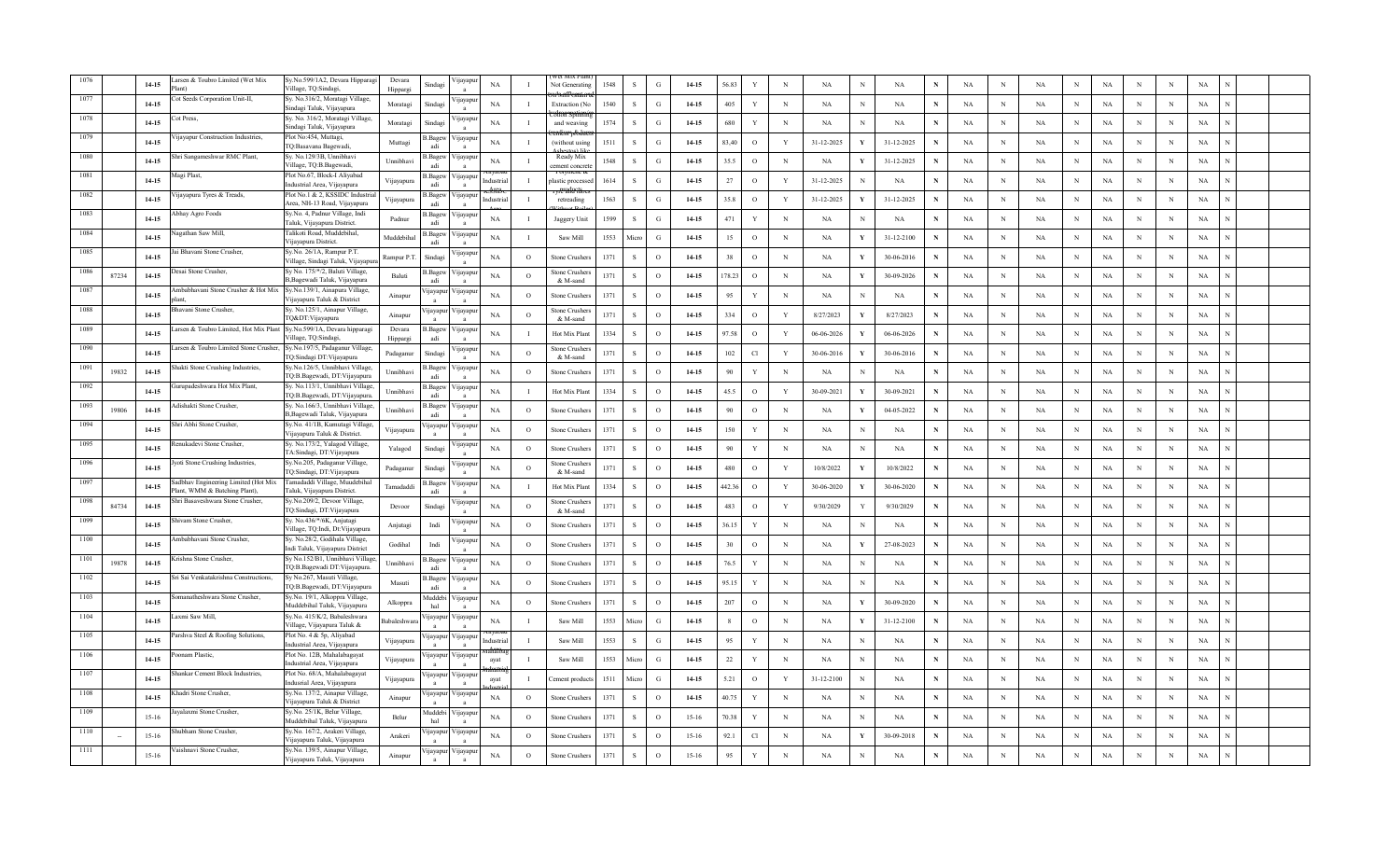| 1076 | | 14-15 | Larsen & Toubro Limited (Wet Mix Plant) | Sy.No.599/1A2, Devara Hipparagi Village, TQ:Sindagi, | Devara Hipparagi | Sindagi | Vijayapura | NA | I | (Wet Mix Plant) Not Generating | 1548 | S | G | 14-15 | 56.83 | Y | N | NA | N | NA | N | NA | N | NA | N | NA | N | N | NA | N | |
|---|---|---|---|---|---|---|---|---|---|---|---|---|---|---|---|---|---|---|---|---|---|---|---|---|---|---|---|---|---|---|---|
| 1077 | | 14-15 | Cot Seeds Corporation Unit-II, | Sy. No.316/2, Moratagi Village, Sindagi Taluk, Vijayapura | Moratagi | Sindagi | Vijayapura | NA | I | Extraction (No | 1540 | S | G | 14-15 | 405 | Y | N | NA | N | NA | N | NA | N | NA | N | NA | N | N | NA | N | |
| 1078 | | 14-15 | Cot Press, | Sy. No. 316/2, Moratagi Village, Sindagi Taluk, Vijayapura | Moratagi | Sindagi | Vijayapura | NA | I | Cotton Spinning and weaving | 1574 | S | G | 14-15 | 680 | Y | N | NA | N | NA | N | NA | N | NA | N | NA | N | N | NA | N | |
| 1079 | | 14-15 | Vijayapur Construction Industries, | Plot No:454, Muttagi, TQ:Basavana Bagewadi, | Muttagi | B.Bagewadi | Vijayapura | NA | I | (without using Asbestos) like | 1511 | S | G | 14-15 | 83.40 | O | Y | 31-12-2025 | Y | 31-12-2025 | N | NA | N | NA | N | NA | N | N | NA | N | |
| 1080 | | 14-15 | Shri Sangameshwar RMC Plant, | Sy. No.129/3B, Unnibhavi Village, TQ:B.Bagewadi, | Unnibhavi | B.Bagewadi | Vijayapura | NA | I | Ready Mix cement concrete | 1548 | S | G | 14-15 | 35.5 | O | N | NA | Y | 31-12-2025 | N | NA | N | NA | N | NA | N | N | NA | N | |
| 1081 | | 14-15 | Magi Plast, | Plot No.67, Block-I Aliyabad Industrial Area, Vijayapura | Vijayapura | B.Bagewadi | Vijayapura | Aliyabad Industrial | I | Polythene & plastic processed products | 1614 | S | G | 14-15 | 27 | O | Y | 31-12-2025 | N | NA | N | NA | N | NA | N | NA | N | N | NA | N | |
| 1082 | | 14-15 | Vijayapura Tyres & Treads, | Plot No.1 & 2, KSSIDC Industrial Area, NH-13 Road, Vijayapura | Vijayapura | B.Bagewadi | Vijayapura | Industrial | I | Tyre and tubes retreading | 1563 | S | G | 14-15 | 35.8 | O | Y | 31-12-2025 | Y | 31-12-2025 | N | NA | N | NA | N | NA | N | N | NA | N | |
| 1083 | | 14-15 | Abhay Agro Foods | Sy.No. 4, Padnur Village, Indi Taluk, Vijayapura District. | Padnur | B.Bagewadi | Vijayapura | NA | I | Jaggery Unit | 1599 | S | G | 14-15 | 471 | Y | N | NA | N | NA | N | NA | N | NA | N | NA | N | N | NA | N | |
| 1084 | | 14-15 | Nagathan Saw Mill, | Talikoti Road, Muddebihal, Vijayapura District. | Muddebihal | B.Bagewadi | Vijayapura | NA | I | Saw Mill | 1553 | Micro | G | 14-15 | 15 | O | N | NA | Y | 31-12-2100 | N | NA | N | NA | N | NA | N | N | NA | N | |
| 1085 | | 14-15 | Jai Bhavani Stone Crusher, | Sy.No. 26/1A, Rampur P.T. Village, Sindagi Taluk, Vijayapura | Rampur P.T. | Sindagi | Vijayapura | NA | O | Stone Crushers | 1371 | S | O | 14-15 | 38 | O | N | NA | Y | 30-06-2016 | N | NA | N | NA | N | NA | N | N | NA | N | |
| 1086 | 87234 | 14-15 | Desai Stone Crusher, | Sy.No. 175/*/2, Baluti Village, B.Bagewadi Taluk, Vijayapura | Baluti | B.Bagewadi | Vijayapura | NA | O | Stone Crushers & M-sand | 1371 | S | O | 14-15 | 178.23 | O | N | NA | Y | 30-09-2026 | N | NA | N | NA | N | NA | N | N | NA | N | |
| 1087 | | 14-15 | Ambabhavani Stone Crusher & Hot Mix plant, | Sy.No.139/1, Ainapura Village, Vijayapura Taluk & District | Ainapur | Vijayapura | Vijayapura | NA | O | Stone Crushers | 1371 | S | O | 14-15 | 95 | Y | N | NA | N | NA | N | NA | N | NA | N | NA | N | N | NA | N | |
| 1088 | | 14-15 | Bhavani Stone Crusher, | Sy. No.125/1, Ainapur Village, TQ&DT:Vijayapura | Ainapur | Vijayapura | Vijayapura | NA | O | Stone Crushers & M-sand | 1371 | S | O | 14-15 | 334 | O | Y | 8/27/2023 | Y | 8/27/2023 | N | NA | N | NA | N | NA | N | N | NA | N | |
| 1089 | | 14-15 | Larsen & Toubro Limited, Hot Mix Plant | Sy.No.599/1A, Devara hipparagi Village, TQ:Sindagi, | Devara Hipparagi | B.Bagewadi | Vijayapura | NA | I | Hot Mix Plant | 1334 | S | O | 14-15 | 97.58 | O | Y | 06-06-2026 | Y | 06-06-2026 | N | NA | N | NA | N | NA | N | N | NA | N | |
| 1090 | | 14-15 | Larsen & Toubro Limited Stone Crusher, | Sy.No.197/5, Padaganur Village, TQ:Sindagi DT:Vijayapura | Padaganur | Sindagi | Vijayapura | NA | O | Stone Crushers & M-sand | 1371 | S | O | 14-15 | 102 | Cl | Y | 30-06-2016 | Y | 30-06-2016 | N | NA | N | NA | N | NA | N | N | NA | N | |
| 1091 | 19832 | 14-15 | Shakti Stone Crushing Industries, | Sy.No.126/5, Unnibhavi Village, TQ:B.Bagewadi, DT:Vijayapura | Unnibhavi | B.Bagewadi | Vijayapura | NA | O | Stone Crushers | 1371 | S | O | 14-15 | 90 | Y | N | NA | N | NA | N | NA | N | NA | N | NA | N | N | NA | N | |
| 1092 | | 14-15 | Gurupadeshwara Hot Mix Plant, | Sy. No.113/1, Unnibhavi Village, TQ:B.Bagewadi, DT:Vijayapura. | Unnibhavi | B.Bagewadi | Vijayapura | NA | I | Hot Mix Plant | 1334 | S | O | 14-15 | 45.5 | O | Y | 30-09-2021 | Y | 30-09-2021 | N | NA | N | NA | N | NA | N | N | NA | N | |
| 1093 | 19806 | 14-15 | Adishakti Stone Crusher, | Sy. No.166/3, Unnibhavi Village, B.Bagewadi Taluk, Vijayapura | Unnibhavi | B.Bagewadi | Vijayapura | NA | O | Stone Crushers | 1371 | S | O | 14-15 | 90 | O | N | NA | Y | 04-05-2022 | N | NA | N | NA | N | NA | N | N | NA | N | |
| 1094 | | 14-15 | Shri Abhi Stone Crusher, | Sy.No. 41/1B, Kumutagi Village, Vijayapura Taluk & District. | Vijayapura | Vijayapura | Vijayapura | NA | O | Stone Crushers | 1371 | S | O | 14-15 | 150 | Y | N | NA | N | NA | N | NA | N | NA | N | NA | N | N | NA | N | |
| 1095 | | 14-15 | Renukadevi Stone Crusher, | Sy. No.173/2, Yalagod Village, TA:Sindagi, DT:Vijayapura | Yalagod | Sindagi | Vijayapura | NA | O | Stone Crushers | 1371 | S | O | 14-15 | 90 | Y | N | NA | N | NA | N | NA | N | NA | N | NA | N | N | NA | N | |
| 1096 | | 14-15 | Jyoti Stone Crushing Industries, | Sy.No.205, Padaganur Village, TQ:Sindagi, DT:Vijayapura | Padaganur | Sindagi | Vijayapura | NA | O | Stone Crushers & M-sand | 1371 | S | O | 14-15 | 480 | O | Y | 10/8/2022 | Y | 10/8/2022 | N | NA | N | NA | N | NA | N | N | NA | N | |
| 1097 | | 14-15 | Sadbhav Engineering Limited (Hot Mix Plant, WMM & Batching Plant), | Tamadaddi Village, Muddebihal Taluk, Vijayapura District. | Tamadaddi | B.Bagewadi | Vijayapura | NA | I | Hot Mix Plant | 1334 | S | O | 14-15 | 442.36 | O | Y | 30-06-2020 | Y | 30-06-2020 | N | NA | N | NA | N | NA | N | N | NA | N | |
| 1098 | 84734 | 14-15 | Shri Basaveshwara Stone Crusher, | Sy.No.209/2, Devoor Village, TQ:Sindagi, DT:Vijayapura | Devoor | Sindagi | Vijayapura | NA | O | Stone Crushers & M-sand | 1371 | S | O | 14-15 | 483 | O | Y | 9/30/2029 | Y | 9/30/2029 | N | NA | N | NA | N | NA | N | N | NA | N | |
| 1099 | | 14-15 | Shivam Stone Crusher, | Sy. No.436/*/6K, Anjutagi Village, TQ:Indi, Dt:Vijayapura | Anjutagi | Indi | Vijayapura | NA | O | Stone Crushers | 1371 | S | O | 14-15 | 36.15 | Y | N | NA | N | NA | N | NA | N | NA | N | NA | N | N | NA | N | |
| 1100 | | 14-15 | Ambabhavani Stone Crusher, | Sy. No.28/2, Godihala Village, Indi Taluk, Vijayapura District | Godihal | Indi | Vijayapura | NA | O | Stone Crushers | 1371 | S | O | 14-15 | 30 | O | N | NA | Y | 27-08-2023 | N | NA | N | NA | N | NA | N | N | NA | N | |
| 1101 | 19878 | 14-15 | Krishna Stone Crusher, | Sy.No.152/B1, Unnibhavi Village, TQ:B.Bagewadi DT:Vijayapura. | Unnibhavi | B.Bagewadi | Vijayapura | NA | O | Stone Crushers | 1371 | S | O | 14-15 | 76.5 | Y | N | NA | N | NA | N | NA | N | NA | N | NA | N | N | NA | N | |
| 1102 | | 14-15 | Sri Sai Venkatakrishna Constructions, | Sy.No.267, Masuti Village, TQ:B.Bagewadi, DT:Vijayapura | Masuti | B.Bagewadi | Vijayapura | NA | O | Stone Crushers | 1371 | S | O | 14-15 | 95.15 | Y | N | NA | N | NA | N | NA | N | NA | N | NA | N | N | NA | N | |
| 1103 | | 14-15 | Somanatheshwara Stone Crusher, | Sy.No. 19/1, Alkoppra Village, Muddebihal Taluk, Vijayapura | Alkoppra | Muddebihal | Vijayapura | NA | O | Stone Crushers | 1371 | S | O | 14-15 | 207 | O | N | NA | Y | 30-09-2020 | N | NA | N | NA | N | NA | N | N | NA | N | |
| 1104 | | 14-15 | Laxmi Saw Mill, | Sy.No. 415/K/2, Babaleshwara Village, Vijayapura Taluk & | Babaleshwara | Vijayapura | Vijayapura | NA | I | Saw Mill | 1553 | Micro | G | 14-15 | 8 | O | N | NA | Y | 31-12-2100 | N | NA | N | NA | N | NA | N | N | NA | N | |
| 1105 | | 14-15 | Parshva Steel & Roofing Solutions, | Plot No. 4 & 5p, Aliyabad Industrial Area, Vijayapura | Vijayapura | Vijayapura | Vijayapura | Aliyabad Industrial | I | Saw Mill | 1553 | S | G | 14-15 | 95 | Y | N | NA | N | NA | N | NA | N | NA | N | NA | N | N | NA | N | |
| 1106 | | 14-15 | Poonam Plastic, | Plot No. 12B, Mahalabagayat Industrial Area, Vijayapura | Vijayapura | Vijayapura | Vijayapura | Mahalbagayat Industrial | I | Saw Mill | 1553 | Micro | G | 14-15 | 22 | Y | N | NA | N | NA | N | NA | N | NA | N | NA | N | N | NA | N | |
| 1107 | | 14-15 | Shankar Cement Block Industries, | Plot No. 68/A, Mahalabagayat Indusrial Area, Vijayapura | Vijayapura | Vijayapura | Vijayapura | Mahalbagayat Industrial | I | Cement products | 1511 | Micro | G | 14-15 | 5.21 | O | Y | 31-12-2100 | N | NA | N | NA | N | NA | N | NA | N | N | NA | N | |
| 1108 | | 14-15 | Khadri Stone Crusher, | Sy.No. 137/2, Ainapur Village, Vijayapura Taluk & District | Ainapur | Vijayapura | Vijayapura | NA | O | Stone Crushers | 1371 | S | O | 14-15 | 40.75 | Y | N | NA | N | NA | N | NA | N | NA | N | NA | N | N | NA | N | |
| 1109 | | 15-16 | Jayalaxmi Stone Crusher, | Sy.No. 25/1K, Belur Village, Muddebihal Taluk, Vijayapura | Belur | Muddebihal | Vijayapura | NA | O | Stone Crushers | 1371 | S | O | 15-16 | 70.38 | Y | N | NA | N | NA | N | NA | N | NA | N | NA | N | N | NA | N | |
| 1110 | -- | 15-16 | Shubham Stone Crusher, | Sy.No. 167/2, Arakeri Village, Vijayapura Taluk, Vijayapura | Arakeri | Vijayapura | Vijayapura | NA | O | Stone Crushers | 1371 | S | O | 15-16 | 92.1 | Cl | N | NA | Y | 30-09-2018 | N | NA | N | NA | N | NA | N | N | NA | N | |
| 1111 | | 15-16 | Vaishnavi Stone Crusher, | Sy.No. 139/5, Ainapur Village, Vijayapura Taluk, Vijayapura | Ainapur | Vijayapura | Vijayapura | NA | O | Stone Crushers | 1371 | S | O | 15-16 | 95 | Y | N | NA | N | NA | N | NA | N | NA | N | NA | N | N | NA | N | |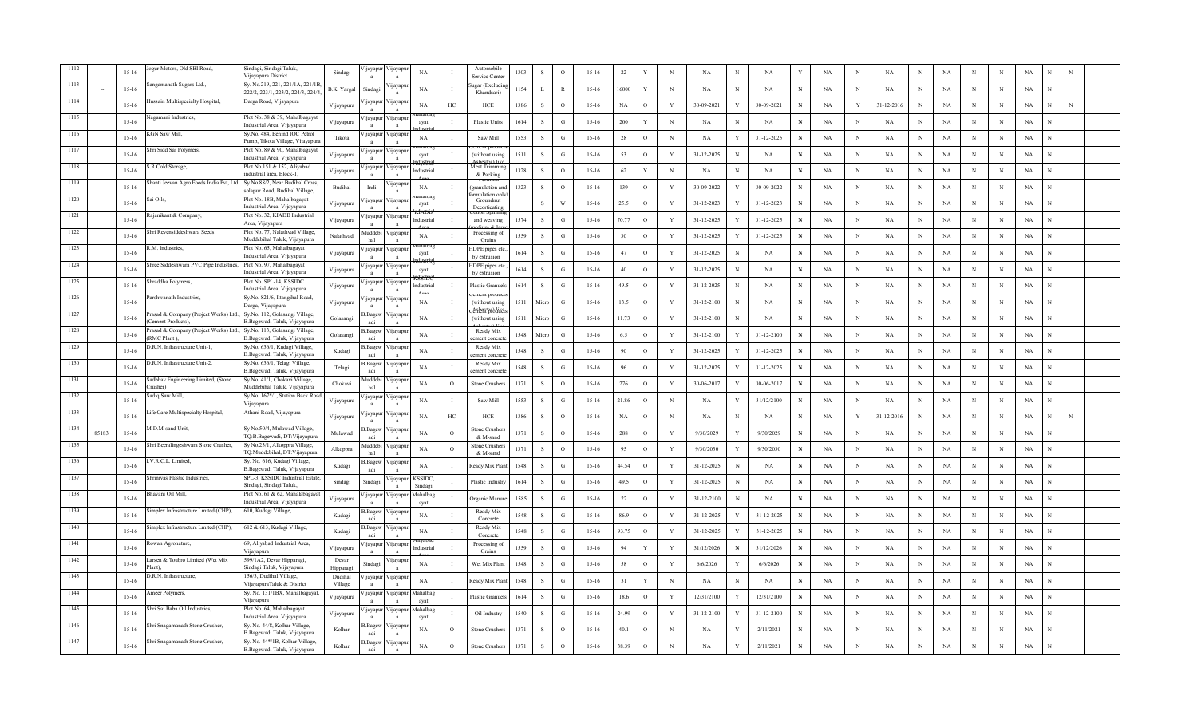| 1112 | | 15-16 | Jogur Motors, Old SBI Road, | Sindagi, Sindagi Taluk, Vijayapura District | Sindagi | Vijayapura | Vijayapura | NA | I | Automobile Service Center | 1303 | S | O | 15-16 | 22 | Y | N | NA | N | NA | Y | NA | N | NA | N | NA | N | N | NA | N | N |
|---|---|---|---|---|---|---|---|---|---|---|---|---|---|---|---|---|---|---|---|---|---|---|---|---|---|---|---|---|---|---|---|
| 1113 | -- | 15-16 | Sangamanath Sugars Ltd., | Sy. No.219, 221, 221/1A, 221/1B, 222/2, 223/1, 223/2, 224/3, 224/4, | B.K. Yargal | Sindagi | Vijayapura | NA | I | Sugar (Excluding Khandsari) | 1154 | L | R | 15-16 | 16000 | Y | N | NA | N | NA | N | NA | N | NA | N | NA | N | N | NA | N | |
| 1114 | | 15-16 | Hussain Multispecialty Hospital, | Darga Road, Vijayapura | Vijayapura | Vijayapura | Vijayapura | NA | HC | HCE | 1386 | S | O | 15-16 | NA | O | Y | 30-09-2021 | Y | 30-09-2021 | N | NA | Y | 31-12-2016 | N | NA | N | N | NA | N | N |
| 1115 | | 15-16 | Nagamani Industries, | Plot No. 38 & 39, Mahalbagayat Industrial Area, Vijayapura | Vijayapura | Vijayapura | Vijayapura | Mahalbagayat Industrial | I | Plastic Units | 1614 | S | G | 15-16 | 200 | Y | N | NA | N | NA | N | NA | N | NA | N | NA | N | N | NA | N | |
| 1116 | | 15-16 | KGN Saw Mill, | Sy.No. 484, Behind IOC Petrol Pump, Tikota Village, Vijayapura | Tikota | Vijayapura | Vijayapura | NA | I | Saw Mill | 1553 | S | G | 15-16 | 28 | O | N | NA | Y | 31-12-2025 | N | NA | N | NA | N | NA | N | N | NA | N | |
| 1117 | | 15-16 | Shri Sidd Sai Polymers, | Plot No. 89 & 90, Mahalbagayat Industrial Area, Vijayapura | Vijayapura | Vijayapura | Vijayapura | Mahalbagayat Industrial | I | Cement products (without using Asbestos) like | 1511 | S | G | 15-16 | 53 | O | Y | 31-12-2025 | N | NA | N | NA | N | NA | N | NA | N | N | NA | N | |
| 1118 | | 15-16 | S.R.Cold Storage, | Plot No.151 & 152, Aliyabad industrial area, Block-1, | Vijayapura | Vijayapura | Vijayapura | Aliyabad Industrial Area | I | Meat Trimming & Packing | 1328 | S | O | 15-16 | 62 | Y | N | NA | N | NA | N | NA | N | NA | N | NA | N | N | NA | N | |
| 1119 | | 15-16 | Shanti Jeevan Agro Foods India Pvt. Ltd. | Sy.No.88/2, Near Budihal Cross, solapur Road, Budihal Village, | Budihal | Indi | Vijayapura | NA | I | Fertilizer (granulation and formulation only) | 1323 | S | O | 15-16 | 139 | O | Y | 30-09-2022 | Y | 30-09-2022 | N | NA | N | NA | N | NA | N | N | NA | N | |
| 1120 | | 15-16 | Sai Oils, | Plot No. 18B, Mahalbagayat Industrial Area, Vijayapura | Vijayapura | Vijayapura | Vijayapura | Mahalbagayat Industrial | I | Groundnut Decorticating | | S | W | 15-16 | 25.5 | O | Y | 31-12-2023 | Y | 31-12-2023 | N | NA | N | NA | N | NA | N | N | NA | N | |
| 1121 | | 15-16 | Rajanikant & Company, | Plot No. 32, KIADB Industrial Area, Vijayapura | Vijayapura | Vijayapura | Vijayapura | KIADB Industrial Area | I | Cotton Spinning and weaving (medium & large) | 1574 | S | G | 15-16 | 70.77 | O | Y | 31-12-2025 | Y | 31-12-2025 | N | NA | N | NA | N | NA | N | N | NA | N | |
| 1122 | | 15-16 | Shri Revensiddeshwara Seeds, | Plot No. 77, Nalathvad Village, Muddebihal Taluk, Vijayapura | Nalathvad | Muddebihal | Vijayapura | NA | I | Processing of Grains | 1559 | S | G | 15-16 | 30 | O | Y | 31-12-2025 | Y | 31-12-2025 | N | NA | N | NA | N | NA | N | N | NA | N | |
| 1123 | | 15-16 | R.M. Industries, | Plot No. 65, Mahalbagayat Industrial Area, Vijayapura | Vijayapura | Vijayapura | Vijayapura | Mahalbagayat Industrial | I | HDPE pipes etc., by extrusion | 1614 | S | G | 15-16 | 47 | O | Y | 31-12-2025 | N | NA | N | NA | N | NA | N | NA | N | N | NA | N | |
| 1124 | | 15-16 | Sheee Siddeshwara PVC Pipe Industries, | Plot No. 97, Mahalbagayat Industrial Area, Vijayapura | Vijayapura | Vijayapura | Vijayapura | Mahalbagayat | I | HDPE pipes etc., by extrusion | 1614 | S | G | 15-16 | 40 | O | Y | 31-12-2025 | N | NA | N | NA | N | NA | N | NA | N | N | NA | N | |
| 1125 | | 15-16 | Shraddha Polymers, | Plot No. SPL-14, KSSIDC Industrial Area, Vijayapura | Vijayapura | Vijayapura | Vijayapura | KSSIDC Industrial Area | I | Plastic Granuels | 1614 | S | G | 15-16 | 49.5 | O | Y | 31-12-2025 | N | NA | N | NA | N | NA | N | NA | N | N | NA | N | |
| 1126 | | 15-16 | Parshwanath Industries, | Sy.No. 821/6, Ittangihal Road, Darga, Vijayapura | Vijayapura | Vijayapura | Vijayapura | NA | I | Cement products (without using Asbestos) like | 1511 | Micro | G | 15-16 | 13.5 | O | Y | 31-12-2100 | N | NA | N | NA | N | NA | N | NA | N | N | NA | N | |
| 1127 | | 15-16 | Prasad & Company (Project Works) Ltd., (Cement Products), | Sy.No. 112, Golasangi Village, B.Bagewadi Taluk, Vijayapura | Golasangi | B.Bagewadi | Vijayapura | NA | I | Cement products (without using Asbestos) like | 1511 | Micro | G | 15-16 | 11.73 | O | Y | 31-12-2100 | N | NA | N | NA | N | NA | N | NA | N | N | NA | N | |
| 1128 | | 15-16 | Prasad & Company (Project Works) Ltd., (RMC Plant ), | Sy.No. 113, Golasangi Village, B.Bagewadi Taluk, Vijayapura | Golasangi | B.Bagewadi | Vijayapura | NA | I | Ready Mix cement concrete | 1548 | Micro | G | 15-16 | 6.5 | O | Y | 31-12-2100 | Y | 31-12-2100 | N | NA | N | NA | N | NA | N | N | NA | N | |
| 1129 | | 15-16 | D.R.N. Infrastructure Unit-1, | Sy.No. 636/1, Kudagi Village, B.Bagewadi Taluk, Vijayapura | Kudagi | B.Bagewadi | Vijayapura | NA | I | Ready Mix cement concrete | 1548 | S | G | 15-16 | 90 | O | Y | 31-12-2025 | Y | 31-12-2025 | N | NA | N | NA | N | NA | N | N | NA | N | |
| 1130 | | 15-16 | D.R.N. Infrastructure Unit-2, | Sy.No. 636/1, Telagi Village, B.Bagewadi Taluk, Vijayapura | Telagi | B.Bagewadi | Vijayapura | NA | I | Ready Mix cement concrete | 1548 | S | G | 15-16 | 96 | O | Y | 31-12-2025 | Y | 31-12-2025 | N | NA | N | NA | N | NA | N | N | NA | N | |
| 1131 | | 15-16 | Sadbhav Engineering Limited, (Stone Crusher) | Sy.No. 41/1, Chokavi Village, Muddebihal Taluk, Vijayapura | Chokavi | Muddebihal | Vijayapura | NA | O | Stone Crushers | 1371 | S | O | 15-16 | 276 | O | Y | 30-06-2017 | Y | 30-06-2017 | N | NA | N | NA | N | NA | N | N | NA | N | |
| 1132 | | 15-16 | Sadiq Saw Mill, | Sy.No. 167*/1, Station Back Road, Vijayapura | Vijayapura | Vijayapura | Vijayapura | NA | I | Saw Mill | 1553 | S | G | 15-16 | 21.86 | O | N | NA | Y | 31/12/2100 | N | NA | N | NA | N | NA | N | N | NA | N | |
| 1133 | | 15-16 | Life Care Multispecialty Hospital, | Athani Road, Vijayapura | Vijayapura | Vijayapura | Vijayapura | NA | HC | HCE | 1386 | S | O | 15-16 | NA | O | N | NA | N | NA | N | NA | Y | 31-12-2016 | N | NA | N | N | NA | N | N |
| 1134 | 85183 | 15-16 | M.D.M-sand Unit, | Sy.No.50/4, Mulawad Village, TQ:B.Bagewadi, DT:Vijayapura. | Mulawad | B.Bagewadi | Vijayapura | NA | O | Stone Crushers & M-sand | 1371 | S | O | 15-16 | 288 | O | Y | 9/30/2029 | Y | 9/30/2029 | N | NA | N | NA | N | NA | N | N | NA | N | |
| 1135 | | 15-16 | Shri Beeralingeshwara Stone Crusher, | Sy.No.23/1, Alkoppra Village, TQ:Muddebihal, DT:Vijayapura. | Alkoppra | Muddebihal | Vijayapura | NA | O | Stone Crushers & M-sand | 1371 | S | O | 15-16 | 95 | O | Y | 9/30/2030 | Y | 9/30/2030 | N | NA | N | NA | N | NA | N | N | NA | N | |
| 1136 | | 15-16 | I.V.R.C.L. Limited, | Sy. No. 616, Kudagi Village, B.Bagewadi Taluk, Vijayapura | Kudagi | B.Bagewadi | Vijayapura | NA | I | Ready Mix Plant | 1548 | S | G | 15-16 | 44.54 | O | Y | 31-12-2025 | N | NA | N | NA | N | NA | N | NA | N | N | NA | N | |
| 1137 | | 15-16 | Shrinivas Plastic Industries, | SPL-3, KSSIDC Industrial Estate, Sindagi, Sindagi Taluk, | Sindagi | Sindagi | Vijayapura | KSSIDC, Sindagi | I | Plastic Industry | 1614 | S | G | 15-16 | 49.5 | O | Y | 31-12-2025 | N | NA | N | NA | N | NA | N | NA | N | N | NA | N | |
| 1138 | | 15-16 | Bhavani Oil Mill, | Plot No. 67 & 62, Mahalabagayat Industrial Area, Vijayapura | Vijayapura | Vijayapura | Vijayapura | Mahalbagayat | I | Organic Manure | 1585 | S | G | 15-16 | 22 | O | Y | 31-12-2100 | N | NA | N | NA | N | NA | N | NA | N | N | NA | N | |
| 1139 | | 15-16 | Simplex Infrastructure Limited (CHP), | 610, Kudagi Village, | Kudagi | B.Bagewadi | Vijayapura | NA | I | Ready Mix Concrete | 1548 | S | G | 15-16 | 86.9 | O | Y | 31-12-2025 | Y | 31-12-2025 | N | NA | N | NA | N | NA | N | N | NA | N | |
| 1140 | | 15-16 | Simplex Infrastructure Limited (CHP), | 612 & 613, Kudagi Village, | Kudagi | B.Bagewadi | Vijayapura | NA | I | Ready Mix Concrete | 1548 | S | G | 15-16 | 93.75 | O | Y | 31-12-2025 | Y | 31-12-2025 | N | NA | N | NA | N | NA | N | N | NA | N | |
| 1141 | | 15-16 | Rowan Agronature, | 69, Aliyabad Industrial Area, Vijayapura | Vijayapura | Vijayapura | Vijayapura | Aliyabad Industrial Area | I | Processing of Grains | 1559 | S | G | 15-16 | 94 | Y | Y | 31/12/2026 | N | 31/12/2026 | N | NA | N | NA | N | NA | N | N | NA | N | |
| 1142 | | 15-16 | Larsen & Toubro Limited (Wet Mix Plant), | 599/1A2, Devar Hipparagi, Sindagi Taluk, Vijayapura | Devar Hipparagi | Sindagi | Vijayapura | NA | I | Wet Mix Plant | 1548 | S | G | 15-16 | 58 | O | Y | 6/6/2026 | Y | 6/6/2026 | N | NA | N | NA | N | NA | N | N | NA | N | |
| 1143 | | 15-16 | D.R.N. Infrastructure, | 156/3, Dudihal Village, VijayapuraTaluk & District | Dudihal Village | Vijayapura | Vijayapura | NA | I | Ready Mix Plant | 1548 | S | G | 15-16 | 31 | Y | N | NA | N | NA | N | NA | N | NA | N | NA | N | N | NA | N | |
| 1144 | | 15-16 | Ameer Polymers, | Sy. No. 131/1BX, Mahalbagayat, Vijayapura | Vijayapura | Vijayapura | Vijayapura | Mahalbagayat | I | Plastic Granuels | 1614 | S | G | 15-16 | 18.6 | O | Y | 12/31/2100 | Y | 12/31/2100 | N | NA | N | NA | N | NA | N | N | NA | N | |
| 1145 | | 15-16 | Shri Sai Baba Oil Industries, | Plot No. 64, Mahalbagayat Industrial Area, Vijayapura | Vijayapura | Vijayapura | Vijayapura | Mahalbagayat | I | Oil Industry | 1540 | S | G | 15-16 | 24.99 | O | Y | 31-12-2100 | Y | 31-12-2100 | N | NA | N | NA | N | NA | N | N | NA | N | |
| 1146 | | 15-16 | Shri Snagamanath Stone Crusher, | Sy. No. 44/8, Kolhar Village, B.Bagewadi Taluk, Vijayapura | Kolhar | B.Bagewadi | Vijayapura | NA | O | Stone Crushers | 1371 | S | O | 15-16 | 40.1 | O | N | NA | Y | 2/11/2021 | N | NA | N | NA | N | NA | N | N | NA | N | |
| 1147 | | 15-16 | Shri Snagamanath Stone Crusher, | Sy. No. 44*/1B, Kolhar Village, B.Bagewadi Taluk, Vijayapura | Kolhar | B.Bagewadi | Vijayapura | NA | O | Stone Crushers | 1371 | S | O | 15-16 | 38.39 | O | N | NA | Y | 2/11/2021 | N | NA | N | NA | N | NA | N | N | NA | N | |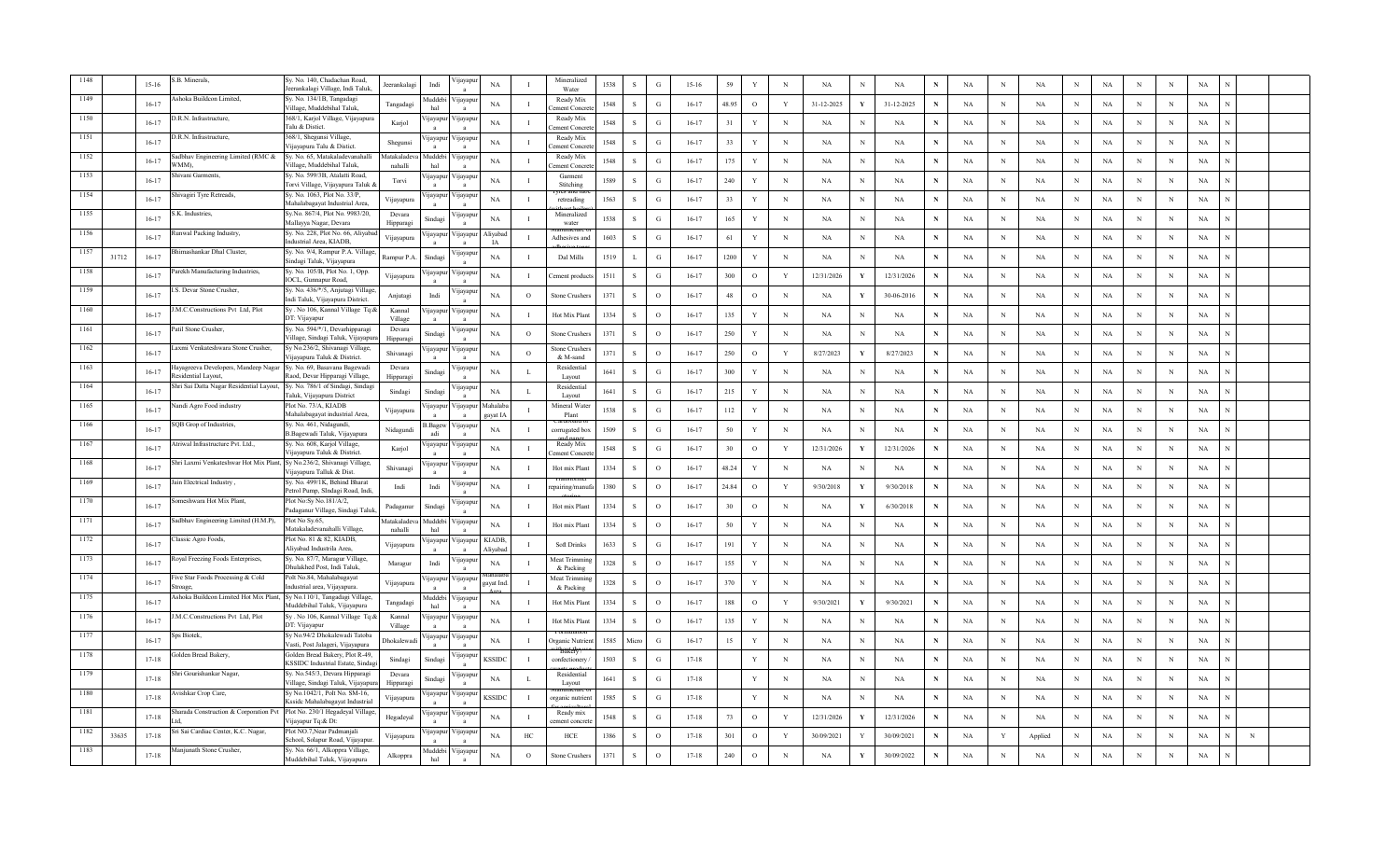| 1148 | | 15-16 | S.B. Minerals, | Sy. No. 140, Chadachan Road, Jeerankalagi Village, Indi Taluk, | Jeerankalagi | Indi | Vijayapura | NA | I | Mineralized Water | 1538 | S | G | 15-16 | 59 | Y | N | NA | N | NA | N | NA | N | NA | N | NA | N | N | NA | N | | |
|---|---|---|---|---|---|---|---|---|---|---|---|---|---|---|---|---|---|---|---|---|---|---|---|---|---|---|---|---|---|---|---|---|
| 1149 | | 16-17 | Ashoka Buildcon Limited, | Sy. No. 134/1B, Tangadagi Village, Muddebihal Taluk, | Tangadagi | Muddebihal | Vijayapura | NA | I | Ready Mix Cement Concrete | 1548 | S | G | 16-17 | 48.95 | O | Y | 31-12-2025 | Y | 31-12-2025 | N | NA | N | NA | N | NA | N | N | NA | N | | |
| 1150 | | 16-17 | D.R.N. Infrastructure, | 368/1, Karjol Village, Vijayapura Talu & Distict. | Karjol | Vijayapura | Vijayapura | NA | I | Ready Mix Cement Concrete | 1548 | S | G | 16-17 | 31 | Y | N | NA | N | NA | N | NA | N | NA | N | NA | N | N | NA | N | | |
| 1151 | | 16-17 | D.R.N. Infrastructure, | 368/1, Shegunsi Village, Vijayapura Talu & Distict. | Shegunsi | Vijayapura | Vijayapura | NA | I | Ready Mix Cement Concrete | 1548 | S | G | 16-17 | 33 | Y | N | NA | N | NA | N | NA | N | NA | N | NA | N | N | NA | N | | |
| 1152 | | 16-17 | Sadbhav Engineering Limited (RMC & WMM), | Sy. No. 65, Matakaladevanahalli Village, Muddebihal Taluk, | Matakaladevanahalli | Muddebihal | Vijayapura | NA | I | Ready Mix Cement Concrete | 1548 | S | G | 16-17 | 175 | Y | N | NA | N | NA | N | NA | N | NA | N | NA | N | N | NA | N | | |
| 1153 | | 16-17 | Shivani Garments, | Sy. No. 599/3B, Atalatti Road, Torvi Village, Vijayapura Taluk & | Torvi | Vijayapura | Vijayapura | NA | I | Garment Stitching | 1589 | S | G | 16-17 | 240 | Y | N | NA | N | NA | N | NA | N | NA | N | NA | N | N | NA | N | | |
| 1154 | | 16-17 | Shivagiri Tyre Retreads, | Sy. No. 1063, Plot No. 33/P, Mahalabagayat Industrial Area, | Vijayapura | Vijayapura | Vijayapura | NA | I | Tyres and tubes retreading | 1563 | S | G | 16-17 | 33 | Y | N | NA | N | NA | N | NA | N | NA | N | NA | N | N | NA | N | | |
| 1155 | | 16-17 | S.K. Industries, | Sy.No. 867/4, Plot No. 9983/20, Mallayya Nagar, Devara | Devara Hipparagi | Sindagi | Vijayapura | NA | I | Mineralized water | 1538 | S | G | 16-17 | 165 | Y | N | NA | N | NA | N | NA | N | NA | N | NA | N | N | NA | N | | |
| 1156 | | 16-17 | Runwal Packing Industry, | Sy. No. 228, Plot No. 66, Aliyabad Industrial Area, KIADB, | Vijayapura | Vijayapura | Vijayapura | Aliyabad IA | I | Manufacture of Adhesives and | 1603 | S | G | 16-17 | 61 | Y | N | NA | N | NA | N | NA | N | NA | N | NA | N | N | NA | N | | |
| 1157 | 31712 | 16-17 | Bhimashankar Dhal Cluster, | Sy. No. 9/4, Rampur P.A. Village, Sindagi Taluk, Vijayapura | Rampur P.A. | Sindagi | Vijayapura | NA | I | Dal Mills | 1519 | L | G | 16-17 | 1200 | Y | N | NA | N | NA | N | NA | N | NA | N | NA | N | N | NA | N | | |
| 1158 | | 16-17 | Parekh Manufacturing Industries, | Sy. No. 105/B, Plot No. 1, Opp. IOCL, Gunnapur Road, | Vijayapura | Vijayapura | Vijayapura | NA | I | Cement products | 1511 | S | G | 16-17 | 300 | O | Y | 12/31/2026 | Y | 12/31/2026 | N | NA | N | NA | N | NA | N | N | NA | N | | |
| 1159 | | 16-17 | I.S. Devar Stone Crusher, | Sy. No. 436/*/5, Anjutagi Village, Indi Taluk, Vijayapura District. | Anjutagi | Indi | Vijayapura | NA | O | Stone Crushers | 1371 | S | O | 16-17 | 48 | O | N | NA | Y | 30-06-2016 | N | NA | N | NA | N | NA | N | N | NA | N | | |
| 1160 | | 16-17 | J.M.C.Constructions Pvt. Ltd, Plot | Sy . No 106, Kannal Village Tq.& DT: Vijayapur | Kannal Village | Vijayapura | Vijayapura | NA | I | Hot Mix Plant | 1334 | S | O | 16-17 | 135 | Y | N | NA | N | NA | N | NA | N | NA | N | NA | N | N | NA | N | | |
| 1161 | | 16-17 | Patil Stone Crusher, | Sy. No. 594/*/1, Devarhipparagi Village, Sindagi Taluk, Vijayapura | Devara Hipparagi | Sindagi | Vijayapura | NA | O | Stone Crushers | 1371 | S | O | 16-17 | 250 | Y | N | NA | N | NA | N | NA | N | NA | N | NA | N | N | NA | N | | |
| 1162 | | 16-17 | Laxmi Venkateshwara Stone Crusher, | Sy No.236/2, Shivanagi Village, Vijayapura Taluk & District. | Shivanagi | Vijayapura | Vijayapura | NA | O | Stone Crushers & M-sand | 1371 | S | O | 16-17 | 250 | O | Y | 8/27/2023 | Y | 8/27/2023 | N | NA | N | NA | N | NA | N | N | NA | N | | |
| 1163 | | 16-17 | Hayagreeva Developers, Mandeep Nagar Residential Layout, | Sy. No. 69, Basavana Bagewadi Raod, Devar Hipparagi Village, | Devara Hipparagi | Sindagi | Vijayapura | NA | L | Residential Layout | 1641 | S | G | 16-17 | 300 | Y | N | NA | N | NA | N | NA | N | NA | N | NA | N | N | NA | N | | |
| 1164 | | 16-17 | Shri Sai Datta Nagar Residential Layout, | Sy. No. 786/1 of Sindagi, Sindagi Taluk, Vijayapura District | Sindagi | Sindagi | Vijayapura | NA | L | Residential Layout | 1641 | S | G | 16-17 | 215 | Y | N | NA | N | NA | N | NA | N | NA | N | NA | N | N | NA | N | | |
| 1165 | | 16-17 | Nandi Agro Food industry | Plot No. 73/A, KIADB Mahalabagayat industrial Area, | Vijayapura | Vijayapura | Vijayapura | Mahalabagayat IA | I | Mineral Water Plant | 1538 | S | G | 16-17 | 112 | Y | N | NA | N | NA | N | NA | N | NA | N | NA | N | N | NA | N | | |
| 1166 | | 16-17 | SQB Grop of Industries, | Sy. No. 461, Nidagundi, B.Bagewadi Taluk, Vijayapura | Nidagundi | B.Bagewadi | Vijayapura | NA | I | Cardboard or corrugated box and paper | 1509 | S | G | 16-17 | 50 | Y | N | NA | N | NA | N | NA | N | NA | N | NA | N | N | NA | N | | |
| 1167 | | 16-17 | Atriwal Infrastructure Pvt. Ltd., | Sy. No. 608, Karjol Village, Vijayapura Taluk & District. | Karjol | Vijayapura | Vijayapura | NA | I | Ready Mix Cement Concrete | 1548 | S | G | 16-17 | 30 | O | Y | 12/31/2026 | Y | 12/31/2026 | N | NA | N | NA | N | NA | N | N | NA | N | | |
| 1168 | | 16-17 | Shri Laxmi Venkateshwar Hot Mix Plant, | Sy No.236/2, Shivanagi Village, Vijayapura Talluk & Dist. | Shivanagi | Vijayapura | Vijayapura | NA | I | Hot mix Plant | 1334 | S | O | 16-17 | 48.24 | Y | N | NA | N | NA | N | NA | N | NA | N | NA | N | N | NA | N | | |
| 1169 | | 16-17 | Jain Electrical Industry , | Sy. No. 499/1K, Behind Bharat Petrol Pump, Shdagi Road, Indi, | Indi | Indi | Vijayapura | NA | I | Transformer repairing/manufa | 1380 | S | O | 16-17 | 24.84 | O | Y | 9/30/2018 | Y | 9/30/2018 | N | NA | N | NA | N | NA | N | N | NA | N | | |
| 1170 | | 16-17 | Someshwara Hot Mix Plant, | Plot No:Sy No.181/A/2, Padaganur Village, Sindagi Taluk, | Padaganur | Sindagi | Vijayapura | NA | I | Hot mix Plant | 1334 | S | O | 16-17 | 30 | O | N | NA | Y | 6/30/2018 | N | NA | N | NA | N | NA | N | N | NA | N | | |
| 1171 | | 16-17 | Sadbhav Engineering Limited (H.M.P), | Plot No Sy.65, Matakaladevanahalli Village, | Matakaladevanahalli | Muddebihal | Vijayapura | NA | I | Hot mix Plant | 1334 | S | O | 16-17 | 50 | Y | N | NA | N | NA | N | NA | N | NA | N | NA | N | N | NA | N | | |
| 1172 | | 16-17 | Classic Agro Foods, | Plot No. 81 & 82, KIADB, Aliyabad Industrila Area, | Vijayapura | Vijayapura | Vijayapura | KIADB, Aliyabad | I | Soft Drinks | 1633 | S | G | 16-17 | 191 | Y | N | NA | N | NA | N | NA | N | NA | N | NA | N | N | NA | N | | |
| 1173 | | 16-17 | Royal Freezing Foods Enterprises, | Sy. No. 87/7, Maragur Village, Dhulakhed Post, Indi Taluk, | Maragur | Indi | Vijayapura | NA | I | Meat Trimming & Packing | 1328 | S | O | 16-17 | 155 | Y | N | NA | N | NA | N | NA | N | NA | N | NA | N | N | NA | N | | |
| 1174 | | 16-17 | Five Star Foods Processing & Cold Stroage, | Polt No.84, Mahalabagayat Industrial area, Vijayapura. | Vijayapura | Vijayapura | Vijayapura | Mahalabagayat Ind. Area | I | Meat Trimming & Packing | 1328 | S | O | 16-17 | 370 | Y | N | NA | N | NA | N | NA | N | NA | N | NA | N | N | NA | N | | |
| 1175 | | 16-17 | Ashoka Buildcon Limited Hot Mix Plant, | Sy No.110/1, Tangadagi Village, Muddebihal Taluk, Vijayapura | Tangadagi | Muddebihal | Vijayapura | NA | I | Hot Mix Plant | 1334 | S | O | 16-17 | 188 | O | Y | 9/30/2021 | Y | 9/30/2021 | N | NA | N | NA | N | NA | N | N | NA | N | | |
| 1176 | | 16-17 | J.M.C.Constructions Pvt. Ltd, Plot | Sy . No 106, Kannal Village Tq.& DT: Vijayapur | Kannal Village | Vijayapura | Vijayapura | NA | I | Hot Mix Plant | 1334 | S | O | 16-17 | 135 | Y | N | NA | N | NA | N | NA | N | NA | N | NA | N | N | NA | N | | |
| 1177 | | 16-17 | Sps Biotek, | Sy No.94/2 Dhokalewadi Tatoba Vasti, Post Jalageri, Vijayapura | Dhokalewadi | Vijayapura | Vijayapura | NA | I | Formulation Organic Nutrient | 1585 | Micro | G | 16-17 | 15 | Y | N | NA | N | NA | N | NA | N | NA | N | NA | N | N | NA | N | | |
| 1178 | | 17-18 | Golden Bread Bakery, | Golden Bread Bakery, Plot R-49, KSSIDC Industrial Estate, Sindagi | Sindagi | Sindagi | Vijayapura | KSSIDC | I | Bakery/ confectionery / | 1503 | S | G | 17-18 | | Y | N | NA | N | NA | N | NA | N | NA | N | NA | N | N | NA | N | | |
| 1179 | | 17-18 | Shri Gourishankar Nagar, | Sy.No.545/3, Devara Hipparagi Village, Sindagi Taluk, Vijayapura | Devara Hipparagi | Sindagi | Vijayapura | NA | L | Residential Layout | 1641 | S | G | 17-18 | | Y | N | NA | N | NA | N | NA | N | NA | N | NA | N | N | NA | N | | |
| 1180 | | 17-18 | Avishkar Crop Care, | Sy No.1042/1, Polt No. SM-16, Kssidc Mahalabagayat Industrial | Vijayapura | Vijayapura | Vijayapura | KSSIDC | I | Manufacture of organic nutrient | 1585 | S | G | 17-18 | | Y | N | NA | N | NA | N | NA | N | NA | N | NA | N | N | NA | N | | |
| 1181 | | 17-18 | Sharada Construction & Corporation Pvt Ltd, | Plot No. 230/1 Hegadeyal Village, Vijayapur Tq.& Dt: | Hegadeyal | Vijayapura | Vijayapura | NA | I | Ready mix cement concrete | 1548 | S | G | 17-18 | 73 | O | Y | 12/31/2026 | Y | 12/31/2026 | N | NA | N | NA | N | NA | N | N | NA | N | | |
| 1182 | 33635 | 17-18 | Sri Sai Cardiac Center, K.C. Nagar, | Plot NO.7,Near Padmanjali School, Solapur Road, Vijayapur. | Vijayapura | Vijayapura | Vijayapura | NA | HC | HCE | 1386 | S | O | 17-18 | 301 | O | Y | 30/09/2021 | Y | 30/09/2021 | N | NA | Y | Applied | N | NA | N | N | NA | N | N | |
| 1183 | | 17-18 | Manjunath Stone Crusher, | Sy. No. 66/1, Alkoppra Village, Muddebihal Taluk, Vijayapura | Alkoppa | Muddebihal | Vijayapura | NA | O | Stone Crushers | 1371 | S | O | 17-18 | 240 | O | N | NA | Y | 30/09/2022 | N | NA | N | NA | N | NA | N | N | NA | N | | |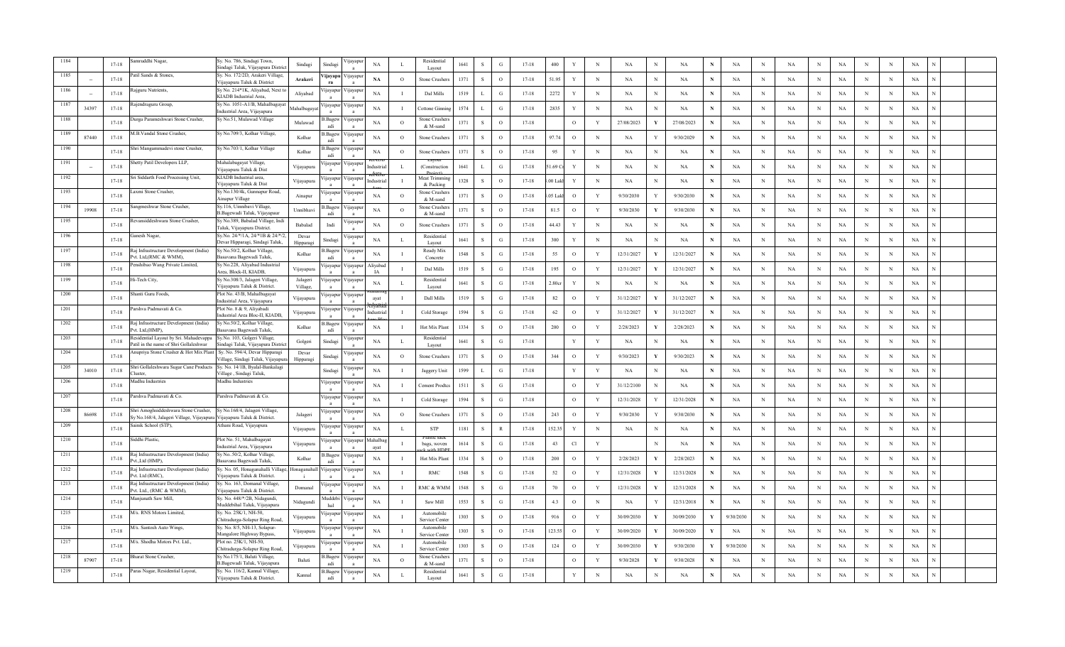| 1184 | | 17-18 | Samruddhi Nagar, | Sy. No. 786, Sindagi Town, Sindagi Taluk, Vijayapura District | Sindagi | Sindagi | Vijayapura | NA | L | Residential Layout | 1641 | S | G | 17-18 | 400 | Y | N | NA | N | NA | N | NA | N | NA | N | NA | N | N | NA | N |
|---|---|---|---|---|---|---|---|---|---|---|---|---|---|---|---|---|---|---|---|---|---|---|---|---|---|---|---|---|---|---|
| 1185 | -- | 17-18 | Patil Sands & Stones, | Sy. No. 172/2D, Arakeri Village, Vijayapura Taluk & District | Arakeri | Vijayapura | Vijayapura | NA | O | Stone Crushers | 1371 | S | O | 17-18 | 51.95 | Y | N | NA | N | NA | N | NA | N | NA | N | NA | N | N | NA | N |
| 1186 | -- | 17-18 | Rajguru Nutrients, | Sy No. 214*1K, Aliyabad, Next to KIADB Industrial Area, | Aliyabad | Vijayapura | Vijayapura | NA | I | Dal Mills | 1519 | L | G | 17-18 | 2272 | Y | N | NA | N | NA | N | NA | N | NA | N | NA | N | N | NA | N |
| 1187 | 34397 | 17-18 | Rajendraguru Group, | Sy No. 1051-A1/B, Mahalbagayat Industrial Area, Vijayapura | Mahalbagayat | Vijayapura | Vijayapura | NA | I | Cottone Ginning | 1574 | L | G | 17-18 | 2835 | Y | N | NA | N | NA | N | NA | N | NA | N | NA | N | N | NA | N |
| 1188 | | 17-18 | Durga Parameshwari Stone Crusher, | Sy No.51, Mulawad Village | Mulawad | B.Bagewadi | Vijayapura | NA | O | Stone Crushers & M-sand | 1371 | S | O | 17-18 | | O | Y | 27/08/2023 | Y | 27/08/2023 | N | NA | N | NA | N | NA | N | N | NA | N |
| 1189 | 87440 | 17-18 | M.B.Vandal Stone Crusher, | Sy No.709/3, Kolhar Village, | Kolhar | B.Bagewadi | Vijayapura | NA | O | Stone Crushers | 1371 | S | O | 17-18 | 97.74 | O | N | NA | Y | 9/30/2029 | N | NA | N | NA | N | NA | N | N | NA | N |
| 1190 | | 17-18 | Shri Mangammadevi stone Crusher, | Sy No.703/1, Kolhar Village | Kolhar | B.Bagewadi | Vijayapura | NA | O | Stone Crushers | 1371 | S | O | 17-18 | 95 | Y | N | NA | N | NA | N | NA | N | NA | N | NA | N | N | NA | N |
| 1191 | -- | 17-18 | Shetty Patil Developers LLP, | Mahalabagayat Village, Vijayapura Taluk & Dist | Vijayapura | Vijayapura | Vijayapura | KIADB Industrial | L | Layout (Construction Project) | 1641 | L | G | 17-18 | 51.69 Cr | Y | N | NA | N | NA | N | NA | N | NA | N | NA | N | N | NA | N |
| 1192 | | 17-18 | Sri Siddarth Food Processing Unit, | KIADB Industrial area, Vijayapura Taluk & Dist | Vijayapura | Vijayapura | Vijayapura | KIADB Industrial | I | Meat Trimming & Packing | 1328 | S | O | 17-18 | 3.00 Lakh | Y | N | NA | N | NA | N | NA | N | NA | N | NA | N | N | NA | N |
| 1193 | | 17-18 | Laxmi Stone Crusher, | Sy No.130/4k, Gunnapur Road, Ainapur Village | Ainapur | Vijayapura | Vijayapura | NA | O | Stone Crushers & M-sand | 1371 | S | O | 17-18 | 5.05 Lakh | O | Y | 9/30/2030 | Y | 9/30/2030 | N | NA | N | NA | N | NA | N | N | NA | N |
| 1194 | 19908 | 17-18 | Sangmeshwar Stone Crusher, | Sy.116, Unnibavi Village, B.Bagewadi Taluk, Vijayapaur | Unnibhavi | B.Bagewadi | Vijayapura | NA | O | Stone Crushers & M-sand | 1371 | S | O | 17-18 | 81.5 | O | Y | 9/30/2030 | Y | 9/30/2030 | N | NA | N | NA | N | NA | N | N | NA | N |
| 1195 | | 17-18 | Revansiddeshwara Stone Crusher, | Sy No.389, Babalad Village, Indi Taluk, Vijayapura District. | Babalad | Indi | Vijayapura | NA | O | Stone Crushers | 1371 | S | O | 17-18 | 44.43 | Y | N | NA | N | NA | N | NA | N | NA | N | NA | N | N | NA | N |
| 1196 | | 17-18 | Ganesh Nagar, | Sy.No. 24/*/1A, 24/*1B & 24/*/2, Devar Hipparagi, Sindagi Taluk, | Devar Hipparagi | Sindagi | Vijayapura | NA | L | Residential Layout | 1641 | S | G | 17-18 | 300 | Y | N | NA | N | NA | N | NA | N | NA | N | NA | N | N | NA | N |
| 1197 | | 17-18 | Raj Infrastructure Development (India) Pvt. Ltd,(RMC & WMM), | Sy No.50/2, Kolhar Village, Basavana Bagewadi Taluk, | Kolhar | B.Bagewadi | Vijayapura | NA | I | Ready Mix Concrete | 1548 | S | G | 17-18 | 55 | O | Y | 12/31/2027 | Y | 12/31/2027 | N | NA | N | NA | N | NA | N | N | NA | N |
| 1198 | | 17-18 | Pendsibao Wang Private Limited, | Sy No.228, Aliyabad Industrial Area, Block-II, KIADB, | Vijayapura | Vijayapura | Vijayapura | Aliyabad IA | I | Dal Mills | 1519 | S | G | 17-18 | 195 | O | Y | 12/31/2027 | Y | 12/31/2027 | N | NA | N | NA | N | NA | N | N | NA | N |
| 1199 | | 17-18 | Hi-Tech City, | Sy No.308/3, Jalageri Village, Vijayapura Taluk & District. | Jalageri Village, | Vijayapura | Vijayapura | NA | L | Residential Layout | 1641 | S | G | 17-18 | 2.80cr | Y | N | NA | N | NA | N | NA | N | NA | N | NA | N | N | NA | N |
| 1200 | | 17-18 | Shanti Guru Foods, | Plot No. 43/B, Mahalbagayat Industrial Area, Vijayapura | Vijayapura | Vijayapura | Vijayapura | Mahalbagayat | I | Dall Mills | 1519 | S | G | 17-18 | 82 | O | Y | 31/12/2027 | Y | 31/12/2027 | N | NA | N | NA | N | NA | N | N | NA | N |
| 1201 | | 17-18 | Parshva Padmavati & Co. | Plot No. 8 & 9, Aliyabadi Industrial Area Bloc-II, KIADB, | Vijayapura | Vijayapura | Vijayapura | Aliyabad Industrial Area Bloc | I | Cold Storage | 1594 | S | G | 17-18 | 62 | O | Y | 31/12/2027 | Y | 31/12/2027 | N | NA | N | NA | N | NA | N | N | NA | N |
| 1202 | | 17-18 | Raj Infrastructure Development (India) Pvt. Ltd,(HMP), | Sy No.50/2, Kolhar Village, Basavana Bagewadi Taluk, | Kolhar | B.Bagewadi | Vijayapura | NA | I | Hot Mix Plant | 1334 | S | O | 17-18 | 200 | O | Y | 2/28/2023 | Y | 2/28/2023 | N | NA | N | NA | N | NA | N | N | NA | N |
| 1203 | | 17-18 | Residential Layout by Sri. Mahadevappa Patil in the name of Shri Gollaleshwar | Sy.No. 103, Golgeri Village, Sindagi Taluk, Vijayapura District | Golgeri | Sindagi | Vijayapura | NA | L | Residential Layout | 1641 | S | G | 17-18 | | Y | Y | NA | N | NA | N | NA | N | NA | N | NA | N | N | NA | N |
| 1204 | | 17-18 | Anupriya Stone Crusher & Hot Mix Plant | Sy. No. 594/4, Devar Hipparagi Village, Sindagi Taluk, Vijayapura | Devar Hipparagi | Sindagi | Vijayapura | NA | O | Stone Crushers | 1371 | S | O | 17-18 | 344 | O | Y | 9/30/2023 | Y | 9/30/2023 | N | NA | N | NA | N | NA | N | N | NA | N |
| 1205 | 34010 | 17-18 | Shri Gollaleshwara Sugar Cane Products Cluster, | Sy. No. 14/1B, Byalal-Bankalagi Village , Sindagi Taluk, | | Sindagi | Vijayapura | NA | I | Jaggery Unit | 1599 | L | G | 17-18 | | Y | Y | NA | N | NA | N | NA | N | NA | N | NA | N | N | NA | N |
| 1206 | | 17-18 | Madhu Industries | Madhu Industries | | Vijayapura | Vijayapura | NA | I | Cement Prodtcs | 1511 | S | G | 17-18 | | O | Y | 31/12/2100 | N | NA | N | NA | N | NA | N | NA | N | N | NA | N |
| 1207 | | 17-18 | Parshva Padmavati & Co. | Parshva Padmavati & Co. | | Vijayapura | Vijayapura | NA | I | Cold Storage | 1594 | S | G | 17-18 | | O | Y | 12/31/2028 | Y | 12/31/2028 | N | NA | N | NA | N | NA | N | N | NA | N |
| 1208 | 86698 | 17-18 | Shri Amoghsiddeshwara Stone Crusher, Sy.No.168/4, Jalageri Village, Vijayapura | Sy No.168/4, Jalageri Village, Vijayapura Taluk & District. | Jalageri | Vijayapura | Vijayapura | NA | O | Stone Crushers | 1371 | S | O | 17-18 | 243 | O | Y | 9/30/2030 | Y | 9/30/2030 | N | NA | N | NA | N | NA | N | N | NA | N |
| 1209 | | 17-18 | Sainik School (STP), | Athani Road, Vijayapura | Vijayapura | Vijayapura | Vijayapura | NA | L | STP | 1181 | S | R | 17-18 | 152.35 | Y | N | NA | N | NA | N | NA | N | NA | N | NA | N | N | NA | N |
| 1210 | | 17-18 | Siddhi Plastic, | Plot No. 51, Mahalbagayat Industrial Area, Vijayapura | Vijayapura | Vijayapura | Vijayapura | Mahalbagayat | I | Fabric sack bags, woven sack with HDPE | 1614 | S | G | 17-18 | 43 | Cl | Y | | N | NA | N | NA | N | NA | N | NA | N | N | NA | N |
| 1211 | | 17-18 | Raj Infrastructure Development (India) Pvt.,Ltd (HMP), | Sy No..50/2, Kolhar Village, Basavana Bagewadi Taluk, | Kolhar | B.Bagewadi | Vijayapura | NA | I | Hot Mix Plant | 1334 | S | O | 17-18 | 200 | O | Y | 2/28/2023 | Y | 2/28/2023 | N | NA | N | NA | N | NA | N | N | NA | N |
| 1212 | | 17-18 | Raj Infrastructure Development (India) Pvt. Ltd (RMC), | Sy. No. 05, Honaganahalli Village, Vijayapura Taluk & District. | Honaganahalli | Vijayapura | Vijayapura | NA | I | RMC | 1548 | S | G | 17-18 | 52 | O | Y | 12/31/2028 | Y | 12/31/2028 | N | NA | N | NA | N | NA | N | N | NA | N |
| 1213 | | 17-18 | Raj Infrastructure Development (India) Pvt. Ltd., (RMC & WMM), | Sy. No. 163, Domanal Village, Vijayapura Taluk & District. | Domanal | Vijayapura | Vijayapura | NA | I | RMC & WMM | 1548 | S | G | 17-18 | 70 | O | Y | 12/31/2028 | Y | 12/31/2028 | N | NA | N | NA | N | NA | N | N | NA | N |
| 1214 | | 17-18 | Manjunath Saw Mill, | Sy. No. 448/*/2B, Nidagundi, Muddebihal Taluk, Vijayapura | Nidagundi | Muddebihal | Vijayapura | NA | I | Saw Mill | 1553 | S | G | 17-18 | 4.3 | O | N | NA | Y | 12/31/2018 | N | NA | N | NA | N | NA | N | N | NA | N |
| 1215 | | 17-18 | M/s. RNS Motors Limited, | Sy. No. 25K/1, NH-50, Chitradurga-Solapur Ring Road, | Vijayapura | Vijayapura | Vijayapura | NA | I | Automobile Service Center | 1303 | S | O | 17-18 | 916 | O | Y | 30/09/2030 | Y | 30/09/2030 | Y | 9/30/2030 | N | NA | N | NA | N | N | NA | N |
| 1216 | | 17-18 | M/s. Santosh Auto Wings, | Sy. No. 8/5, NH-13, Solapur-Mangalore Highway Bypass, | Vijayapura | Vijayapura | Vijayapura | NA | I | Automobile Service Center | 1303 | S | O | 17-18 | 123.55 | O | Y | 30/09/2020 | Y | 30/09/2020 | Y | NA | N | NA | N | NA | N | N | NA | N |
| 1217 | | 17-18 | M/s. Shodha Motors Pvt. Ltd., | Plot no. 25K/1, NH-50, Chitradurga-Solapur Ring Road, | Vijayapura | Vijayapura | Vijayapura | NA | I | Automobile Service Center | 1303 | S | O | 17-18 | 124 | O | Y | 30/09/2030 | Y | 9/30/2030 | Y | 9/30/2030 | N | NA | N | NA | N | N | NA | N |
| 1218 | 87907 | 17-18 | Bharat Stone Crusher, | Sy.No.175/1, Baluti Village, B.Bagewadi Taluk, Vijayapura | Baluti | B.Bagewadi | Vijayapura | NA | O | Stone Crushers & M-sand | 1371 | S | O | 17-18 | | O | Y | 9/30/2028 | Y | 9/30/2028 | N | NA | N | NA | N | NA | N | N | NA | N |
| 1219 | | 17-18 | Paras Nagar, Residential Layout, | Sy. No. 116/2, Kannal Village, Vijayapura Taluk & District. | Kannal | B.Bagewadi | Vijayapura | NA | L | Residential Layout | 1641 | S | G | 17-18 | | Y | N | NA | N | NA | N | NA | N | NA | N | NA | N | N | NA | N |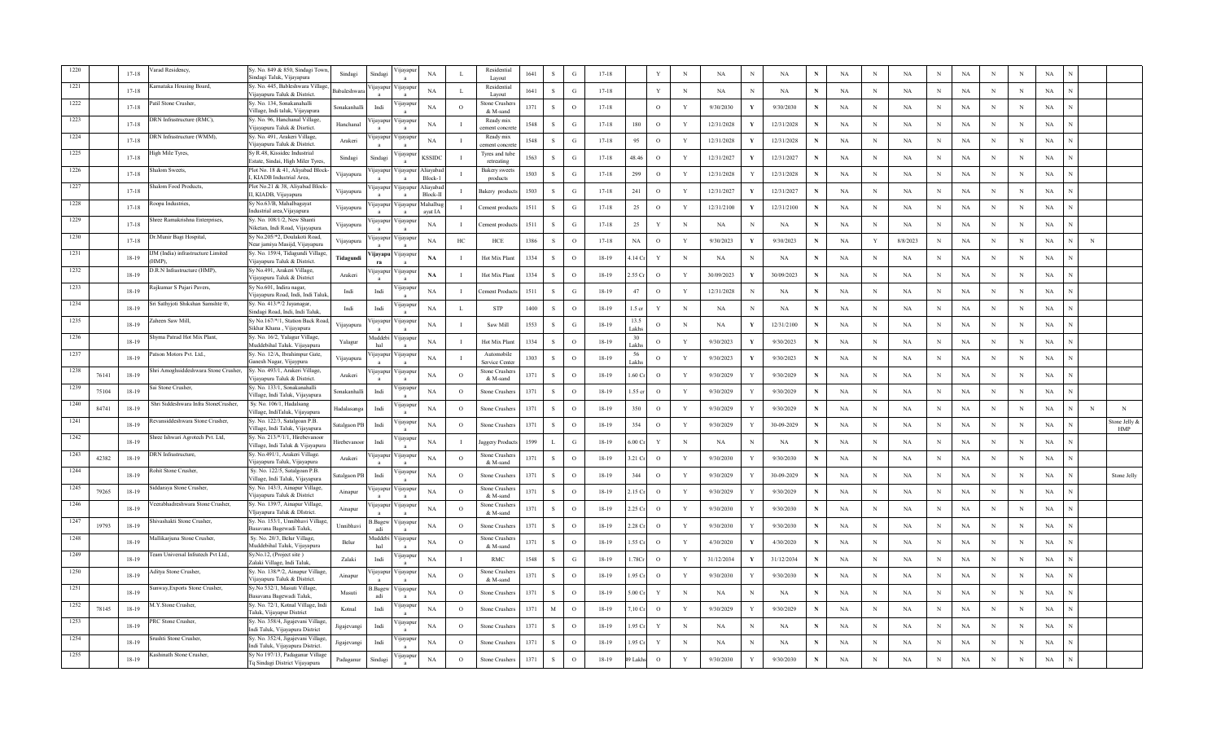| | | | | | | | | | | | | | | | | | | | | | | | | | | | | | | | | |
|---|---|---|---|---|---|---|---|---|---|---|---|---|---|---|---|---|---|---|---|---|---|---|---|---|---|---|---|---|---|---|---|---|
| 1220 | | 17-18 | Varad Residency, | Sy. No. 849 & 850, Sindagi Town, Sindagi Taluk, Vijayapura | Sindagi | Sindagi | Vijayapura | NA | L | Residential Layout | 1641 | S | G | 17-18 | | Y | N | NA | N | NA | N | NA | N | NA | N | NA | N | N | NA | N | | |
| 1221 | | 17-18 | Karnataka Housing Board, | Sy. No. 445, Bableshwara Village, Vijayapura Taluk & District. | Bableshwara | Vijayapura | Vijayapura | NA | L | Residential Layout | 1641 | S | G | 17-18 | | Y | N | NA | N | NA | N | NA | N | NA | N | NA | N | N | NA | N | | |
| 1222 | | 17-18 | Patil Stone Crusher, | Sy. No. 134, Sonakanahalli Village, Indi taluk, Vijayapura | Sonakanhalli | Indi | Vijayapura | NA | O | Stone Crushers & M-sand | 1371 | S | O | 17-18 | | O | Y | 9/30/2030 | Y | 9/30/2030 | N | NA | N | NA | N | NA | N | N | NA | N | | |
| 1223 | | 17-18 | DRN Infrastructure (RMC), | Sy. No. 96, Hanchanal Village, Vijayapura Taluk & Diertict. | Hanchanal | Vijayapura | Vijayapura | NA | I | Ready mix cement concrete | 1548 | S | G | 17-18 | 180 | O | Y | 12/31/2028 | Y | 12/31/2028 | N | NA | N | NA | N | NA | N | N | NA | N | | |
| 1224 | | 17-18 | DRN Infrastructure (WMM), | Sy. No. 491, Arakeri Village, Vijayapura Taluk & District. | Arakeri | Vijayapura | Vijayapura | NA | I | Ready mix cement concrete | 1548 | S | G | 17-18 | 95 | O | Y | 12/31/2028 | Y | 12/31/2028 | N | NA | N | NA | N | NA | N | N | NA | N | | |
| 1225 | | 17-18 | High Mile Tyres, | Sy R.48, Kissidec Industrial Estate, Sindai, High Miler Tyres, | Sindagi | Sindagi | Vijayapura | KSSIDC | I | Tyres and tube retreating | 1563 | S | G | 17-18 | 48.46 | O | Y | 12/31/2027 | Y | 12/31/2027 | N | NA | N | NA | N | NA | N | N | NA | N | | |
| 1226 | | 17-18 | Shalom Sweets, | Plot No. 18 & 41, Aliyabad Block-I, KIADB Industrial Area, | Vijayapura | Vijayapura | Vijayapura | Aliayabad Block-I | I | Bakery sweets products | 1503 | S | G | 17-18 | 299 | O | Y | 12/31/2028 | Y | 12/31/2028 | N | NA | N | NA | N | NA | N | N | NA | N | | |
| 1227 | | 17-18 | Shalom Food Products, | Plot No.21 & 38, Aliyabad Block-II, KIADB, Vijayapura | Vijayapura | Vijayapura | Vijayapura | Aliayabad Block-II | I | Bakery products | 1503 | S | G | 17-18 | 241 | O | Y | 12/31/2027 | Y | 12/31/2027 | N | NA | N | NA | N | NA | N | N | NA | N | | |
| 1228 | | 17-18 | Roopa Industries, | Sy.No.63/B, Mahalbagayat Industrial area,Vijayapura | Vijayapura | Vijayapura | Vijayapura | Mahalbagayat IA | I | Cement products | 1511 | S | G | 17-18 | 25 | O | Y | 12/31/2100 | Y | 12/31/2100 | N | NA | N | NA | N | NA | N | N | NA | N | | |
| 1229 | | 17-18 | Sheer Ramakrishna Enterprises, | Sy. No. 108/1/2, New Shanti Niketan, Indi Road, Vijayapura | Vijayapura | Vijayapura | Vijayapura | NA | I | Cement products | 1511 | S | G | 17-18 | 25 | Y | N | NA | N | NA | N | NA | N | NA | N | NA | N | N | NA | N | | |
| 1230 | | 17-18 | Dr.Munir Bagi Hospital, | Sy.No.205/*2, Doulakoti Road, Near jamiya Masjid, Vijayapura | Vijayapura | Vijayapura | Vijayapura | NA | HC | HCE | 1386 | S | O | 17-18 | NA | O | Y | 9/30/2023 | Y | 9/30/2023 | N | NA | Y | 8/8/2023 | N | NA | N | N | NA | N | N | |
| 1231 | | 18-19 | IJM (India) infrastructure Limited (HMP), | Sy. No. 159/4, Tidagundi Village, Vijayapura Taluk & District. | Tidagundi | Vijayapura | Vijayapura | NA | I | Hot Mix Plant | 1334 | S | O | 18-19 | 4.14 Cr | Y | N | NA | N | NA | N | NA | N | NA | N | NA | N | N | NA | N | | |
| 1232 | | 18-19 | D.R.N Infrastructure (HMP), | Sy.No.491, Arakeri Village, Vijayapura Taluk & District | Arakeri | Vijayapura | Vijayapura | NA | I | Hot Mix Plant | 1334 | S | O | 18-19 | 2.55 Cr | O | Y | 30/09/2023 | Y | 30/09/2023 | N | NA | N | NA | N | NA | N | N | NA | N | | |
| 1233 | | 18-19 | Rajkumar S Pujari Pavers, | Sy.No.601, Indira nagar, Vijayapura Road, Indi, Indi Taluk, | Indi | Indi | Vijayapura | NA | I | Cement Products | 1511 | S | G | 18-19 | 47 | O | Y | 12/31/2028 | N | NA | N | NA | N | NA | N | NA | N | N | NA | N | | |
| 1234 | | 18-19 | Sri Sathyjoti Shikshan Samshte ®, | Sy. No. 413/*/2 Jayanagar, Sindagi Road, Indi, Indi Taluk, | Indi | Indi | Vijayapura | NA | L | STP | 1400 | S | O | 18-19 | 1.5 cr | Y | N | NA | N | NA | N | NA | N | NA | N | NA | N | N | NA | N | | |
| 1235 | | 18-19 | Zaheen Saw Mill, | Sy.No.167/*/1, Station Back Road, Sikhar Khana , Vijayapura | Vijayapura | Vijayapura | Vijayapura | NA | I | Saw Mill | 1553 | S | G | 18-19 | 13.5 Lakhs | O | N | NA | Y | 12/31/2100 | N | NA | N | NA | N | NA | N | N | NA | N | | |
| 1236 | | 18-19 | Shyma Patrod Hot Mix Plant, | Sy. No. 16/2, Yalagur Village, Muddebihal Taluk. Vijayapura | Yalagur | Muddebihal | Vijayapura | NA | I | Hot Mix Plant | 1334 | S | O | 18-19 | 30 Lakhs | O | Y | 9/30/2023 | Y | 9/30/2023 | N | NA | N | NA | N | NA | N | N | NA | N | | |
| 1237 | | 18-19 | Patson Motors Pvt. Ltd., | Sy. No. 12/A, Ibrahimpur Gate, Ganesh Nagar, Vijaypura | Vijayapura | Vijayapura | Vijayapura | NA | I | Automobile Service Center | 1303 | S | O | 18-19 | 56 Lakhs | O | Y | 9/30/2023 | Y | 9/30/2023 | N | NA | N | NA | N | NA | N | N | NA | N | | |
| 1238 | 76141 | 18-19 | Shri Amoghsiddeshwara Stone Crusher, | Sy. No. 493/1, Arakeri Village, Vijayapura Taluk & District. | Arakeri | Vijayapura | Vijayapura | NA | O | Stone Crushers & M-sand | 1371 | S | O | 18-19 | 1.60 Cr | O | Y | 9/30/2029 | Y | 9/30/2029 | N | NA | N | NA | N | NA | N | N | NA | N | | |
| 1239 | 75104 | 18-19 | Sai Stone Crusher, | Sy. No. 133/1, Sonakanahalli Village, Indi Taluk, Vijayapura | Sonakanhalli | Indi | Vijayapura | NA | O | Stone Crushers | 1371 | S | O | 18-19 | 1.55 cr | O | Y | 9/30/2029 | Y | 9/30/2029 | N | NA | N | NA | N | NA | N | N | NA | N | | |
| 1240 | 84741 | 18-19 | Shri Siddeshwara Infra StoneCrusher, | Sy. No. 106/1, Hadalsang Village, IndiTaluk, Vijayapura | Hadalasanga | Indi | Vijayapura | NA | O | Stone Crushers | 1371 | S | O | 18-19 | 350 | O | Y | 9/30/2029 | Y | 9/30/2029 | N | NA | N | NA | N | NA | N | N | NA | N | N | N |
| 1241 | | 18-19 | Revansiddeshwara Stone Crusher, | Sy. No. 122/3, Satalgoan P.B. Village, Indi Taluk, Vijayapura | Satalgaon PB | Indi | Vijayapura | NA | O | Stone Crushers | 1371 | S | O | 18-19 | 354 | O | Y | 9/30/2029 | Y | 30-09-2029 | N | NA | N | NA | N | NA | N | N | NA | N | | Stone Jelly & HMP |
| 1242 | | 18-19 | Sheer Ishwari Agrotech Pvt. Ltd, | Sy. No. 213/*/1/1, Hirebevanoor Village, Indi Taluk & Vijayapura | Hirebevanoor | Indi | Vijayapura | NA | I | Jaggery Products | 1599 | L | G | 18-19 | 6.00 Cr | Y | N | NA | N | NA | N | NA | N | NA | N | NA | N | N | NA | N | | |
| 1243 | 42382 | 18-19 | DRN Infrastructure, | Sy. No.491/1, Arakeri Village, Vijayapura Taluk, Vijayapura | Arakeri | Vijayapura | Vijayapura | NA | O | Stone Crushers & M-sand | 1371 | S | O | 18-19 | 3.21 Cr | O | Y | 9/30/2030 | Y | 9/30/2030 | N | NA | N | NA | N | NA | N | N | NA | N | | |
| 1244 | | 18-19 | Rohit Stone Crusher, | Sy. No. 122/5, Satalgoan P.B. Village, Indi Taluk, Vijayapura | Satalgaon PB | Indi | Vijayapura | NA | O | Stone Crushers | 1371 | S | O | 18-19 | 344 | O | Y | 9/30/2029 | Y | 30-09-2029 | N | NA | N | NA | N | NA | N | N | NA | N | | Stone Jelly |
| 1245 | 79265 | 18-19 | Siddaraya Stone Crusher, | Sy. No. 143/3, Ainapur Village, Vijayapura Taluk & District | Ainapur | Vijayapura | Vijayapura | NA | O | Stone Crushers & M-sand | 1371 | S | O | 18-19 | 2.15 Cr | O | Y | 9/30/2029 | Y | 9/30/2029 | N | NA | N | NA | N | NA | N | N | NA | N | | |
| 1246 | | 18-19 | Veerabhadreshwara Stone Crusher, | Sy. No. 139/7, Ainapur Village, VIjayapura Taluk & DIstrict. | Ainapur | Vijayapura | Vijayapura | NA | O | Stone Crushers & M-sand | 1371 | S | O | 18-19 | 2.25 Cr | O | Y | 9/30/2030 | Y | 9/30/2030 | N | NA | N | NA | N | NA | N | N | NA | N | | |
| 1247 | 19793 | 18-19 | Shivashakti Stone Crusher, | Sy. No. 153/1, Unnibhavi Village, Basavana Bagewadi Taluk, | Unnibhavi | B.Bagewadi | Vijayapura | NA | O | Stone Crushers | 1371 | S | O | 18-19 | 2.28 Cr | O | Y | 9/30/2030 | Y | 9/30/2030 | N | NA | N | NA | N | NA | N | N | NA | N | | |
| 1248 | | 18-19 | Mallikarjuna Stone Crusher, | Sy. No. 20/3, Belur Village, Muddebihal Taluk, Vijayapura | Belur | Muddebihal | Vijayapura | NA | O | Stone Crushers & M-sand | 1371 | S | O | 18-19 | 1.55 Cr | O | Y | 4/30/2020 | Y | 4/30/2020 | N | NA | N | NA | N | NA | N | N | NA | N | | |
| 1249 | | 18-19 | Team Universal Infratech Pvt Ltd., | Sy.No.12, (Project site ) Zalaki Village, Indi Taluk, | Zalaki | Indi | Vijayapura | NA | I | RMC | 1548 | S | G | 18-19 | 1.78Cr | O | Y | 31/12/2034 | Y | 31/12/2034 | N | NA | N | NA | N | NA | N | N | NA | N | | |
| 1250 | | 18-19 | Aditya Stone Crusher, | Sy. No. 138/*/2, Ainapur Village, Vijayapura Taluk & District. | Ainapur | Vijayapura | Vijayapura | NA | O | Stone Crushers & M-sand | 1371 | S | O | 18-19 | 1.95 Cr | O | Y | 9/30/2030 | Y | 9/30/2030 | N | NA | N | NA | N | NA | N | N | NA | N | | |
| 1251 | | 18-19 | Sunway,Exports Stone Crusher, | Sy.No 532/1, Masuti Village, Basavana Bagewadi Taluk, | Masuti | B.Bagewadi | Vijayapura | NA | O | Stone Crushers | 1371 | S | O | 18-19 | 5.00 Cr | Y | N | NA | N | NA | N | NA | N | NA | N | NA | N | N | NA | N | | |
| 1252 | 78145 | 18-19 | M.Y.Stone Crusher, | Sy. No. 72/1, Kotnal Village, Indi Taluk, Vijayapur District | Kotnal | Indi | Vijayapura | NA | O | Stone Crushers | 1371 | M | O | 18-19 | 7,10 Cr | O | Y | 9/30/2029 | Y | 9/30/2029 | N | NA | N | NA | N | NA | N | N | NA | N | | |
| 1253 | | 18-19 | PRC Stone Crusher, | Sy. No. 358/4, Jigajevani Village, Indi Taluk, Vijayapura District | Jigajevangi | Indi | Vijayapura | NA | O | Stone Crushers | 1371 | S | O | 18-19 | 1.95 Cr | Y | N | NA | N | NA | N | NA | N | NA | N | NA | N | N | NA | N | | |
| 1254 | | 18-19 | Srushti Stone Crusher, | Sy. No. 352/4, Jigajevani Village, Indi Taluk, Vijayapura District. | Jigajevangi | Indi | Vijayapura | NA | O | Stone Crushers | 1371 | S | O | 18-19 | 1.95 Cr | Y | N | NA | N | NA | N | NA | N | NA | N | NA | N | N | NA | N | | |
| 1255 | | 18-19 | Kashinath Stone Crusher, | Sy.No 197/13, Padaganur Village Tq Sindagi District Vijayapura | Padaganur | Sindagi | Vijayapura | NA | O | Stone Crushers | 1371 | S | O | 18-19 | 49 Lakhs | O | Y | 9/30/2030 | Y | 9/30/2030 | N | NA | N | NA | N | NA | N | N | NA | N | | |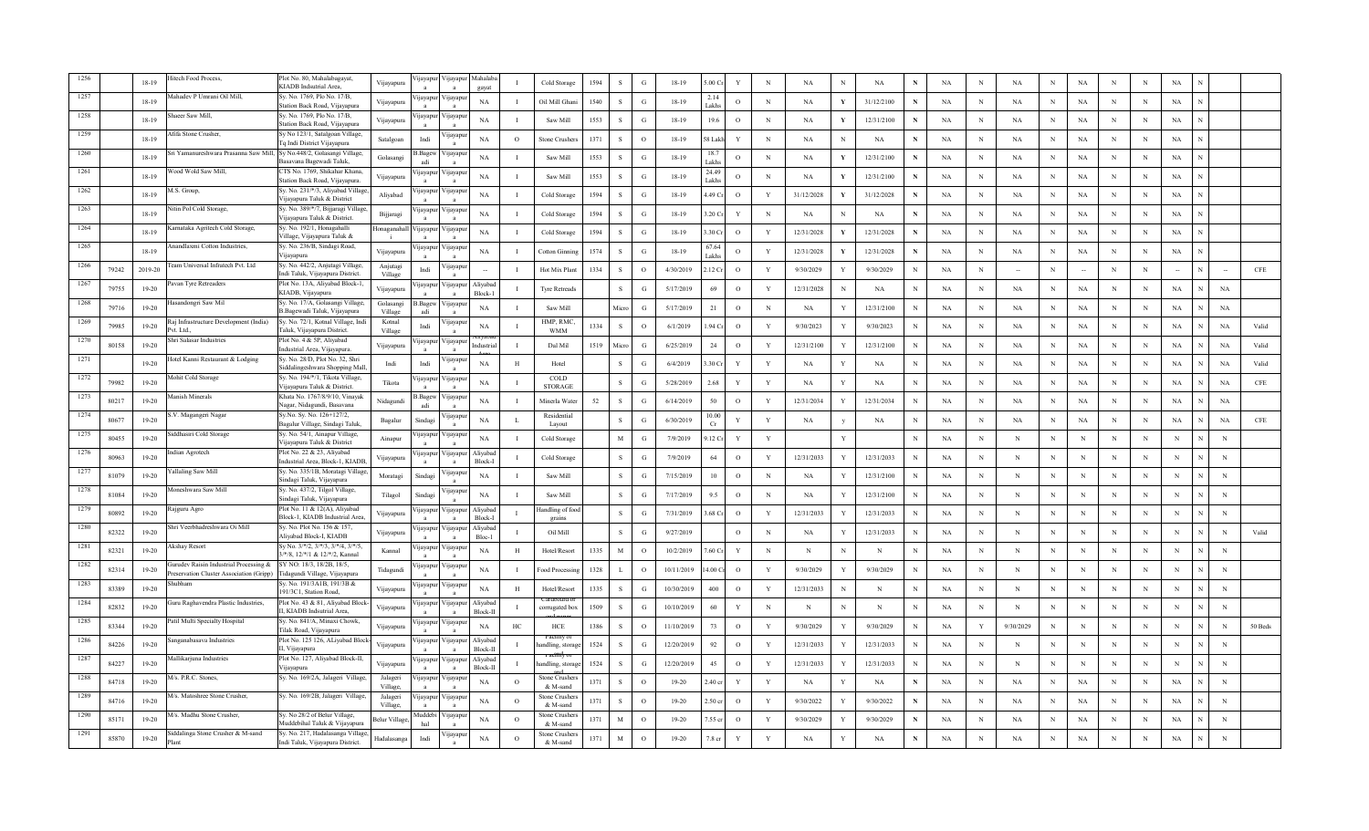| 1256 | | 18-19 | Hitech Food Process, | Plot No. 80, Mahalabagayat, KIADB Indsutrial Area, | Vijayapura | Vijayapura | Vijayapura | Mahalabagayat | I | Cold Storage | 1594 | S | G | 18-19 | 5.00 Cr | Y | N | NA | N | NA | N | NA | N | NA | N | NA | N | N | NA | N | | |
|---|---|---|---|---|---|---|---|---|---|---|---|---|---|---|---|---|---|---|---|---|---|---|---|---|---|---|---|---|---|---|---|---|
| 1257 | | 18-19 | Mahadev P Umrani Oil Mill, | Sy. No. 1769, Plo No. 17/B, Station Back Road, Vijayapura | Vijayapura | Vijayapura | Vijayapura | NA | I | Oil Mill Ghani | 1540 | S | G | 18-19 | 2.14 Lakhs | O | N | NA | Y | 31/12/2100 | N | NA | N | NA | N | NA | N | N | NA | N | | |
| 1258 | | 18-19 | Shaeer Saw Mill, | Sy. No. 1769, Plo No. 17/B, Station Back Road, Vijayapura | Vijayapura | Vijayapura | Vijayapura | NA | I | Saw Mill | 1553 | S | G | 18-19 | 19.6 | O | N | NA | Y | 12/31/2100 | N | NA | N | NA | N | NA | N | N | NA | N | | |
| 1259 | | 18-19 | Afifa Stone Crusher, | Sy No 123/1, Satalgoan Village, Tq Indi District Vijayapura | Satalgoan | Indi | Vijayapura | NA | O | Stone Crushers | 1371 | S | O | 18-19 | 58 Lakh | Y | N | NA | N | NA | N | NA | N | NA | N | NA | N | N | NA | N | | |
| 1260 | | 18-19 | Sri Yamanureshwara Prasanna Saw Mill, | Sy No.448/2, Golasangi Village, Basavana Bagewadi Taluk, | Golasangi | B.Bagewadi | Vijayapura | NA | I | Saw Mill | 1553 | S | G | 18-19 | 18.7 Lakhs | O | N | NA | Y | 12/31/2100 | N | NA | N | NA | N | NA | N | N | NA | N | | |
| 1261 | | 18-19 | Wood Wold Saw Mill, | CTS No. 1769, Shikahar Khana, Station Back Road, Vijayapura. | Vijayapura | Vijayapura | Vijayapura | NA | I | Saw Mill | 1553 | S | G | 18-19 | 24.49 Lakhs | O | N | NA | Y | 12/31/2100 | N | NA | N | NA | N | NA | N | N | NA | N | | |
| 1262 | | 18-19 | M.S. Group, | Sy. No. 231/*/3, Aliyabad Village, Vijayapura Taluk & District | Aliyabad | Vijayapura | Vijayapura | NA | I | Cold Storage | 1594 | S | G | 18-19 | 4.49 Cr | O | Y | 31/12/2028 | Y | 31/12/2028 | N | NA | N | NA | N | NA | N | N | NA | N | | |
| 1263 | | 18-19 | Nitin Pol Cold Storage, | Sy. No. 389/*/7, Bijjaragi Village, Vijayapura Taluk & District. | Bijjaragi | Vijayapura | Vijayapura | NA | I | Cold Storage | 1594 | S | G | 18-19 | 3.20 Cr | Y | N | NA | N | NA | N | NA | N | NA | N | NA | N | N | NA | N | | |
| 1264 | | 18-19 | Karnataka Agritech Cold Storage, | Sy. No. 192/1, Honaganhalli Village, Vijayapura Taluk & | Honaganahalli | Vijayapura | Vijayapura | NA | I | Cold Storage | 1594 | S | G | 18-19 | 3.30 Cr | O | Y | 12/31/2028 | Y | 12/31/2028 | N | NA | N | NA | N | NA | N | N | NA | N | | |
| 1265 | | 18-19 | Anandlaxmi Cotton Industries, | Sy. No. 236/B, Sindagi Road, Vijayapura | Vijayapura | Vijayapura | Vijayapura | NA | I | Cotton Ginning | 1574 | S | G | 18-19 | 67.64 Lakhs | O | Y | 12/31/2028 | Y | 12/31/2028 | N | NA | N | NA | N | NA | N | N | NA | N | | |
| 1266 | 79242 | 2019-20 | Team Universal Infratech Pvt. Ltd | Sy. No. 442/2, Anjutagi Village, Indi Taluk, Vijayapura District. | Anjutagi Village | Indi | Vijayapura | -- | I | Hot Mix Plant | 1334 | S | O | 4/30/2019 | 2.12 Cr | O | Y | 9/30/2029 | Y | 9/30/2029 | N | NA | N | -- | N | -- | N | N | -- | N | -- | CFE |
| 1267 | 79755 | 19-20 | Pavan Tyre Retreaders | Plot No. 13A, Aliyabad Block-1, KIADB, Vijayapura | Vijayapura | Vijayapura | Vijayapura | Aliyabad Block-1 | I | Tyre Retreads | | S | G | 5/17/2019 | 69 | O | Y | 12/31/2028 | N | NA | N | NA | N | NA | N | NA | N | N | NA | N | NA | |
| 1268 | 79716 | 19-20 | Hasandongri Saw Mil | Sy. No. 17/A, Golasangi Village, B.Bagewadi Taluk, Vijayapura | Golasangi Village | B.Bagewadi | Vijayapura | NA | I | Saw Mill | | Micro | G | 5/17/2019 | 21 | O | N | NA | Y | 12/31/2100 | N | NA | N | NA | N | NA | N | N | NA | N | NA | |
| 1269 | 79985 | 19-20 | Raj Infrastructure Development (India) Pvt. Ltd., | Sy. No. 72/1, Kotnal Village, Indi Taluk, Vijayapura District. | Kotnal Village | Indi | Vijayapura | NA | I | HMP, RMC, WMM | 1334 | S | O | 6/1/2019 | 1.94 Cr | O | Y | 9/30/2023 | Y | 9/30/2023 | N | NA | N | NA | N | NA | N | N | NA | N | NA | Valid |
| 1270 | 80158 | 19-20 | Shri Salasar Industries | Plot No. 4 & 5P, Aliyabad Industrial Area, Vijayapura. | Vijayapura | Vijayapura | Vijayapura | Aliyabad Industrial Area | I | Dal Mil | 1519 | Micro | G | 6/25/2019 | 24 | O | Y | 12/31/2100 | Y | 12/31/2100 | N | NA | N | NA | N | NA | N | N | NA | N | NA | Valid |
| 1271 | | 19-20 | Hotel Kanni Restaurant & Lodging | Sy. No. 28/D, Plot No. 32, Shri Siddalingeshwara Shopping Mall, | Indi | Indi | Vijayapura | NA | H | Hotel | | S | G | 6/4/2019 | 3.30 Cr | Y | Y | NA | Y | NA | N | NA | N | NA | N | NA | N | N | NA | N | NA | Valid |
| 1272 | 79982 | 19-20 | Mohit Cold Storage | Sy. No. 194/*/1, Tikota Village, Vijayapura Taluk & District. | Tikota | Vijayapura | Vijayapura | NA | I | COLD STORAGE | | S | G | 5/28/2019 | 2.68 | Y | Y | NA | Y | NA | N | NA | N | NA | N | NA | N | N | NA | N | NA | CFE |
| 1273 | 80217 | 19-20 | Manish Minerals | Khata No. 1767/8/9/10, Vinayak Nagar, Nidagundi, Basavana | Nidagundi | B.Bagewadi | Vijayapura | NA | I | Minerla Water | 52 | S | G | 6/14/2019 | 50 | O | Y | 12/31/2034 | Y | 12/31/2034 | N | NA | N | NA | N | NA | N | N | NA | N | NA | |
| 1274 | 80677 | 19-20 | S.V. Magangeri Nagar | Sy.No. Sy. No. 126+127/2, Bagalur Village, Sindagi Taluk, | Bagalur | Sindagi | Vijayapura | NA | L | Residential Layout | | S | G | 6/30/2019 | 10.00 Cr | Y | Y | NA | y | NA | N | NA | N | NA | N | NA | N | N | NA | N | NA | CFE |
| 1275 | 80455 | 19-20 | Siddhasiri Cold Storage | Sy. No. 54/1, Ainapur Village, Vijayapura Taluk & District | Ainapur | Vijayapura | Vijayapura | NA | I | Cold Storage | | M | G | 7/9/2019 | 9.12 Cr | Y | Y | | Y | | N | NA | N | N | N | N | N | N | N | N | N | |
| 1276 | 80963 | 19-20 | Indian Agrotech | Plot No. 22 & 23, Aliyabad Industrial Area, Block-1, KIADB, | Vijayapura | Vijayapura | Vijayapura | Aliyabad Block-1 | I | Cold Storage | | S | G | 7/9/2019 | 64 | O | Y | 12/31/2033 | Y | 12/31/2033 | N | NA | N | N | N | N | N | N | N | N | N | |
| 1277 | 81079 | 19-20 | Yallaling Saw Mill | Sy. No. 335/1B, Moratagi Village, Sindagi Taluk, Vijayapura | Moratagi | Sindagi | Vijayapura | NA | I | Saw Mill | | S | G | 7/15/2019 | 10 | O | N | NA | Y | 12/31/2100 | N | NA | N | N | N | N | N | N | N | N | N | |
| 1278 | 81084 | 19-20 | Moneshwara Saw Mill | Sy. No. 437/2, Tilgol Village, Sindagi Taluk, Vijayapura | Tilagol | Sindagi | Vijayapura | NA | I | Saw Mill | | S | G | 7/17/2019 | 9.5 | O | N | NA | Y | 12/31/2100 | N | NA | N | N | N | N | N | N | N | N | N | |
| 1279 | 80892 | 19-20 | Rajguru Agro | Plot No. 11 & 12(A), Aliyabad Block-1, KIADB Industrial Area, | Vijayapura | Vijayapura | Vijayapura | Aliyabad Block-1 | I | Handling of food grains | | S | G | 7/31/2019 | 3.68 Cr | O | Y | 12/31/2033 | Y | 12/31/2033 | N | NA | N | N | N | N | N | N | N | N | N | |
| 1280 | 82322 | 19-20 | Shri Veerbhadreshwara Oi Mill | Sy. No. Plot No. 156 & 157, Aliyabad Block-I, KIADB | Vijayapura | Vijayapura | Vijayapura | Aliyabad Bloc-1 | I | Oil Mill | | S | G | 9/27/2019 | | O | N | NA | Y | 12/31/2033 | N | NA | N | N | N | N | N | N | N | N | N | Valid |
| 1281 | 82321 | 19-20 | Akshay Resort | Sy No. 3/*/2, 3/*/3, 3/*/4, 3/*/5, 3/*/8, 12/*/1 & 12/*/2, Kannal | Kannal | Vijayapura | Vijayapura | NA | H | Hotel/Resort | 1335 | M | O | 10/2/2019 | 7.60 Cr | Y | N | N | N | N | N | NA | N | N | N | N | N | N | N | N | N | |
| 1282 | 82314 | 19-20 | Garudev Raisin Industrial Processing & Preservation Cluster Association (Grippr) | SY NO: 18/3, 18/2B, 18/5, Tidagundi Village, Vijayapura | Tidagundi | Vijayapura | Vijayapura | NA | I | Food Processing | 1328 | L | O | 10/11/2019 | 14.00 Cr | O | Y | 9/30/2029 | Y | 9/30/2029 | N | NA | N | N | N | N | N | N | N | N | N | |
| 1283 | 83389 | 19-20 | Shubham | Sy. No. 191/3A1B, 191/3B & 191/3C1, Station Road, | Vijayapura | Vijayapura | Vijayapura | NA | H | Hotel/Resort | 1335 | S | G | 10/30/2019 | 400 | O | Y | 12/31/2033 | N | N | N | NA | N | N | N | N | N | N | N | N | N | |
| 1284 | 82832 | 19-20 | Guru Raghavendra Plastic Industries, | Plot No. 43 & 81, Aliyabad Block-II, KIADB Industrial Area, | Vijayapura | Vijayapura | Vijayapura | Aliyabad Block-II | I | Cardboard or corrugated box | 1509 | S | G | 10/10/2019 | 60 | Y | N | N | N | N | N | NA | N | N | N | N | N | N | N | N | N | |
| 1285 | 83344 | 19-20 | Patil Multi Specialty Hospital | Sy. No. 841/A, Minaxi Chowk, Tilak Road, Vijayapura | Vijayapura | Vijayapura | Vijayapura | NA | HC | HCE | 1386 | S | O | 11/10/2019 | 73 | O | Y | 9/30/2029 | Y | 9/30/2029 | N | NA | Y | 9/30/2029 | N | N | N | N | N | N | N | 50 Beds |
| 1286 | 84226 | 19-20 | Sanganabasava Industries | Plot No. 125 126, ALiyabad Block-II, Vijayapura | Vijayapura | Vijayapura | Vijayapura | Aliyabad Block-II | I | Facility of handling, storage | 1524 | S | G | 12/20/2019 | 92 | O | Y | 12/31/2033 | Y | 12/31/2033 | N | NA | N | N | N | N | N | N | N | N | N | |
| 1287 | 84227 | 19-20 | Mallikarjuna Industries | Plot No. 127, Aliyabad Block-II, Vijayapura | Vijayapura | Vijayapura | Vijayapura | Aliyabad Block-II | I | Facility of handling, storage | 1524 | S | G | 12/20/2019 | 45 | O | Y | 12/31/2033 | Y | 12/31/2033 | N | NA | N | N | N | N | N | N | N | N | N | |
| 1288 | 84718 | 19-20 | M/s. P.R.C. Stones, | Sy. No. 169/2A, Jalageri Village, | Jalageri Village, | Vijayapura | Vijayapura | NA | O | Stone Crushers and | 1371 | S | O | 19-20 | 2.40 cr | Y | Y | NA | Y | NA | N | NA | N | NA | N | NA | N | N | NA | N | N | |
| 1289 | 84716 | 19-20 | M/s. Matoshree Stone Crusher, | Sy. No. 169/2B, Jalageri Village, | Jalageri Village, | Vijayapura | Vijayapura | NA | O | Stone Crushers & M-sand | 1371 | S | O | 19-20 | 2.50 cr | O | Y | 9/30/2022 | Y | 9/30/2022 | N | NA | N | NA | N | NA | N | N | NA | N | N | |
| 1290 | 85171 | 19-20 | M/s. Madhu Stone Crusher, | Sy. No 28/2 of Belur Village, Muddebihal Taluk & Vijayapura | Belur Village, | Muddebihal | Vijayapura | NA | O | Stone Crushers & M-sand | 1371 | M | O | 19-20 | 7.55 cr | O | Y | 9/30/2029 | Y | 9/30/2029 | N | NA | N | NA | N | NA | N | N | NA | N | N | |
| 1291 | 85870 | 19-20 | Siddalinga Stone Crusher & M-sand Plant | Sy. No. 217, Hadalasanga Village, Indi Taluk, Vijayapura District. | Hadalasanga | Indi | Vijayapura | NA | O | Stone Crushers & M-sand | 1371 | M | O | 19-20 | 7.8 cr | Y | Y | NA | Y | NA | N | NA | N | NA | N | NA | N | N | NA | N | N | |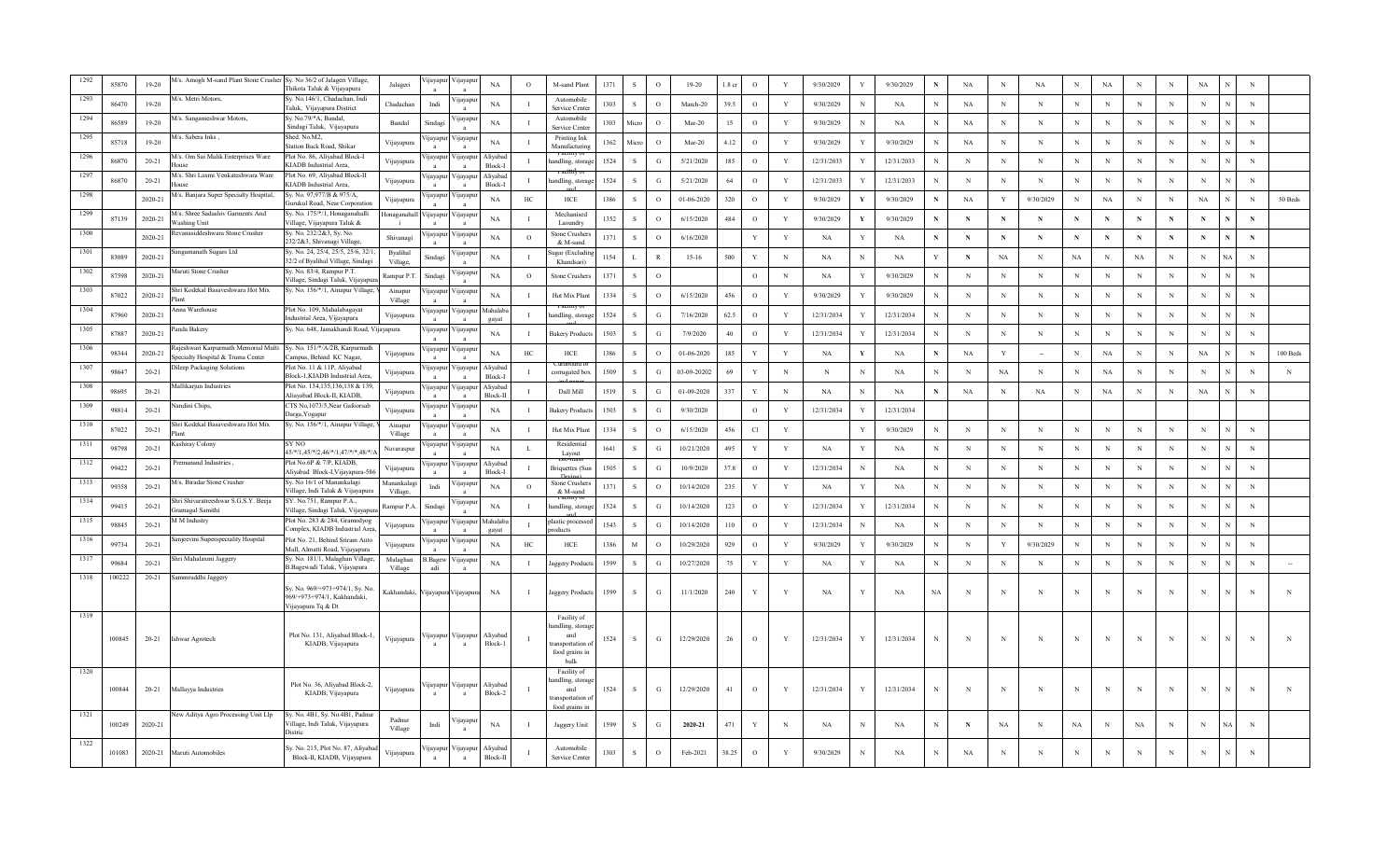| 1292 | 85870 | 19-20 | M/s. Amogh M-sand Plant Stone Crusher | Sy. No 36/2 of Jalageri Village, Thikota Taluk & Vijayapura | Jalageri | Vijayapura | Vijayapura | NA | O | M-sand Plant | 1371 | S | O | 19-20 | 1.8 cr | O | Y | 9/30/2029 | Y | 9/30/2029 | N | NA | N | NA | N | NA | N | N | NA | N | N | |
|---|---|---|---|---|---|---|---|---|---|---|---|---|---|---|---|---|---|---|---|---|---|---|---|---|---|---|---|---|---|---|---|---|
| 1293 | 86470 | 19-20 | M/s. Metri Motors, | Sy. No.146/1, Chadachan, Indi Taluk, Vijayapura District | Chadachan | Indi | Vijayapura | NA | I | Automobile Service Center | 1303 | S | O | March-20 | 39.5 | O | Y | 9/30/2029 | N | NA | N | NA | N | N | N | N | N | N | N | N | N | |
| 1294 | 86589 | 19-20 | M/s. Sangameshwar Motors, | Sy. No.79/*A, Bandal, Sindagi Taluk, Vijayapura | Bandal | Sindagi | Vijayapura | NA | I | Automobile Service Center | 1303 | Micro | O | Mar-20 | 15 | O | Y | 9/30/2029 | N | NA | N | NA | N | N | N | N | N | N | N | N | N | |
| 1295 | 85718 | 19-20 | M/s. Sabera Inks , | Shed. No.M2, Station Back Road, Shikar | Vijayapura | Vijayapura | Vijayapura | NA | I | Printing Ink Manufacturing | 1362 | Micro | O | Mar-20 | 4.12 | O | Y | 9/30/2029 | Y | 9/30/2029 | N | NA | N | N | N | N | N | N | N | N | N | |
| 1296 | 86870 | 20-21 | M/s. Om Sai Malik Enterprises Ware House | Plot No. 86, Aliyabad Block-I KIADB Industrial Area, | Vijayapura | Vijayapura | Vijayapura | Aliyabad Block-I | I | Facility of handling, storage | 1524 | S | G | 5/21/2020 | 185 | O | Y | 12/31/2033 | Y | 12/31/2033 | N | N | N | N | N | N | N | N | N | N | N | |
| 1297 | 86870 | 20-21 | M/s. Shri Laxmi Venkateshwara Ware House | Plot No. 69, Aliyabad Block-II KIADB Industrial Area, | Vijayapura | Vijayapura | Vijayapura | Aliyabad Block-I | I | Facility of handling, storage and | 1524 | S | G | 5/21/2020 | 64 | O | Y | 12/31/2033 | Y | 12/31/2033 | N | N | N | N | N | N | N | N | N | N | N | |
| 1298 | | 2020-21 | M/s. Banjara Super Specialty Hospital, | Sy. No. 97,977/B & 975/A, Gurukul Road, Near Corporation | Vijayapura | Vijayapura | Vijayapura | NA | HC | HCE | 1386 | S | O | 01-06-2020 | 320 | O | Y | 9/30/2029 | Y | 9/30/2029 | N | NA | Y | 9/30/2029 | N | NA | N | N | NA | N | N | 50 Beds |
| 1299 | 87139 | 2020-21 | M/s. Shree Sadashiv Garments And Washing Unit | Sy. No. 175/*/1, Honaganahalli Village, Vijayapura Taluk & | Honaganahalli | Vijayapura | Vijayapura | NA | I | Mechanised Laoundry | 1352 | S | O | 6/15/2020 | 484 | O | Y | 9/30/2029 | Y | 9/30/2029 | N | N | N | N | N | N | N | N | N | N | N | |
| 1300 | | 2020-21 | Revanasiddeshwara Stone Crusher | Sy. No. 232/2&3, Sy. No. 232/2&3, Shivanagi Village, | Shivanagi | Vijayapura | Vijayapura | NA | O | Stone Crushers & M-sand | 1371 | S | O | 6/16/2020 | | Y | Y | NA | Y | NA | N | N | N | N | N | N | N | N | N | N | N | |
| 1301 | 83089 | 2020-21 | Sangamanath Sugars Ltd | Sy. No. 24, 25/4, 25/5, 25/6, 32/1, 32/2 of Byalihal Village, Sindagi | Byalihal Village, | Sindagi | Vijayapura | NA | I | Sugar (Excluding Khandsari) | 1154 | L | R | 15-16 | 500 | Y | N | NA | N | NA | Y | N | NA | N | NA | N | NA | N | N | NA | N | |
| 1302 | 87598 | 2020-21 | Maruti Stone Crusher | Sy. No. 83/4, Rampur P.T. Village, Sindagi Taluk, Vijayapura | Rampur P.T. | Sindagi | Vijayapura | NA | O | Stone Crushers | 1371 | S | O | | | O | N | NA | Y | 9/30/2029 | N | N | N | N | N | N | N | N | N | N | N | |
| 1303 | 87022 | 2020-21 | Shri Kodekal Basaveshwara Hot Mix Plant | Sy. No. 156/*/1, Ainapur Village, | Ainapur Village | Vijayapura | Vijayapura | NA | I | Hot Mix Plant | 1334 | S | O | 6/15/2020 | 456 | O | Y | 9/30/2029 | Y | 9/30/2029 | N | N | N | N | N | N | N | N | N | N | N | |
| 1304 | 87960 | 2020-21 | Anna Warehouse | Plot No. 109, Mahalabagayat Industrial Area, Vijayapura | Vijayapura | Vijayapura | Vijayapura | Mahalabagayat | I | Facility of handling, storage | 1524 | S | G | 7/16/2020 | 62.5 | O | Y | 12/31/2034 | Y | 12/31/2034 | N | N | N | N | N | N | N | N | N | N | N | |
| 1305 | 87887 | 2020-21 | Panda Bakery | Sy. No. 648, Jamakhandi Road, Vijayapura | | Vijayapura | Vijayapura | NA | I | Bakery Products | 1503 | S | G | 7/9/2020 | 40 | O | Y | 12/31/2034 | Y | 12/31/2034 | N | N | N | N | N | N | N | N | N | N | N | |
| 1306 | 98344 | 2020-21 | Rajeshwari Karpurmath Memorial Multi Specialty Hospital & Truma Center | Sy. No. 151/*/A/2B, Karpurmath Campus, Behind KC Nagar, | Vijayapura | Vijayapura | Vijayapura | NA | HC | HCE | 1386 | S | O | 01-06-2020 | 185 | Y | Y | NA | Y | NA | N | NA | Y | -- | N | NA | N | N | NA | N | N | 100 Beds |
| 1307 | 98647 | 20-21 | Dileep Packaging Solutions | Plot No. 11 & 11P, Aliyabad Block-1,KIADB Industrial Area, | Vijayapura | Vijayapura | Vijayapura | Aliyabad Block-I | I | Cardboard or corrugated box and paper | 1509 | S | G | 03-09-20202 | 69 | Y | N | N | N | NA | N | N | NA | N | N | NA | N | N | N | N | N | N |
| 1308 | 98695 | 20-21 | Mallikarjun Industries | Plot No. 134,135,136,138 & 139, Aliayabad Block-II, KIADB, | Vijayapura | Vijayapura | Vijayapura | Aliyabad Block-II | I | Dall Mill | 1519 | S | G | 01-09-2020 | 337 | Y | N | NA | N | NA | N | NA | N | NA | N | NA | N | N | NA | N | N | |
| 1309 | 98814 | 20-21 | Nandini Chips, | CTS No,1073/5,Near Gaiborsab Darga,Yogapur | Vijayapura | Vijayapura | Vijayapura | NA | I | Bakery Products | 1503 | S | G | 9/30/2020 | | O | Y | 12/31/2034 | Y | 12/31/2034 | | | | | | | | | | | | |
| 1310 | 87022 | 20-21 | Shri Kodekal Basaveshwara Hot Mix Plant | Sy. No. 156/*/1, Ainapur Village, | Ainapur Village | Vijayapura | Vijayapura | NA | I | Hot Mix Plant | 1334 | S | O | 6/15/2020 | 456 | Cl | Y | | Y | 9/30/2029 | N | N | N | N | N | N | N | N | N | N | N | |
| 1311 | 98798 | 20-21 | Kashiray Colony | SY NO 45/*/1,45/*/2,46/*/1,47/*/*,48/*/A | Navaraspur | Vijayapura | Vijayapura | NA | L | Residential Layout | 1641 | S | G | 10/21/2020 | 495 | Y | Y | NA | Y | NA | N | N | N | N | N | N | N | N | N | N | N | |
| 1312 | 99422 | 20-21 | Premanand Industries , | Plot No.6P & 7/P, KIADB, Aliyabad Block-I,Vijayapura-586 | Vijayapura | Vijayapura | Vijayapura | Aliyabad Block-I | I | Bio-Mass Briquettes (Sun Drying) | 1505 | S | G | 10/9/2020 | 37.8 | O | Y | 12/31/2034 | N | NA | N | N | N | N | N | N | N | N | N | N | N | |
| 1313 | 99358 | 20-21 | M/s. Biradar Stone Crusher | Sy. No.16/1 of Manankalagi Village, Indi Taluk & Vijayapura | Manankalagi Village, | Indi | Vijayapura | NA | O | Stone Crushers & M-sand | 1371 | S | O | 10/14/2020 | 235 | Y | Y | NA | Y | NA | N | N | N | N | N | N | N | N | N | N | N | |
| 1314 | 99415 | 20-21 | Shri Shivaratreeshwar S.G.S.Y. Beeja Gramagal Samuthi | SY. No.751, Rampur P.A., Village, Sindagi Taluk, Vijayapura | Rampur P.A. | Sindagi | Vijayapura | NA | I | Facility of handling, storage and | 1524 | S | G | 10/14/2020 | 123 | O | Y | 12/31/2034 | Y | 12/31/2034 | N | N | N | N | N | N | N | N | N | N | N | |
| 1315 | 98845 | 20-21 | M M Industry | Plot No. 283 & 284, Gramodyog Complex, KIADB Industrial Area, | Vijayapura | Vijayapura | Vijayapura | Mahalabagayat | I | plastic processed products | 1543 | S | G | 10/14/2020 | 110 | O | Y | 12/31/2034 | N | NA | N | N | N | N | N | N | N | N | N | N | N | |
| 1316 | 99734 | 20-21 | Sanjeevini Superspeciality Hospital | Plot No. 21, Behind Sriram Auto Mall, Almatti Road, Vijayapura | Vijayapura | Vijayapura | Vijayapura | NA | HC | HCE | 1386 | M | O | 10/29/2020 | 929 | O | Y | 9/30/2029 | Y | 9/30/2029 | N | N | Y | 9/30/2029 | N | N | N | N | N | N | N | |
| 1317 | 99684 | 20-21 | Shri Mahalaxmi Jaggery | Sy. No. 181/1, Malaghan Village, B.Bagewadi Taluk, Vijayapura | Malaghan Village | B.Bagewadi | Vijayapura | NA | I | Jaggery Products | 1599 | S | G | 10/27/2020 | 75 | Y | Y | NA | Y | NA | N | N | N | N | N | N | N | N | N | N | N | -- |
| 1318 | 100222 | 20-21 | Sammruddhi Jaggery | Sy. No. 969/+973+974/1, Sy. No. 969/+973+974/1, Kakhandaki, Vijayapura Tq & Dt | Kakhandaki, | Vijayapura | Vijayapura | NA | I | Jaggery Products | 1599 | S | G | 11/1/2020 | 240 | Y | Y | NA | Y | NA | NA | N | N | N | N | N | N | N | N | N | N | N |
| 1319 | 100845 | 20-21 | Ishwar Agrotech | Plot No. 131, Aliyabad Block-1, KIADB, Vijayapura | Vijayapura | Vijayapura | Vijayapura | Aliyabad Block-1 | I | Facility of handling, storage and transportation of food grains in bulk | 1524 | S | G | 12/29/2020 | 26 | O | Y | 12/31/2034 | Y | 12/31/2034 | N | N | N | N | N | N | N | N | N | N | N | N |
| 1320 | 100844 | 20-21 | Mallayya Industries | Plot No. 36, Aliyabad Block-2, KIADB, Vijayapura | Vijayapura | Vijayapura | Vijayapura | Aliyabad Block-2 | I | Facility of handling, storage and transportation of food grains in | 1524 | S | G | 12/29/2020 | 41 | O | Y | 12/31/2034 | Y | 12/31/2034 | N | N | N | N | N | N | N | N | N | N | N | N |
| 1321 | 100249 | 2020-21 | New Aditya Agro Processing Unit Llp | Sy. No. 4B1, Sy. No.4B1, Padnur Village, Indi Taluk, Vijayapura Distric | Padnur Village | Indi | Vijayapura | NA | I | Jaggery Unit | 1599 | S | G | 2020-21 | 471 | Y | N | NA | N | NA | N | N | NA | N | NA | N | NA | N | N | NA | N | |
| 1322 | 101083 | 2020-21 | Maruti Automobiles | Sy. No. 215, Plot No. 87, Aliyabad Block-II, KIADB, Vijayapura | Vijayapura | Vijayapura | Vijayapura | Aliyabad Block-II | I | Automobile Service Center | 1303 | S | O | Feb-2021 | 38.25 | O | Y | 9/30/2029 | N | NA | N | NA | N | N | N | N | N | N | N | N | N | |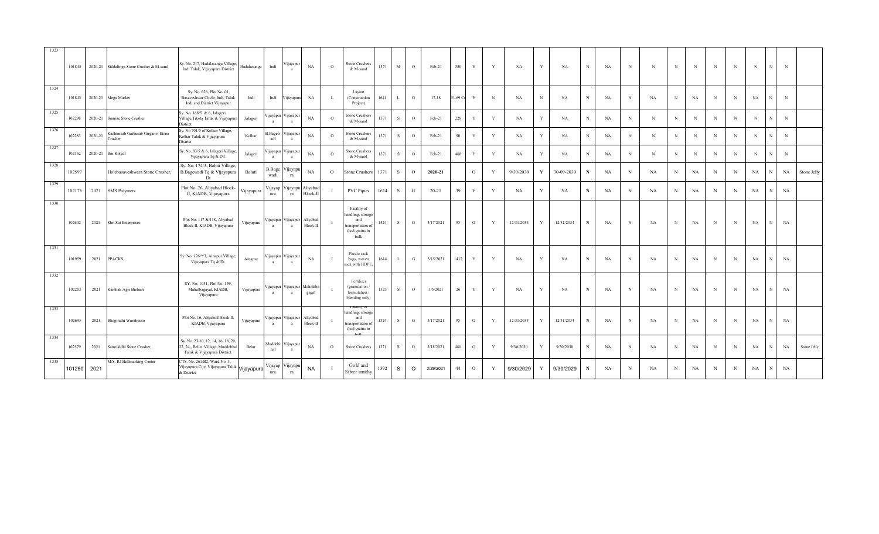| 1323 | 101845 | 2020-21 | Siddalinga Stone Crusher & M-sand | Sy. No. 217, Hadalasanga Village, Indi Taluk, Vijayapura District | Hadalasanga | Indi | Vijayapura | NA | O | Stone Crushers & M-sand | 1371 | M | O | Feb-21 | 550 | Y | Y | NA | Y | NA | N | NA | N | N | N | N | N | N | N | N | N | |
|---|---|---|---|---|---|---|---|---|---|---|---|---|---|---|---|---|---|---|---|---|---|---|---|---|---|---|---|---|---|---|---|---|
| 1324 | 101843 | 2020-21 | Mega Market | Sy. No. 626, Plot No. 01, Basaveshwar Circle, Indi, Taluk Indi and District Vijayapur | Indi | Indi | Vijayapura | NA | L | Layout (Construction Project) | 1641 | L | G | 17-18 | 51.69 Cr | Y | N | NA | N | NA | N | NA | N | NA | N | NA | N | N | NA | N | N | |
| 1325 | 102298 | 2020-21 | Sunrise Stone Crusher | Sy. No. 168/5 & 6, Jalageri Village,Tikota Taluk & Vijayapura District. | Jalageri | Vijayapura | Vijayapura | NA | O | Stone Crushers & M-sand | 1371 | S | O | Feb-21 | 228 | Y | Y | NA | Y | NA | N | NA | N | N | N | N | N | N | N | N | N | |
| 1326 | 102283 | 2020-21 | Kashimsab Gaibusab Girganvi Stone Crusher | Sy. No 701/5 of Kolhar Village, Kolhar Taluk & Vijayapura District | Kolhar | B.Bagewadi | Vijayapura | NA | O | Stone Crushers & M-sand | 1371 | S | O | Feb-21 | 90 | Y | Y | NA | Y | NA | N | NA | N | N | N | N | N | N | N | N | N | |
| 1327 | 102162 | 2020-21 | Bm Kotyal | Sy. No. 83/5 & 6, Jalageri Village, Vijayapura Tq & DT. | Jalageri | Vijayapura | Vijayapura | NA | O | Stone Crushers & M-sand | 1371 | S | O | Feb-21 | 468 | Y | Y | NA | Y | NA | N | NA | N | N | N | N | N | N | N | N | N | |
| 1328 | 102597 | | Holebasaveshwara Stone Crusher, | Sy. No. 174/3, Baluti Village, B.Bagewadi Tq & Vijayapura Dt | Baluti | B.Bagewadi | Vijayapura | NA | O | Stone Crushers | 1371 | S | O | 2020-21 | | O | Y | 9/30/2030 | Y | 30-09-2030 | N | NA | N | NA | N | NA | N | N | NA | N | NA | Stone Jelly |
| 1329 | 102175 | 2021 | SMS Polymers | Plot No. 26, Aliyabad Block-II, KIADB, Vijayapura | Vijayapura | Vijayapura | Vijayapura | Aliyabad Block-II | I | PVC Pipies | 1614 | S | G | 20-21 | 39 | Y | Y | NA | Y | NA | N | NA | N | NA | N | NA | N | N | NA | N | NA | |
| 1330 | 102602 | 2021 | Shri Sai Enterprises | Plot No. 117 & 118, Aliyabad Block-II, KIADB, Vijayapura | Vijayapura | Vijayapura | Vijayapura | Aliyabad Block-II | I | Facility of handling, storage and transportation of food grains in bulk | 1524 | S | G | 3/17/2021 | 95 | O | Y | 12/31/2034 | Y | 12/31/2034 | N | NA | N | NA | N | NA | N | N | NA | N | NA | |
| 1331 | 101959 | 2021 | PPACKS | Sy. No. 126/\*/3, Ainapur Village, Vijayapura Tq & Dt. | Ainapur | Vijayapura | Vijayapura | NA | I | Plastic sack bags, woven sack with HDPE, | 1614 | L | G | 3/15/2021 | 1412 | Y | Y | NA | Y | NA | N | NA | N | NA | N | NA | N | N | NA | N | NA | |
| 1332 | 102203 | 2021 | Karshak Agri Biotech | SY. No. 1051, Plot No. 159, Mahalbagayat, KIADB, Vijayapura | Vijayapura | Vijayapura | Vijayapura | Mahalabagayat | I | Fertilizer (granulation / formulation / blending only) | 1323 | S | O | 3/5/2021 | 26 | Y | Y | NA | Y | NA | N | NA | N | NA | N | NA | N | N | NA | N | NA | |
| 1333 | 102693 | 2021 | Bhagirathi Warehouse | Plot No. 16, Aliyabad Block-II, KIADB, Vijayapura | Vijayapura | Vijayapura | Vijayapura | Aliyabad Block-II | I | Facility of handling, storage and transportation of food grains in bulk | 1524 | S | G | 3/17/2021 | 95 | O | Y | 12/31/2034 | Y | 12/31/2034 | N | NA | N | NA | N | NA | N | N | NA | N | NA | |
| 1334 | 102579 | 2021 | Samruddhi Stone Crusher, | Sy. No. 23/10, 12, 14, 16, 18, 20, 22, 24,, Belur Village, Muddebihal Taluk & Vijayapura District. | Belur | Muddebihal | Vijayapura | NA | O | Stone Crushers | 1371 | S | O | 3/18/2021 | 480 | O | Y | 9/30/2030 | Y | 9/30/2030 | N | NA | N | NA | N | NA | N | N | NA | N | NA | Stone Jelly |
| 1335 | 101250 | 2021 | M/S. RJ Hallmarking Center | CTS. No. 261/B2, Ward No. 3, Vijayapura City, Vijayapura Taluk & District | Vijayapura | Vijayapura | Vijayapura | NA | I | Gold and Silver smithy | 1392 | S | O | 3/29/2021 | 44 | O | Y | 9/30/2029 | Y | 9/30/2029 | N | NA | N | NA | N | NA | N | N | NA | N | NA | |